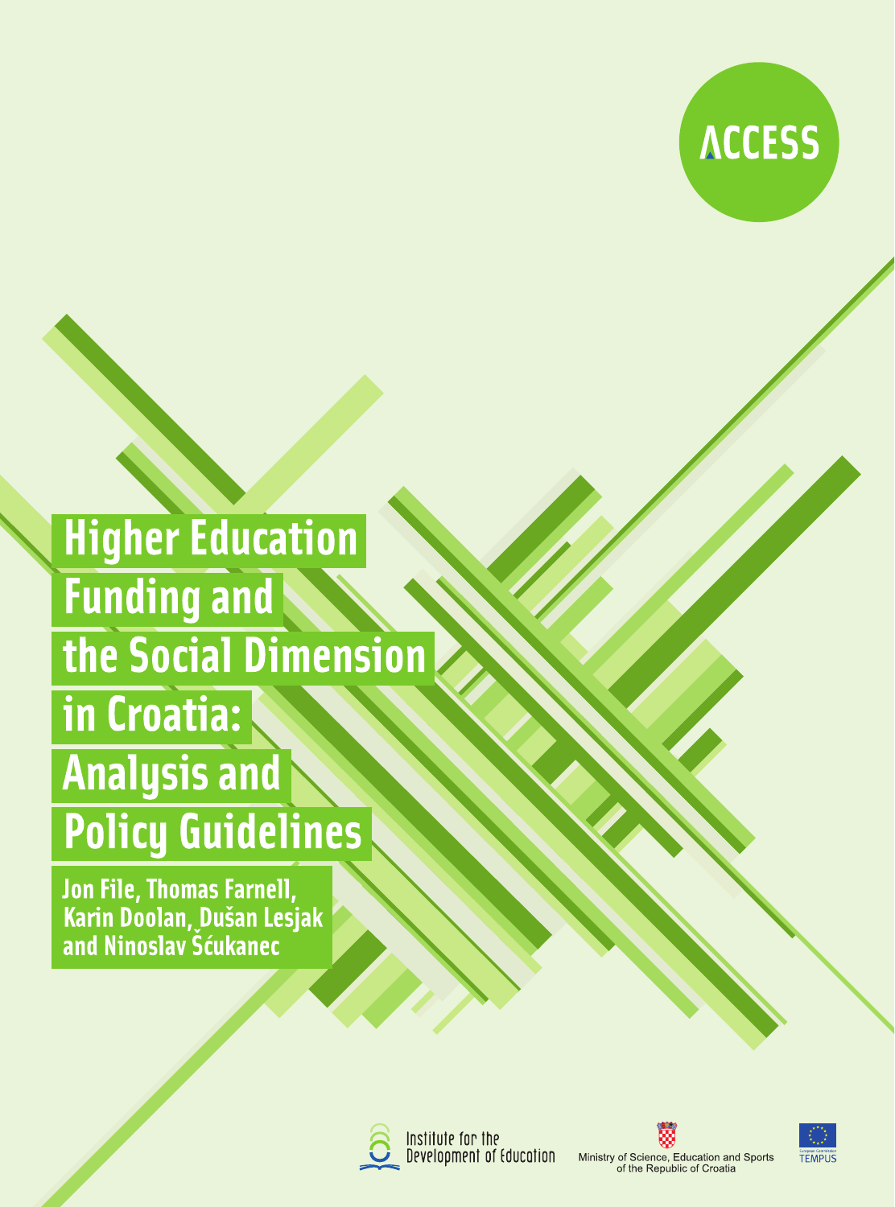ACCESS

# Higher Education Funding and the Social Dimension in Croatia: Analysis and Policy Guidelines

**Jon File, Thomas Farnell, Karin Doolan, Dušan Lesjak and Ninoslav Šćukanec**

Institute for the Development of Education

Ministry of Science, Education and Sports of the Republic of Croatia

European Commission TEMPUS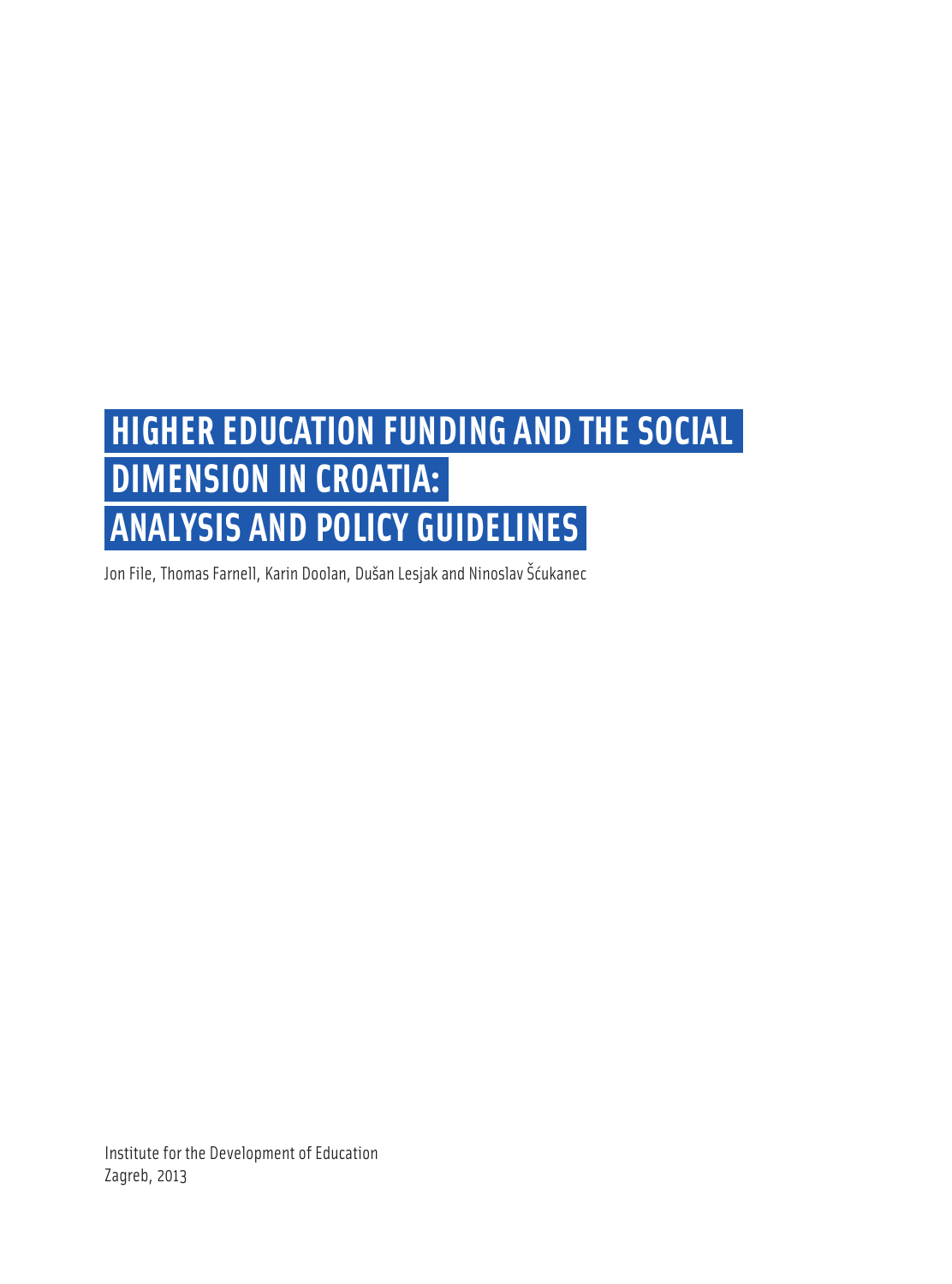# HIGHER EDUCATION FUNDING AND THE SOCIAL DIMENSION IN CROATIA: ANALYSIS AND POLICY GUIDELINES

Jon File, Thomas Farnell, Karin Doolan, Dušan Lesjak and Ninoslav Šćukanec

Institute for the Development of Education
Zagreb, 2013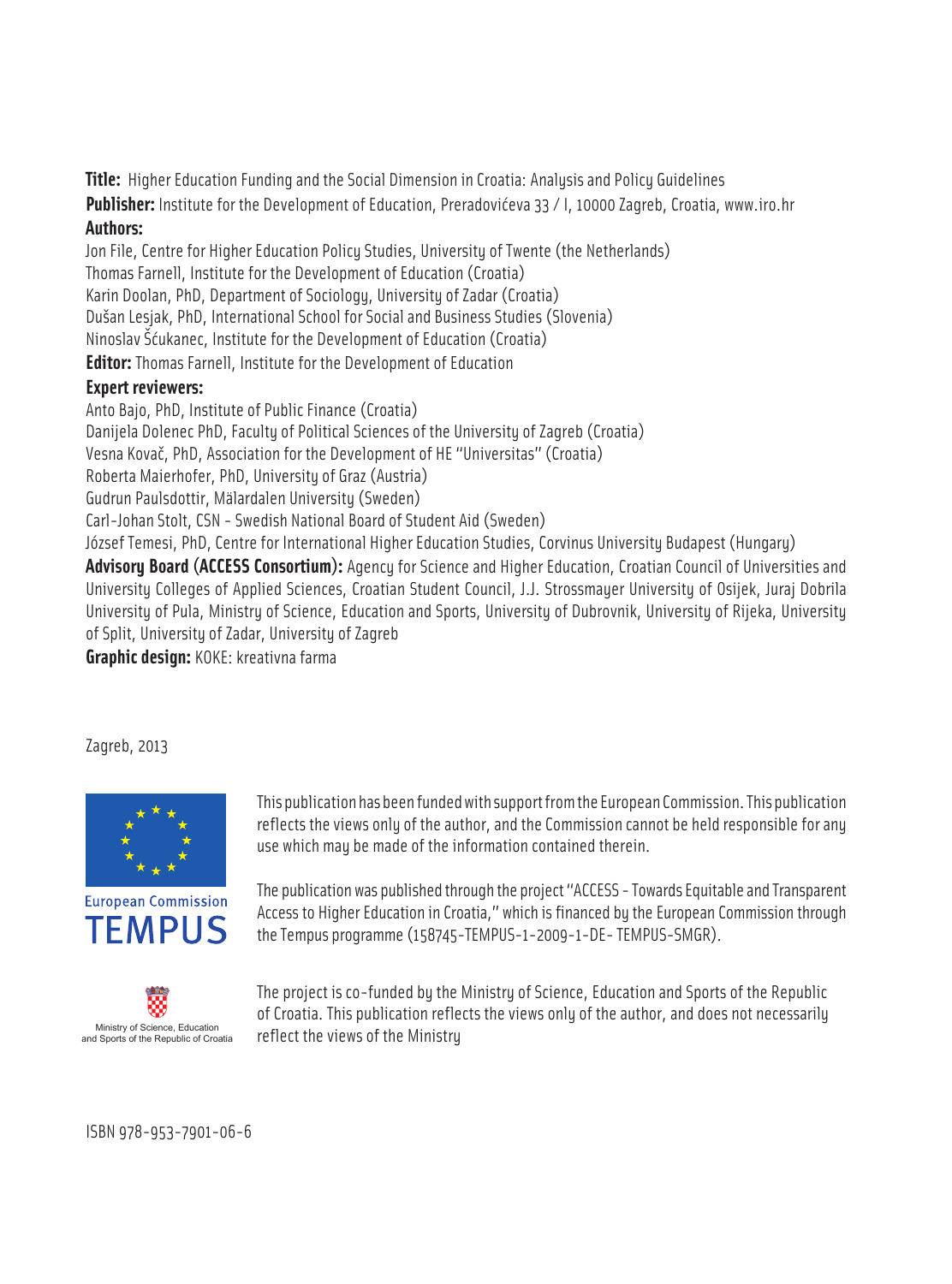**Title:** Higher Education Funding and the Social Dimension in Croatia: Analysis and Policy Guidelines

**Publisher:** Institute for the Development of Education, Preradovićeva 33 / I, 10000 Zagreb, Croatia, www.iro.hr

**Authors:**

Jon File, Centre for Higher Education Policy Studies, University of Twente (the Netherlands)
Thomas Farnell, Institute for the Development of Education (Croatia)
Karin Doolan, PhD, Department of Sociology, University of Zadar (Croatia)
Dušan Lesjak, PhD, International School for Social and Business Studies (Slovenia)
Ninoslav Šćukanec, Institute for the Development of Education (Croatia)

**Editor:** Thomas Farnell, Institute for the Development of Education

**Expert reviewers:**

Anto Bajo, PhD, Institute of Public Finance (Croatia)
Danijela Dolenec PhD, Faculty of Political Sciences of the University of Zagreb (Croatia)
Vesna Kovač, PhD, Association for the Development of HE "Universitas" (Croatia)
Roberta Maierhofer, PhD, University of Graz (Austria)
Gudrun Paulsdottir, Mälardalen University (Sweden)
Carl-Johan Stolt, CSN - Swedish National Board of Student Aid (Sweden)
József Temesi, PhD, Centre for International Higher Education Studies, Corvinus University Budapest (Hungary)

**Advisory Board (ACCESS Consortium):** Agency for Science and Higher Education, Croatian Council of Universities and University Colleges of Applied Sciences, Croatian Student Council, J.J. Strossmayer University of Osijek, Juraj Dobrila University of Pula, Ministry of Science, Education and Sports, University of Dubrovnik, University of Rijeka, University of Split, University of Zadar, University of Zagreb

**Graphic design:** KOKE: kreativna farma

Zagreb, 2013

European Commission
TEMPUS

This publication has been funded with support from the European Commission. This publication reflects the views only of the author, and the Commission cannot be held responsible for any use which may be made of the information contained therein.

The publication was published through the project "ACCESS - Towards Equitable and Transparent Access to Higher Education in Croatia," which is financed by the European Commission through the Tempus programme (158745-TEMPUS-1-2009-1-DE- TEMPUS-SMGR).

Ministry of Science, Education and Sports of the Republic of Croatia

The project is co-funded by the Ministry of Science, Education and Sports of the Republic of Croatia. This publication reflects the views only of the author, and does not necessarily reflect the views of the Ministry

ISBN 978-953-7901-06-6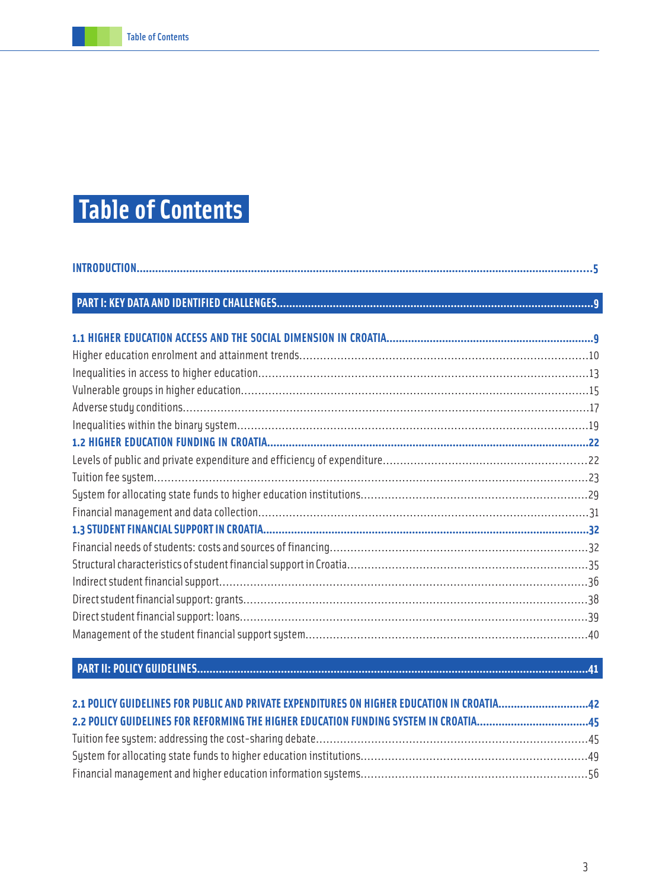# Table of Contents

**INTRODUCTION** ..... 5

**PART I: KEY DATA AND IDENTIFIED CHALLENGES** ..... 9

**1.1 HIGHER EDUCATION ACCESS AND THE SOCIAL DIMENSION IN CROATIA** ..... 9

Higher education enrolment and attainment trends ..... 10

Inequalities in access to higher education ..... 13

Vulnerable groups in higher education ..... 15

Adverse study conditions ..... 17

Inequalities within the binary system ..... 19

**1.2 HIGHER EDUCATION FUNDING IN CROATIA** ..... 22

Levels of public and private expenditure and efficiency of expenditure ..... 22

Tuition fee system ..... 23

System for allocating state funds to higher education institutions ..... 29

Financial management and data collection ..... 31

**1.3 STUDENT FINANCIAL SUPPORT IN CROATIA** ..... 32

Financial needs of students: costs and sources of financing ..... 32

Structural characteristics of student financial support in Croatia ..... 35

Indirect student financial support ..... 36

Direct student financial support: grants ..... 38

Direct student financial support: loans ..... 39

Management of the student financial support system ..... 40

**PART II: POLICY GUIDELINES** ..... 41

**2.1 POLICY GUIDELINES FOR PUBLIC AND PRIVATE EXPENDITURES ON HIGHER EDUCATION IN CROATIA** ..... 42

**2.2 POLICY GUIDELINES FOR REFORMING THE HIGHER EDUCATION FUNDING SYSTEM IN CROATIA** ..... 45

Tuition fee system: addressing the cost-sharing debate ..... 45

System for allocating state funds to higher education institutions ..... 49

Financial management and higher education information systems ..... 56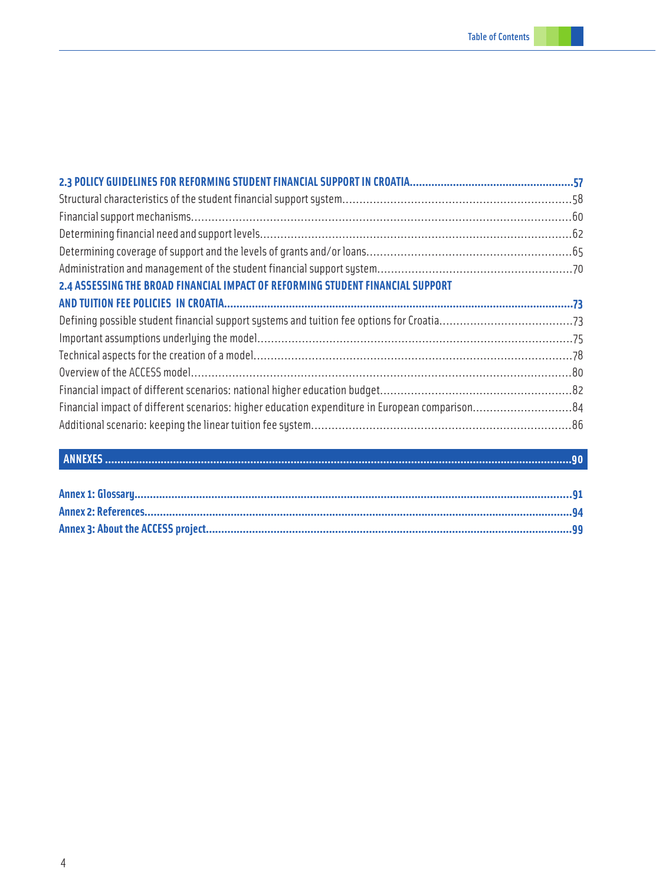**2.3 POLICY GUIDELINES FOR REFORMING STUDENT FINANCIAL SUPPORT IN CROATIA....57**

Structural characteristics of the student financial support system....58

Financial support mechanisms....60

Determining financial need and support levels....62

Determining coverage of support and the levels of grants and/or loans....65

Administration and management of the student financial support system....70

**2.4 ASSESSING THE BROAD FINANCIAL IMPACT OF REFORMING STUDENT FINANCIAL SUPPORT AND TUITION FEE POLICIES IN CROATIA....73**

Defining possible student financial support systems and tuition fee options for Croatia....73

Important assumptions underlying the model....75

Technical aspects for the creation of a model....78

Overview of the ACCESS model....80

Financial impact of different scenarios: national higher education budget....82

Financial impact of different scenarios: higher education expenditure in European comparison....84

Additional scenario: keeping the linear tuition fee system....86

**ANNEXES....90**

**Annex 1: Glossary....91**

**Annex 2: References....94**

**Annex 3: About the ACCESS project....99**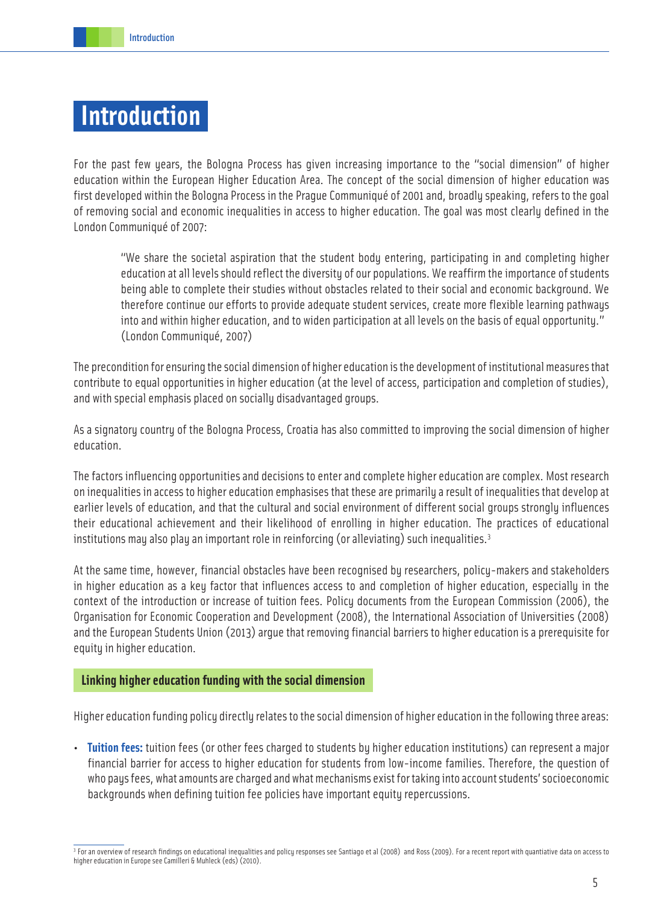# Introduction

For the past few years, the Bologna Process has given increasing importance to the "social dimension" of higher education within the European Higher Education Area. The concept of the social dimension of higher education was first developed within the Bologna Process in the Prague Communiqué of 2001 and, broadly speaking, refers to the goal of removing social and economic inequalities in access to higher education. The goal was most clearly defined in the London Communiqué of 2007:

> "We share the societal aspiration that the student body entering, participating in and completing higher education at all levels should reflect the diversity of our populations. We reaffirm the importance of students being able to complete their studies without obstacles related to their social and economic background. We therefore continue our efforts to provide adequate student services, create more flexible learning pathways into and within higher education, and to widen participation at all levels on the basis of equal opportunity." (London Communiqué, 2007)

The precondition for ensuring the social dimension of higher education is the development of institutional measures that contribute to equal opportunities in higher education (at the level of access, participation and completion of studies), and with special emphasis placed on socially disadvantaged groups.

As a signatory country of the Bologna Process, Croatia has also committed to improving the social dimension of higher education.

The factors influencing opportunities and decisions to enter and complete higher education are complex. Most research on inequalities in access to higher education emphasises that these are primarily a result of inequalities that develop at earlier levels of education, and that the cultural and social environment of different social groups strongly influences their educational achievement and their likelihood of enrolling in higher education. The practices of educational institutions may also play an important role in reinforcing (or alleviating) such inequalities.[3]

At the same time, however, financial obstacles have been recognised by researchers, policy-makers and stakeholders in higher education as a key factor that influences access to and completion of higher education, especially in the context of the introduction or increase of tuition fees. Policy documents from the European Commission (2006), the Organisation for Economic Cooperation and Development (2008), the International Association of Universities (2008) and the European Students Union (2013) argue that removing financial barriers to higher education is a prerequisite for equity in higher education.

## Linking higher education funding with the social dimension

Higher education funding policy directly relates to the social dimension of higher education in the following three areas:

- **Tuition fees:** tuition fees (or other fees charged to students by higher education institutions) can represent a major financial barrier for access to higher education for students from low-income families. Therefore, the question of who pays fees, what amounts are charged and what mechanisms exist for taking into account students' socioeconomic backgrounds when defining tuition fee policies have important equity repercussions.

[3] For an overview of research findings on educational inequalities and policy responses see Santiago et al (2008) and Ross (2009). For a recent report with quantiative data on access to higher education in Europe see Camilleri & Muhleck (eds) (2010).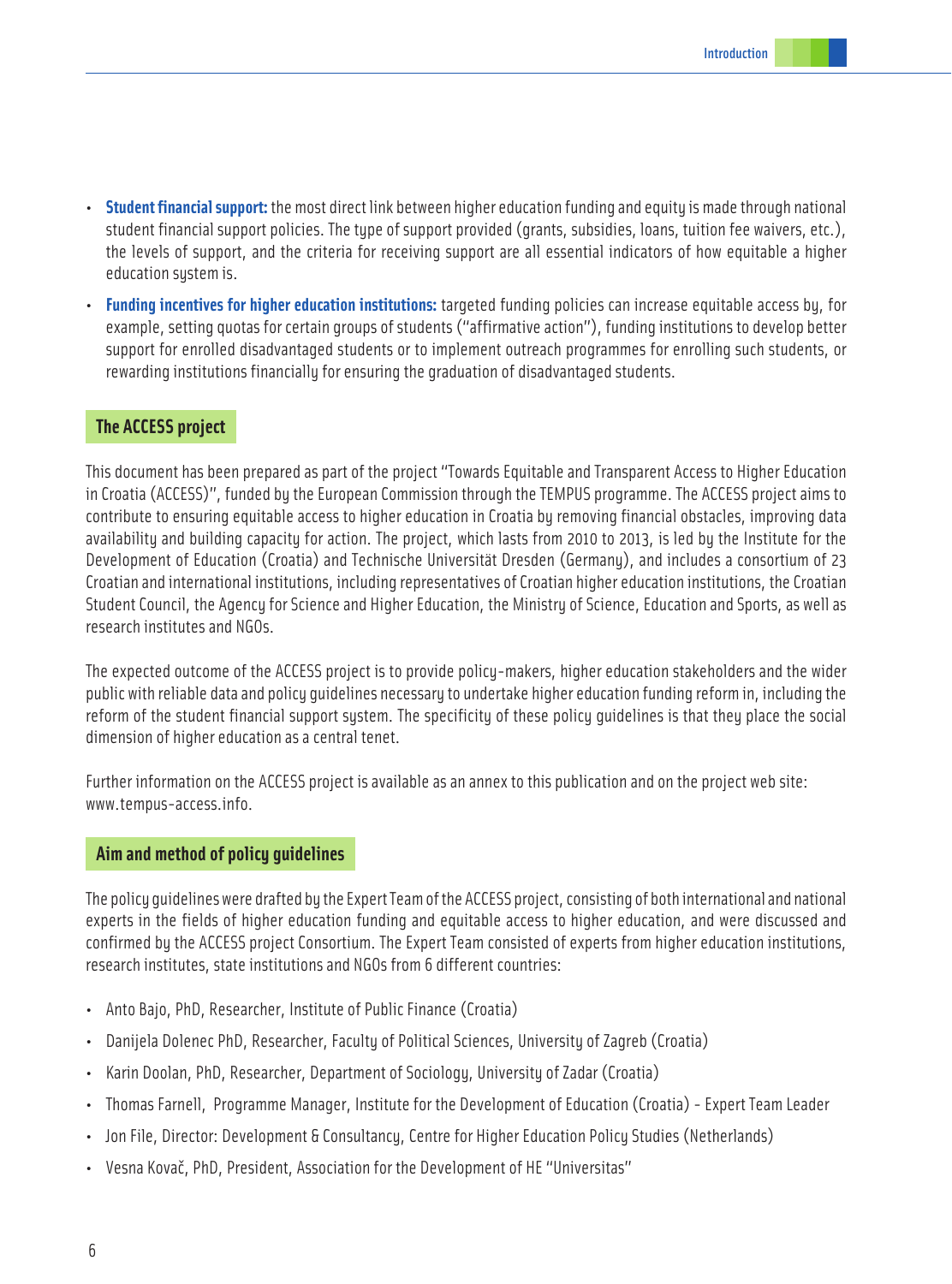- **Student financial support:** the most direct link between higher education funding and equity is made through national student financial support policies. The type of support provided (grants, subsidies, loans, tuition fee waivers, etc.), the levels of support, and the criteria for receiving support are all essential indicators of how equitable a higher education system is.
- **Funding incentives for higher education institutions:** targeted funding policies can increase equitable access by, for example, setting quotas for certain groups of students ("affirmative action"), funding institutions to develop better support for enrolled disadvantaged students or to implement outreach programmes for enrolling such students, or rewarding institutions financially for ensuring the graduation of disadvantaged students.

## The ACCESS project

This document has been prepared as part of the project "Towards Equitable and Transparent Access to Higher Education in Croatia (ACCESS)", funded by the European Commission through the TEMPUS programme. The ACCESS project aims to contribute to ensuring equitable access to higher education in Croatia by removing financial obstacles, improving data availability and building capacity for action. The project, which lasts from 2010 to 2013, is led by the Institute for the Development of Education (Croatia) and Technische Universität Dresden (Germany), and includes a consortium of 23 Croatian and international institutions, including representatives of Croatian higher education institutions, the Croatian Student Council, the Agency for Science and Higher Education, the Ministry of Science, Education and Sports, as well as research institutes and NGOs.

The expected outcome of the ACCESS project is to provide policy-makers, higher education stakeholders and the wider public with reliable data and policy guidelines necessary to undertake higher education funding reform in, including the reform of the student financial support system. The specificity of these policy guidelines is that they place the social dimension of higher education as a central tenet.

Further information on the ACCESS project is available as an annex to this publication and on the project web site: www.tempus-access.info.

## Aim and method of policy guidelines

The policy guidelines were drafted by the Expert Team of the ACCESS project, consisting of both international and national experts in the fields of higher education funding and equitable access to higher education, and were discussed and confirmed by the ACCESS project Consortium. The Expert Team consisted of experts from higher education institutions, research institutes, state institutions and NGOs from 6 different countries:

- Anto Bajo, PhD, Researcher, Institute of Public Finance (Croatia)
- Danijela Dolenec PhD, Researcher, Faculty of Political Sciences, University of Zagreb (Croatia)
- Karin Doolan, PhD, Researcher, Department of Sociology, University of Zadar (Croatia)
- Thomas Farnell, Programme Manager, Institute for the Development of Education (Croatia) - Expert Team Leader
- Jon File, Director: Development & Consultancy, Centre for Higher Education Policy Studies (Netherlands)
- Vesna Kovač, PhD, President, Association for the Development of HE "Universitas"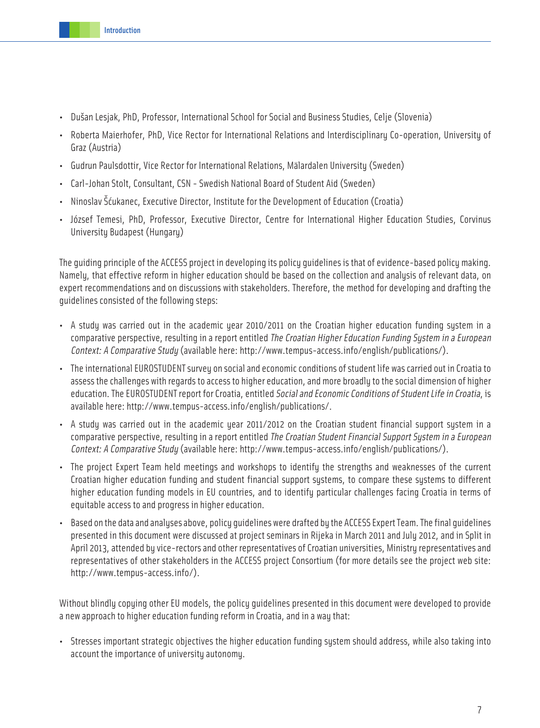- Dušan Lesjak, PhD, Professor, International School for Social and Business Studies, Celje (Slovenia)
- Roberta Maierhofer, PhD, Vice Rector for International Relations and Interdisciplinary Co-operation, University of Graz (Austria)
- Gudrun Paulsdottir, Vice Rector for International Relations, Mälardalen University (Sweden)
- Carl-Johan Stolt, Consultant, CSN - Swedish National Board of Student Aid (Sweden)
- Ninoslav Šćukanec, Executive Director, Institute for the Development of Education (Croatia)
- József Temesi, PhD, Professor, Executive Director, Centre for International Higher Education Studies, Corvinus University Budapest (Hungary)

The guiding principle of the ACCESS project in developing its policy guidelines is that of evidence-based policy making. Namely, that effective reform in higher education should be based on the collection and analysis of relevant data, on expert recommendations and on discussions with stakeholders. Therefore, the method for developing and drafting the guidelines consisted of the following steps:

- A study was carried out in the academic year 2010/2011 on the Croatian higher education funding system in a comparative perspective, resulting in a report entitled *The Croatian Higher Education Funding System in a European Context: A Comparative Study* (available here: http://www.tempus-access.info/english/publications/).
- The international EUROSTUDENT survey on social and economic conditions of student life was carried out in Croatia to assess the challenges with regards to access to higher education, and more broadly to the social dimension of higher education. The EUROSTUDENT report for Croatia, entitled *Social and Economic Conditions of Student Life in Croatia*, is available here: http://www.tempus-access.info/english/publications/.
- A study was carried out in the academic year 2011/2012 on the Croatian student financial support system in a comparative perspective, resulting in a report entitled *The Croatian Student Financial Support System in a European Context: A Comparative Study* (available here: http://www.tempus-access.info/english/publications/).
- The project Expert Team held meetings and workshops to identify the strengths and weaknesses of the current Croatian higher education funding and student financial support systems, to compare these systems to different higher education funding models in EU countries, and to identify particular challenges facing Croatia in terms of equitable access to and progress in higher education.
- Based on the data and analyses above, policy guidelines were drafted by the ACCESS Expert Team. The final guidelines presented in this document were discussed at project seminars in Rijeka in March 2011 and July 2012, and in Split in April 2013, attended by vice-rectors and other representatives of Croatian universities, Ministry representatives and representatives of other stakeholders in the ACCESS project Consortium (for more details see the project web site: http://www.tempus-access.info/).

Without blindly copying other EU models, the policy guidelines presented in this document were developed to provide a new approach to higher education funding reform in Croatia, and in a way that:

- Stresses important strategic objectives the higher education funding system should address, while also taking into account the importance of university autonomy.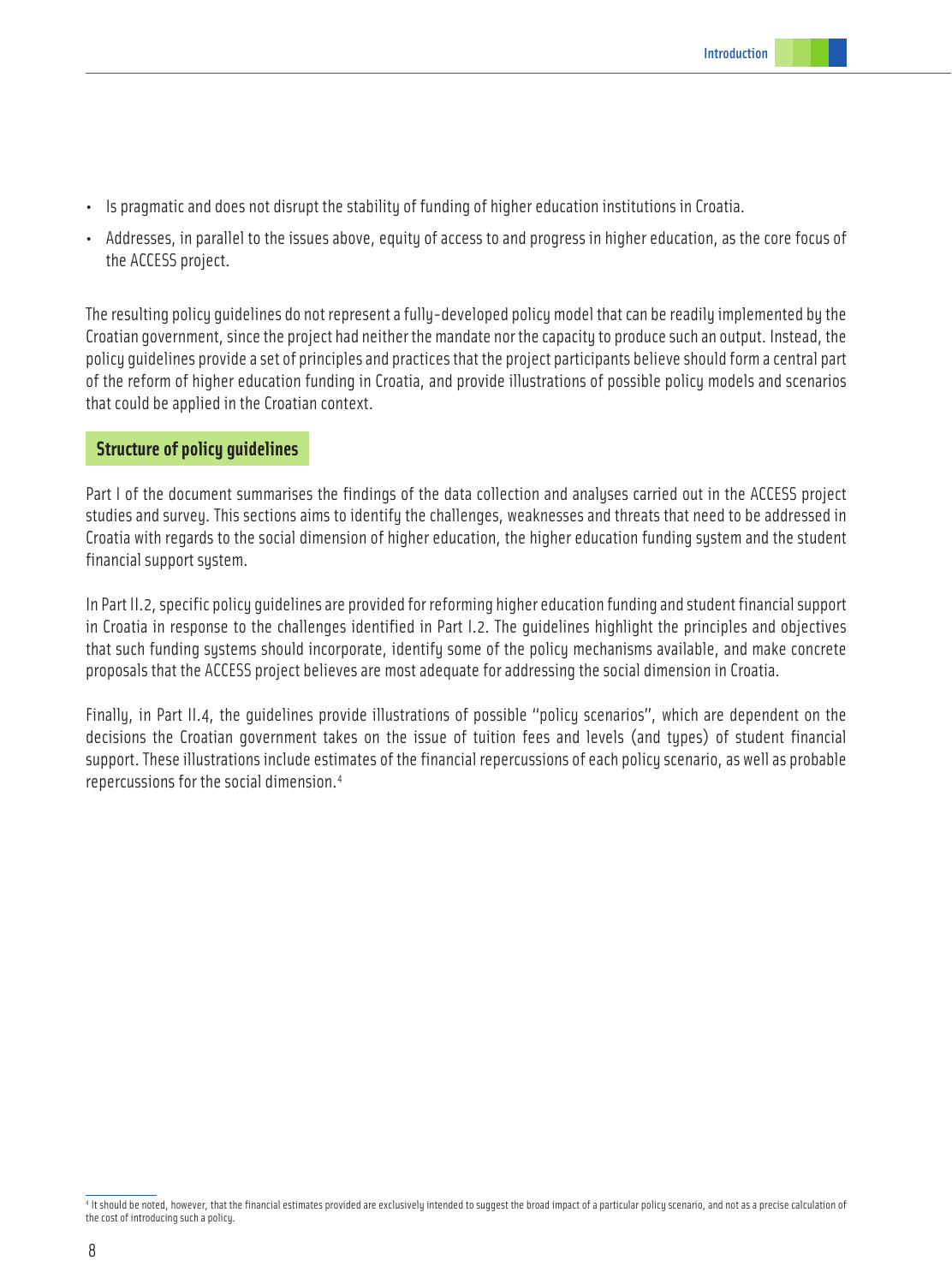- Is pragmatic and does not disrupt the stability of funding of higher education institutions in Croatia.
- Addresses, in parallel to the issues above, equity of access to and progress in higher education, as the core focus of the ACCESS project.

The resulting policy guidelines do not represent a fully-developed policy model that can be readily implemented by the Croatian government, since the project had neither the mandate nor the capacity to produce such an output. Instead, the policy guidelines provide a set of principles and practices that the project participants believe should form a central part of the reform of higher education funding in Croatia, and provide illustrations of possible policy models and scenarios that could be applied in the Croatian context.

## Structure of policy guidelines

Part I of the document summarises the findings of the data collection and analyses carried out in the ACCESS project studies and survey. This sections aims to identify the challenges, weaknesses and threats that need to be addressed in Croatia with regards to the social dimension of higher education, the higher education funding system and the student financial support system.

In Part II.2, specific policy guidelines are provided for reforming higher education funding and student financial support in Croatia in response to the challenges identified in Part I.2. The guidelines highlight the principles and objectives that such funding systems should incorporate, identify some of the policy mechanisms available, and make concrete proposals that the ACCESS project believes are most adequate for addressing the social dimension in Croatia.

Finally, in Part II.4, the guidelines provide illustrations of possible "policy scenarios", which are dependent on the decisions the Croatian government takes on the issue of tuition fees and levels (and types) of student financial support. These illustrations include estimates of the financial repercussions of each policy scenario, as well as probable repercussions for the social dimension.[4]

[4] It should be noted, however, that the financial estimates provided are exclusively intended to suggest the broad impact of a particular policy scenario, and not as a precise calculation of the cost of introducing such a policy.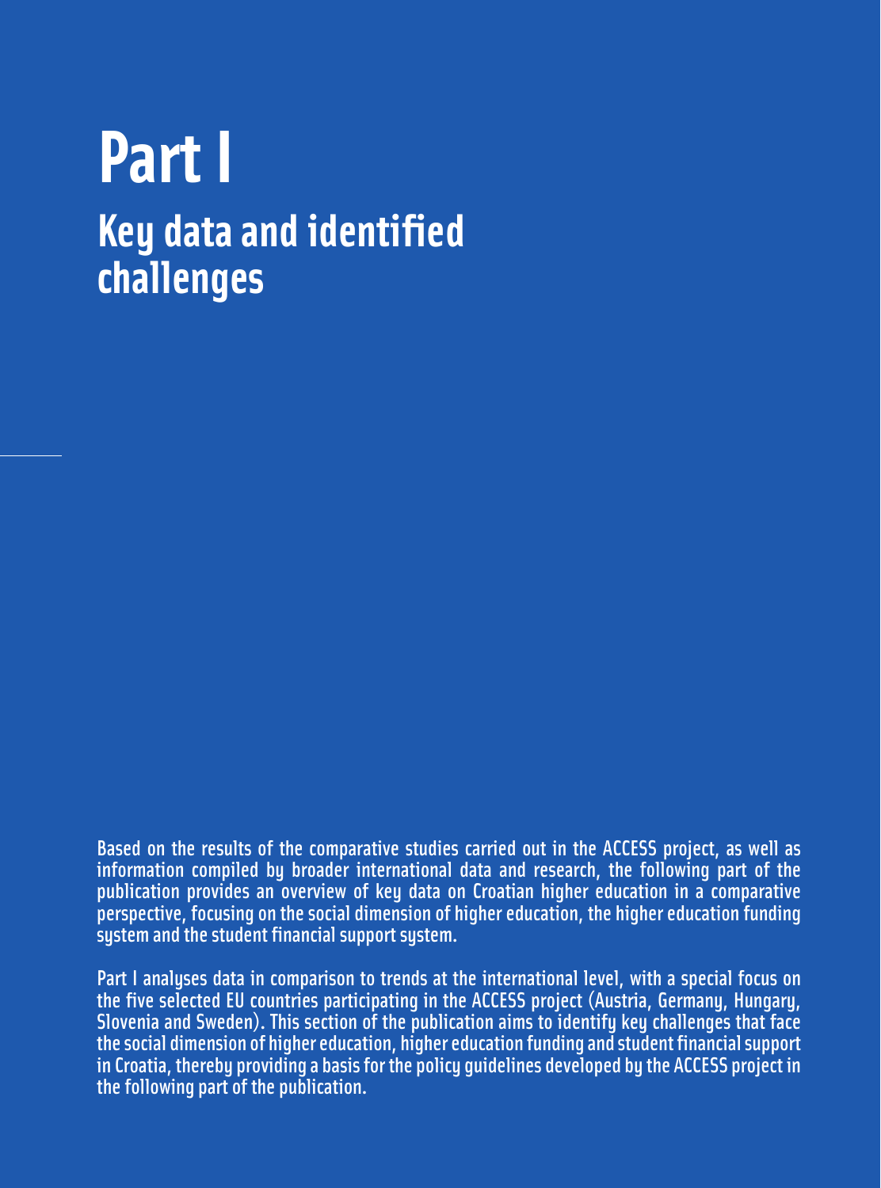# Part I

## Key data and identified challenges

Based on the results of the comparative studies carried out in the ACCESS project, as well as information compiled by broader international data and research, the following part of the publication provides an overview of key data on Croatian higher education in a comparative perspective, focusing on the social dimension of higher education, the higher education funding system and the student financial support system.

Part I analyses data in comparison to trends at the international level, with a special focus on the five selected EU countries participating in the ACCESS project (Austria, Germany, Hungary, Slovenia and Sweden). This section of the publication aims to identify key challenges that face the social dimension of higher education, higher education funding and student financial support in Croatia, thereby providing a basis for the policy guidelines developed by the ACCESS project in the following part of the publication.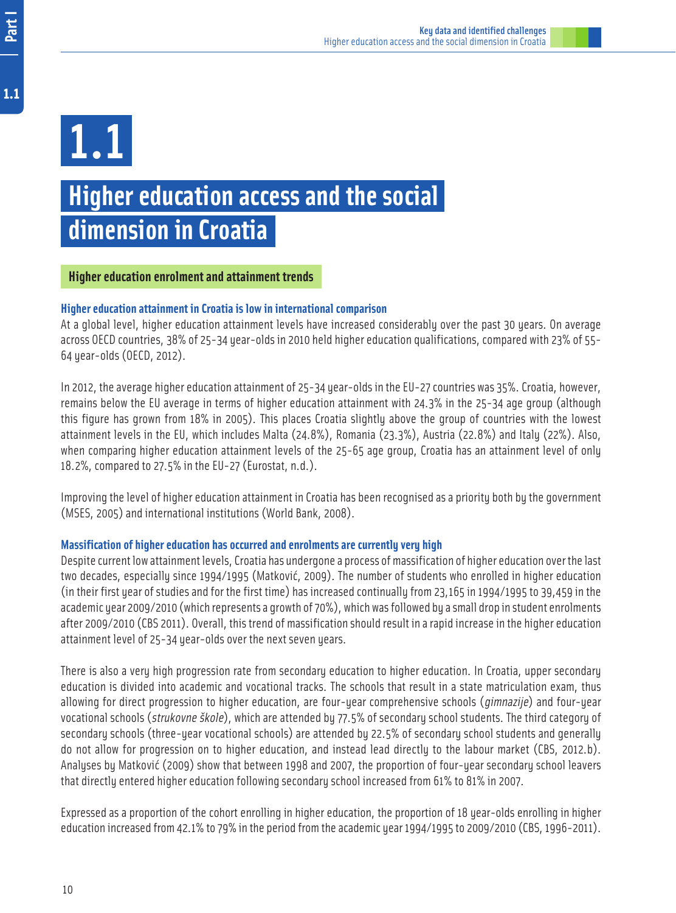# 1.1

# Higher education access and the social dimension in Croatia

## Higher education enrolment and attainment trends

### Higher education attainment in Croatia is low in international comparison

At a global level, higher education attainment levels have increased considerably over the past 30 years. On average across OECD countries, 38% of 25-34 year-olds in 2010 held higher education qualifications, compared with 23% of 55-64 year-olds (OECD, 2012).

In 2012, the average higher education attainment of 25-34 year-olds in the EU-27 countries was 35%. Croatia, however, remains below the EU average in terms of higher education attainment with 24.3% in the 25-34 age group (although this figure has grown from 18% in 2005). This places Croatia slightly above the group of countries with the lowest attainment levels in the EU, which includes Malta (24.8%), Romania (23.3%), Austria (22.8%) and Italy (22%). Also, when comparing higher education attainment levels of the 25-65 age group, Croatia has an attainment level of only 18.2%, compared to 27.5% in the EU-27 (Eurostat, n.d.).

Improving the level of higher education attainment in Croatia has been recognised as a priority both by the government (MSES, 2005) and international institutions (World Bank, 2008).

### Massification of higher education has occurred and enrolments are currently very high

Despite current low attainment levels, Croatia has undergone a process of massification of higher education over the last two decades, especially since 1994/1995 (Matković, 2009). The number of students who enrolled in higher education (in their first year of studies and for the first time) has increased continually from 23,165 in 1994/1995 to 39,459 in the academic year 2009/2010 (which represents a growth of 70%), which was followed by a small drop in student enrolments after 2009/2010 (CBS 2011). Overall, this trend of massification should result in a rapid increase in the higher education attainment level of 25-34 year-olds over the next seven years.

There is also a very high progression rate from secondary education to higher education. In Croatia, upper secondary education is divided into academic and vocational tracks. The schools that result in a state matriculation exam, thus allowing for direct progression to higher education, are four-year comprehensive schools (*gimnazije*) and four-year vocational schools (*strukovne škole*), which are attended by 77.5% of secondary school students. The third category of secondary schools (three-year vocational schools) are attended by 22.5% of secondary school students and generally do not allow for progression on to higher education, and instead lead directly to the labour market (CBS, 2012.b). Analyses by Matković (2009) show that between 1998 and 2007, the proportion of four-year secondary school leavers that directly entered higher education following secondary school increased from 61% to 81% in 2007.

Expressed as a proportion of the cohort enrolling in higher education, the proportion of 18 year-olds enrolling in higher education increased from 42.1% to 79% in the period from the academic year 1994/1995 to 2009/2010 (CBS, 1996-2011).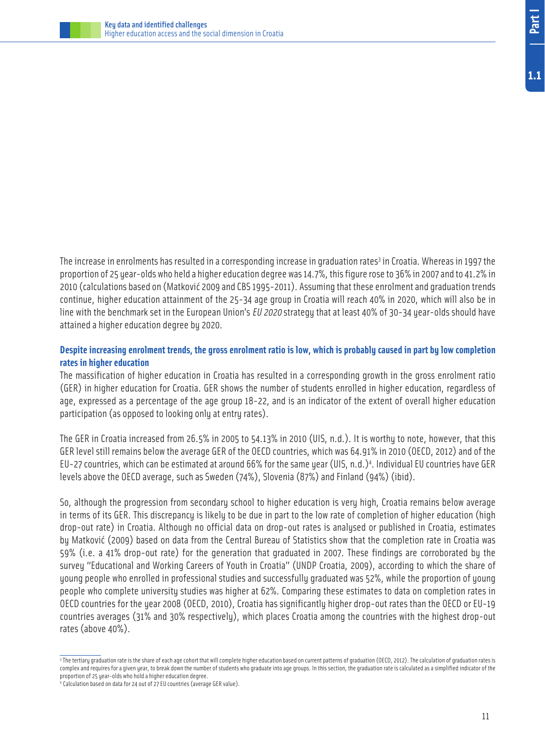The increase in enrolments has resulted in a corresponding increase in graduation rates[3] in Croatia. Whereas in 1997 the proportion of 25 year-olds who held a higher education degree was 14.7%, this figure rose to 36% in 2007 and to 41.2% in 2010 (calculations based on (Matković 2009 and CBS 1995-2011). Assuming that these enrolment and graduation trends continue, higher education attainment of the 25-34 age group in Croatia will reach 40% in 2020, which will also be in line with the benchmark set in the European Union's *EU 2020* strategy that at least 40% of 30-34 year-olds should have attained a higher education degree by 2020.

### Despite increasing enrolment trends, the gross enrolment ratio is low, which is probably caused in part by low completion rates in higher education

The massification of higher education in Croatia has resulted in a corresponding growth in the gross enrolment ratio (GER) in higher education for Croatia. GER shows the number of students enrolled in higher education, regardless of age, expressed as a percentage of the age group 18-22, and is an indicator of the extent of overall higher education participation (as opposed to looking only at entry rates).

The GER in Croatia increased from 26.5% in 2005 to 54.13% in 2010 (UIS, n.d.). It is worthy to note, however, that this GER level still remains below the average GER of the OECD countries, which was 64.91% in 2010 (OECD, 2012) and of the EU-27 countries, which can be estimated at around 66% for the same year (UIS, n.d.)[4]. Individual EU countries have GER levels above the OECD average, such as Sweden (74%), Slovenia (87%) and Finland (94%) (ibid).

So, although the progression from secondary school to higher education is very high, Croatia remains below average in terms of its GER. This discrepancy is likely to be due in part to the low rate of completion of higher education (high drop-out rate) in Croatia. Although no official data on drop-out rates is analysed or published in Croatia, estimates by Matković (2009) based on data from the Central Bureau of Statistics show that the completion rate in Croatia was 59% (i.e. a 41% drop-out rate) for the generation that graduated in 2007. These findings are corroborated by the survey "Educational and Working Careers of Youth in Croatia" (UNDP Croatia, 2009), according to which the share of young people who enrolled in professional studies and successfully graduated was 52%, while the proportion of young people who complete university studies was higher at 62%. Comparing these estimates to data on completion rates in OECD countries for the year 2008 (OECD, 2010), Croatia has significantly higher drop-out rates than the OECD or EU-19 countries averages (31% and 30% respectively), which places Croatia among the countries with the highest drop-out rates (above 40%).

---

[3] The tertiary graduation rate is the share of each age cohort that will complete higher education based on current patterns of graduation (OECD, 2012). The calculation of graduation rates is complex and requires for a given year, to break down the number of students who graduate into age groups. In this section, the graduation rate is calculated as a simplified indicator of the proportion of 25 year-olds who hold a higher education degree.

[4] Calculation based on data for 24 out of 27 EU countries (average GER value).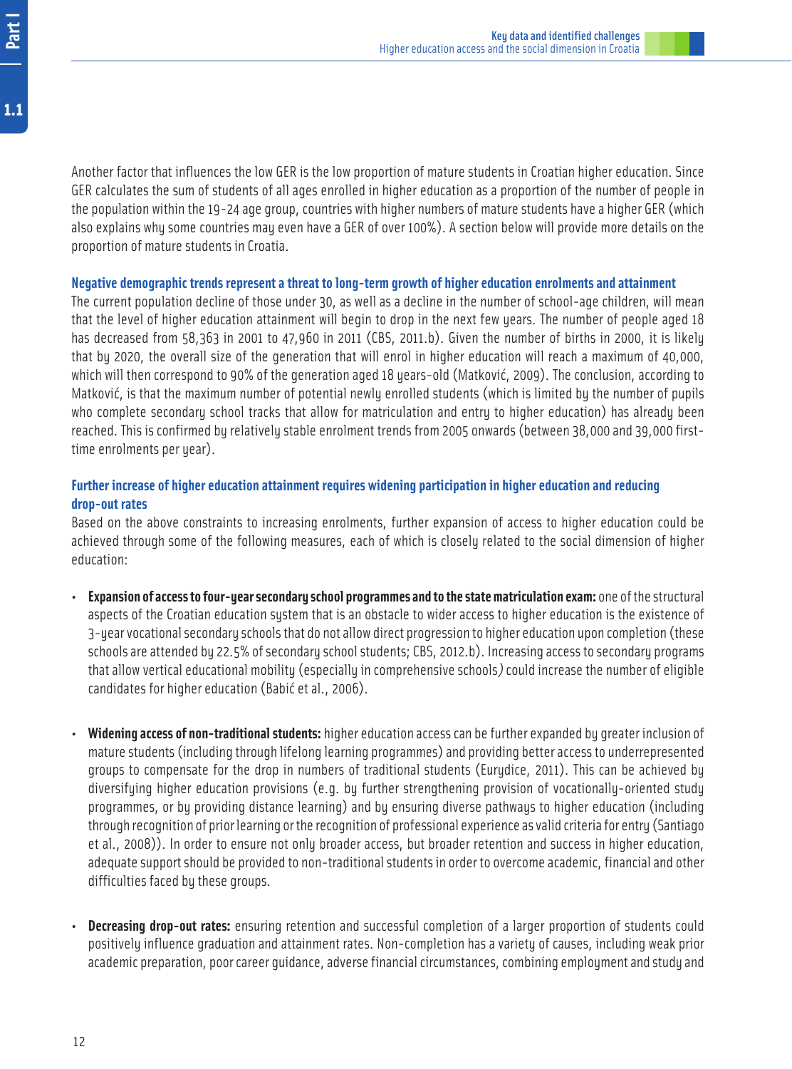Another factor that influences the low GER is the low proportion of mature students in Croatian higher education. Since GER calculates the sum of students of all ages enrolled in higher education as a proportion of the number of people in the population within the 19-24 age group, countries with higher numbers of mature students have a higher GER (which also explains why some countries may even have a GER of over 100%). A section below will provide more details on the proportion of mature students in Croatia.

### Negative demographic trends represent a threat to long-term growth of higher education enrolments and attainment

The current population decline of those under 30, as well as a decline in the number of school-age children, will mean that the level of higher education attainment will begin to drop in the next few years. The number of people aged 18 has decreased from 58,363 in 2001 to 47,960 in 2011 (CBS, 2011.b). Given the number of births in 2000, it is likely that by 2020, the overall size of the generation that will enrol in higher education will reach a maximum of 40,000, which will then correspond to 90% of the generation aged 18 years-old (Matković, 2009). The conclusion, according to Matković, is that the maximum number of potential newly enrolled students (which is limited by the number of pupils who complete secondary school tracks that allow for matriculation and entry to higher education) has already been reached. This is confirmed by relatively stable enrolment trends from 2005 onwards (between 38,000 and 39,000 first-time enrolments per year).

### Further increase of higher education attainment requires widening participation in higher education and reducing drop-out rates

Based on the above constraints to increasing enrolments, further expansion of access to higher education could be achieved through some of the following measures, each of which is closely related to the social dimension of higher education:

- **Expansion of access to four-year secondary school programmes and to the state matriculation exam:** one of the structural aspects of the Croatian education system that is an obstacle to wider access to higher education is the existence of 3-year vocational secondary schools that do not allow direct progression to higher education upon completion (these schools are attended by 22.5% of secondary school students; CBS, 2012.b). Increasing access to secondary programs that allow vertical educational mobility (especially in comprehensive schools) could increase the number of eligible candidates for higher education (Babić et al., 2006).

- **Widening access of non-traditional students:** higher education access can be further expanded by greater inclusion of mature students (including through lifelong learning programmes) and providing better access to underrepresented groups to compensate for the drop in numbers of traditional students (Eurydice, 2011). This can be achieved by diversifying higher education provisions (e.g. by further strengthening provision of vocationally-oriented study programmes, or by providing distance learning) and by ensuring diverse pathways to higher education (including through recognition of prior learning or the recognition of professional experience as valid criteria for entry (Santiago et al., 2008)). In order to ensure not only broader access, but broader retention and success in higher education, adequate support should be provided to non-traditional students in order to overcome academic, financial and other difficulties faced by these groups.

- **Decreasing drop-out rates:** ensuring retention and successful completion of a larger proportion of students could positively influence graduation and attainment rates. Non-completion has a variety of causes, including weak prior academic preparation, poor career guidance, adverse financial circumstances, combining employment and study and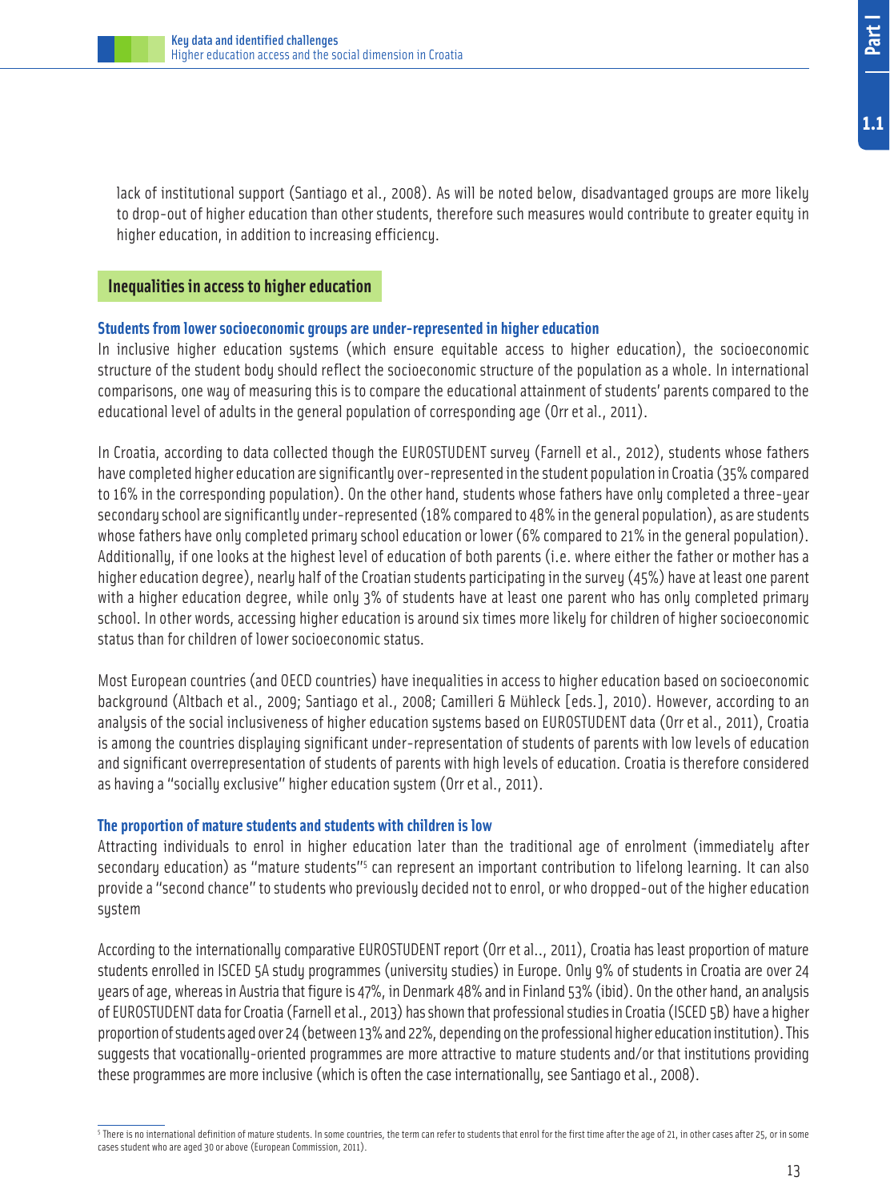lack of institutional support (Santiago et al., 2008). As will be noted below, disadvantaged groups are more likely to drop-out of higher education than other students, therefore such measures would contribute to greater equity in higher education, in addition to increasing efficiency.

## Inequalities in access to higher education

### Students from lower socioeconomic groups are under-represented in higher education

In inclusive higher education systems (which ensure equitable access to higher education), the socioeconomic structure of the student body should reflect the socioeconomic structure of the population as a whole. In international comparisons, one way of measuring this is to compare the educational attainment of students' parents compared to the educational level of adults in the general population of corresponding age (Orr et al., 2011).

In Croatia, according to data collected though the EUROSTUDENT survey (Farnell et al., 2012), students whose fathers have completed higher education are significantly over-represented in the student population in Croatia (35% compared to 16% in the corresponding population). On the other hand, students whose fathers have only completed a three-year secondary school are significantly under-represented (18% compared to 48% in the general population), as are students whose fathers have only completed primary school education or lower (6% compared to 21% in the general population). Additionally, if one looks at the highest level of education of both parents (i.e. where either the father or mother has a higher education degree), nearly half of the Croatian students participating in the survey (45%) have at least one parent with a higher education degree, while only 3% of students have at least one parent who has only completed primary school. In other words, accessing higher education is around six times more likely for children of higher socioeconomic status than for children of lower socioeconomic status.

Most European countries (and OECD countries) have inequalities in access to higher education based on socioeconomic background (Altbach et al., 2009; Santiago et al., 2008; Camilleri & Mühleck [eds.], 2010). However, according to an analysis of the social inclusiveness of higher education systems based on EUROSTUDENT data (Orr et al., 2011), Croatia is among the countries displaying significant under-representation of students of parents with low levels of education and significant overrepresentation of students of parents with high levels of education. Croatia is therefore considered as having a "socially exclusive" higher education system (Orr et al., 2011).

### The proportion of mature students and students with children is low

Attracting individuals to enrol in higher education later than the traditional age of enrolment (immediately after secondary education) as "mature students"[5] can represent an important contribution to lifelong learning. It can also provide a "second chance" to students who previously decided not to enrol, or who dropped-out of the higher education system

According to the internationally comparative EUROSTUDENT report (Orr et al.., 2011), Croatia has least proportion of mature students enrolled in ISCED 5A study programmes (university studies) in Europe. Only 9% of students in Croatia are over 24 years of age, whereas in Austria that figure is 47%, in Denmark 48% and in Finland 53% (ibid). On the other hand, an analysis of EUROSTUDENT data for Croatia (Farnell et al., 2013) has shown that professional studies in Croatia (ISCED 5B) have a higher proportion of students aged over 24 (between 13% and 22%, depending on the professional higher education institution). This suggests that vocationally-oriented programmes are more attractive to mature students and/or that institutions providing these programmes are more inclusive (which is often the case internationally, see Santiago et al., 2008).

[5] There is no international definition of mature students. In some countries, the term can refer to students that enrol for the first time after the age of 21, in other cases after 25, or in some cases student who are aged 30 or above (European Commission, 2011).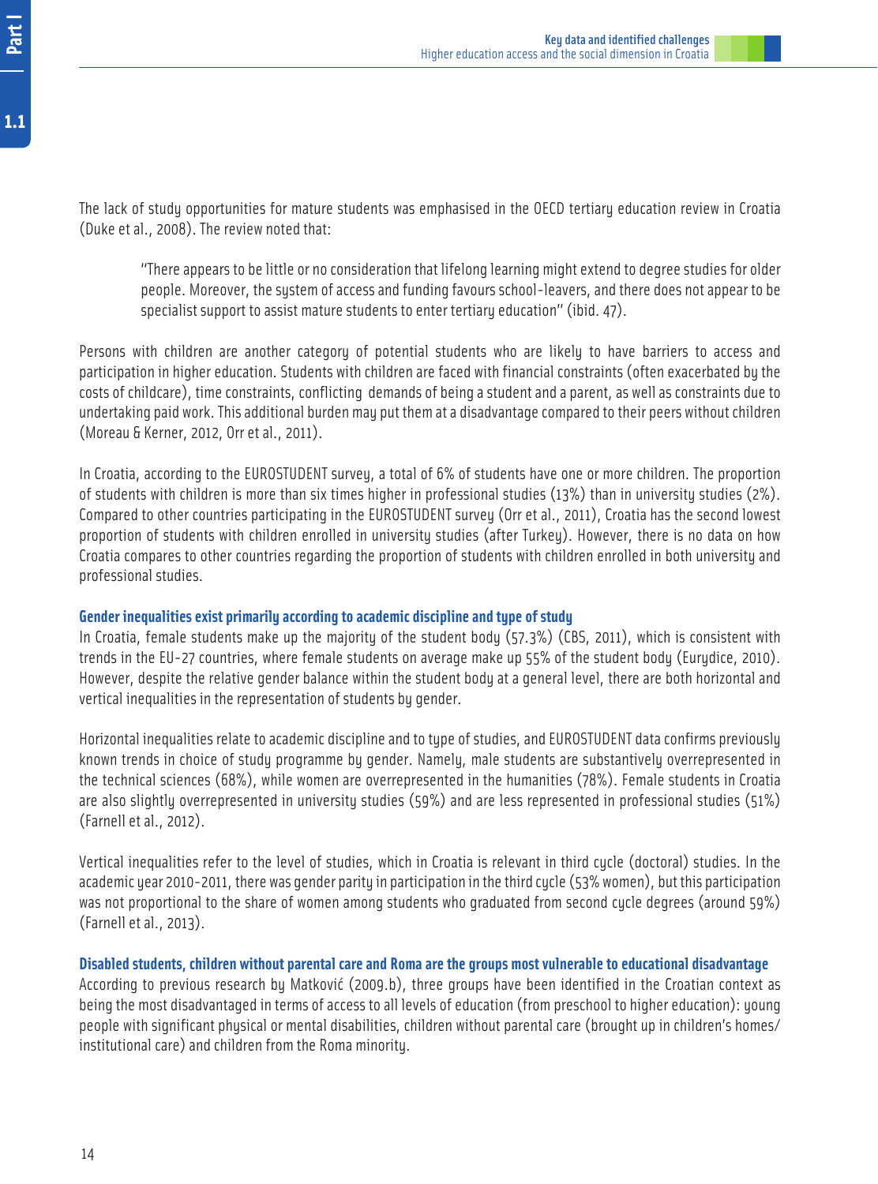The lack of study opportunities for mature students was emphasised in the OECD tertiary education review in Croatia (Duke et al., 2008). The review noted that:

> "There appears to be little or no consideration that lifelong learning might extend to degree studies for older people. Moreover, the system of access and funding favours school-leavers, and there does not appear to be specialist support to assist mature students to enter tertiary education" (ibid. 47).

Persons with children are another category of potential students who are likely to have barriers to access and participation in higher education. Students with children are faced with financial constraints (often exacerbated by the costs of childcare), time constraints, conflicting demands of being a student and a parent, as well as constraints due to undertaking paid work. This additional burden may put them at a disadvantage compared to their peers without children (Moreau & Kerner, 2012, Orr et al., 2011).

In Croatia, according to the EUROSTUDENT survey, a total of 6% of students have one or more children. The proportion of students with children is more than six times higher in professional studies (13%) than in university studies (2%). Compared to other countries participating in the EUROSTUDENT survey (Orr et al., 2011), Croatia has the second lowest proportion of students with children enrolled in university studies (after Turkey). However, there is no data on how Croatia compares to other countries regarding the proportion of students with children enrolled in both university and professional studies.

**Gender inequalities exist primarily according to academic discipline and type of study**

In Croatia, female students make up the majority of the student body (57.3%) (CBS, 2011), which is consistent with trends in the EU-27 countries, where female students on average make up 55% of the student body (Eurydice, 2010). However, despite the relative gender balance within the student body at a general level, there are both horizontal and vertical inequalities in the representation of students by gender.

Horizontal inequalities relate to academic discipline and to type of studies, and EUROSTUDENT data confirms previously known trends in choice of study programme by gender. Namely, male students are substantively overrepresented in the technical sciences (68%), while women are overrepresented in the humanities (78%). Female students in Croatia are also slightly overrepresented in university studies (59%) and are less represented in professional studies (51%) (Farnell et al., 2012).

Vertical inequalities refer to the level of studies, which in Croatia is relevant in third cycle (doctoral) studies. In the academic year 2010-2011, there was gender parity in participation in the third cycle (53% women), but this participation was not proportional to the share of women among students who graduated from second cycle degrees (around 59%) (Farnell et al., 2013).

**Disabled students, children without parental care and Roma are the groups most vulnerable to educational disadvantage**

According to previous research by Matković (2009.b), three groups have been identified in the Croatian context as being the most disadvantaged in terms of access to all levels of education (from preschool to higher education): young people with significant physical or mental disabilities, children without parental care (brought up in children's homes/ institutional care) and children from the Roma minority.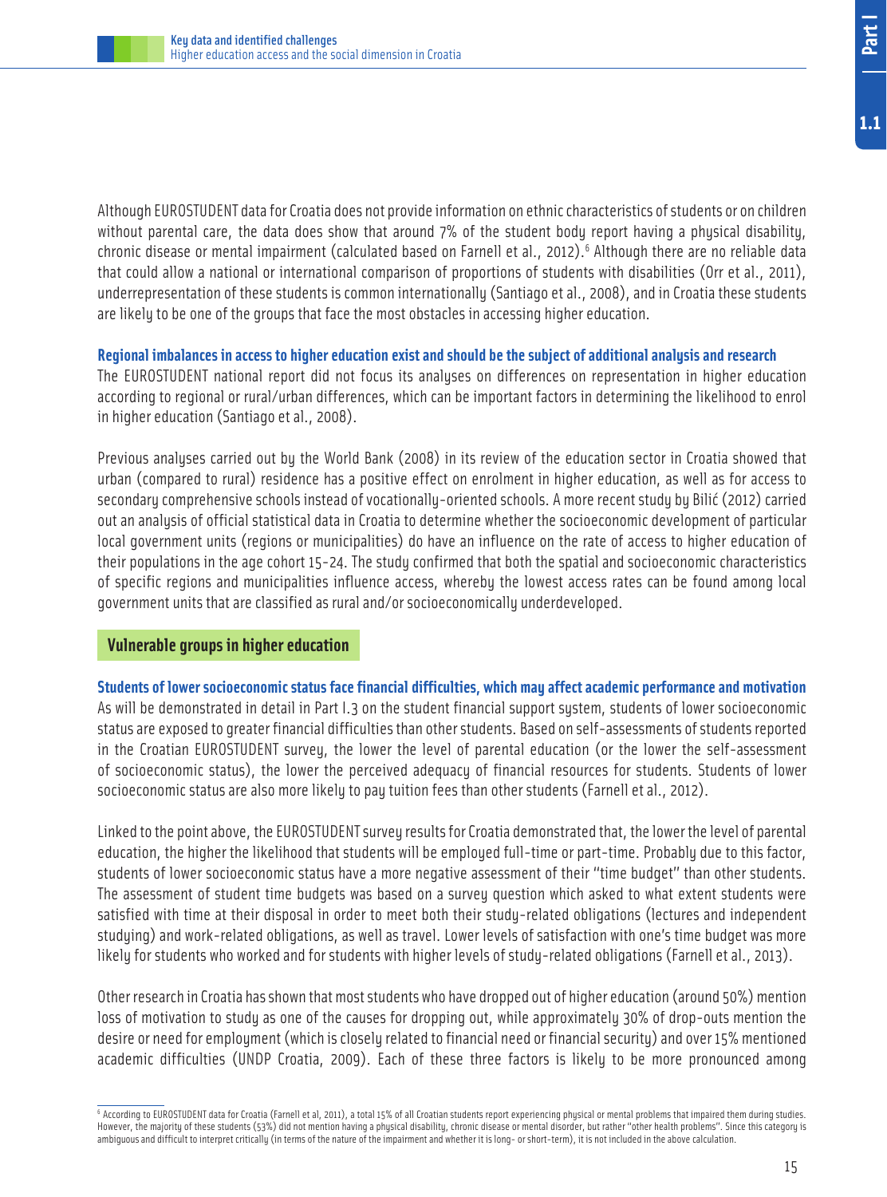Although EUROSTUDENT data for Croatia does not provide information on ethnic characteristics of students or on children without parental care, the data does show that around 7% of the student body report having a physical disability, chronic disease or mental impairment (calculated based on Farnell et al., 2012).[6] Although there are no reliable data that could allow a national or international comparison of proportions of students with disabilities (Orr et al., 2011), underrepresentation of these students is common internationally (Santiago et al., 2008), and in Croatia these students are likely to be one of the groups that face the most obstacles in accessing higher education.

**Regional imbalances in access to higher education exist and should be the subject of additional analysis and research**

The EUROSTUDENT national report did not focus its analyses on differences on representation in higher education according to regional or rural/urban differences, which can be important factors in determining the likelihood to enrol in higher education (Santiago et al., 2008).

Previous analyses carried out by the World Bank (2008) in its review of the education sector in Croatia showed that urban (compared to rural) residence has a positive effect on enrolment in higher education, as well as for access to secondary comprehensive schools instead of vocationally-oriented schools. A more recent study by Bilić (2012) carried out an analysis of official statistical data in Croatia to determine whether the socioeconomic development of particular local government units (regions or municipalities) do have an influence on the rate of access to higher education of their populations in the age cohort 15-24. The study confirmed that both the spatial and socioeconomic characteristics of specific regions and municipalities influence access, whereby the lowest access rates can be found among local government units that are classified as rural and/or socioeconomically underdeveloped.

## Vulnerable groups in higher education

**Students of lower socioeconomic status face financial difficulties, which may affect academic performance and motivation**

As will be demonstrated in detail in Part I.3 on the student financial support system, students of lower socioeconomic status are exposed to greater financial difficulties than other students. Based on self-assessments of students reported in the Croatian EUROSTUDENT survey, the lower the level of parental education (or the lower the self-assessment of socioeconomic status), the lower the perceived adequacy of financial resources for students. Students of lower socioeconomic status are also more likely to pay tuition fees than other students (Farnell et al., 2012).

Linked to the point above, the EUROSTUDENT survey results for Croatia demonstrated that, the lower the level of parental education, the higher the likelihood that students will be employed full-time or part-time. Probably due to this factor, students of lower socioeconomic status have a more negative assessment of their "time budget" than other students. The assessment of student time budgets was based on a survey question which asked to what extent students were satisfied with time at their disposal in order to meet both their study-related obligations (lectures and independent studying) and work-related obligations, as well as travel. Lower levels of satisfaction with one's time budget was more likely for students who worked and for students with higher levels of study-related obligations (Farnell et al., 2013).

Other research in Croatia has shown that most students who have dropped out of higher education (around 50%) mention loss of motivation to study as one of the causes for dropping out, while approximately 30% of drop-outs mention the desire or need for employment (which is closely related to financial need or financial security) and over 15% mentioned academic difficulties (UNDP Croatia, 2009). Each of these three factors is likely to be more pronounced among

---

[6] According to EUROSTUDENT data for Croatia (Farnell et al, 2011), a total 15% of all Croatian students report experiencing physical or mental problems that impaired them during studies. However, the majority of these students (53%) did not mention having a physical disability, chronic disease or mental disorder, but rather "other health problems". Since this category is ambiguous and difficult to interpret critically (in terms of the nature of the impairment and whether it is long- or short-term), it is not included in the above calculation.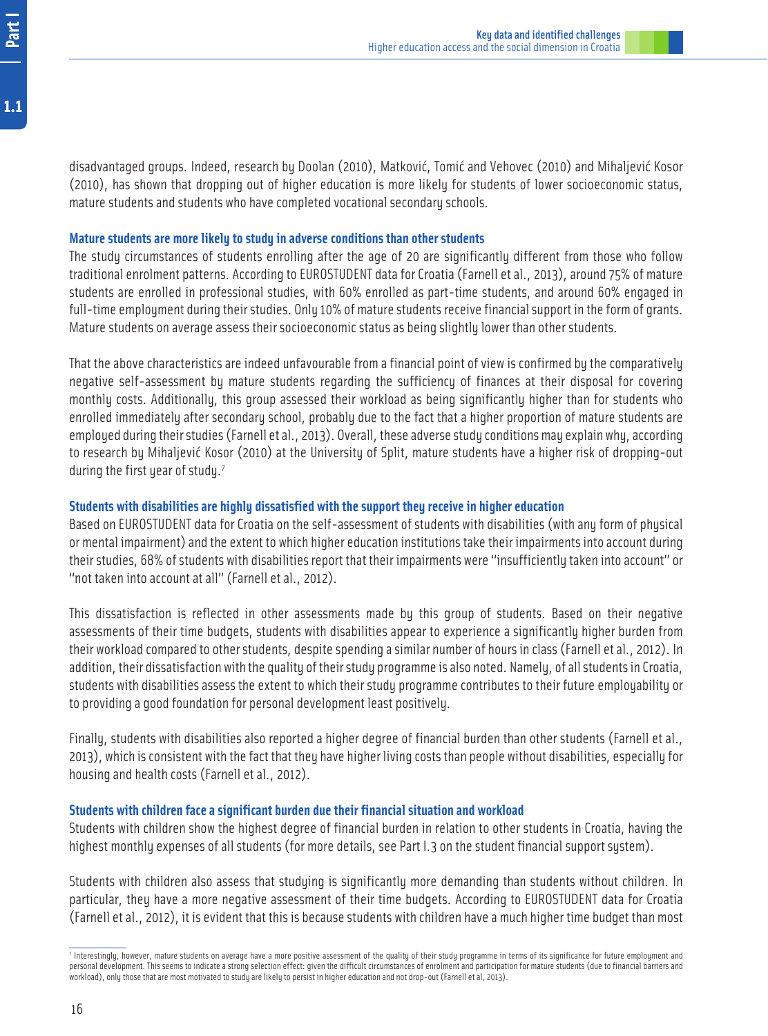disadvantaged groups. Indeed, research by Doolan (2010), Matković, Tomić and Vehovec (2010) and Mihaljević Kosor (2010), has shown that dropping out of higher education is more likely for students of lower socioeconomic status, mature students and students who have completed vocational secondary schools.

### Mature students are more likely to study in adverse conditions than other students

The study circumstances of students enrolling after the age of 20 are significantly different from those who follow traditional enrolment patterns. According to EUROSTUDENT data for Croatia (Farnell et al., 2013), around 75% of mature students are enrolled in professional studies, with 60% enrolled as part-time students, and around 60% engaged in full-time employment during their studies. Only 10% of mature students receive financial support in the form of grants. Mature students on average assess their socioeconomic status as being slightly lower than other students.

That the above characteristics are indeed unfavourable from a financial point of view is confirmed by the comparatively negative self-assessment by mature students regarding the sufficiency of finances at their disposal for covering monthly costs. Additionally, this group assessed their workload as being significantly higher than for students who enrolled immediately after secondary school, probably due to the fact that a higher proportion of mature students are employed during their studies (Farnell et al., 2013). Overall, these adverse study conditions may explain why, according to research by Mihaljević Kosor (2010) at the University of Split, mature students have a higher risk of dropping-out during the first year of study.[7]

### Students with disabilities are highly dissatisfied with the support they receive in higher education

Based on EUROSTUDENT data for Croatia on the self-assessment of students with disabilities (with any form of physical or mental impairment) and the extent to which higher education institutions take their impairments into account during their studies, 68% of students with disabilities report that their impairments were "insufficiently taken into account" or "not taken into account at all" (Farnell et al., 2012).

This dissatisfaction is reflected in other assessments made by this group of students. Based on their negative assessments of their time budgets, students with disabilities appear to experience a significantly higher burden from their workload compared to other students, despite spending a similar number of hours in class (Farnell et al., 2012). In addition, their dissatisfaction with the quality of their study programme is also noted. Namely, of all students in Croatia, students with disabilities assess the extent to which their study programme contributes to their future employability or to providing a good foundation for personal development least positively.

Finally, students with disabilities also reported a higher degree of financial burden than other students (Farnell et al., 2013), which is consistent with the fact that they have higher living costs than people without disabilities, especially for housing and health costs (Farnell et al., 2012).

### Students with children face a significant burden due their financial situation and workload

Students with children show the highest degree of financial burden in relation to other students in Croatia, having the highest monthly expenses of all students (for more details, see Part I.3 on the student financial support system).

Students with children also assess that studying is significantly more demanding than students without children. In particular, they have a more negative assessment of their time budgets. According to EUROSTUDENT data for Croatia (Farnell et al., 2012), it is evident that this is because students with children have a much higher time budget than most

---

[7] Interestingly, however, mature students on average have a more positive assessment of the quality of their study programme in terms of its significance for future employment and personal development. This seems to indicate a strong selection effect: given the difficult circumstances of enrolment and participation for mature students (due to financial barriers and workload), only those that are most motivated to study are likely to persist in higher education and not drop-out (Farnell et al, 2013).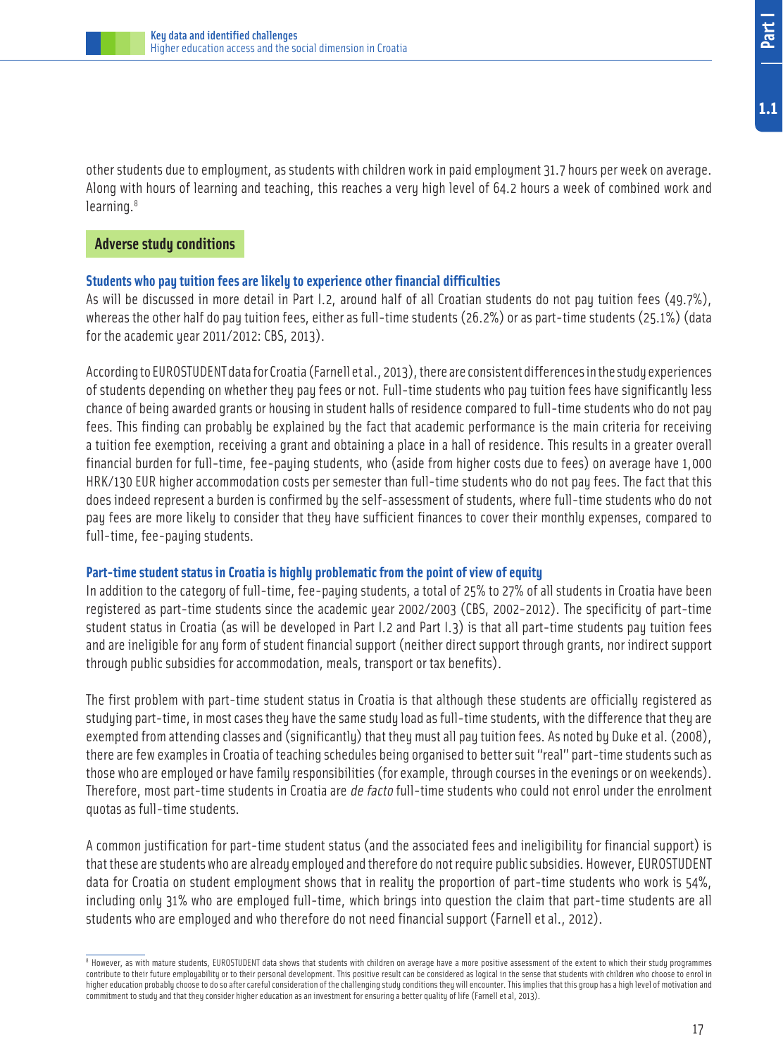other students due to employment, as students with children work in paid employment 31.7 hours per week on average. Along with hours of learning and teaching, this reaches a very high level of 64.2 hours a week of combined work and learning.[8]

## Adverse study conditions

### Students who pay tuition fees are likely to experience other financial difficulties

As will be discussed in more detail in Part I.2, around half of all Croatian students do not pay tuition fees (49.7%), whereas the other half do pay tuition fees, either as full-time students (26.2%) or as part-time students (25.1%) (data for the academic year 2011/2012: CBS, 2013).

According to EUROSTUDENT data for Croatia (Farnell et al., 2013), there are consistent differences in the study experiences of students depending on whether they pay fees or not. Full-time students who pay tuition fees have significantly less chance of being awarded grants or housing in student halls of residence compared to full-time students who do not pay fees. This finding can probably be explained by the fact that academic performance is the main criteria for receiving a tuition fee exemption, receiving a grant and obtaining a place in a hall of residence. This results in a greater overall financial burden for full-time, fee-paying students, who (aside from higher costs due to fees) on average have 1,000 HRK/130 EUR higher accommodation costs per semester than full-time students who do not pay fees. The fact that this does indeed represent a burden is confirmed by the self-assessment of students, where full-time students who do not pay fees are more likely to consider that they have sufficient finances to cover their monthly expenses, compared to full-time, fee-paying students.

### Part-time student status in Croatia is highly problematic from the point of view of equity

In addition to the category of full-time, fee-paying students, a total of 25% to 27% of all students in Croatia have been registered as part-time students since the academic year 2002/2003 (CBS, 2002-2012). The specificity of part-time student status in Croatia (as will be developed in Part I.2 and Part I.3) is that all part-time students pay tuition fees and are ineligible for any form of student financial support (neither direct support through grants, nor indirect support through public subsidies for accommodation, meals, transport or tax benefits).

The first problem with part-time student status in Croatia is that although these students are officially registered as studying part-time, in most cases they have the same study load as full-time students, with the difference that they are exempted from attending classes and (significantly) that they must all pay tuition fees. As noted by Duke et al. (2008), there are few examples in Croatia of teaching schedules being organised to better suit "real" part-time students such as those who are employed or have family responsibilities (for example, through courses in the evenings or on weekends). Therefore, most part-time students in Croatia are *de facto* full-time students who could not enrol under the enrolment quotas as full-time students.

A common justification for part-time student status (and the associated fees and ineligibility for financial support) is that these are students who are already employed and therefore do not require public subsidies. However, EUROSTUDENT data for Croatia on student employment shows that in reality the proportion of part-time students who work is 54%, including only 31% who are employed full-time, which brings into question the claim that part-time students are all students who are employed and who therefore do not need financial support (Farnell et al., 2012).

---

[8] However, as with mature students, EUROSTUDENT data shows that students with children on average have a more positive assessment of the extent to which their study programmes contribute to their future employability or to their personal development. This positive result can be considered as logical in the sense that students with children who choose to enrol in higher education probably choose to do so after careful consideration of the challenging study conditions they will encounter. This implies that this group has a high level of motivation and commitment to study and that they consider higher education as an investment for ensuring a better quality of life (Farnell et al, 2013).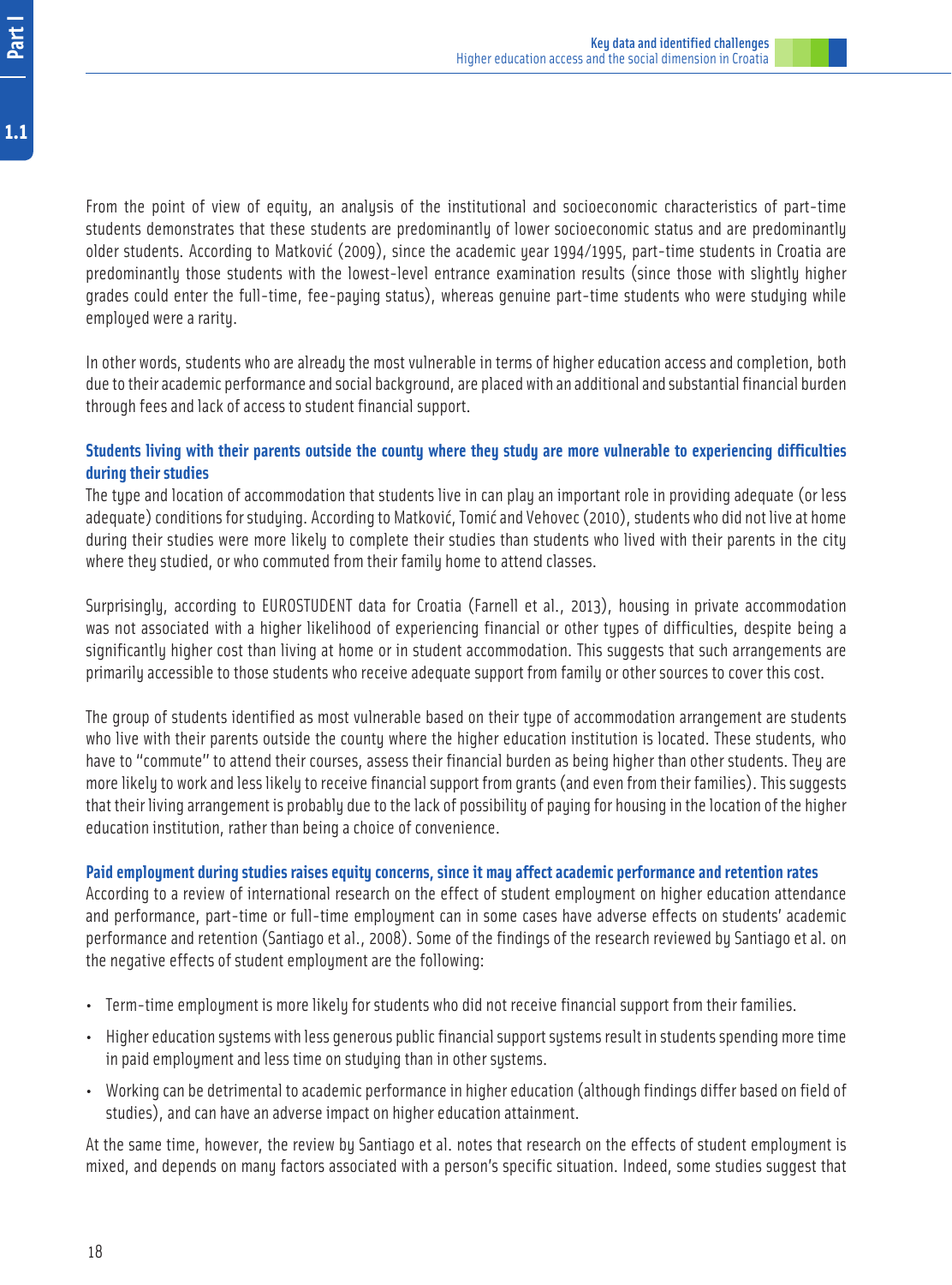From the point of view of equity, an analysis of the institutional and socioeconomic characteristics of part-time students demonstrates that these students are predominantly of lower socioeconomic status and are predominantly older students. According to Matković (2009), since the academic year 1994/1995, part-time students in Croatia are predominantly those students with the lowest-level entrance examination results (since those with slightly higher grades could enter the full-time, fee-paying status), whereas genuine part-time students who were studying while employed were a rarity.

In other words, students who are already the most vulnerable in terms of higher education access and completion, both due to their academic performance and social background, are placed with an additional and substantial financial burden through fees and lack of access to student financial support.

### Students living with their parents outside the county where they study are more vulnerable to experiencing difficulties during their studies

The type and location of accommodation that students live in can play an important role in providing adequate (or less adequate) conditions for studying. According to Matković, Tomić and Vehovec (2010), students who did not live at home during their studies were more likely to complete their studies than students who lived with their parents in the city where they studied, or who commuted from their family home to attend classes.

Surprisingly, according to EUROSTUDENT data for Croatia (Farnell et al., 2013), housing in private accommodation was not associated with a higher likelihood of experiencing financial or other types of difficulties, despite being a significantly higher cost than living at home or in student accommodation. This suggests that such arrangements are primarily accessible to those students who receive adequate support from family or other sources to cover this cost.

The group of students identified as most vulnerable based on their type of accommodation arrangement are students who live with their parents outside the county where the higher education institution is located. These students, who have to "commute" to attend their courses, assess their financial burden as being higher than other students. They are more likely to work and less likely to receive financial support from grants (and even from their families). This suggests that their living arrangement is probably due to the lack of possibility of paying for housing in the location of the higher education institution, rather than being a choice of convenience.

### Paid employment during studies raises equity concerns, since it may affect academic performance and retention rates

According to a review of international research on the effect of student employment on higher education attendance and performance, part-time or full-time employment can in some cases have adverse effects on students' academic performance and retention (Santiago et al., 2008). Some of the findings of the research reviewed by Santiago et al. on the negative effects of student employment are the following:

- Term-time employment is more likely for students who did not receive financial support from their families.
- Higher education systems with less generous public financial support systems result in students spending more time in paid employment and less time on studying than in other systems.
- Working can be detrimental to academic performance in higher education (although findings differ based on field of studies), and can have an adverse impact on higher education attainment.

At the same time, however, the review by Santiago et al. notes that research on the effects of student employment is mixed, and depends on many factors associated with a person's specific situation. Indeed, some studies suggest that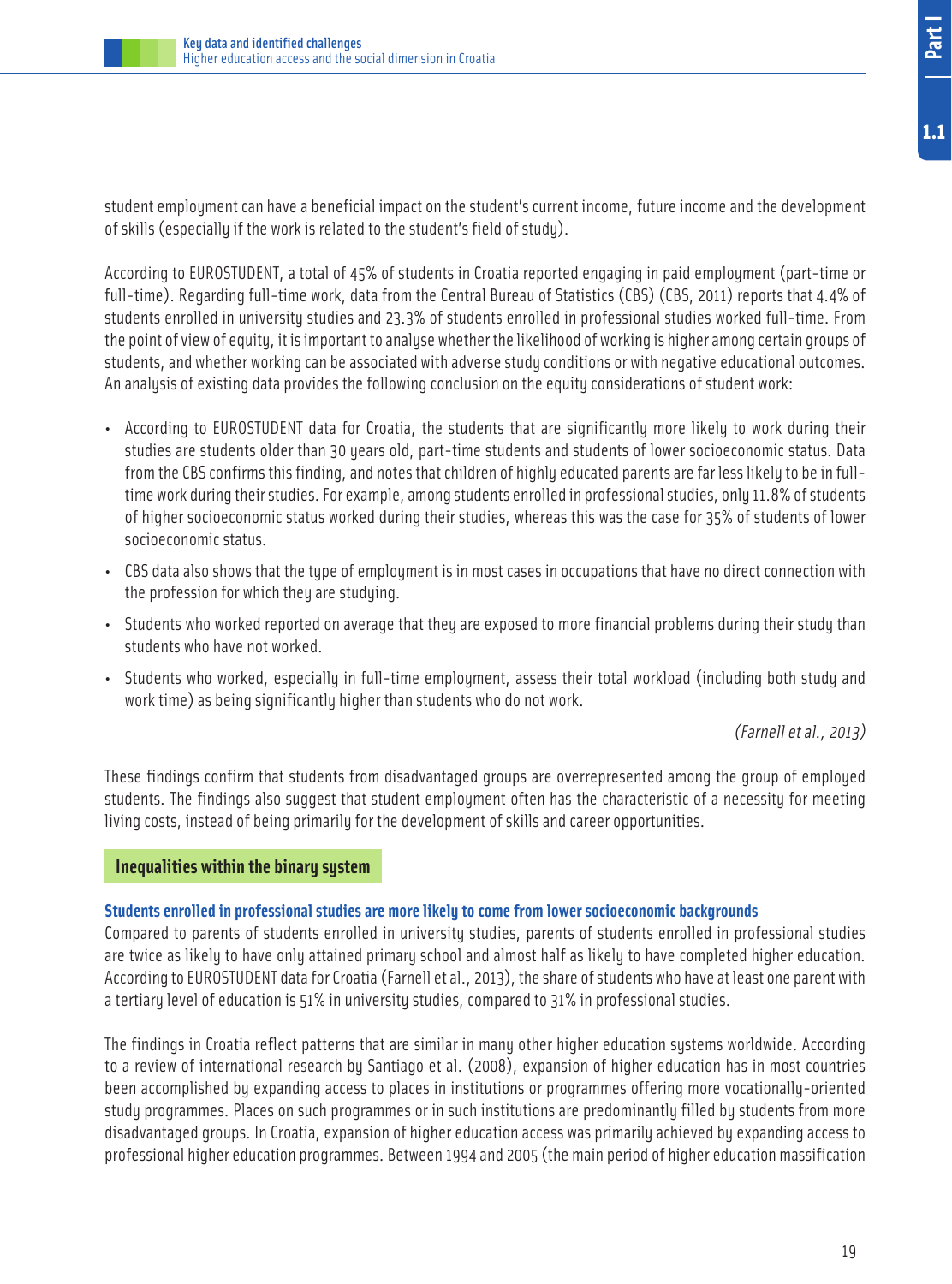student employment can have a beneficial impact on the student's current income, future income and the development of skills (especially if the work is related to the student's field of study).

According to EUROSTUDENT, a total of 45% of students in Croatia reported engaging in paid employment (part-time or full-time). Regarding full-time work, data from the Central Bureau of Statistics (CBS) (CBS, 2011) reports that 4.4% of students enrolled in university studies and 23.3% of students enrolled in professional studies worked full-time. From the point of view of equity, it is important to analyse whether the likelihood of working is higher among certain groups of students, and whether working can be associated with adverse study conditions or with negative educational outcomes. An analysis of existing data provides the following conclusion on the equity considerations of student work:

- According to EUROSTUDENT data for Croatia, the students that are significantly more likely to work during their studies are students older than 30 years old, part-time students and students of lower socioeconomic status. Data from the CBS confirms this finding, and notes that children of highly educated parents are far less likely to be in full-time work during their studies. For example, among students enrolled in professional studies, only 11.8% of students of higher socioeconomic status worked during their studies, whereas this was the case for 35% of students of lower socioeconomic status.
- CBS data also shows that the type of employment is in most cases in occupations that have no direct connection with the profession for which they are studying.
- Students who worked reported on average that they are exposed to more financial problems during their study than students who have not worked.
- Students who worked, especially in full-time employment, assess their total workload (including both study and work time) as being significantly higher than students who do not work.

*(Farnell et al., 2013)*

These findings confirm that students from disadvantaged groups are overrepresented among the group of employed students. The findings also suggest that student employment often has the characteristic of a necessity for meeting living costs, instead of being primarily for the development of skills and career opportunities.

## Inequalities within the binary system

### Students enrolled in professional studies are more likely to come from lower socioeconomic backgrounds

Compared to parents of students enrolled in university studies, parents of students enrolled in professional studies are twice as likely to have only attained primary school and almost half as likely to have completed higher education. According to EUROSTUDENT data for Croatia (Farnell et al., 2013), the share of students who have at least one parent with a tertiary level of education is 51% in university studies, compared to 31% in professional studies.

The findings in Croatia reflect patterns that are similar in many other higher education systems worldwide. According to a review of international research by Santiago et al. (2008), expansion of higher education has in most countries been accomplished by expanding access to places in institutions or programmes offering more vocationally-oriented study programmes. Places on such programmes or in such institutions are predominantly filled by students from more disadvantaged groups. In Croatia, expansion of higher education access was primarily achieved by expanding access to professional higher education programmes. Between 1994 and 2005 (the main period of higher education massification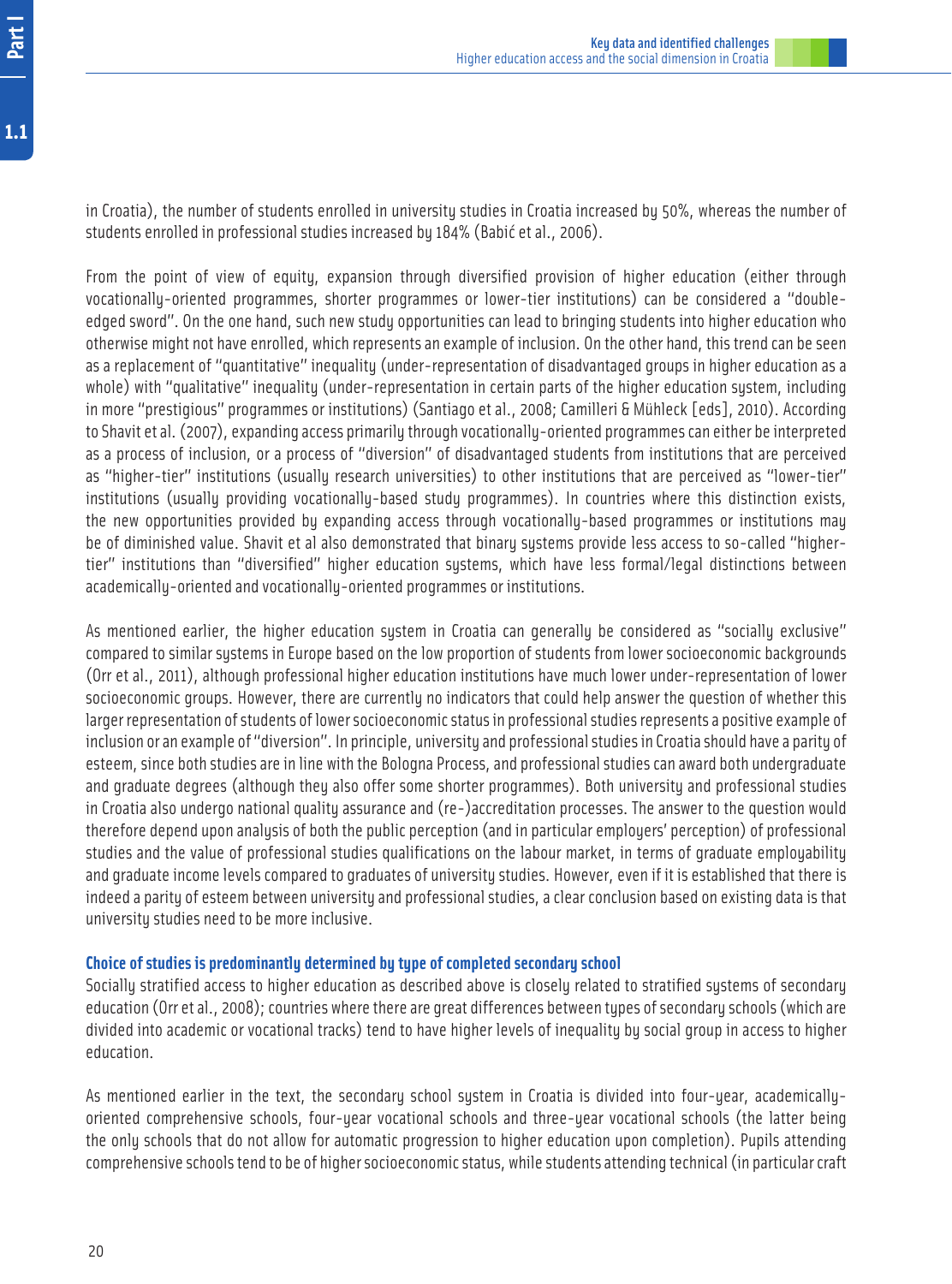in Croatia), the number of students enrolled in university studies in Croatia increased by 50%, whereas the number of students enrolled in professional studies increased by 184% (Babić et al., 2006).

From the point of view of equity, expansion through diversified provision of higher education (either through vocationally-oriented programmes, shorter programmes or lower-tier institutions) can be considered a "double-edged sword". On the one hand, such new study opportunities can lead to bringing students into higher education who otherwise might not have enrolled, which represents an example of inclusion. On the other hand, this trend can be seen as a replacement of "quantitative" inequality (under-representation of disadvantaged groups in higher education as a whole) with "qualitative" inequality (under-representation in certain parts of the higher education system, including in more "prestigious" programmes or institutions) (Santiago et al., 2008; Camilleri & Mühleck [eds], 2010). According to Shavit et al. (2007), expanding access primarily through vocationally-oriented programmes can either be interpreted as a process of inclusion, or a process of "diversion" of disadvantaged students from institutions that are perceived as "higher-tier" institutions (usually research universities) to other institutions that are perceived as "lower-tier" institutions (usually providing vocationally-based study programmes). In countries where this distinction exists, the new opportunities provided by expanding access through vocationally-based programmes or institutions may be of diminished value. Shavit et al also demonstrated that binary systems provide less access to so-called "higher-tier" institutions than "diversified" higher education systems, which have less formal/legal distinctions between academically-oriented and vocationally-oriented programmes or institutions.

As mentioned earlier, the higher education system in Croatia can generally be considered as "socially exclusive" compared to similar systems in Europe based on the low proportion of students from lower socioeconomic backgrounds (Orr et al., 2011), although professional higher education institutions have much lower under-representation of lower socioeconomic groups. However, there are currently no indicators that could help answer the question of whether this larger representation of students of lower socioeconomic status in professional studies represents a positive example of inclusion or an example of "diversion". In principle, university and professional studies in Croatia should have a parity of esteem, since both studies are in line with the Bologna Process, and professional studies can award both undergraduate and graduate degrees (although they also offer some shorter programmes). Both university and professional studies in Croatia also undergo national quality assurance and (re-)accreditation processes. The answer to the question would therefore depend upon analysis of both the public perception (and in particular employers' perception) of professional studies and the value of professional studies qualifications on the labour market, in terms of graduate employability and graduate income levels compared to graduates of university studies. However, even if it is established that there is indeed a parity of esteem between university and professional studies, a clear conclusion based on existing data is that university studies need to be more inclusive.

### Choice of studies is predominantly determined by type of completed secondary school

Socially stratified access to higher education as described above is closely related to stratified systems of secondary education (Orr et al., 2008); countries where there are great differences between types of secondary schools (which are divided into academic or vocational tracks) tend to have higher levels of inequality by social group in access to higher education.

As mentioned earlier in the text, the secondary school system in Croatia is divided into four-year, academically-oriented comprehensive schools, four-year vocational schools and three-year vocational schools (the latter being the only schools that do not allow for automatic progression to higher education upon completion). Pupils attending comprehensive schools tend to be of higher socioeconomic status, while students attending technical (in particular craft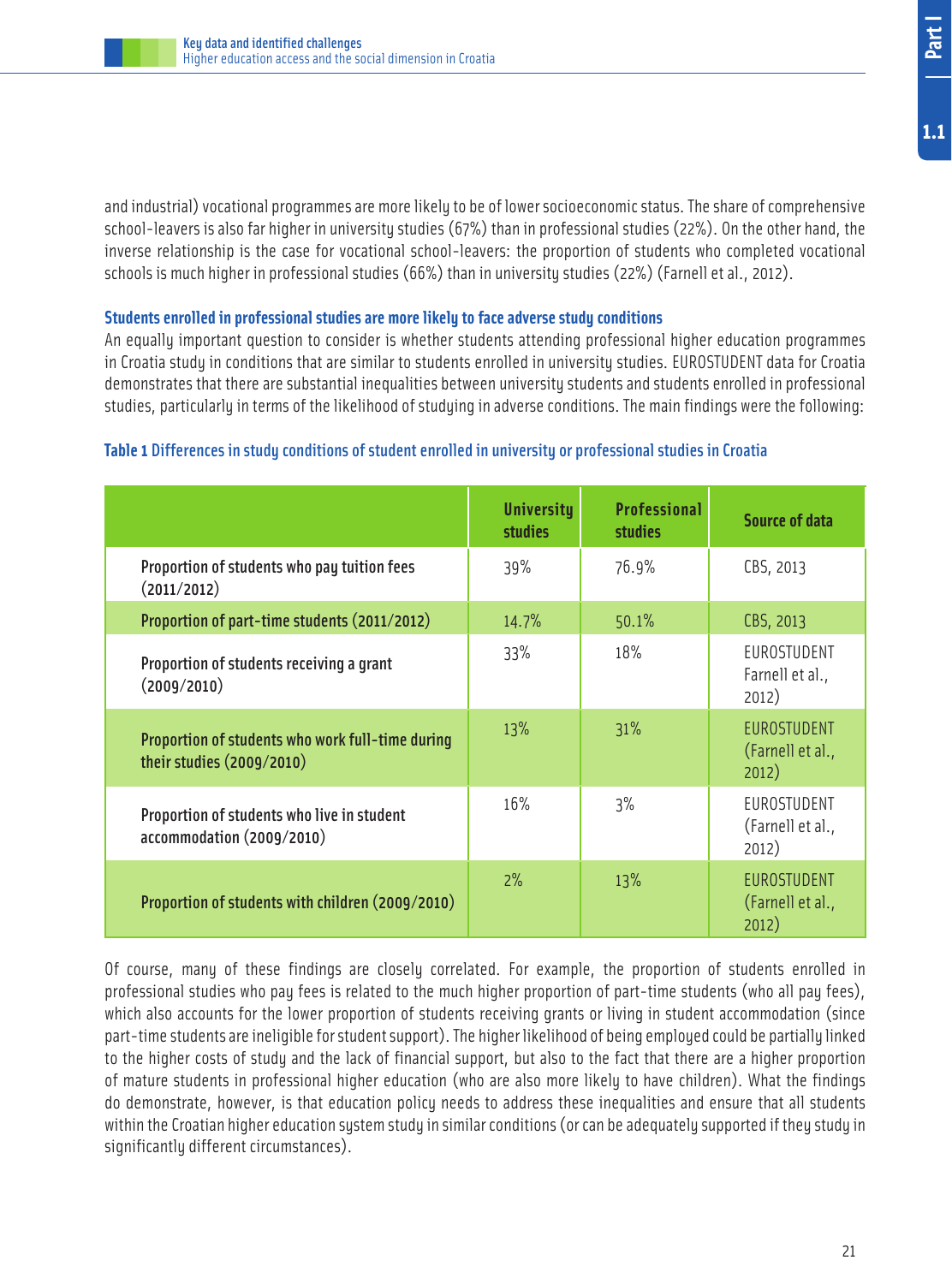and industrial) vocational programmes are more likely to be of lower socioeconomic status. The share of comprehensive school-leavers is also far higher in university studies (67%) than in professional studies (22%). On the other hand, the inverse relationship is the case for vocational school-leavers: the proportion of students who completed vocational schools is much higher in professional studies (66%) than in university studies (22%) (Farnell et al., 2012).

### Students enrolled in professional studies are more likely to face adverse study conditions

An equally important question to consider is whether students attending professional higher education programmes in Croatia study in conditions that are similar to students enrolled in university studies. EUROSTUDENT data for Croatia demonstrates that there are substantial inequalities between university students and students enrolled in professional studies, particularly in terms of the likelihood of studying in adverse conditions. The main findings were the following:

**Table 1** Differences in study conditions of student enrolled in university or professional studies in Croatia

| | University studies | Professional studies | Source of data |
|---|---|---|---|
| Proportion of students who pay tuition fees (2011/2012) | 39% | 76.9% | CBS, 2013 |
| Proportion of part-time students (2011/2012) | 14.7% | 50.1% | CBS, 2013 |
| Proportion of students receiving a grant (2009/2010) | 33% | 18% | EUROSTUDENT Farnell et al., 2012) |
| Proportion of students who work full-time during their studies (2009/2010) | 13% | 31% | EUROSTUDENT (Farnell et al., 2012) |
| Proportion of students who live in student accommodation (2009/2010) | 16% | 3% | EUROSTUDENT (Farnell et al., 2012) |
| Proportion of students with children (2009/2010) | 2% | 13% | EUROSTUDENT (Farnell et al., 2012) |

Of course, many of these findings are closely correlated. For example, the proportion of students enrolled in professional studies who pay fees is related to the much higher proportion of part-time students (who all pay fees), which also accounts for the lower proportion of students receiving grants or living in student accommodation (since part-time students are ineligible for student support). The higher likelihood of being employed could be partially linked to the higher costs of study and the lack of financial support, but also to the fact that there are a higher proportion of mature students in professional higher education (who are also more likely to have children). What the findings do demonstrate, however, is that education policy needs to address these inequalities and ensure that all students within the Croatian higher education system study in similar conditions (or can be adequately supported if they study in significantly different circumstances).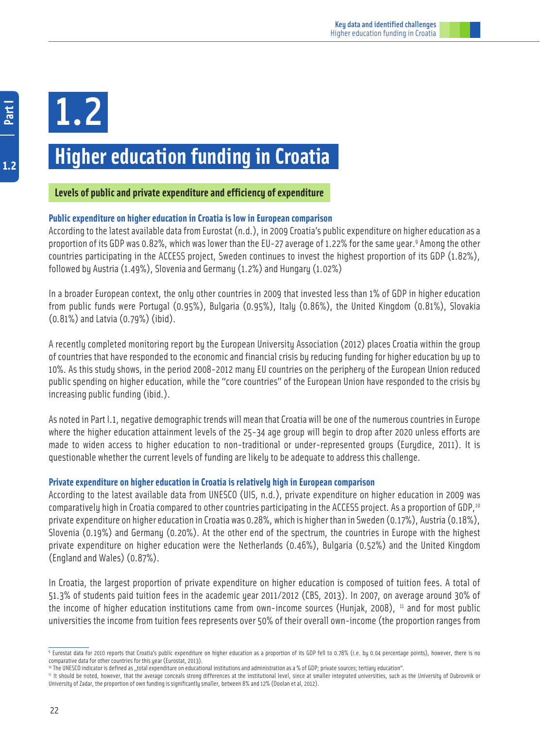# 1.2

# Higher education funding in Croatia

## Levels of public and private expenditure and efficiency of expenditure

### Public expenditure on higher education in Croatia is low in European comparison

According to the latest available data from Eurostat (n.d.), in 2009 Croatia's public expenditure on higher education as a proportion of its GDP was 0.82%, which was lower than the EU-27 average of 1.22% for the same year.[9] Among the other countries participating in the ACCESS project, Sweden continues to invest the highest proportion of its GDP (1.82%), followed by Austria (1.49%), Slovenia and Germany (1.2%) and Hungary (1.02%)

In a broader European context, the only other countries in 2009 that invested less than 1% of GDP in higher education from public funds were Portugal (0.95%), Bulgaria (0.95%), Italy (0.86%), the United Kingdom (0.81%), Slovakia (0.81%) and Latvia (0.79%) (ibid).

A recently completed monitoring report by the European University Association (2012) places Croatia within the group of countries that have responded to the economic and financial crisis by reducing funding for higher education by up to 10%. As this study shows, in the period 2008-2012 many EU countries on the periphery of the European Union reduced public spending on higher education, while the "core countries" of the European Union have responded to the crisis by increasing public funding (ibid.).

As noted in Part I.1, negative demographic trends will mean that Croatia will be one of the numerous countries in Europe where the higher education attainment levels of the 25-34 age group will begin to drop after 2020 unless efforts are made to widen access to higher education to non-traditional or under-represented groups (Eurydice, 2011). It is questionable whether the current levels of funding are likely to be adequate to address this challenge.

### Private expenditure on higher education in Croatia is relatively high in European comparison

According to the latest available data from UNESCO (UIS, n.d.), private expenditure on higher education in 2009 was comparatively high in Croatia compared to other countries participating in the ACCESS project. As a proportion of GDP,[10] private expenditure on higher education in Croatia was 0.28%, which is higher than in Sweden (0.17%), Austria (0.18%), Slovenia (0.19%) and Germany (0.20%). At the other end of the spectrum, the countries in Europe with the highest private expenditure on higher education were the Netherlands (0.46%), Bulgaria (0.52%) and the United Kingdom (England and Wales) (0.87%).

In Croatia, the largest proportion of private expenditure on higher education is composed of tuition fees. A total of 51.3% of students paid tuition fees in the academic year 2011/2012 (CBS, 2013). In 2007, on average around 30% of the income of higher education institutions came from own-income sources (Hunjak, 2008), [11] and for most public universities the income from tuition fees represents over 50% of their overall own-income (the proportion ranges from

---

[9] Eurostat data for 2010 reports that Croatia's public expenditure on higher education as a proportion of its GDP fell to 0.78% (i.e. by 0.04 percentage points), however, there is no comparative data for other countries for this year (Eurostat, 2013).

[10] The UNESCO indicator is defined as „total expenditure on educational institutions and administration as a % of GDP; private sources; tertiary education".

[11] It should be noted, however, that the average conceals strong differences at the institutional level, since at smaller integrated universities, such as the University of Dubrovnik or University of Zadar, the proportion of own funding is significantly smaller, between 8% and 12% (Doolan et al, 2012).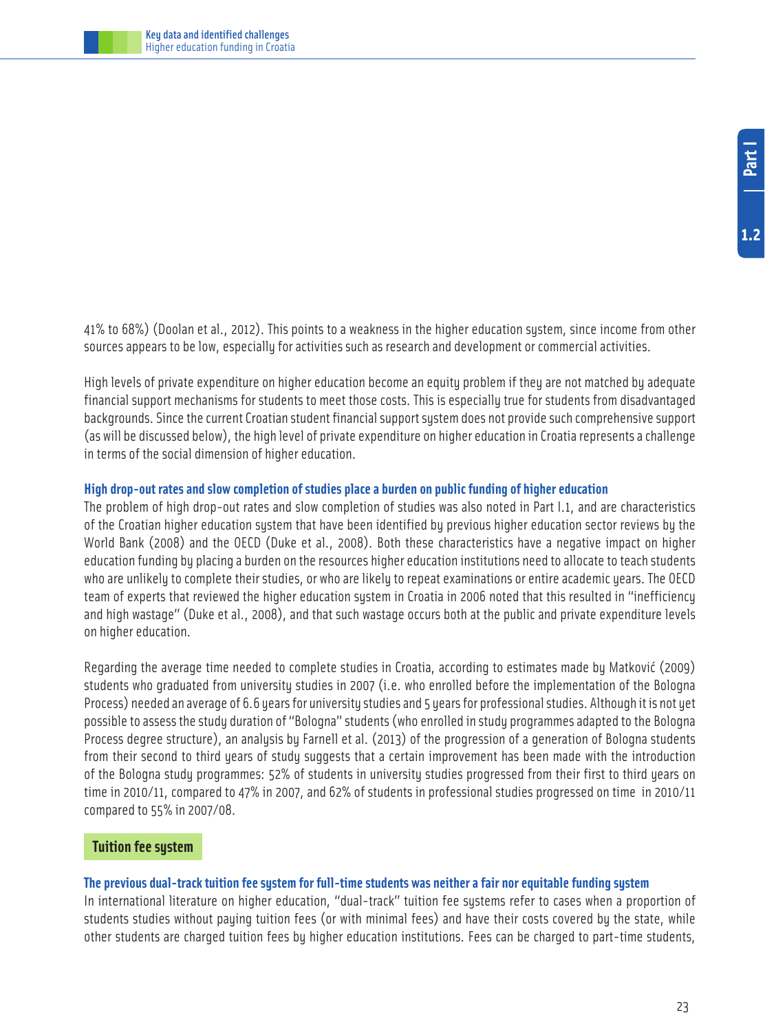41% to 68%) (Doolan et al., 2012). This points to a weakness in the higher education system, since income from other sources appears to be low, especially for activities such as research and development or commercial activities.

High levels of private expenditure on higher education become an equity problem if they are not matched by adequate financial support mechanisms for students to meet those costs. This is especially true for students from disadvantaged backgrounds. Since the current Croatian student financial support system does not provide such comprehensive support (as will be discussed below), the high level of private expenditure on higher education in Croatia represents a challenge in terms of the social dimension of higher education.

#### High drop-out rates and slow completion of studies place a burden on public funding of higher education

The problem of high drop-out rates and slow completion of studies was also noted in Part I.1, and are characteristics of the Croatian higher education system that have been identified by previous higher education sector reviews by the World Bank (2008) and the OECD (Duke et al., 2008). Both these characteristics have a negative impact on higher education funding by placing a burden on the resources higher education institutions need to allocate to teach students who are unlikely to complete their studies, or who are likely to repeat examinations or entire academic years. The OECD team of experts that reviewed the higher education system in Croatia in 2006 noted that this resulted in "inefficiency and high wastage" (Duke et al., 2008), and that such wastage occurs both at the public and private expenditure levels on higher education.

Regarding the average time needed to complete studies in Croatia, according to estimates made by Matković (2009) students who graduated from university studies in 2007 (i.e. who enrolled before the implementation of the Bologna Process) needed an average of 6.6 years for university studies and 5 years for professional studies. Although it is not yet possible to assess the study duration of "Bologna" students (who enrolled in study programmes adapted to the Bologna Process degree structure), an analysis by Farnell et al. (2013) of the progression of a generation of Bologna students from their second to third years of study suggests that a certain improvement has been made with the introduction of the Bologna study programmes: 52% of students in university studies progressed from their first to third years on time in 2010/11, compared to 47% in 2007, and 62% of students in professional studies progressed on time in 2010/11 compared to 55% in 2007/08.

### Tuition fee system

#### The previous dual-track tuition fee system for full-time students was neither a fair nor equitable funding system

In international literature on higher education, "dual-track" tuition fee systems refer to cases when a proportion of students studies without paying tuition fees (or with minimal fees) and have their costs covered by the state, while other students are charged tuition fees by higher education institutions. Fees can be charged to part-time students,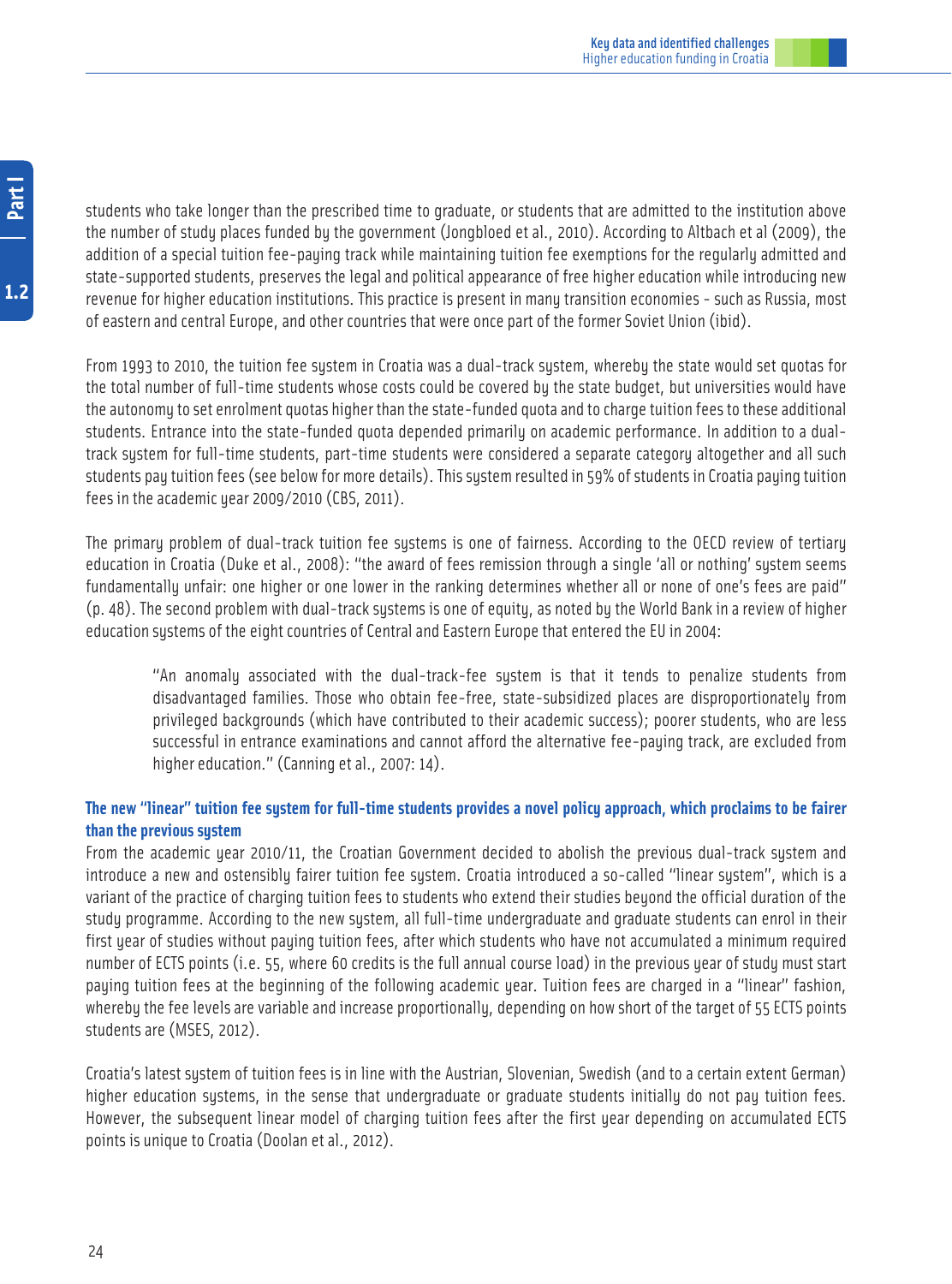students who take longer than the prescribed time to graduate, or students that are admitted to the institution above the number of study places funded by the government (Jongbloed et al., 2010). According to Altbach et al (2009), the addition of a special tuition fee-paying track while maintaining tuition fee exemptions for the regularly admitted and state-supported students, preserves the legal and political appearance of free higher education while introducing new revenue for higher education institutions. This practice is present in many transition economies - such as Russia, most of eastern and central Europe, and other countries that were once part of the former Soviet Union (ibid).

From 1993 to 2010, the tuition fee system in Croatia was a dual-track system, whereby the state would set quotas for the total number of full-time students whose costs could be covered by the state budget, but universities would have the autonomy to set enrolment quotas higher than the state-funded quota and to charge tuition fees to these additional students. Entrance into the state-funded quota depended primarily on academic performance. In addition to a dual-track system for full-time students, part-time students were considered a separate category altogether and all such students pay tuition fees (see below for more details). This system resulted in 59% of students in Croatia paying tuition fees in the academic year 2009/2010 (CBS, 2011).

The primary problem of dual-track tuition fee systems is one of fairness. According to the OECD review of tertiary education in Croatia (Duke et al., 2008): "the award of fees remission through a single 'all or nothing' system seems fundamentally unfair: one higher or one lower in the ranking determines whether all or none of one's fees are paid" (p. 48). The second problem with dual-track systems is one of equity, as noted by the World Bank in a review of higher education systems of the eight countries of Central and Eastern Europe that entered the EU in 2004:

> "An anomaly associated with the dual-track-fee system is that it tends to penalize students from disadvantaged families. Those who obtain fee-free, state-subsidized places are disproportionately from privileged backgrounds (which have contributed to their academic success); poorer students, who are less successful in entrance examinations and cannot afford the alternative fee-paying track, are excluded from higher education." (Canning et al., 2007: 14).

### The new "linear" tuition fee system for full-time students provides a novel policy approach, which proclaims to be fairer than the previous system

From the academic year 2010/11, the Croatian Government decided to abolish the previous dual-track system and introduce a new and ostensibly fairer tuition fee system. Croatia introduced a so-called "linear system", which is a variant of the practice of charging tuition fees to students who extend their studies beyond the official duration of the study programme. According to the new system, all full-time undergraduate and graduate students can enrol in their first year of studies without paying tuition fees, after which students who have not accumulated a minimum required number of ECTS points (i.e. 55, where 60 credits is the full annual course load) in the previous year of study must start paying tuition fees at the beginning of the following academic year. Tuition fees are charged in a "linear" fashion, whereby the fee levels are variable and increase proportionally, depending on how short of the target of 55 ECTS points students are (MSES, 2012).

Croatia's latest system of tuition fees is in line with the Austrian, Slovenian, Swedish (and to a certain extent German) higher education systems, in the sense that undergraduate or graduate students initially do not pay tuition fees. However, the subsequent linear model of charging tuition fees after the first year depending on accumulated ECTS points is unique to Croatia (Doolan et al., 2012).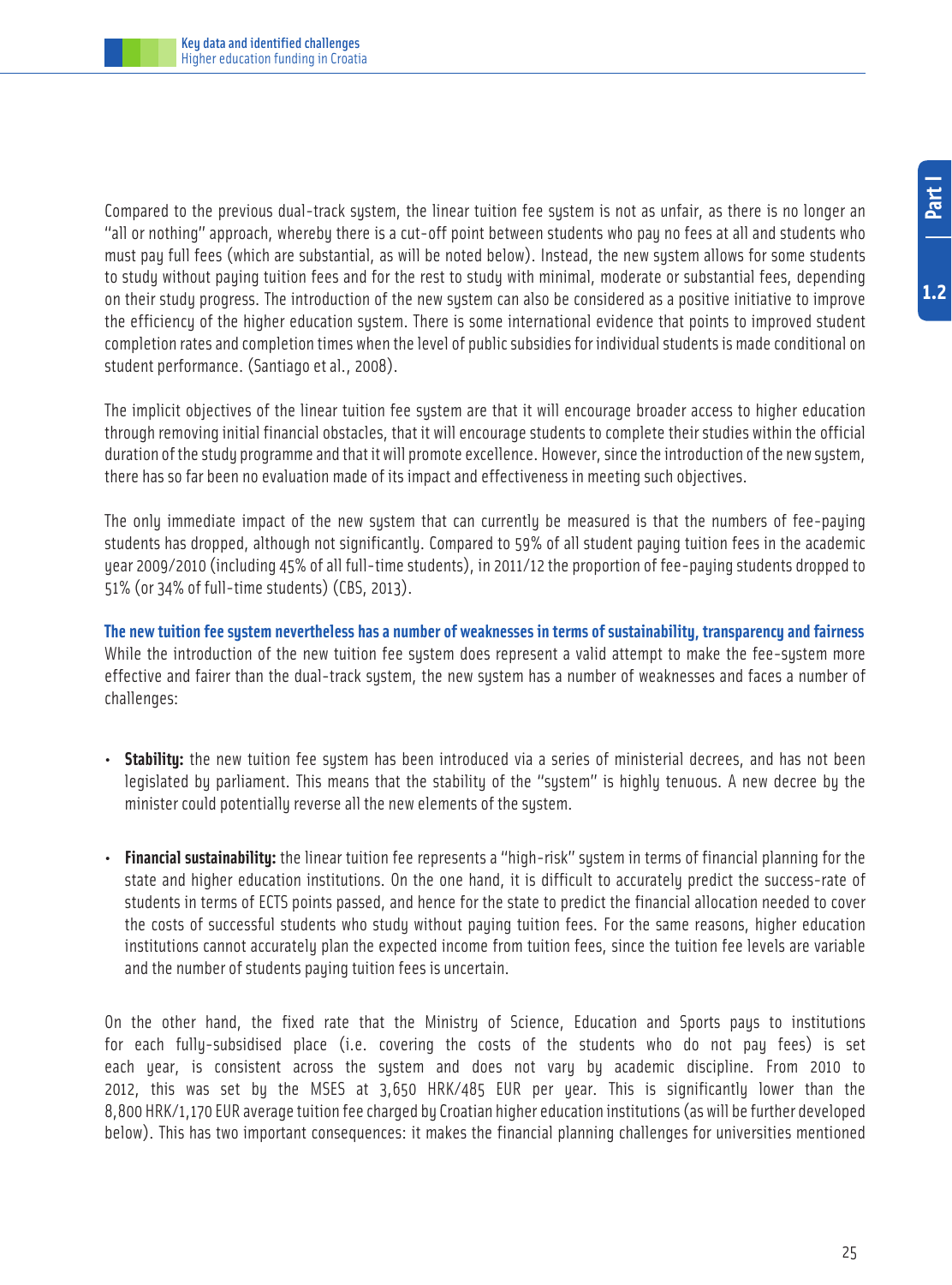Compared to the previous dual-track system, the linear tuition fee system is not as unfair, as there is no longer an "all or nothing" approach, whereby there is a cut-off point between students who pay no fees at all and students who must pay full fees (which are substantial, as will be noted below). Instead, the new system allows for some students to study without paying tuition fees and for the rest to study with minimal, moderate or substantial fees, depending on their study progress. The introduction of the new system can also be considered as a positive initiative to improve the efficiency of the higher education system. There is some international evidence that points to improved student completion rates and completion times when the level of public subsidies for individual students is made conditional on student performance. (Santiago et al., 2008).

The implicit objectives of the linear tuition fee system are that it will encourage broader access to higher education through removing initial financial obstacles, that it will encourage students to complete their studies within the official duration of the study programme and that it will promote excellence. However, since the introduction of the new system, there has so far been no evaluation made of its impact and effectiveness in meeting such objectives.

The only immediate impact of the new system that can currently be measured is that the numbers of fee-paying students has dropped, although not significantly. Compared to 59% of all student paying tuition fees in the academic year 2009/2010 (including 45% of all full-time students), in 2011/12 the proportion of fee-paying students dropped to 51% (or 34% of full-time students) (CBS, 2013).

**The new tuition fee system nevertheless has a number of weaknesses in terms of sustainability, transparency and fairness**

While the introduction of the new tuition fee system does represent a valid attempt to make the fee-system more effective and fairer than the dual-track system, the new system has a number of weaknesses and faces a number of challenges:

- **Stability:** the new tuition fee system has been introduced via a series of ministerial decrees, and has not been legislated by parliament. This means that the stability of the "system" is highly tenuous. A new decree by the minister could potentially reverse all the new elements of the system.

- **Financial sustainability:** the linear tuition fee represents a "high-risk" system in terms of financial planning for the state and higher education institutions. On the one hand, it is difficult to accurately predict the success-rate of students in terms of ECTS points passed, and hence for the state to predict the financial allocation needed to cover the costs of successful students who study without paying tuition fees. For the same reasons, higher education institutions cannot accurately plan the expected income from tuition fees, since the tuition fee levels are variable and the number of students paying tuition fees is uncertain.

On the other hand, the fixed rate that the Ministry of Science, Education and Sports pays to institutions for each fully-subsidised place (i.e. covering the costs of the students who do not pay fees) is set each year, is consistent across the system and does not vary by academic discipline. From 2010 to 2012, this was set by the MSES at 3,650 HRK/485 EUR per year. This is significantly lower than the 8,800 HRK/1,170 EUR average tuition fee charged by Croatian higher education institutions (as will be further developed below). This has two important consequences: it makes the financial planning challenges for universities mentioned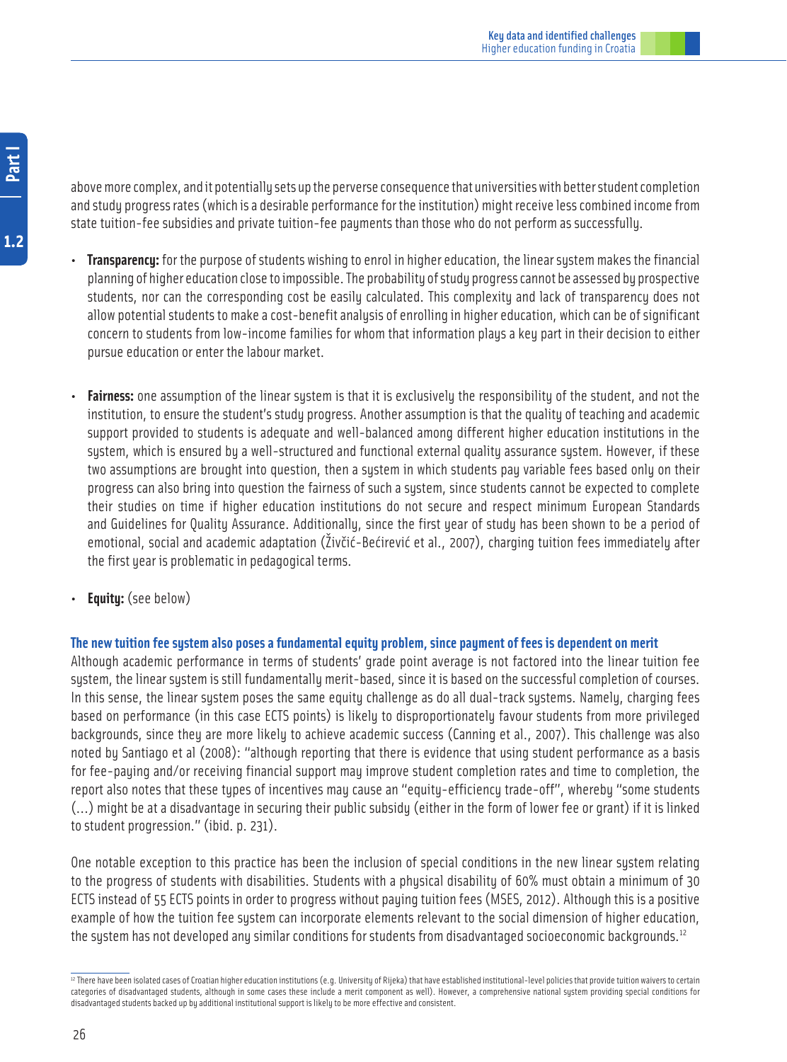above more complex, and it potentially sets up the perverse consequence that universities with better student completion and study progress rates (which is a desirable performance for the institution) might receive less combined income from state tuition-fee subsidies and private tuition-fee payments than those who do not perform as successfully.

- **Transparency:** for the purpose of students wishing to enrol in higher education, the linear system makes the financial planning of higher education close to impossible. The probability of study progress cannot be assessed by prospective students, nor can the corresponding cost be easily calculated. This complexity and lack of transparency does not allow potential students to make a cost-benefit analysis of enrolling in higher education, which can be of significant concern to students from low-income families for whom that information plays a key part in their decision to either pursue education or enter the labour market.

- **Fairness:** one assumption of the linear system is that it is exclusively the responsibility of the student, and not the institution, to ensure the student's study progress. Another assumption is that the quality of teaching and academic support provided to students is adequate and well-balanced among different higher education institutions in the system, which is ensured by a well-structured and functional external quality assurance system. However, if these two assumptions are brought into question, then a system in which students pay variable fees based only on their progress can also bring into question the fairness of such a system, since students cannot be expected to complete their studies on time if higher education institutions do not secure and respect minimum European Standards and Guidelines for Quality Assurance. Additionally, since the first year of study has been shown to be a period of emotional, social and academic adaptation (Živčić-Bećirević et al., 2007), charging tuition fees immediately after the first year is problematic in pedagogical terms.

- **Equity:** (see below)

### The new tuition fee system also poses a fundamental equity problem, since payment of fees is dependent on merit

Although academic performance in terms of students' grade point average is not factored into the linear tuition fee system, the linear system is still fundamentally merit-based, since it is based on the successful completion of courses. In this sense, the linear system poses the same equity challenge as do all dual-track systems. Namely, charging fees based on performance (in this case ECTS points) is likely to disproportionately favour students from more privileged backgrounds, since they are more likely to achieve academic success (Canning et al., 2007). This challenge was also noted by Santiago et al (2008): "although reporting that there is evidence that using student performance as a basis for fee-paying and/or receiving financial support may improve student completion rates and time to completion, the report also notes that these types of incentives may cause an "equity-efficiency trade-off", whereby "some students (...) might be at a disadvantage in securing their public subsidy (either in the form of lower fee or grant) if it is linked to student progression." (ibid. p. 231).

One notable exception to this practice has been the inclusion of special conditions in the new linear system relating to the progress of students with disabilities. Students with a physical disability of 60% must obtain a minimum of 30 ECTS instead of 55 ECTS points in order to progress without paying tuition fees (MSES, 2012). Although this is a positive example of how the tuition fee system can incorporate elements relevant to the social dimension of higher education, the system has not developed any similar conditions for students from disadvantaged socioeconomic backgrounds.[12]

[12] There have been isolated cases of Croatian higher education institutions (e.g. University of Rijeka) that have established institutional-level policies that provide tuition waivers to certain categories of disadvantaged students, although in some cases these include a merit component as well). However, a comprehensive national system providing special conditions for disadvantaged students backed up by additional institutional support is likely to be more effective and consistent.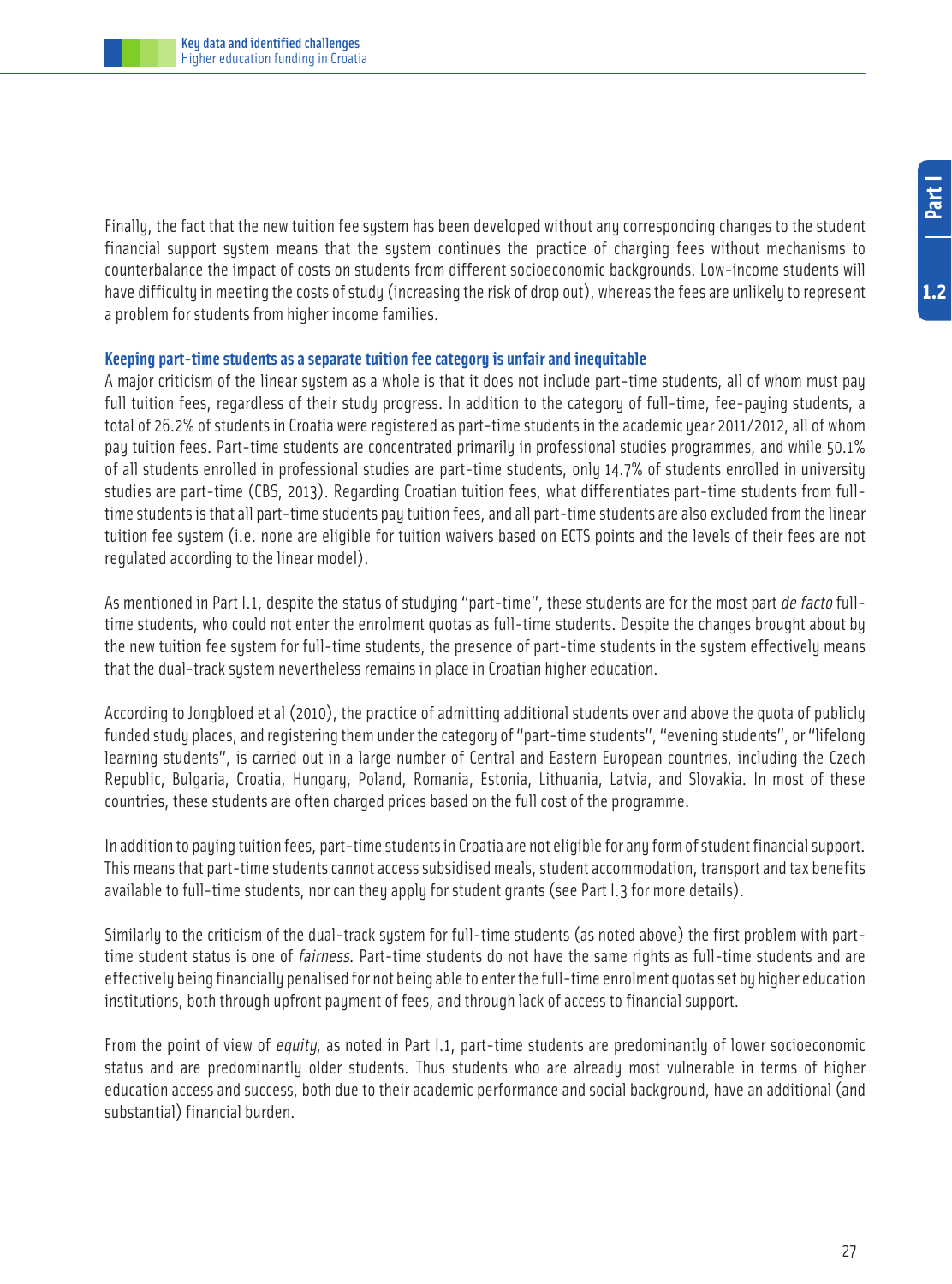Finally, the fact that the new tuition fee system has been developed without any corresponding changes to the student financial support system means that the system continues the practice of charging fees without mechanisms to counterbalance the impact of costs on students from different socioeconomic backgrounds. Low-income students will have difficulty in meeting the costs of study (increasing the risk of drop out), whereas the fees are unlikely to represent a problem for students from higher income families.

### Keeping part-time students as a separate tuition fee category is unfair and inequitable

A major criticism of the linear system as a whole is that it does not include part-time students, all of whom must pay full tuition fees, regardless of their study progress. In addition to the category of full-time, fee-paying students, a total of 26.2% of students in Croatia were registered as part-time students in the academic year 2011/2012, all of whom pay tuition fees. Part-time students are concentrated primarily in professional studies programmes, and while 50.1% of all students enrolled in professional studies are part-time students, only 14.7% of students enrolled in university studies are part-time (CBS, 2013). Regarding Croatian tuition fees, what differentiates part-time students from full-time students is that all part-time students pay tuition fees, and all part-time students are also excluded from the linear tuition fee system (i.e. none are eligible for tuition waivers based on ECTS points and the levels of their fees are not regulated according to the linear model).

As mentioned in Part I.1, despite the status of studying "part-time", these students are for the most part *de facto* full-time students, who could not enter the enrolment quotas as full-time students. Despite the changes brought about by the new tuition fee system for full-time students, the presence of part-time students in the system effectively means that the dual-track system nevertheless remains in place in Croatian higher education.

According to Jongbloed et al (2010), the practice of admitting additional students over and above the quota of publicly funded study places, and registering them under the category of "part-time students", "evening students", or "lifelong learning students", is carried out in a large number of Central and Eastern European countries, including the Czech Republic, Bulgaria, Croatia, Hungary, Poland, Romania, Estonia, Lithuania, Latvia, and Slovakia. In most of these countries, these students are often charged prices based on the full cost of the programme.

In addition to paying tuition fees, part-time students in Croatia are not eligible for any form of student financial support. This means that part-time students cannot access subsidised meals, student accommodation, transport and tax benefits available to full-time students, nor can they apply for student grants (see Part I.3 for more details).

Similarly to the criticism of the dual-track system for full-time students (as noted above) the first problem with part-time student status is one of *fairness*. Part-time students do not have the same rights as full-time students and are effectively being financially penalised for not being able to enter the full-time enrolment quotas set by higher education institutions, both through upfront payment of fees, and through lack of access to financial support.

From the point of view of *equity*, as noted in Part I.1, part-time students are predominantly of lower socioeconomic status and are predominantly older students. Thus students who are already most vulnerable in terms of higher education access and success, both due to their academic performance and social background, have an additional (and substantial) financial burden.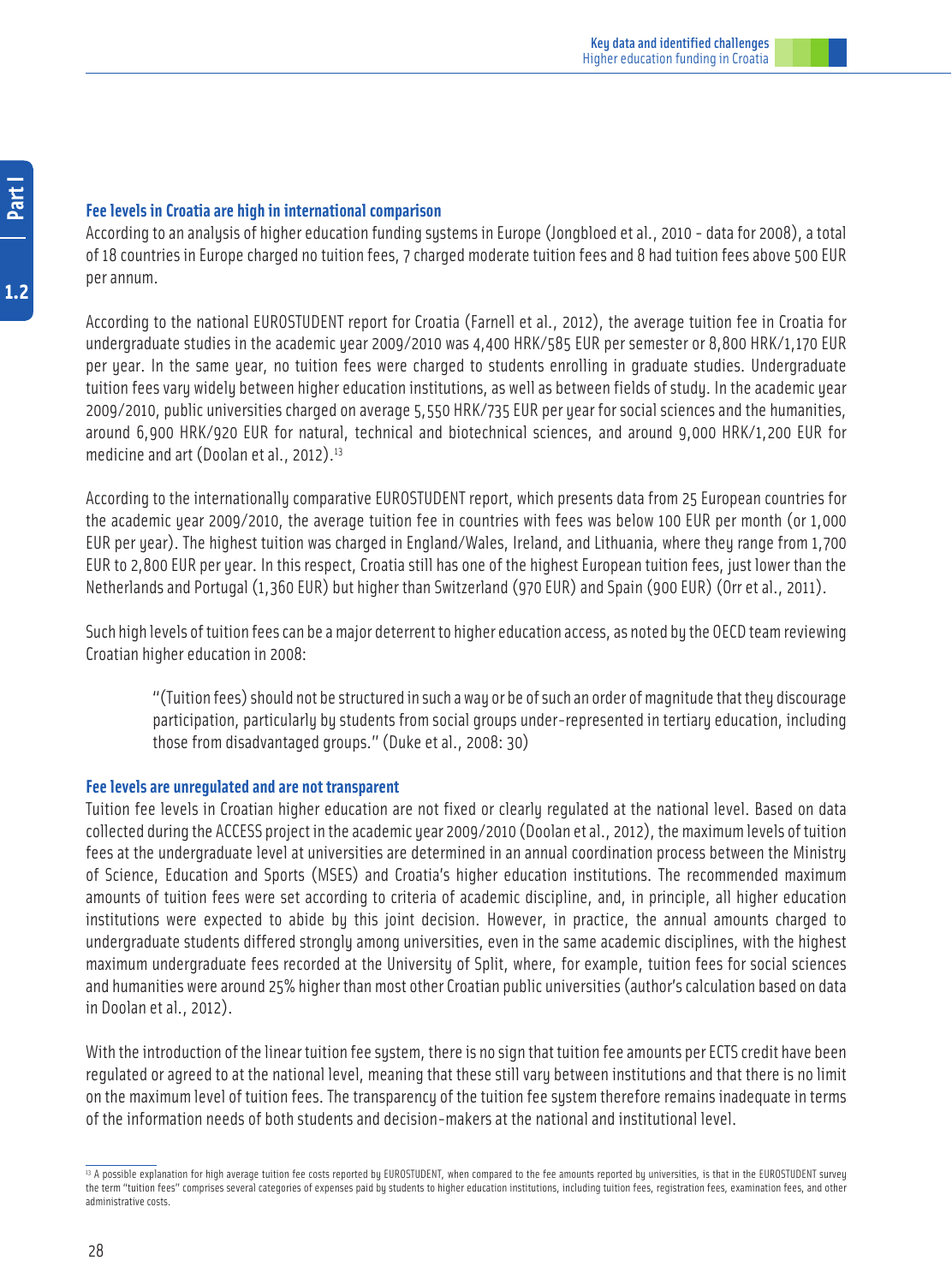### Fee levels in Croatia are high in international comparison

According to an analysis of higher education funding systems in Europe (Jongbloed et al., 2010 - data for 2008), a total of 18 countries in Europe charged no tuition fees, 7 charged moderate tuition fees and 8 had tuition fees above 500 EUR per annum.

According to the national EUROSTUDENT report for Croatia (Farnell et al., 2012), the average tuition fee in Croatia for undergraduate studies in the academic year 2009/2010 was 4,400 HRK/585 EUR per semester or 8,800 HRK/1,170 EUR per year. In the same year, no tuition fees were charged to students enrolling in graduate studies. Undergraduate tuition fees vary widely between higher education institutions, as well as between fields of study. In the academic year 2009/2010, public universities charged on average 5,550 HRK/735 EUR per year for social sciences and the humanities, around 6,900 HRK/920 EUR for natural, technical and biotechnical sciences, and around 9,000 HRK/1,200 EUR for medicine and art (Doolan et al., 2012).[13]

According to the internationally comparative EUROSTUDENT report, which presents data from 25 European countries for the academic year 2009/2010, the average tuition fee in countries with fees was below 100 EUR per month (or 1,000 EUR per year). The highest tuition was charged in England/Wales, Ireland, and Lithuania, where they range from 1,700 EUR to 2,800 EUR per year. In this respect, Croatia still has one of the highest European tuition fees, just lower than the Netherlands and Portugal (1,360 EUR) but higher than Switzerland (970 EUR) and Spain (900 EUR) (Orr et al., 2011).

Such high levels of tuition fees can be a major deterrent to higher education access, as noted by the OECD team reviewing Croatian higher education in 2008:

> "(Tuition fees) should not be structured in such a way or be of such an order of magnitude that they discourage participation, particularly by students from social groups under-represented in tertiary education, including those from disadvantaged groups." (Duke et al., 2008: 30)

### Fee levels are unregulated and are not transparent

Tuition fee levels in Croatian higher education are not fixed or clearly regulated at the national level. Based on data collected during the ACCESS project in the academic year 2009/2010 (Doolan et al., 2012), the maximum levels of tuition fees at the undergraduate level at universities are determined in an annual coordination process between the Ministry of Science, Education and Sports (MSES) and Croatia's higher education institutions. The recommended maximum amounts of tuition fees were set according to criteria of academic discipline, and, in principle, all higher education institutions were expected to abide by this joint decision. However, in practice, the annual amounts charged to undergraduate students differed strongly among universities, even in the same academic disciplines, with the highest maximum undergraduate fees recorded at the University of Split, where, for example, tuition fees for social sciences and humanities were around 25% higher than most other Croatian public universities (author's calculation based on data in Doolan et al., 2012).

With the introduction of the linear tuition fee system, there is no sign that tuition fee amounts per ECTS credit have been regulated or agreed to at the national level, meaning that these still vary between institutions and that there is no limit on the maximum level of tuition fees. The transparency of the tuition fee system therefore remains inadequate in terms of the information needs of both students and decision-makers at the national and institutional level.

---

[13] A possible explanation for high average tuition fee costs reported by EUROSTUDENT, when compared to the fee amounts reported by universities, is that in the EUROSTUDENT survey the term "tuition fees" comprises several categories of expenses paid by students to higher education institutions, including tuition fees, registration fees, examination fees, and other administrative costs.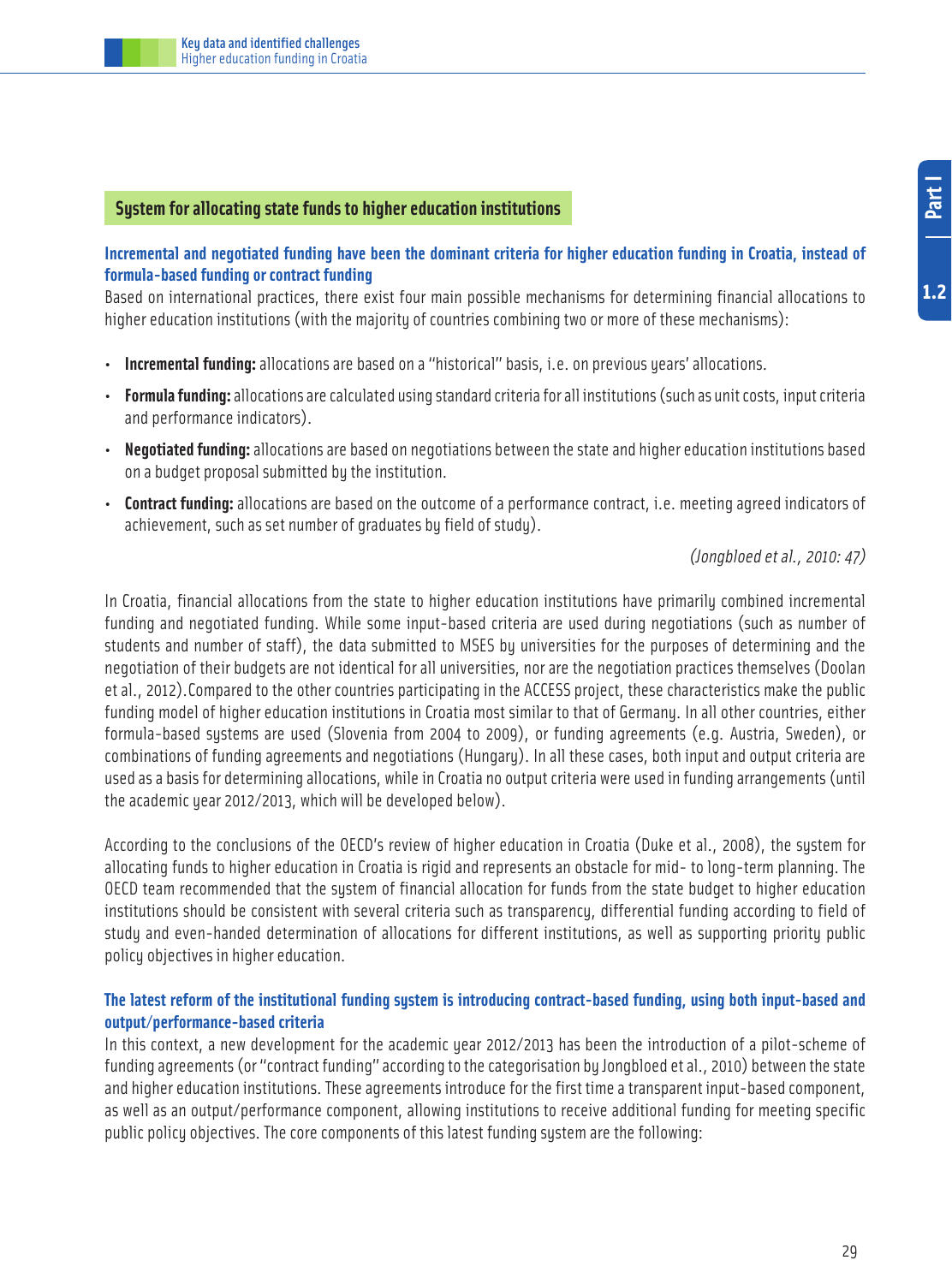## System for allocating state funds to higher education institutions

### Incremental and negotiated funding have been the dominant criteria for higher education funding in Croatia, instead of formula-based funding or contract funding

Based on international practices, there exist four main possible mechanisms for determining financial allocations to higher education institutions (with the majority of countries combining two or more of these mechanisms):

- **Incremental funding:** allocations are based on a "historical" basis, i.e. on previous years' allocations.
- **Formula funding:** allocations are calculated using standard criteria for all institutions (such as unit costs, input criteria and performance indicators).
- **Negotiated funding:** allocations are based on negotiations between the state and higher education institutions based on a budget proposal submitted by the institution.
- **Contract funding:** allocations are based on the outcome of a performance contract, i.e. meeting agreed indicators of achievement, such as set number of graduates by field of study).

*(Jongbloed et al., 2010: 47)*

In Croatia, financial allocations from the state to higher education institutions have primarily combined incremental funding and negotiated funding. While some input-based criteria are used during negotiations (such as number of students and number of staff), the data submitted to MSES by universities for the purposes of determining and the negotiation of their budgets are not identical for all universities, nor are the negotiation practices themselves (Doolan et al., 2012).Compared to the other countries participating in the ACCESS project, these characteristics make the public funding model of higher education institutions in Croatia most similar to that of Germany. In all other countries, either formula-based systems are used (Slovenia from 2004 to 2009), or funding agreements (e.g. Austria, Sweden), or combinations of funding agreements and negotiations (Hungary). In all these cases, both input and output criteria are used as a basis for determining allocations, while in Croatia no output criteria were used in funding arrangements (until the academic year 2012/2013, which will be developed below).

According to the conclusions of the OECD's review of higher education in Croatia (Duke et al., 2008), the system for allocating funds to higher education in Croatia is rigid and represents an obstacle for mid- to long-term planning. The OECD team recommended that the system of financial allocation for funds from the state budget to higher education institutions should be consistent with several criteria such as transparency, differential funding according to field of study and even-handed determination of allocations for different institutions, as well as supporting priority public policy objectives in higher education.

### The latest reform of the institutional funding system is introducing contract-based funding, using both input-based and output/performance-based criteria

In this context, a new development for the academic year 2012/2013 has been the introduction of a pilot-scheme of funding agreements (or "contract funding" according to the categorisation by Jongbloed et al., 2010) between the state and higher education institutions. These agreements introduce for the first time a transparent input-based component, as well as an output/performance component, allowing institutions to receive additional funding for meeting specific public policy objectives. The core components of this latest funding system are the following: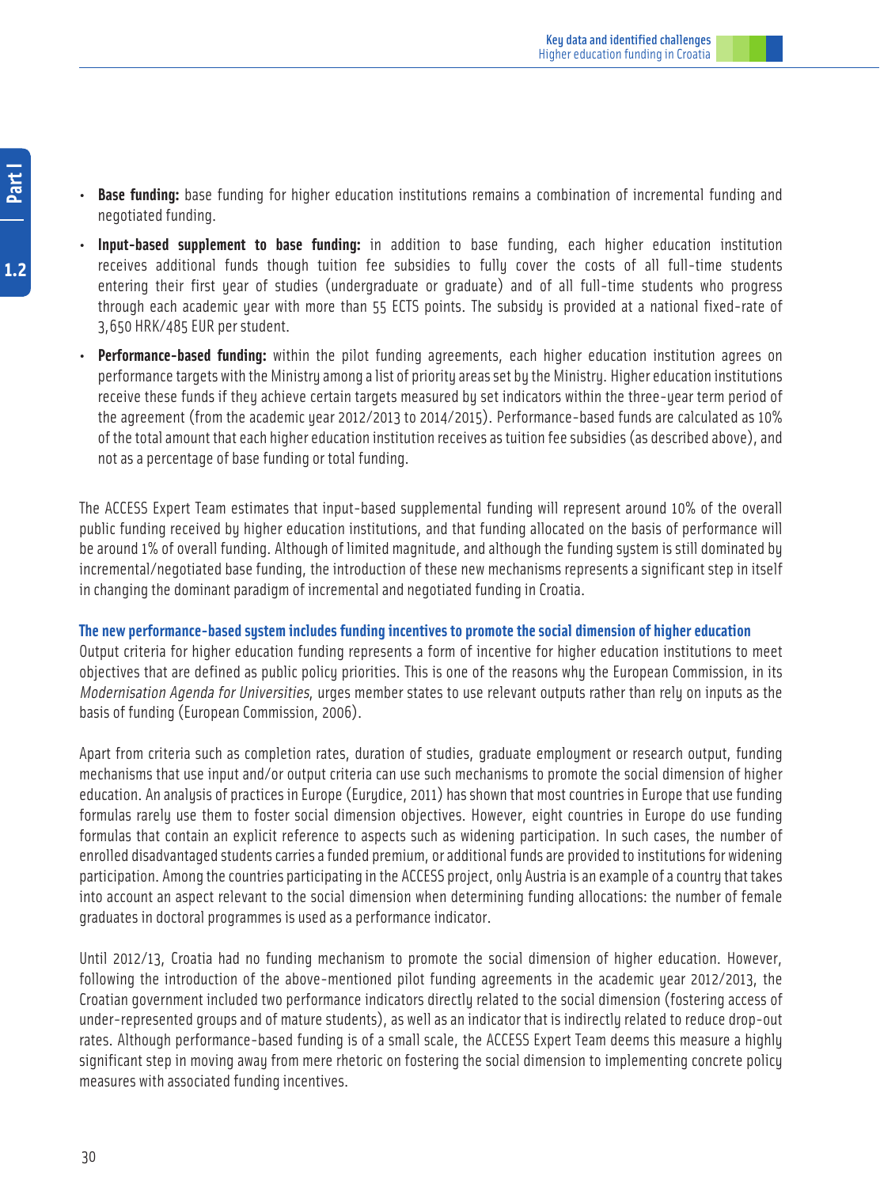- **Base funding:** base funding for higher education institutions remains a combination of incremental funding and negotiated funding.
- **Input-based supplement to base funding:** in addition to base funding, each higher education institution receives additional funds though tuition fee subsidies to fully cover the costs of all full-time students entering their first year of studies (undergraduate or graduate) and of all full-time students who progress through each academic year with more than 55 ECTS points. The subsidy is provided at a national fixed-rate of 3,650 HRK/485 EUR per student.
- **Performance-based funding:** within the pilot funding agreements, each higher education institution agrees on performance targets with the Ministry among a list of priority areas set by the Ministry. Higher education institutions receive these funds if they achieve certain targets measured by set indicators within the three-year term period of the agreement (from the academic year 2012/2013 to 2014/2015). Performance-based funds are calculated as 10% of the total amount that each higher education institution receives as tuition fee subsidies (as described above), and not as a percentage of base funding or total funding.

The ACCESS Expert Team estimates that input-based supplemental funding will represent around 10% of the overall public funding received by higher education institutions, and that funding allocated on the basis of performance will be around 1% of overall funding. Although of limited magnitude, and although the funding system is still dominated by incremental/negotiated base funding, the introduction of these new mechanisms represents a significant step in itself in changing the dominant paradigm of incremental and negotiated funding in Croatia.

### The new performance-based system includes funding incentives to promote the social dimension of higher education

Output criteria for higher education funding represents a form of incentive for higher education institutions to meet objectives that are defined as public policy priorities. This is one of the reasons why the European Commission, in its *Modernisation Agenda for Universities*, urges member states to use relevant outputs rather than rely on inputs as the basis of funding (European Commission, 2006).

Apart from criteria such as completion rates, duration of studies, graduate employment or research output, funding mechanisms that use input and/or output criteria can use such mechanisms to promote the social dimension of higher education. An analysis of practices in Europe (Eurydice, 2011) has shown that most countries in Europe that use funding formulas rarely use them to foster social dimension objectives. However, eight countries in Europe do use funding formulas that contain an explicit reference to aspects such as widening participation. In such cases, the number of enrolled disadvantaged students carries a funded premium, or additional funds are provided to institutions for widening participation. Among the countries participating in the ACCESS project, only Austria is an example of a country that takes into account an aspect relevant to the social dimension when determining funding allocations: the number of female graduates in doctoral programmes is used as a performance indicator.

Until 2012/13, Croatia had no funding mechanism to promote the social dimension of higher education. However, following the introduction of the above-mentioned pilot funding agreements in the academic year 2012/2013, the Croatian government included two performance indicators directly related to the social dimension (fostering access of under-represented groups and of mature students), as well as an indicator that is indirectly related to reduce drop-out rates. Although performance-based funding is of a small scale, the ACCESS Expert Team deems this measure a highly significant step in moving away from mere rhetoric on fostering the social dimension to implementing concrete policy measures with associated funding incentives.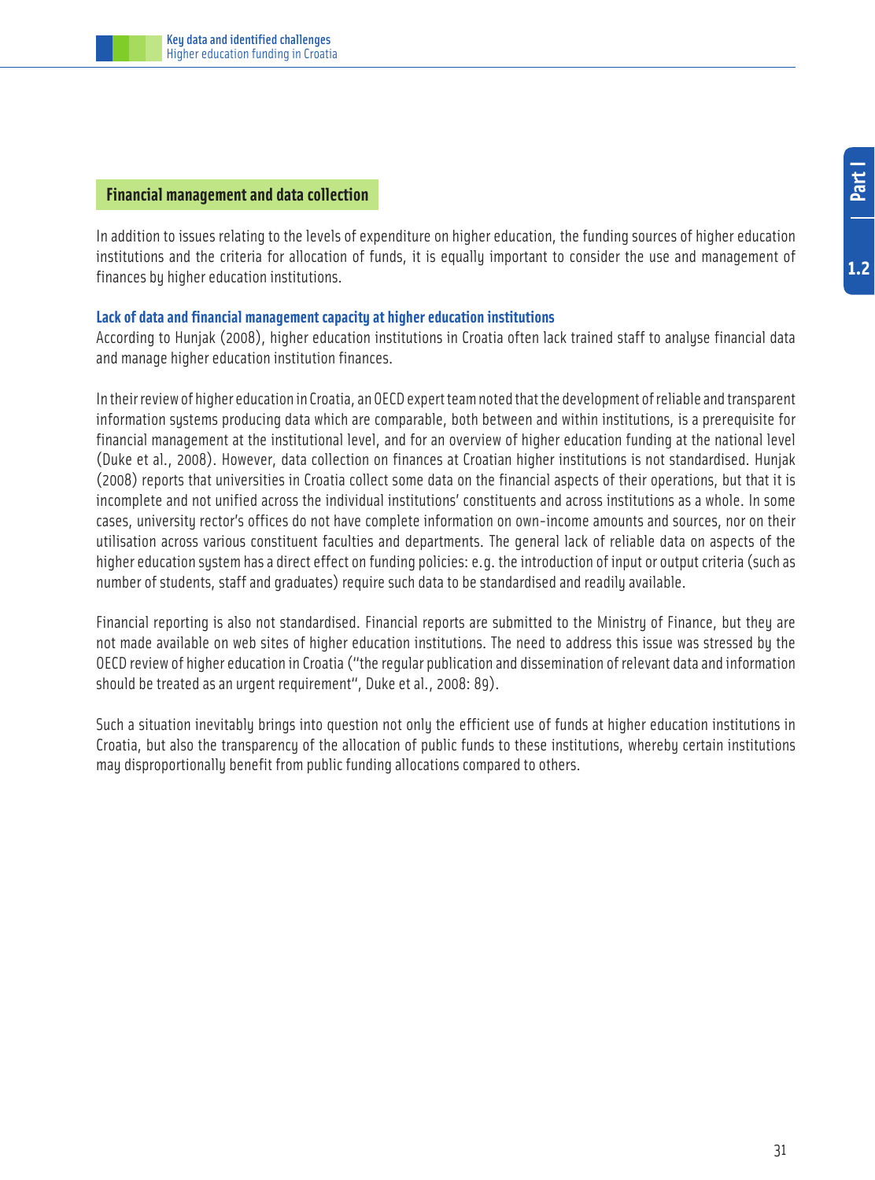## Financial management and data collection

In addition to issues relating to the levels of expenditure on higher education, the funding sources of higher education institutions and the criteria for allocation of funds, it is equally important to consider the use and management of finances by higher education institutions.

### Lack of data and financial management capacity at higher education institutions

According to Hunjak (2008), higher education institutions in Croatia often lack trained staff to analyse financial data and manage higher education institution finances.

In their review of higher education in Croatia, an OECD expert team noted that the development of reliable and transparent information systems producing data which are comparable, both between and within institutions, is a prerequisite for financial management at the institutional level, and for an overview of higher education funding at the national level (Duke et al., 2008). However, data collection on finances at Croatian higher institutions is not standardised. Hunjak (2008) reports that universities in Croatia collect some data on the financial aspects of their operations, but that it is incomplete and not unified across the individual institutions' constituents and across institutions as a whole. In some cases, university rector's offices do not have complete information on own-income amounts and sources, nor on their utilisation across various constituent faculties and departments. The general lack of reliable data on aspects of the higher education system has a direct effect on funding policies: e.g. the introduction of input or output criteria (such as number of students, staff and graduates) require such data to be standardised and readily available.

Financial reporting is also not standardised. Financial reports are submitted to the Ministry of Finance, but they are not made available on web sites of higher education institutions. The need to address this issue was stressed by the OECD review of higher education in Croatia ("the regular publication and dissemination of relevant data and information should be treated as an urgent requirement", Duke et al., 2008: 89).

Such a situation inevitably brings into question not only the efficient use of funds at higher education institutions in Croatia, but also the transparency of the allocation of public funds to these institutions, whereby certain institutions may disproportionally benefit from public funding allocations compared to others.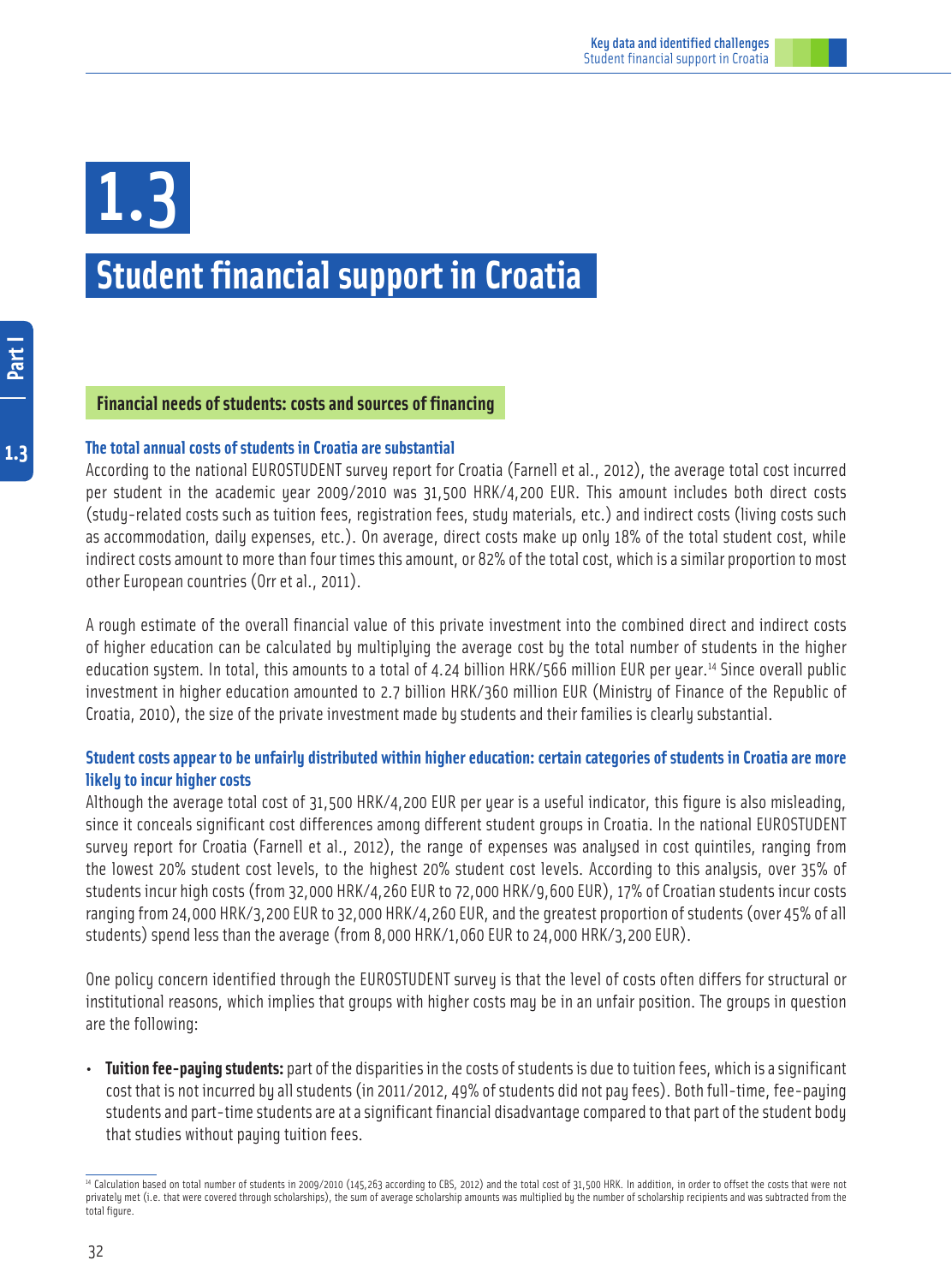# 1.3

# Student financial support in Croatia

## Financial needs of students: costs and sources of financing

### The total annual costs of students in Croatia are substantial

According to the national EUROSTUDENT survey report for Croatia (Farnell et al., 2012), the average total cost incurred per student in the academic year 2009/2010 was 31,500 HRK/4,200 EUR. This amount includes both direct costs (study-related costs such as tuition fees, registration fees, study materials, etc.) and indirect costs (living costs such as accommodation, daily expenses, etc.). On average, direct costs make up only 18% of the total student cost, while indirect costs amount to more than four times this amount, or 82% of the total cost, which is a similar proportion to most other European countries (Orr et al., 2011).

A rough estimate of the overall financial value of this private investment into the combined direct and indirect costs of higher education can be calculated by multiplying the average cost by the total number of students in the higher education system. In total, this amounts to a total of 4.24 billion HRK/566 million EUR per year.[14] Since overall public investment in higher education amounted to 2.7 billion HRK/360 million EUR (Ministry of Finance of the Republic of Croatia, 2010), the size of the private investment made by students and their families is clearly substantial.

### Student costs appear to be unfairly distributed within higher education: certain categories of students in Croatia are more likely to incur higher costs

Although the average total cost of 31,500 HRK/4,200 EUR per year is a useful indicator, this figure is also misleading, since it conceals significant cost differences among different student groups in Croatia. In the national EUROSTUDENT survey report for Croatia (Farnell et al., 2012), the range of expenses was analysed in cost quintiles, ranging from the lowest 20% student cost levels, to the highest 20% student cost levels. According to this analysis, over 35% of students incur high costs (from 32,000 HRK/4,260 EUR to 72,000 HRK/9,600 EUR), 17% of Croatian students incur costs ranging from 24,000 HRK/3,200 EUR to 32,000 HRK/4,260 EUR, and the greatest proportion of students (over 45% of all students) spend less than the average (from 8,000 HRK/1,060 EUR to 24,000 HRK/3,200 EUR).

One policy concern identified through the EUROSTUDENT survey is that the level of costs often differs for structural or institutional reasons, which implies that groups with higher costs may be in an unfair position. The groups in question are the following:

- **Tuition fee-paying students:** part of the disparities in the costs of students is due to tuition fees, which is a significant cost that is not incurred by all students (in 2011/2012, 49% of students did not pay fees). Both full-time, fee-paying students and part-time students are at a significant financial disadvantage compared to that part of the student body that studies without paying tuition fees.

[14] Calculation based on total number of students in 2009/2010 (145,263 according to CBS, 2012) and the total cost of 31,500 HRK. In addition, in order to offset the costs that were not privately met (i.e. that were covered through scholarships), the sum of average scholarship amounts was multiplied by the number of scholarship recipients and was subtracted from the total figure.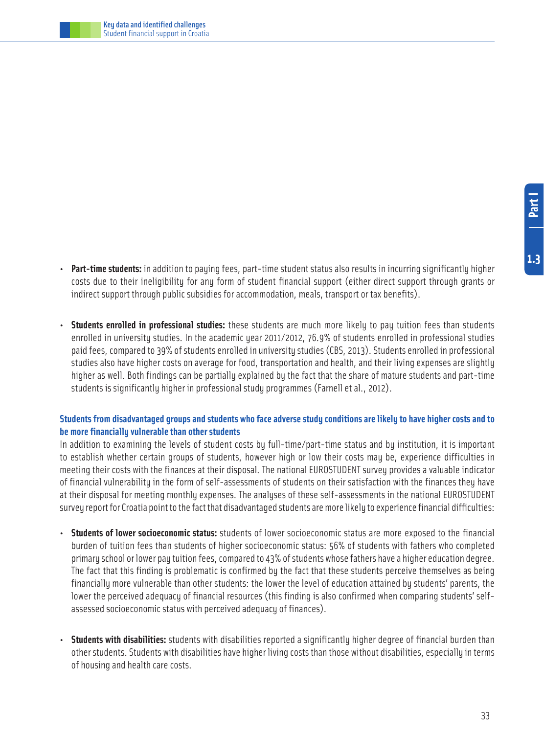- **Part-time students:** in addition to paying fees, part-time student status also results in incurring significantly higher costs due to their ineligibility for any form of student financial support (either direct support through grants or indirect support through public subsidies for accommodation, meals, transport or tax benefits).

- **Students enrolled in professional studies:** these students are much more likely to pay tuition fees than students enrolled in university studies. In the academic year 2011/2012, 76.9% of students enrolled in professional studies paid fees, compared to 39% of students enrolled in university studies (CBS, 2013). Students enrolled in professional studies also have higher costs on average for food, transportation and health, and their living expenses are slightly higher as well. Both findings can be partially explained by the fact that the share of mature students and part-time students is significantly higher in professional study programmes (Farnell et al., 2012).

### Students from disadvantaged groups and students who face adverse study conditions are likely to have higher costs and to be more financially vulnerable than other students

In addition to examining the levels of student costs by full-time/part-time status and by institution, it is important to establish whether certain groups of students, however high or low their costs may be, experience difficulties in meeting their costs with the finances at their disposal. The national EUROSTUDENT survey provides a valuable indicator of financial vulnerability in the form of self-assessments of students on their satisfaction with the finances they have at their disposal for meeting monthly expenses. The analyses of these self-assessments in the national EUROSTUDENT survey report for Croatia point to the fact that disadvantaged students are more likely to experience financial difficulties:

- **Students of lower socioeconomic status:** students of lower socioeconomic status are more exposed to the financial burden of tuition fees than students of higher socioeconomic status: 56% of students with fathers who completed primary school or lower pay tuition fees, compared to 43% of students whose fathers have a higher education degree. The fact that this finding is problematic is confirmed by the fact that these students perceive themselves as being financially more vulnerable than other students: the lower the level of education attained by students' parents, the lower the perceived adequacy of financial resources (this finding is also confirmed when comparing students' self-assessed socioeconomic status with perceived adequacy of finances).

- **Students with disabilities:** students with disabilities reported a significantly higher degree of financial burden than other students. Students with disabilities have higher living costs than those without disabilities, especially in terms of housing and health care costs.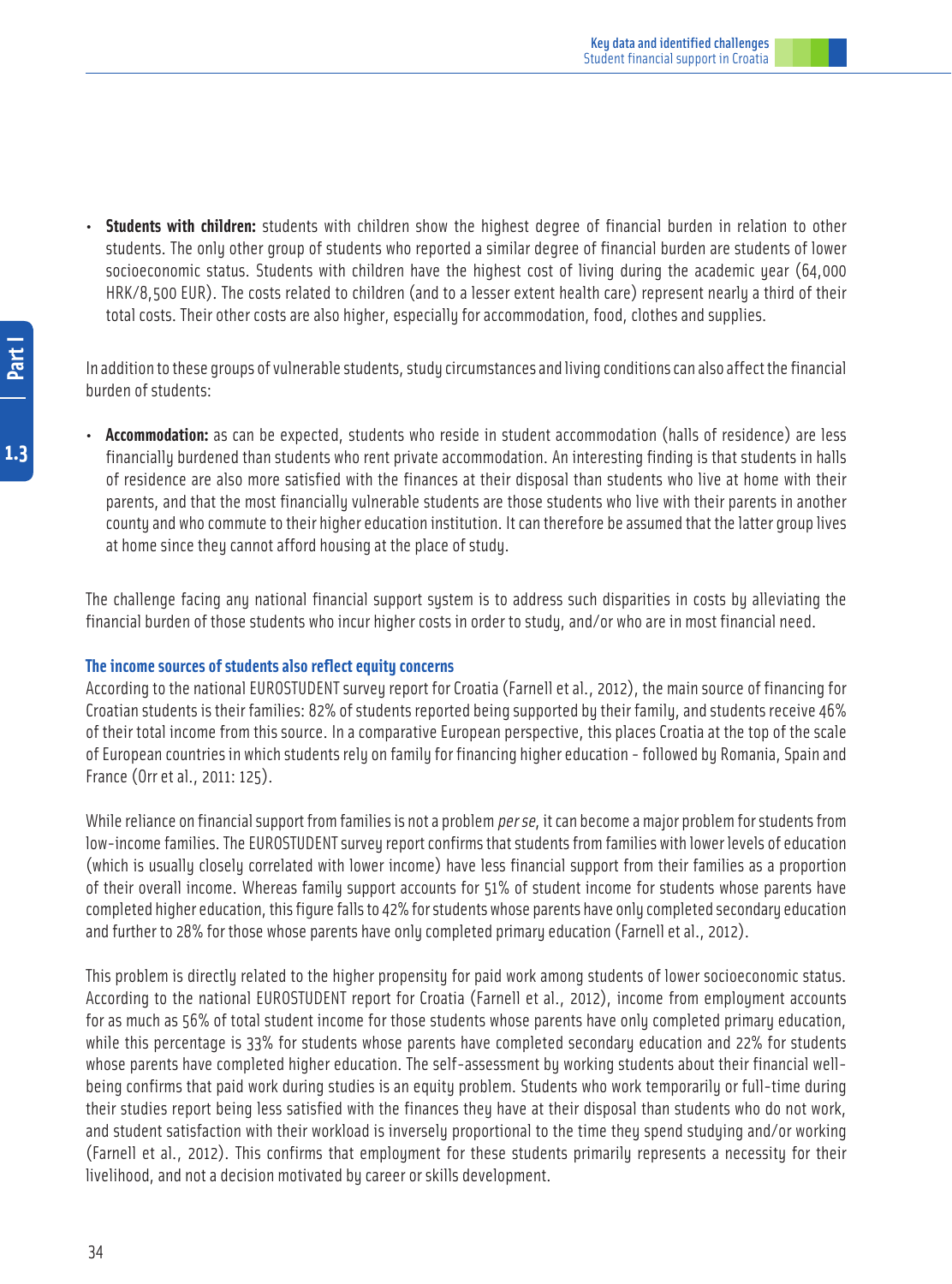- **Students with children:** students with children show the highest degree of financial burden in relation to other students. The only other group of students who reported a similar degree of financial burden are students of lower socioeconomic status. Students with children have the highest cost of living during the academic year (64,000 HRK/8,500 EUR). The costs related to children (and to a lesser extent health care) represent nearly a third of their total costs. Their other costs are also higher, especially for accommodation, food, clothes and supplies.

In addition to these groups of vulnerable students, study circumstances and living conditions can also affect the financial burden of students:

- **Accommodation:** as can be expected, students who reside in student accommodation (halls of residence) are less financially burdened than students who rent private accommodation. An interesting finding is that students in halls of residence are also more satisfied with the finances at their disposal than students who live at home with their parents, and that the most financially vulnerable students are those students who live with their parents in another county and who commute to their higher education institution. It can therefore be assumed that the latter group lives at home since they cannot afford housing at the place of study.

The challenge facing any national financial support system is to address such disparities in costs by alleviating the financial burden of those students who incur higher costs in order to study, and/or who are in most financial need.

### The income sources of students also reflect equity concerns

According to the national EUROSTUDENT survey report for Croatia (Farnell et al., 2012), the main source of financing for Croatian students is their families: 82% of students reported being supported by their family, and students receive 46% of their total income from this source. In a comparative European perspective, this places Croatia at the top of the scale of European countries in which students rely on family for financing higher education - followed by Romania, Spain and France (Orr et al., 2011: 125).

While reliance on financial support from families is not a problem *per se*, it can become a major problem for students from low-income families. The EUROSTUDENT survey report confirms that students from families with lower levels of education (which is usually closely correlated with lower income) have less financial support from their families as a proportion of their overall income. Whereas family support accounts for 51% of student income for students whose parents have completed higher education, this figure falls to 42% for students whose parents have only completed secondary education and further to 28% for those whose parents have only completed primary education (Farnell et al., 2012).

This problem is directly related to the higher propensity for paid work among students of lower socioeconomic status. According to the national EUROSTUDENT report for Croatia (Farnell et al., 2012), income from employment accounts for as much as 56% of total student income for those students whose parents have only completed primary education, while this percentage is 33% for students whose parents have completed secondary education and 22% for students whose parents have completed higher education. The self-assessment by working students about their financial well-being confirms that paid work during studies is an equity problem. Students who work temporarily or full-time during their studies report being less satisfied with the finances they have at their disposal than students who do not work, and student satisfaction with their workload is inversely proportional to the time they spend studying and/or working (Farnell et al., 2012). This confirms that employment for these students primarily represents a necessity for their livelihood, and not a decision motivated by career or skills development.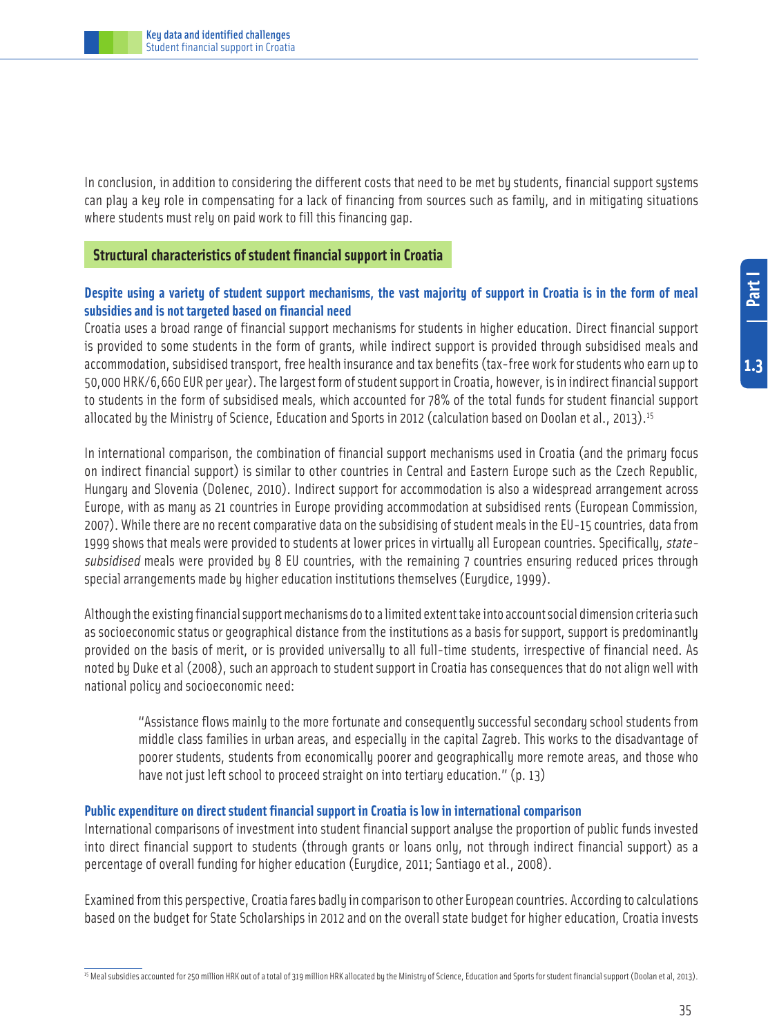In conclusion, in addition to considering the different costs that need to be met by students, financial support systems can play a key role in compensating for a lack of financing from sources such as family, and in mitigating situations where students must rely on paid work to fill this financing gap.

## Structural characteristics of student financial support in Croatia

### Despite using a variety of student support mechanisms, the vast majority of support in Croatia is in the form of meal subsidies and is not targeted based on financial need

Croatia uses a broad range of financial support mechanisms for students in higher education. Direct financial support is provided to some students in the form of grants, while indirect support is provided through subsidised meals and accommodation, subsidised transport, free health insurance and tax benefits (tax-free work for students who earn up to 50,000 HRK/6,660 EUR per year). The largest form of student support in Croatia, however, is in indirect financial support to students in the form of subsidised meals, which accounted for 78% of the total funds for student financial support allocated by the Ministry of Science, Education and Sports in 2012 (calculation based on Doolan et al., 2013).[15]

In international comparison, the combination of financial support mechanisms used in Croatia (and the primary focus on indirect financial support) is similar to other countries in Central and Eastern Europe such as the Czech Republic, Hungary and Slovenia (Dolenec, 2010). Indirect support for accommodation is also a widespread arrangement across Europe, with as many as 21 countries in Europe providing accommodation at subsidised rents (European Commission, 2007). While there are no recent comparative data on the subsidising of student meals in the EU-15 countries, data from 1999 shows that meals were provided to students at lower prices in virtually all European countries. Specifically, *state-subsidised* meals were provided by 8 EU countries, with the remaining 7 countries ensuring reduced prices through special arrangements made by higher education institutions themselves (Eurydice, 1999).

Although the existing financial support mechanisms do to a limited extent take into account social dimension criteria such as socioeconomic status or geographical distance from the institutions as a basis for support, support is predominantly provided on the basis of merit, or is provided universally to all full-time students, irrespective of financial need. As noted by Duke et al (2008), such an approach to student support in Croatia has consequences that do not align well with national policy and socioeconomic need:

> "Assistance flows mainly to the more fortunate and consequently successful secondary school students from middle class families in urban areas, and especially in the capital Zagreb. This works to the disadvantage of poorer students, students from economically poorer and geographically more remote areas, and those who have not just left school to proceed straight on into tertiary education." (p. 13)

### Public expenditure on direct student financial support in Croatia is low in international comparison

International comparisons of investment into student financial support analyse the proportion of public funds invested into direct financial support to students (through grants or loans only, not through indirect financial support) as a percentage of overall funding for higher education (Eurydice, 2011; Santiago et al., 2008).

Examined from this perspective, Croatia fares badly in comparison to other European countries. According to calculations based on the budget for State Scholarships in 2012 and on the overall state budget for higher education, Croatia invests

[15] Meal subsidies accounted for 250 million HRK out of a total of 319 million HRK allocated by the Ministry of Science, Education and Sports for student financial support (Doolan et al, 2013).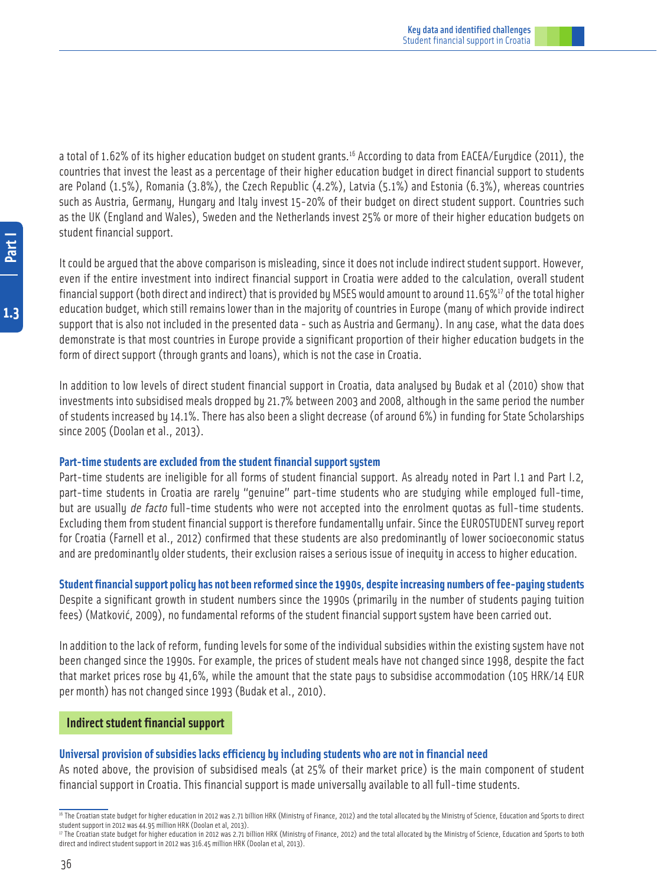a total of 1.62% of its higher education budget on student grants.[16] According to data from EACEA/Eurydice (2011), the countries that invest the least as a percentage of their higher education budget in direct financial support to students are Poland (1.5%), Romania (3.8%), the Czech Republic (4.2%), Latvia (5.1%) and Estonia (6.3%), whereas countries such as Austria, Germany, Hungary and Italy invest 15-20% of their budget on direct student support. Countries such as the UK (England and Wales), Sweden and the Netherlands invest 25% or more of their higher education budgets on student financial support.

It could be argued that the above comparison is misleading, since it does not include indirect student support. However, even if the entire investment into indirect financial support in Croatia were added to the calculation, overall student financial support (both direct and indirect) that is provided by MSES would amount to around 11.65%[17] of the total higher education budget, which still remains lower than in the majority of countries in Europe (many of which provide indirect support that is also not included in the presented data - such as Austria and Germany). In any case, what the data does demonstrate is that most countries in Europe provide a significant proportion of their higher education budgets in the form of direct support (through grants and loans), which is not the case in Croatia.

In addition to low levels of direct student financial support in Croatia, data analysed by Budak et al (2010) show that investments into subsidised meals dropped by 21.7% between 2003 and 2008, although in the same period the number of students increased by 14.1%. There has also been a slight decrease (of around 6%) in funding for State Scholarships since 2005 (Doolan et al., 2013).

#### Part-time students are excluded from the student financial support system

Part-time students are ineligible for all forms of student financial support. As already noted in Part I.1 and Part I.2, part-time students in Croatia are rarely "genuine" part-time students who are studying while employed full-time, but are usually *de facto* full-time students who were not accepted into the enrolment quotas as full-time students. Excluding them from student financial support is therefore fundamentally unfair. Since the EUROSTUDENT survey report for Croatia (Farnell et al., 2012) confirmed that these students are also predominantly of lower socioeconomic status and are predominantly older students, their exclusion raises a serious issue of inequity in access to higher education.

#### Student financial support policy has not been reformed since the 1990s, despite increasing numbers of fee-paying students

Despite a significant growth in student numbers since the 1990s (primarily in the number of students paying tuition fees) (Matković, 2009), no fundamental reforms of the student financial support system have been carried out.

In addition to the lack of reform, funding levels for some of the individual subsidies within the existing system have not been changed since the 1990s. For example, the prices of student meals have not changed since 1998, despite the fact that market prices rose by 41,6%, while the amount that the state pays to subsidise accommodation (105 HRK/14 EUR per month) has not changed since 1993 (Budak et al., 2010).

### Indirect student financial support

#### Universal provision of subsidies lacks efficiency by including students who are not in financial need

As noted above, the provision of subsidised meals (at 25% of their market price) is the main component of student financial support in Croatia. This financial support is made universally available to all full-time students.

---

[16] The Croatian state budget for higher education in 2012 was 2.71 billion HRK (Ministry of Finance, 2012) and the total allocated by the Ministry of Science, Education and Sports to direct student support in 2012 was 44.95 million HRK (Doolan et al, 2013).

[17] The Croatian state budget for higher education in 2012 was 2.71 billion HRK (Ministry of Finance, 2012) and the total allocated by the Ministry of Science, Education and Sports to both direct and indirect student support in 2012 was 316.45 million HRK (Doolan et al, 2013).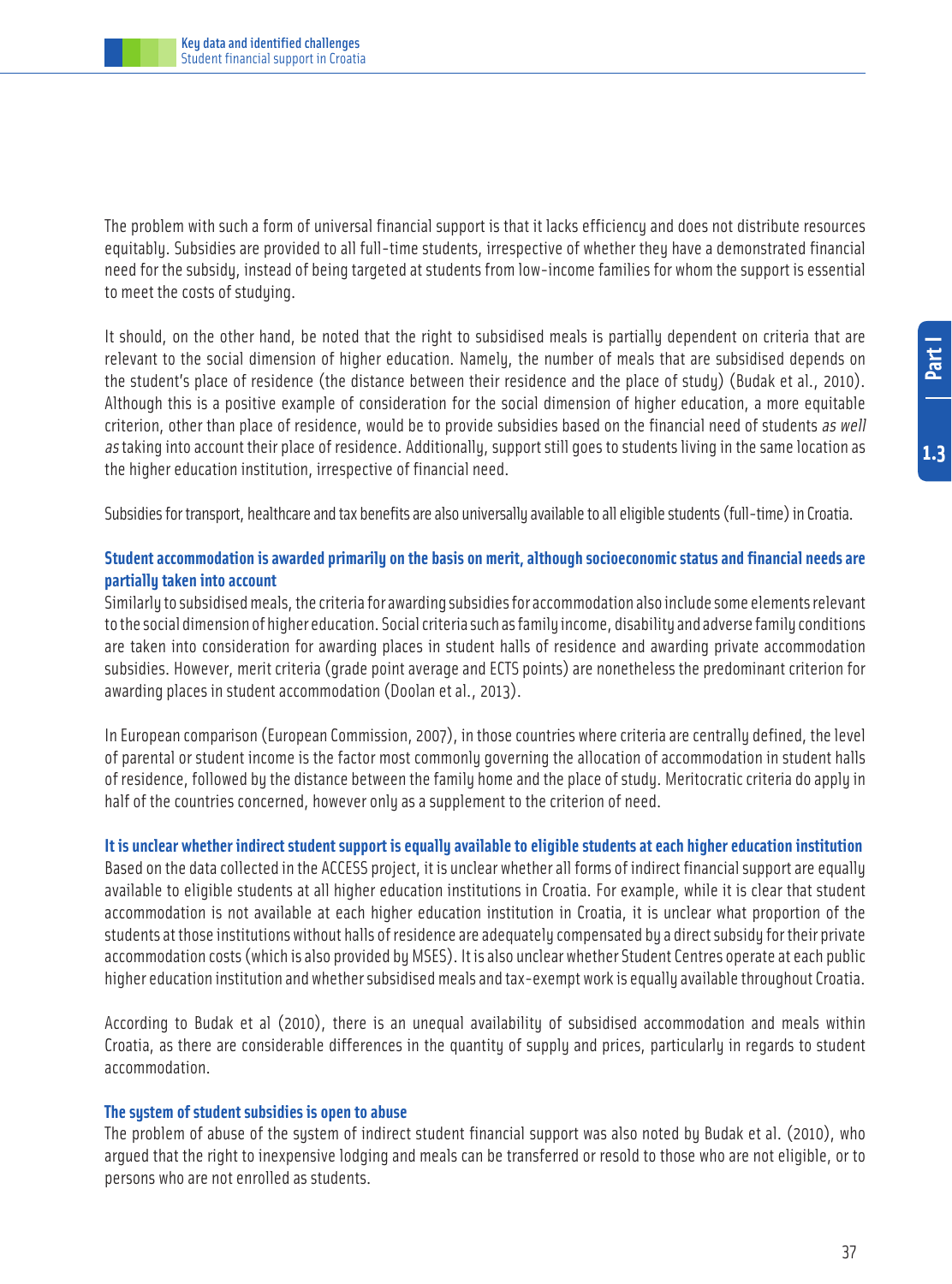The problem with such a form of universal financial support is that it lacks efficiency and does not distribute resources equitably. Subsidies are provided to all full-time students, irrespective of whether they have a demonstrated financial need for the subsidy, instead of being targeted at students from low-income families for whom the support is essential to meet the costs of studying.

It should, on the other hand, be noted that the right to subsidised meals is partially dependent on criteria that are relevant to the social dimension of higher education. Namely, the number of meals that are subsidised depends on the student's place of residence (the distance between their residence and the place of study) (Budak et al., 2010). Although this is a positive example of consideration for the social dimension of higher education, a more equitable criterion, other than place of residence, would be to provide subsidies based on the financial need of students *as well as* taking into account their place of residence. Additionally, support still goes to students living in the same location as the higher education institution, irrespective of financial need.

Subsidies for transport, healthcare and tax benefits are also universally available to all eligible students (full-time) in Croatia.

### Student accommodation is awarded primarily on the basis on merit, although socioeconomic status and financial needs are partially taken into account

Similarly to subsidised meals, the criteria for awarding subsidies for accommodation also include some elements relevant to the social dimension of higher education. Social criteria such as family income, disability and adverse family conditions are taken into consideration for awarding places in student halls of residence and awarding private accommodation subsidies. However, merit criteria (grade point average and ECTS points) are nonetheless the predominant criterion for awarding places in student accommodation (Doolan et al., 2013).

In European comparison (European Commission, 2007), in those countries where criteria are centrally defined, the level of parental or student income is the factor most commonly governing the allocation of accommodation in student halls of residence, followed by the distance between the family home and the place of study. Meritocratic criteria do apply in half of the countries concerned, however only as a supplement to the criterion of need.

### It is unclear whether indirect student support is equally available to eligible students at each higher education institution

Based on the data collected in the ACCESS project, it is unclear whether all forms of indirect financial support are equally available to eligible students at all higher education institutions in Croatia. For example, while it is clear that student accommodation is not available at each higher education institution in Croatia, it is unclear what proportion of the students at those institutions without halls of residence are adequately compensated by a direct subsidy for their private accommodation costs (which is also provided by MSES). It is also unclear whether Student Centres operate at each public higher education institution and whether subsidised meals and tax-exempt work is equally available throughout Croatia.

According to Budak et al (2010), there is an unequal availability of subsidised accommodation and meals within Croatia, as there are considerable differences in the quantity of supply and prices, particularly in regards to student accommodation.

### The system of student subsidies is open to abuse

The problem of abuse of the system of indirect student financial support was also noted by Budak et al. (2010), who argued that the right to inexpensive lodging and meals can be transferred or resold to those who are not eligible, or to persons who are not enrolled as students.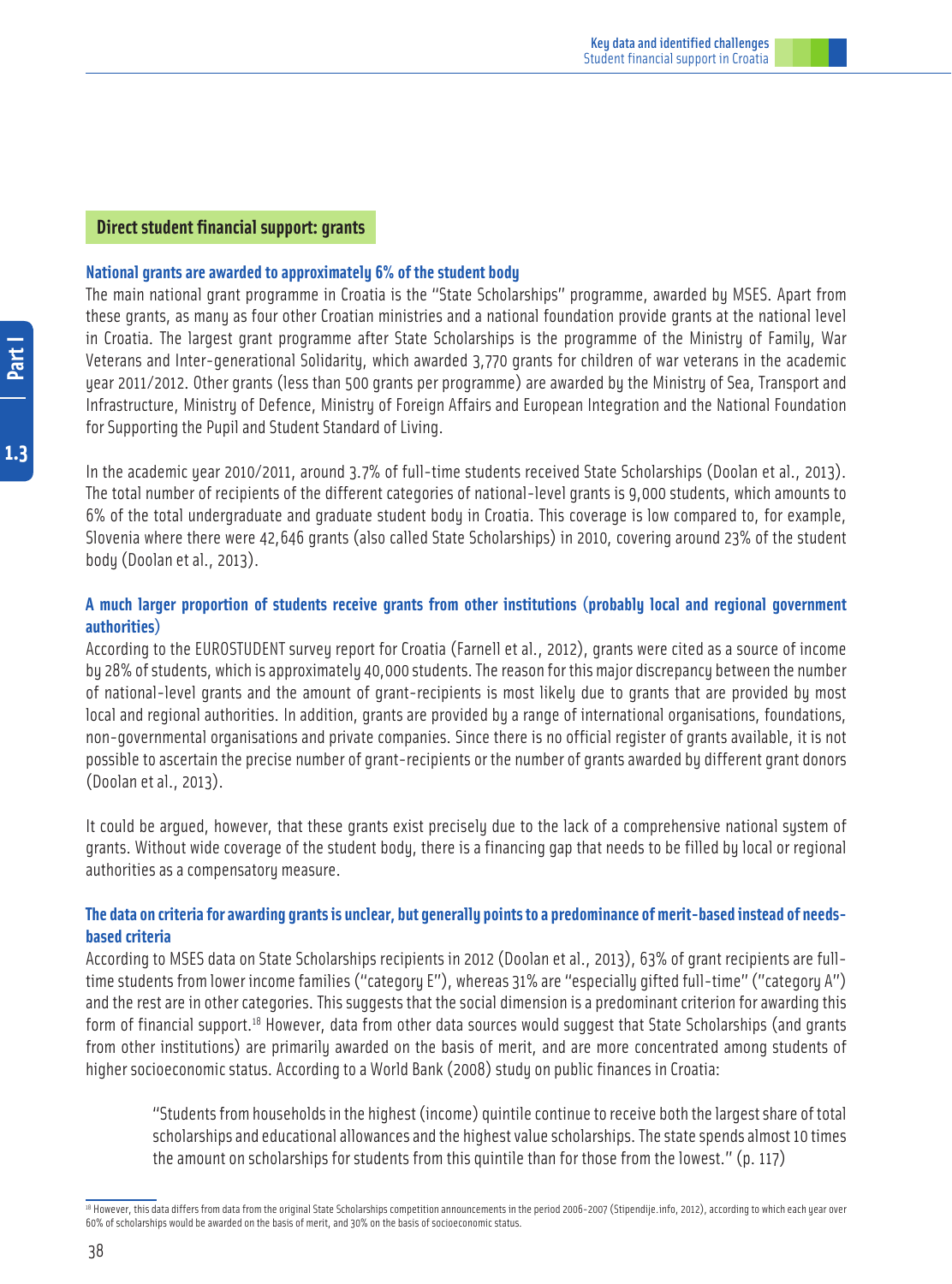## Direct student financial support: grants

### National grants are awarded to approximately 6% of the student body

The main national grant programme in Croatia is the "State Scholarships" programme, awarded by MSES. Apart from these grants, as many as four other Croatian ministries and a national foundation provide grants at the national level in Croatia. The largest grant programme after State Scholarships is the programme of the Ministry of Family, War Veterans and Inter-generational Solidarity, which awarded 3,770 grants for children of war veterans in the academic year 2011/2012. Other grants (less than 500 grants per programme) are awarded by the Ministry of Sea, Transport and Infrastructure, Ministry of Defence, Ministry of Foreign Affairs and European Integration and the National Foundation for Supporting the Pupil and Student Standard of Living.

In the academic year 2010/2011, around 3.7% of full-time students received State Scholarships (Doolan et al., 2013). The total number of recipients of the different categories of national-level grants is 9,000 students, which amounts to 6% of the total undergraduate and graduate student body in Croatia. This coverage is low compared to, for example, Slovenia where there were 42,646 grants (also called State Scholarships) in 2010, covering around 23% of the student body (Doolan et al., 2013).

### A much larger proportion of students receive grants from other institutions (probably local and regional government authorities)

According to the EUROSTUDENT survey report for Croatia (Farnell et al., 2012), grants were cited as a source of income by 28% of students, which is approximately 40,000 students. The reason for this major discrepancy between the number of national-level grants and the amount of grant-recipients is most likely due to grants that are provided by most local and regional authorities. In addition, grants are provided by a range of international organisations, foundations, non-governmental organisations and private companies. Since there is no official register of grants available, it is not possible to ascertain the precise number of grant-recipients or the number of grants awarded by different grant donors (Doolan et al., 2013).

It could be argued, however, that these grants exist precisely due to the lack of a comprehensive national system of grants. Without wide coverage of the student body, there is a financing gap that needs to be filled by local or regional authorities as a compensatory measure.

### The data on criteria for awarding grants is unclear, but generally points to a predominance of merit-based instead of needs-based criteria

According to MSES data on State Scholarships recipients in 2012 (Doolan et al., 2013), 63% of grant recipients are full-time students from lower income families ("category E"), whereas 31% are "especially gifted full-time" ("category A") and the rest are in other categories. This suggests that the social dimension is a predominant criterion for awarding this form of financial support.[18] However, data from other data sources would suggest that State Scholarships (and grants from other institutions) are primarily awarded on the basis of merit, and are more concentrated among students of higher socioeconomic status. According to a World Bank (2008) study on public finances in Croatia:

> "Students from households in the highest (income) quintile continue to receive both the largest share of total scholarships and educational allowances and the highest value scholarships. The state spends almost 10 times the amount on scholarships for students from this quintile than for those from the lowest." (p. 117)

[18] However, this data differs from data from the original State Scholarships competition announcements in the period 2006-2007 (Stipendije.info, 2012), according to which each year over 60% of scholarships would be awarded on the basis of merit, and 30% on the basis of socioeconomic status.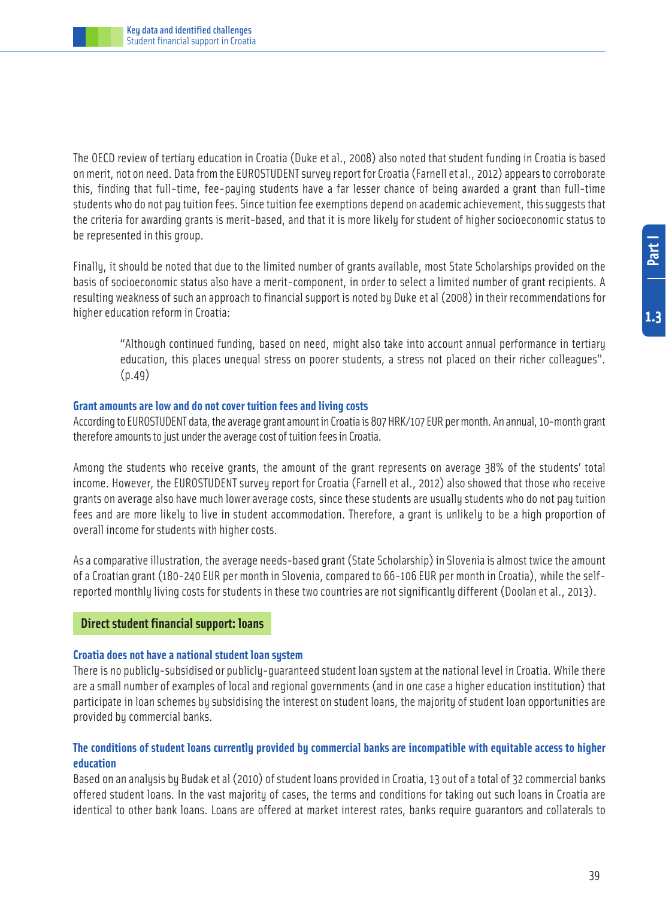The OECD review of tertiary education in Croatia (Duke et al., 2008) also noted that student funding in Croatia is based on merit, not on need. Data from the EUROSTUDENT survey report for Croatia (Farnell et al., 2012) appears to corroborate this, finding that full-time, fee-paying students have a far lesser chance of being awarded a grant than full-time students who do not pay tuition fees. Since tuition fee exemptions depend on academic achievement, this suggests that the criteria for awarding grants is merit-based, and that it is more likely for student of higher socioeconomic status to be represented in this group.

Finally, it should be noted that due to the limited number of grants available, most State Scholarships provided on the basis of socioeconomic status also have a merit-component, in order to select a limited number of grant recipients. A resulting weakness of such an approach to financial support is noted by Duke et al (2008) in their recommendations for higher education reform in Croatia:

> "Although continued funding, based on need, might also take into account annual performance in tertiary education, this places unequal stress on poorer students, a stress not placed on their richer colleagues". (p.49)

#### Grant amounts are low and do not cover tuition fees and living costs

According to EUROSTUDENT data, the average grant amount in Croatia is 807 HRK/107 EUR per month. An annual, 10-month grant therefore amounts to just under the average cost of tuition fees in Croatia.

Among the students who receive grants, the amount of the grant represents on average 38% of the students' total income. However, the EUROSTUDENT survey report for Croatia (Farnell et al., 2012) also showed that those who receive grants on average also have much lower average costs, since these students are usually students who do not pay tuition fees and are more likely to live in student accommodation. Therefore, a grant is unlikely to be a high proportion of overall income for students with higher costs.

As a comparative illustration, the average needs-based grant (State Scholarship) in Slovenia is almost twice the amount of a Croatian grant (180-240 EUR per month in Slovenia, compared to 66-106 EUR per month in Croatia), while the self-reported monthly living costs for students in these two countries are not significantly different (Doolan et al., 2013).

### Direct student financial support: loans

#### Croatia does not have a national student loan system

There is no publicly-subsidised or publicly-guaranteed student loan system at the national level in Croatia. While there are a small number of examples of local and regional governments (and in one case a higher education institution) that participate in loan schemes by subsidising the interest on student loans, the majority of student loan opportunities are provided by commercial banks.

#### The conditions of student loans currently provided by commercial banks are incompatible with equitable access to higher education

Based on an analysis by Budak et al (2010) of student loans provided in Croatia, 13 out of a total of 32 commercial banks offered student loans. In the vast majority of cases, the terms and conditions for taking out such loans in Croatia are identical to other bank loans. Loans are offered at market interest rates, banks require guarantors and collaterals to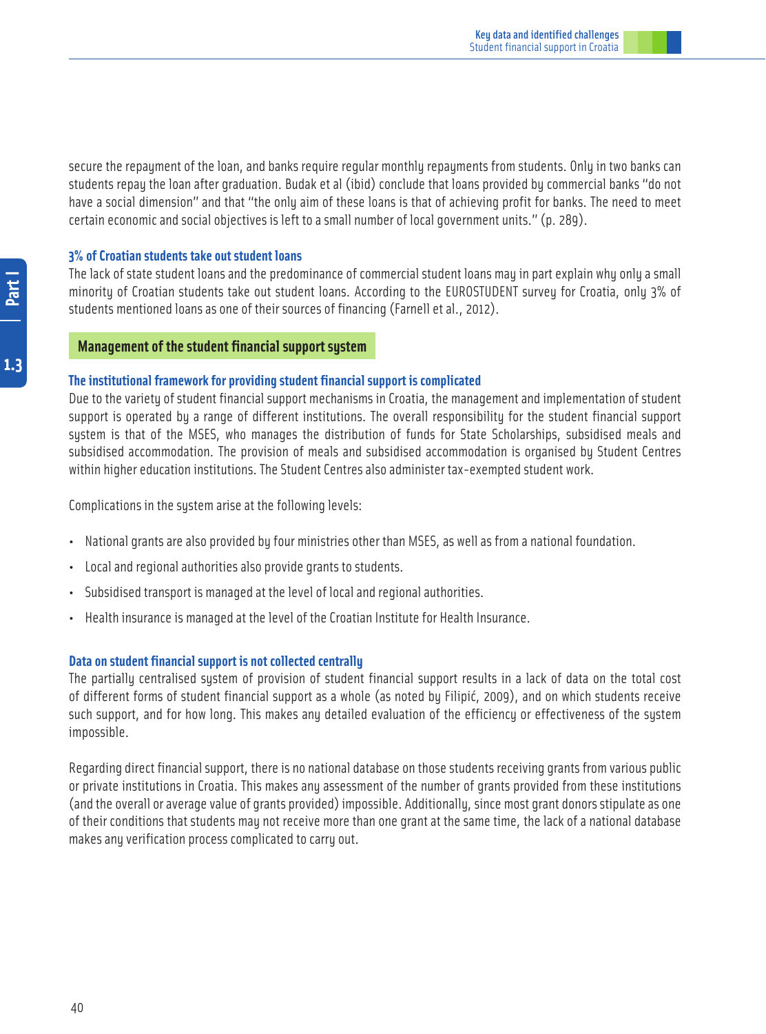secure the repayment of the loan, and banks require regular monthly repayments from students. Only in two banks can students repay the loan after graduation. Budak et al (ibid) conclude that loans provided by commercial banks "do not have a social dimension" and that "the only aim of these loans is that of achieving profit for banks. The need to meet certain economic and social objectives is left to a small number of local government units." (p. 289).

### 3% of Croatian students take out student loans

The lack of state student loans and the predominance of commercial student loans may in part explain why only a small minority of Croatian students take out student loans. According to the EUROSTUDENT survey for Croatia, only 3% of students mentioned loans as one of their sources of financing (Farnell et al., 2012).

## Management of the student financial support system

### The institutional framework for providing student financial support is complicated

Due to the variety of student financial support mechanisms in Croatia, the management and implementation of student support is operated by a range of different institutions. The overall responsibility for the student financial support system is that of the MSES, who manages the distribution of funds for State Scholarships, subsidised meals and subsidised accommodation. The provision of meals and subsidised accommodation is organised by Student Centres within higher education institutions. The Student Centres also administer tax-exempted student work.

Complications in the system arise at the following levels:

- National grants are also provided by four ministries other than MSES, as well as from a national foundation.
- Local and regional authorities also provide grants to students.
- Subsidised transport is managed at the level of local and regional authorities.
- Health insurance is managed at the level of the Croatian Institute for Health Insurance.

### Data on student financial support is not collected centrally

The partially centralised system of provision of student financial support results in a lack of data on the total cost of different forms of student financial support as a whole (as noted by Filipić, 2009), and on which students receive such support, and for how long. This makes any detailed evaluation of the efficiency or effectiveness of the system impossible.

Regarding direct financial support, there is no national database on those students receiving grants from various public or private institutions in Croatia. This makes any assessment of the number of grants provided from these institutions (and the overall or average value of grants provided) impossible. Additionally, since most grant donors stipulate as one of their conditions that students may not receive more than one grant at the same time, the lack of a national database makes any verification process complicated to carry out.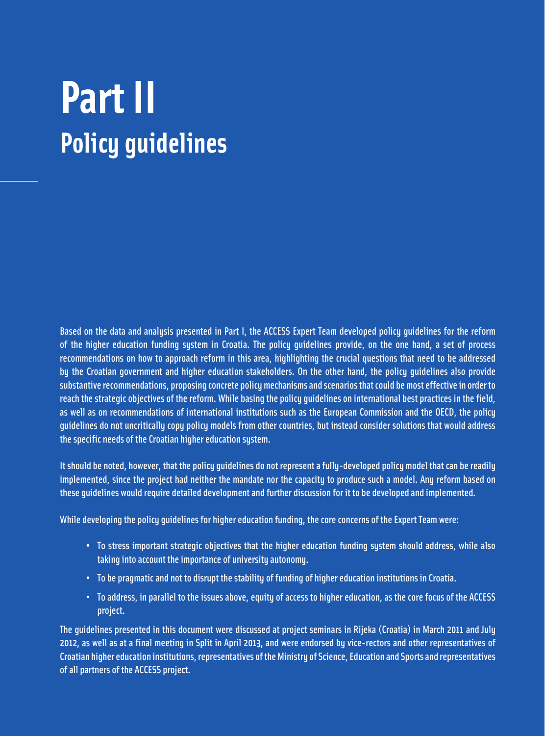# Part II
## Policy guidelines

Based on the data and analysis presented in Part I, the ACCESS Expert Team developed policy guidelines for the reform of the higher education funding system in Croatia. The policy guidelines provide, on the one hand, a set of process recommendations on how to approach reform in this area, highlighting the crucial questions that need to be addressed by the Croatian government and higher education stakeholders. On the other hand, the policy guidelines also provide substantive recommendations, proposing concrete policy mechanisms and scenarios that could be most effective in order to reach the strategic objectives of the reform. While basing the policy guidelines on international best practices in the field, as well as on recommendations of international institutions such as the European Commission and the OECD, the policy guidelines do not uncritically copy policy models from other countries, but instead consider solutions that would address the specific needs of the Croatian higher education system.

It should be noted, however, that the policy guidelines do not represent a fully-developed policy model that can be readily implemented, since the project had neither the mandate nor the capacity to produce such a model. Any reform based on these guidelines would require detailed development and further discussion for it to be developed and implemented.

While developing the policy guidelines for higher education funding, the core concerns of the Expert Team were:

- To stress important strategic objectives that the higher education funding system should address, while also taking into account the importance of university autonomy.
- To be pragmatic and not to disrupt the stability of funding of higher education institutions in Croatia.
- To address, in parallel to the issues above, equity of access to higher education, as the core focus of the ACCESS project.

The guidelines presented in this document were discussed at project seminars in Rijeka (Croatia) in March 2011 and July 2012, as well as at a final meeting in Split in April 2013, and were endorsed by vice-rectors and other representatives of Croatian higher education institutions, representatives of the Ministry of Science, Education and Sports and representatives of all partners of the ACCESS project.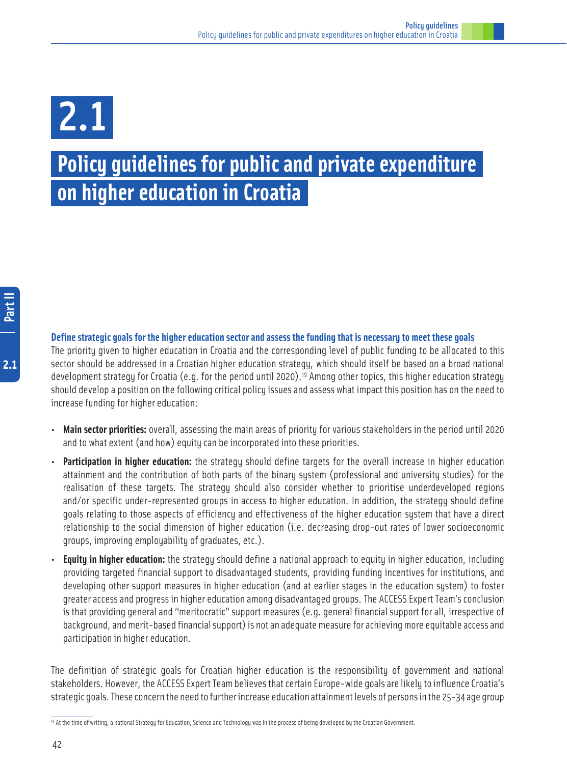# 2.1

# Policy guidelines for public and private expenditure on higher education in Croatia

**Define strategic goals for the higher education sector and assess the funding that is necessary to meet these goals**

The priority given to higher education in Croatia and the corresponding level of public funding to be allocated to this sector should be addressed in a Croatian higher education strategy, which should itself be based on a broad national development strategy for Croatia (e.g. for the period until 2020).[19] Among other topics, this higher education strategy should develop a position on the following critical policy issues and assess what impact this position has on the need to increase funding for higher education:

- **Main sector priorities:** overall, assessing the main areas of priority for various stakeholders in the period until 2020 and to what extent (and how) equity can be incorporated into these priorities.
- **Participation in higher education:** the strategy should define targets for the overall increase in higher education attainment and the contribution of both parts of the binary system (professional and university studies) for the realisation of these targets. The strategy should also consider whether to prioritise underdeveloped regions and/or specific under-represented groups in access to higher education. In addition, the strategy should define goals relating to those aspects of efficiency and effectiveness of the higher education system that have a direct relationship to the social dimension of higher education (i.e. decreasing drop-out rates of lower socioeconomic groups, improving employability of graduates, etc.).
- **Equity in higher education:** the strategy should define a national approach to equity in higher education, including providing targeted financial support to disadvantaged students, providing funding incentives for institutions, and developing other support measures in higher education (and at earlier stages in the education system) to foster greater access and progress in higher education among disadvantaged groups. The ACCESS Expert Team's conclusion is that providing general and "meritocratic" support measures (e.g. general financial support for all, irrespective of background, and merit-based financial support) is not an adequate measure for achieving more equitable access and participation in higher education.

The definition of strategic goals for Croatian higher education is the responsibility of government and national stakeholders. However, the ACCESS Expert Team believes that certain Europe-wide goals are likely to influence Croatia's strategic goals. These concern the need to further increase education attainment levels of persons in the 25-34 age group

[19] At the time of writing, a national Strategy for Education, Science and Technology was in the process of being developed by the Croatian Government.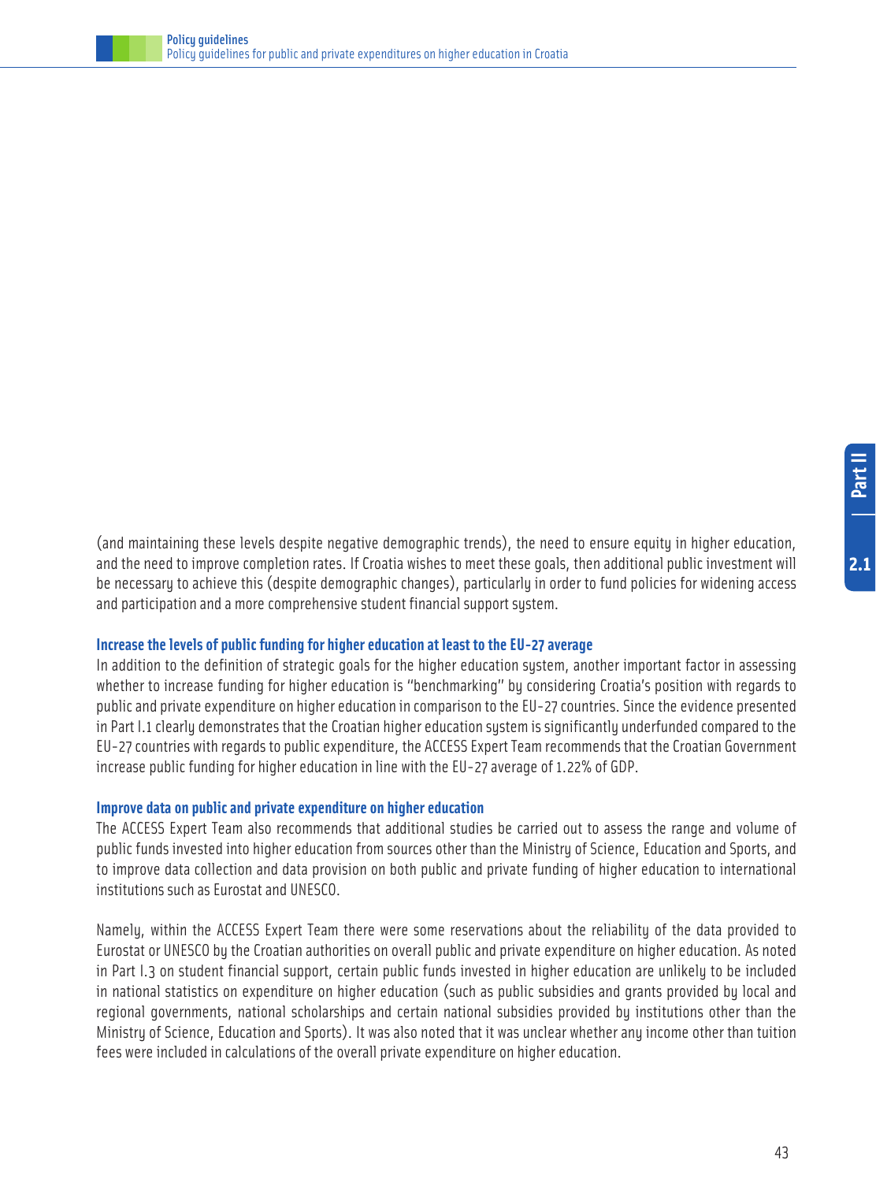(and maintaining these levels despite negative demographic trends), the need to ensure equity in higher education, and the need to improve completion rates. If Croatia wishes to meet these goals, then additional public investment will be necessary to achieve this (despite demographic changes), particularly in order to fund policies for widening access and participation and a more comprehensive student financial support system.

### Increase the levels of public funding for higher education at least to the EU-27 average

In addition to the definition of strategic goals for the higher education system, another important factor in assessing whether to increase funding for higher education is "benchmarking" by considering Croatia's position with regards to public and private expenditure on higher education in comparison to the EU-27 countries. Since the evidence presented in Part I.1 clearly demonstrates that the Croatian higher education system is significantly underfunded compared to the EU-27 countries with regards to public expenditure, the ACCESS Expert Team recommends that the Croatian Government increase public funding for higher education in line with the EU-27 average of 1.22% of GDP.

### Improve data on public and private expenditure on higher education

The ACCESS Expert Team also recommends that additional studies be carried out to assess the range and volume of public funds invested into higher education from sources other than the Ministry of Science, Education and Sports, and to improve data collection and data provision on both public and private funding of higher education to international institutions such as Eurostat and UNESCO.

Namely, within the ACCESS Expert Team there were some reservations about the reliability of the data provided to Eurostat or UNESCO by the Croatian authorities on overall public and private expenditure on higher education. As noted in Part I.3 on student financial support, certain public funds invested in higher education are unlikely to be included in national statistics on expenditure on higher education (such as public subsidies and grants provided by local and regional governments, national scholarships and certain national subsidies provided by institutions other than the Ministry of Science, Education and Sports). It was also noted that it was unclear whether any income other than tuition fees were included in calculations of the overall private expenditure on higher education.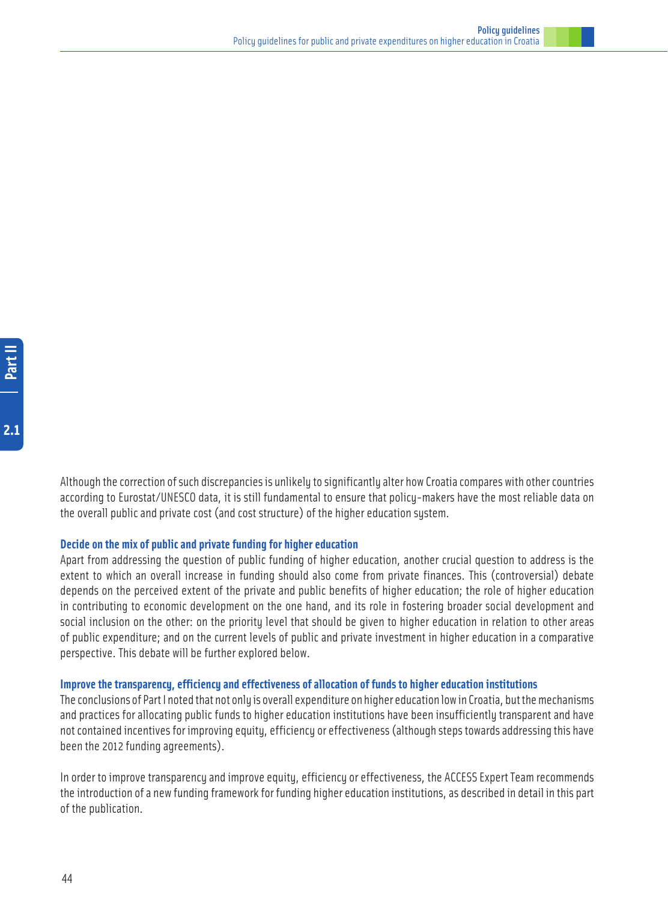Although the correction of such discrepancies is unlikely to significantly alter how Croatia compares with other countries according to Eurostat/UNESCO data, it is still fundamental to ensure that policy-makers have the most reliable data on the overall public and private cost (and cost structure) of the higher education system.

### Decide on the mix of public and private funding for higher education

Apart from addressing the question of public funding of higher education, another crucial question to address is the extent to which an overall increase in funding should also come from private finances. This (controversial) debate depends on the perceived extent of the private and public benefits of higher education; the role of higher education in contributing to economic development on the one hand, and its role in fostering broader social development and social inclusion on the other: on the priority level that should be given to higher education in relation to other areas of public expenditure; and on the current levels of public and private investment in higher education in a comparative perspective. This debate will be further explored below.

### Improve the transparency, efficiency and effectiveness of allocation of funds to higher education institutions

The conclusions of Part I noted that not only is overall expenditure on higher education low in Croatia, but the mechanisms and practices for allocating public funds to higher education institutions have been insufficiently transparent and have not contained incentives for improving equity, efficiency or effectiveness (although steps towards addressing this have been the 2012 funding agreements).

In order to improve transparency and improve equity, efficiency or effectiveness, the ACCESS Expert Team recommends the introduction of a new funding framework for funding higher education institutions, as described in detail in this part of the publication.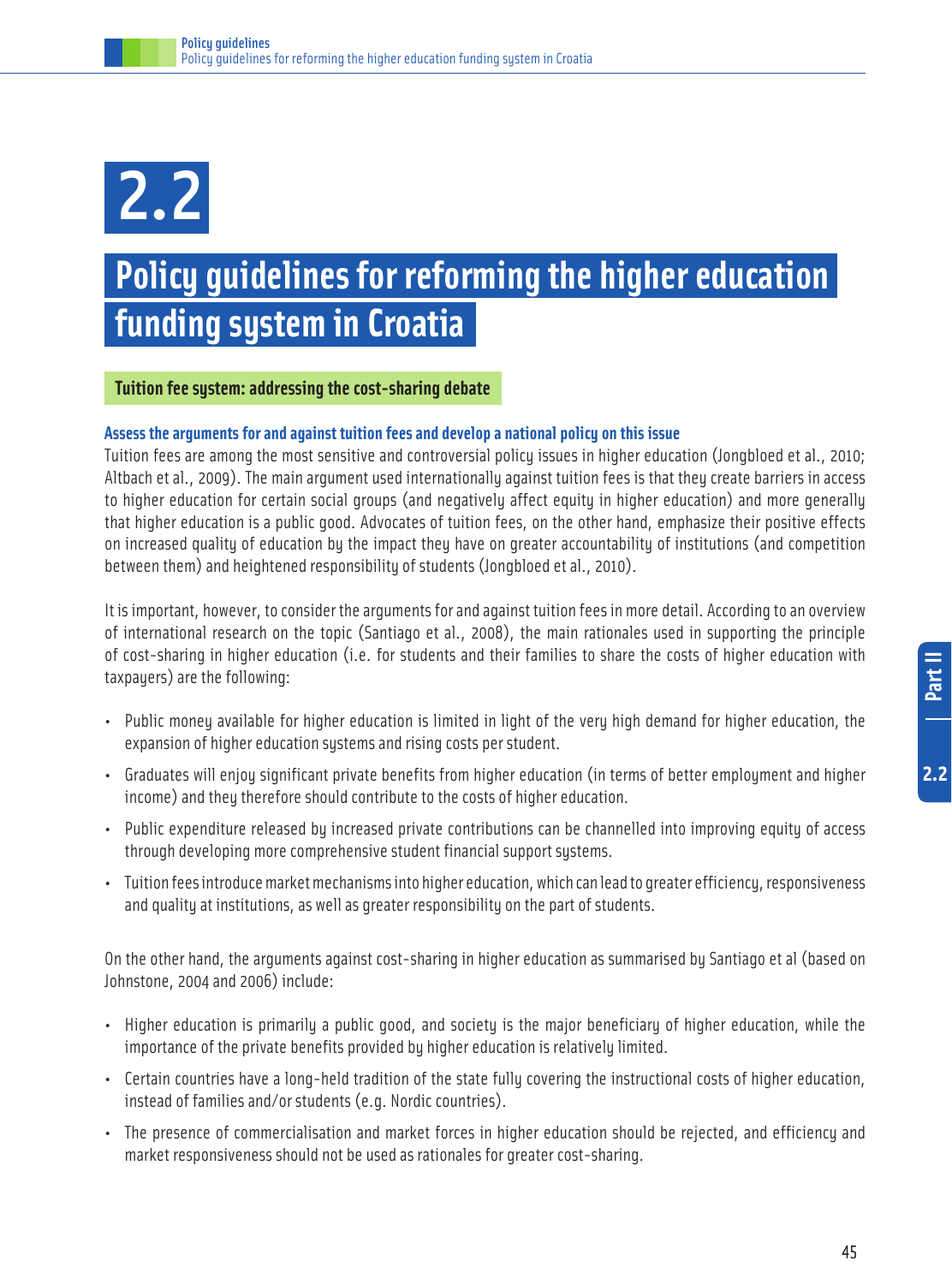# 2.2

# Policy guidelines for reforming the higher education funding system in Croatia

## Tuition fee system: addressing the cost-sharing debate

### Assess the arguments for and against tuition fees and develop a national policy on this issue

Tuition fees are among the most sensitive and controversial policy issues in higher education (Jongbloed et al., 2010; Altbach et al., 2009). The main argument used internationally against tuition fees is that they create barriers in access to higher education for certain social groups (and negatively affect equity in higher education) and more generally that higher education is a public good. Advocates of tuition fees, on the other hand, emphasize their positive effects on increased quality of education by the impact they have on greater accountability of institutions (and competition between them) and heightened responsibility of students (Jongbloed et al., 2010).

It is important, however, to consider the arguments for and against tuition fees in more detail. According to an overview of international research on the topic (Santiago et al., 2008), the main rationales used in supporting the principle of cost-sharing in higher education (i.e. for students and their families to share the costs of higher education with taxpayers) are the following:

- Public money available for higher education is limited in light of the very high demand for higher education, the expansion of higher education systems and rising costs per student.
- Graduates will enjoy significant private benefits from higher education (in terms of better employment and higher income) and they therefore should contribute to the costs of higher education.
- Public expenditure released by increased private contributions can be channelled into improving equity of access through developing more comprehensive student financial support systems.
- Tuition fees introduce market mechanisms into higher education, which can lead to greater efficiency, responsiveness and quality at institutions, as well as greater responsibility on the part of students.

On the other hand, the arguments against cost-sharing in higher education as summarised by Santiago et al (based on Johnstone, 2004 and 2006) include:

- Higher education is primarily a public good, and society is the major beneficiary of higher education, while the importance of the private benefits provided by higher education is relatively limited.
- Certain countries have a long-held tradition of the state fully covering the instructional costs of higher education, instead of families and/or students (e.g. Nordic countries).
- The presence of commercialisation and market forces in higher education should be rejected, and efficiency and market responsiveness should not be used as rationales for greater cost-sharing.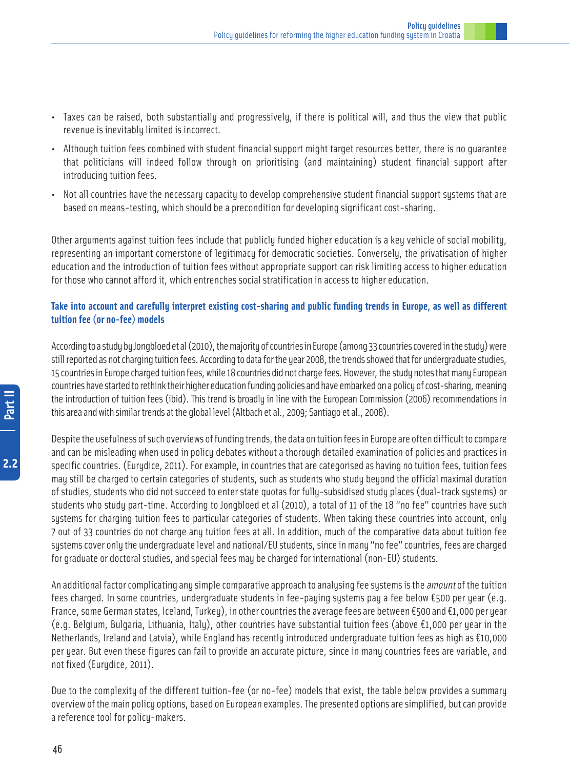- Taxes can be raised, both substantially and progressively, if there is political will, and thus the view that public revenue is inevitably limited is incorrect.
- Although tuition fees combined with student financial support might target resources better, there is no guarantee that politicians will indeed follow through on prioritising (and maintaining) student financial support after introducing tuition fees.
- Not all countries have the necessary capacity to develop comprehensive student financial support systems that are based on means-testing, which should be a precondition for developing significant cost-sharing.

Other arguments against tuition fees include that publicly funded higher education is a key vehicle of social mobility, representing an important cornerstone of legitimacy for democratic societies. Conversely, the privatisation of higher education and the introduction of tuition fees without appropriate support can risk limiting access to higher education for those who cannot afford it, which entrenches social stratification in access to higher education.

### Take into account and carefully interpret existing cost-sharing and public funding trends in Europe, as well as different tuition fee (or no-fee) models

According to a study by Jongbloed et al (2010), the majority of countries in Europe (among 33 countries covered in the study) were still reported as not charging tuition fees. According to data for the year 2008, the trends showed that for undergraduate studies, 15 countries in Europe charged tuition fees, while 18 countries did not charge fees. However, the study notes that many European countries have started to rethink their higher education funding policies and have embarked on a policy of cost-sharing, meaning the introduction of tuition fees (ibid). This trend is broadly in line with the European Commission (2006) recommendations in this area and with similar trends at the global level (Altbach et al., 2009; Santiago et al., 2008).

Despite the usefulness of such overviews of funding trends, the data on tuition fees in Europe are often difficult to compare and can be misleading when used in policy debates without a thorough detailed examination of policies and practices in specific countries. (Eurydice, 2011). For example, in countries that are categorised as having no tuition fees, tuition fees may still be charged to certain categories of students, such as students who study beyond the official maximal duration of studies, students who did not succeed to enter state quotas for fully-subsidised study places (dual-track systems) or students who study part-time. According to Jongbloed et al (2010), a total of 11 of the 18 "no fee" countries have such systems for charging tuition fees to particular categories of students. When taking these countries into account, only 7 out of 33 countries do not charge any tuition fees at all. In addition, much of the comparative data about tuition fee systems cover only the undergraduate level and national/EU students, since in many "no fee" countries, fees are charged for graduate or doctoral studies, and special fees may be charged for international (non-EU) students.

An additional factor complicating any simple comparative approach to analysing fee systems is the *amount* of the tuition fees charged. In some countries, undergraduate students in fee-paying systems pay a fee below €500 per year (e.g. France, some German states, Iceland, Turkey), in other countries the average fees are between €500 and €1,000 per year (e.g. Belgium, Bulgaria, Lithuania, Italy), other countries have substantial tuition fees (above €1,000 per year in the Netherlands, Ireland and Latvia), while England has recently introduced undergraduate tuition fees as high as €10,000 per year. But even these figures can fail to provide an accurate picture, since in many countries fees are variable, and not fixed (Eurydice, 2011).

Due to the complexity of the different tuition-fee (or no-fee) models that exist, the table below provides a summary overview of the main policy options, based on European examples. The presented options are simplified, but can provide a reference tool for policy-makers.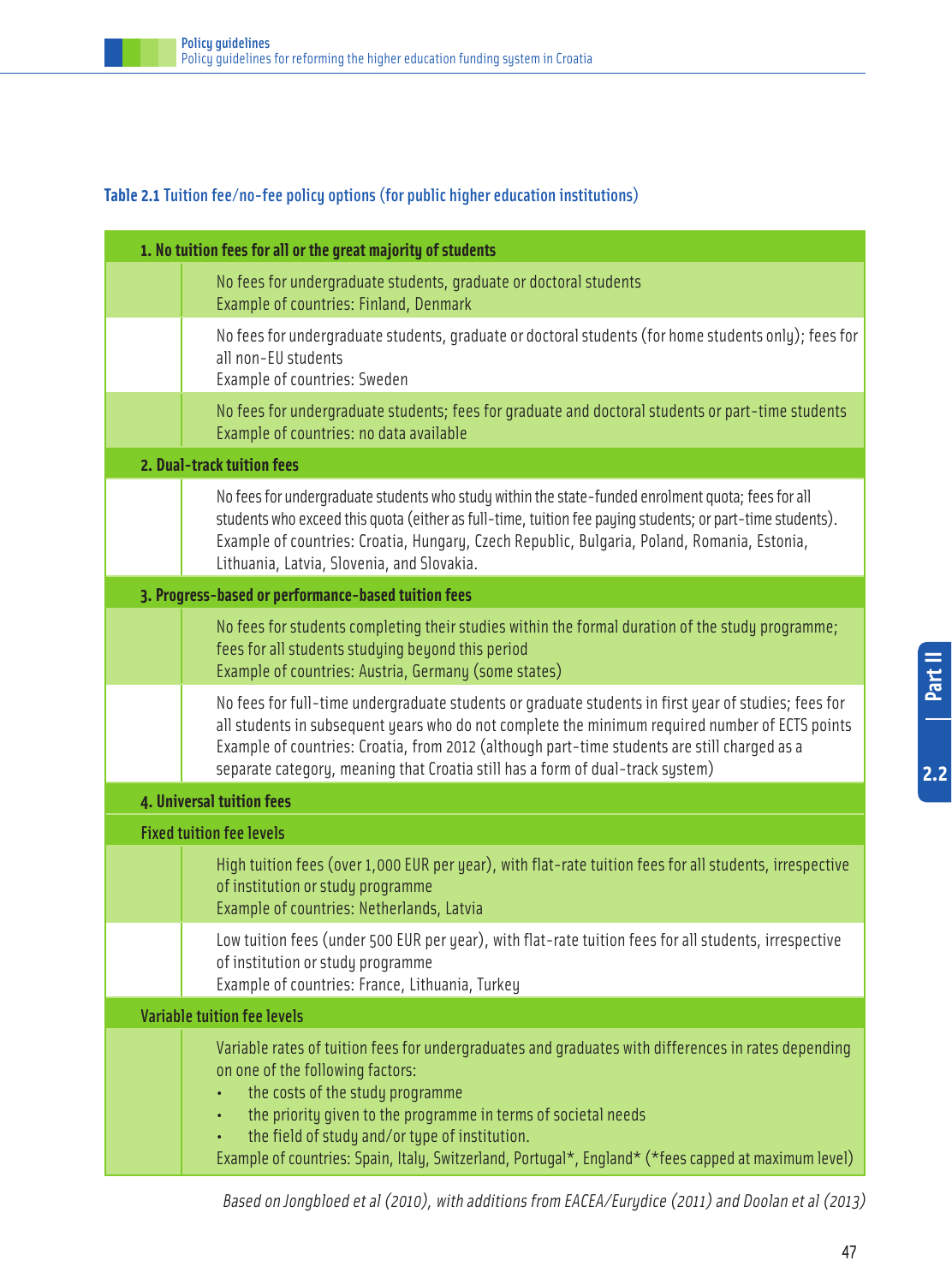**Table 2.1** Tuition fee/no-fee policy options (for public higher education institutions)

| | |
|---|---|
| **1. No tuition fees for all or the great majority of students** | |
| | No fees for undergraduate students, graduate or doctoral students<br>Example of countries: Finland, Denmark |
| | No fees for undergraduate students, graduate or doctoral students (for home students only); fees for all non-EU students<br>Example of countries: Sweden |
| | No fees for undergraduate students; fees for graduate and doctoral students or part-time students<br>Example of countries: no data available |
| **2. Dual-track tuition fees** | |
| | No fees for undergraduate students who study within the state-funded enrolment quota; fees for all students who exceed this quota (either as full-time, tuition fee paying students; or part-time students).<br>Example of countries: Croatia, Hungary, Czech Republic, Bulgaria, Poland, Romania, Estonia, Lithuania, Latvia, Slovenia, and Slovakia. |
| **3. Progress-based or performance-based tuition fees** | |
| | No fees for students completing their studies within the formal duration of the study programme; fees for all students studying beyond this period<br>Example of countries: Austria, Germany (some states) |
| | No fees for full-time undergraduate students or graduate students in first year of studies; fees for all students in subsequent years who do not complete the minimum required number of ECTS points<br>Example of countries: Croatia, from 2012 (although part-time students are still charged as a separate category, meaning that Croatia still has a form of dual-track system) |
| **4. Universal tuition fees** | |
| **Fixed tuition fee levels** | |
| | High tuition fees (over 1,000 EUR per year), with flat-rate tuition fees for all students, irrespective of institution or study programme<br>Example of countries: Netherlands, Latvia |
| | Low tuition fees (under 500 EUR per year), with flat-rate tuition fees for all students, irrespective of institution or study programme<br>Example of countries: France, Lithuania, Turkey |
| **Variable tuition fee levels** | |
| | Variable rates of tuition fees for undergraduates and graduates with differences in rates depending on one of the following factors:<br>• the costs of the study programme<br>• the priority given to the programme in terms of societal needs<br>• the field of study and/or type of institution.<br>Example of countries: Spain, Italy, Switzerland, Portugal*, England* (*fees capped at maximum level) |

*Based on Jongbloed et al (2010), with additions from EACEA/Eurydice (2011) and Doolan et al (2013)*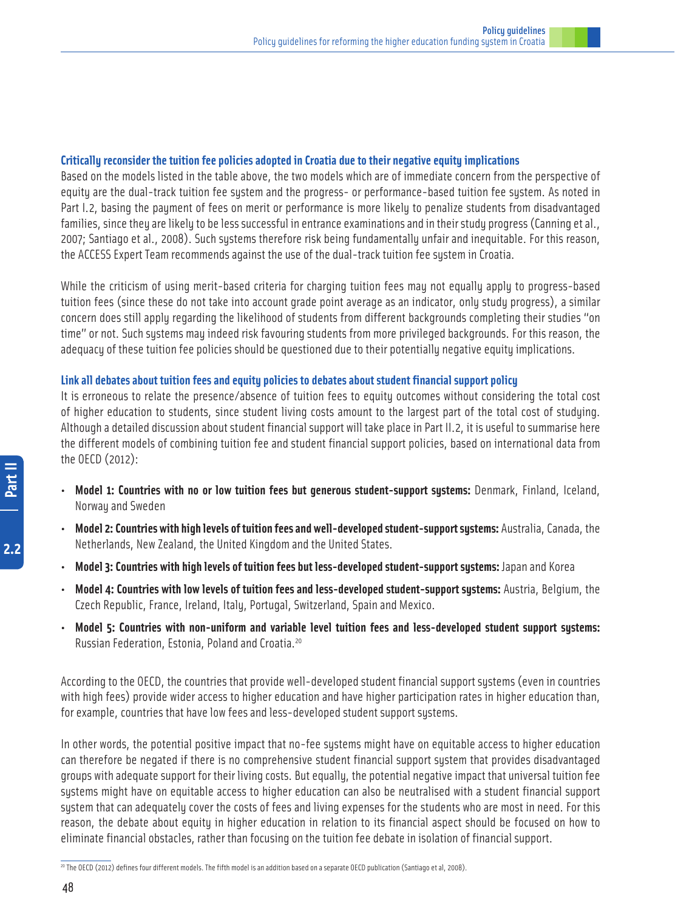### Critically reconsider the tuition fee policies adopted in Croatia due to their negative equity implications

Based on the models listed in the table above, the two models which are of immediate concern from the perspective of equity are the dual-track tuition fee system and the progress- or performance-based tuition fee system. As noted in Part I.2, basing the payment of fees on merit or performance is more likely to penalize students from disadvantaged families, since they are likely to be less successful in entrance examinations and in their study progress (Canning et al., 2007; Santiago et al., 2008). Such systems therefore risk being fundamentally unfair and inequitable. For this reason, the ACCESS Expert Team recommends against the use of the dual-track tuition fee system in Croatia.

While the criticism of using merit-based criteria for charging tuition fees may not equally apply to progress-based tuition fees (since these do not take into account grade point average as an indicator, only study progress), a similar concern does still apply regarding the likelihood of students from different backgrounds completing their studies "on time" or not. Such systems may indeed risk favouring students from more privileged backgrounds. For this reason, the adequacy of these tuition fee policies should be questioned due to their potentially negative equity implications.

### Link all debates about tuition fees and equity policies to debates about student financial support policy

It is erroneous to relate the presence/absence of tuition fees to equity outcomes without considering the total cost of higher education to students, since student living costs amount to the largest part of the total cost of studying. Although a detailed discussion about student financial support will take place in Part II.2, it is useful to summarise here the different models of combining tuition fee and student financial support policies, based on international data from the OECD (2012):

- **Model 1: Countries with no or low tuition fees but generous student-support systems:** Denmark, Finland, Iceland, Norway and Sweden
- **Model 2: Countries with high levels of tuition fees and well-developed student-support systems:** Australia, Canada, the Netherlands, New Zealand, the United Kingdom and the United States.
- **Model 3: Countries with high levels of tuition fees but less-developed student-support systems:** Japan and Korea
- **Model 4: Countries with low levels of tuition fees and less-developed student-support systems:** Austria, Belgium, the Czech Republic, France, Ireland, Italy, Portugal, Switzerland, Spain and Mexico.
- **Model 5: Countries with non-uniform and variable level tuition fees and less-developed student support systems:** Russian Federation, Estonia, Poland and Croatia.[20]

According to the OECD, the countries that provide well-developed student financial support systems (even in countries with high fees) provide wider access to higher education and have higher participation rates in higher education than, for example, countries that have low fees and less-developed student support systems.

In other words, the potential positive impact that no-fee systems might have on equitable access to higher education can therefore be negated if there is no comprehensive student financial support system that provides disadvantaged groups with adequate support for their living costs. But equally, the potential negative impact that universal tuition fee systems might have on equitable access to higher education can also be neutralised with a student financial support system that can adequately cover the costs of fees and living expenses for the students who are most in need. For this reason, the debate about equity in higher education in relation to its financial aspect should be focused on how to eliminate financial obstacles, rather than focusing on the tuition fee debate in isolation of financial support.

---

[20] The OECD (2012) defines four different models. The fifth model is an addition based on a separate OECD publication (Santiago et al, 2008).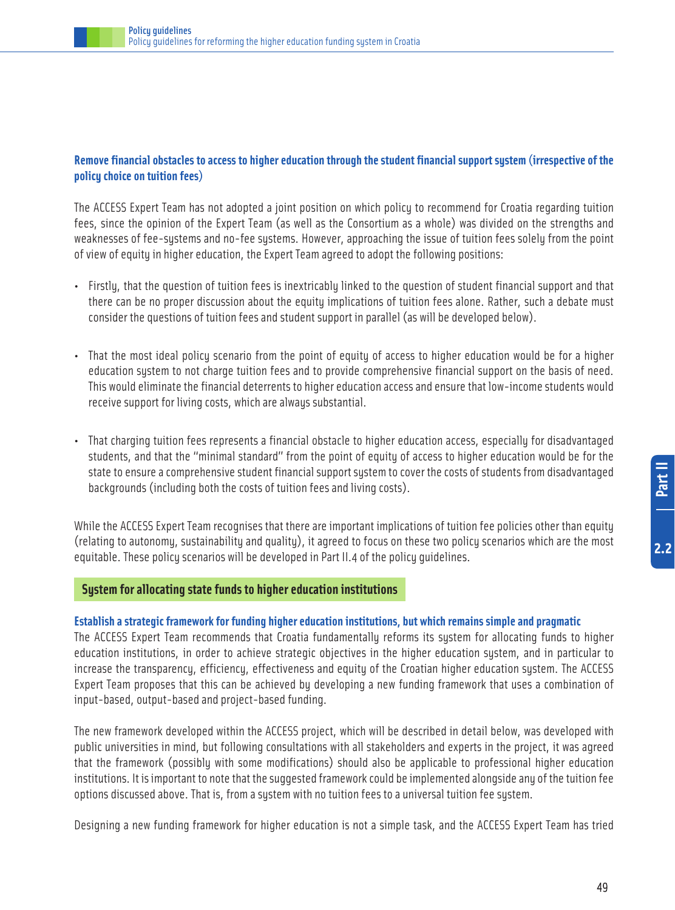### Remove financial obstacles to access to higher education through the student financial support system (irrespective of the policy choice on tuition fees)

The ACCESS Expert Team has not adopted a joint position on which policy to recommend for Croatia regarding tuition fees, since the opinion of the Expert Team (as well as the Consortium as a whole) was divided on the strengths and weaknesses of fee-systems and no-fee systems. However, approaching the issue of tuition fees solely from the point of view of equity in higher education, the Expert Team agreed to adopt the following positions:

- Firstly, that the question of tuition fees is inextricably linked to the question of student financial support and that there can be no proper discussion about the equity implications of tuition fees alone. Rather, such a debate must consider the questions of tuition fees and student support in parallel (as will be developed below).
- That the most ideal policy scenario from the point of equity of access to higher education would be for a higher education system to not charge tuition fees and to provide comprehensive financial support on the basis of need. This would eliminate the financial deterrents to higher education access and ensure that low-income students would receive support for living costs, which are always substantial.
- That charging tuition fees represents a financial obstacle to higher education access, especially for disadvantaged students, and that the "minimal standard" from the point of equity of access to higher education would be for the state to ensure a comprehensive student financial support system to cover the costs of students from disadvantaged backgrounds (including both the costs of tuition fees and living costs).

While the ACCESS Expert Team recognises that there are important implications of tuition fee policies other than equity (relating to autonomy, sustainability and quality), it agreed to focus on these two policy scenarios which are the most equitable. These policy scenarios will be developed in Part II.4 of the policy guidelines.

## System for allocating state funds to higher education institutions

### Establish a strategic framework for funding higher education institutions, but which remains simple and pragmatic

The ACCESS Expert Team recommends that Croatia fundamentally reforms its system for allocating funds to higher education institutions, in order to achieve strategic objectives in the higher education system, and in particular to increase the transparency, efficiency, effectiveness and equity of the Croatian higher education system. The ACCESS Expert Team proposes that this can be achieved by developing a new funding framework that uses a combination of input-based, output-based and project-based funding.

The new framework developed within the ACCESS project, which will be described in detail below, was developed with public universities in mind, but following consultations with all stakeholders and experts in the project, it was agreed that the framework (possibly with some modifications) should also be applicable to professional higher education institutions. It is important to note that the suggested framework could be implemented alongside any of the tuition fee options discussed above. That is, from a system with no tuition fees to a universal tuition fee system.

Designing a new funding framework for higher education is not a simple task, and the ACCESS Expert Team has tried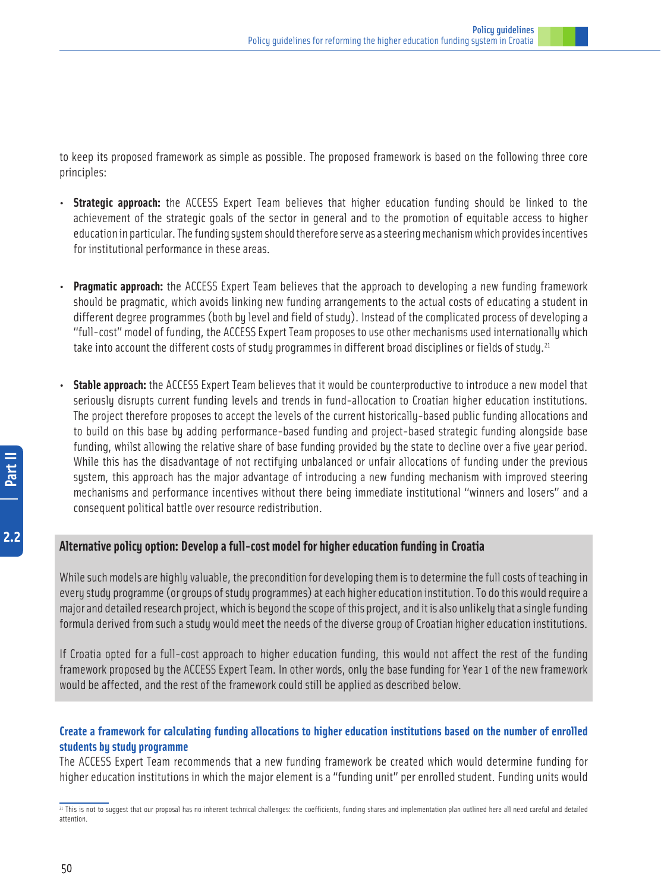to keep its proposed framework as simple as possible. The proposed framework is based on the following three core principles:

- **Strategic approach:** the ACCESS Expert Team believes that higher education funding should be linked to the achievement of the strategic goals of the sector in general and to the promotion of equitable access to higher education in particular. The funding system should therefore serve as a steering mechanism which provides incentives for institutional performance in these areas.

- **Pragmatic approach:** the ACCESS Expert Team believes that the approach to developing a new funding framework should be pragmatic, which avoids linking new funding arrangements to the actual costs of educating a student in different degree programmes (both by level and field of study). Instead of the complicated process of developing a "full-cost" model of funding, the ACCESS Expert Team proposes to use other mechanisms used internationally which take into account the different costs of study programmes in different broad disciplines or fields of study.[21]

- **Stable approach:** the ACCESS Expert Team believes that it would be counterproductive to introduce a new model that seriously disrupts current funding levels and trends in fund-allocation to Croatian higher education institutions. The project therefore proposes to accept the levels of the current historically-based public funding allocations and to build on this base by adding performance-based funding and project-based strategic funding alongside base funding, whilst allowing the relative share of base funding provided by the state to decline over a five year period. While this has the disadvantage of not rectifying unbalanced or unfair allocations of funding under the previous system, this approach has the major advantage of introducing a new funding mechanism with improved steering mechanisms and performance incentives without there being immediate institutional "winners and losers" and a consequent political battle over resource redistribution.

**Alternative policy option: Develop a full-cost model for higher education funding in Croatia**

While such models are highly valuable, the precondition for developing them is to determine the full costs of teaching in every study programme (or groups of study programmes) at each higher education institution. To do this would require a major and detailed research project, which is beyond the scope of this project, and it is also unlikely that a single funding formula derived from such a study would meet the needs of the diverse group of Croatian higher education institutions.

If Croatia opted for a full-cost approach to higher education funding, this would not affect the rest of the funding framework proposed by the ACCESS Expert Team. In other words, only the base funding for Year 1 of the new framework would be affected, and the rest of the framework could still be applied as described below.

### Create a framework for calculating funding allocations to higher education institutions based on the number of enrolled students by study programme

The ACCESS Expert Team recommends that a new funding framework be created which would determine funding for higher education institutions in which the major element is a "funding unit" per enrolled student. Funding units would

[21] This is not to suggest that our proposal has no inherent technical challenges: the coefficients, funding shares and implementation plan outlined here all need careful and detailed attention.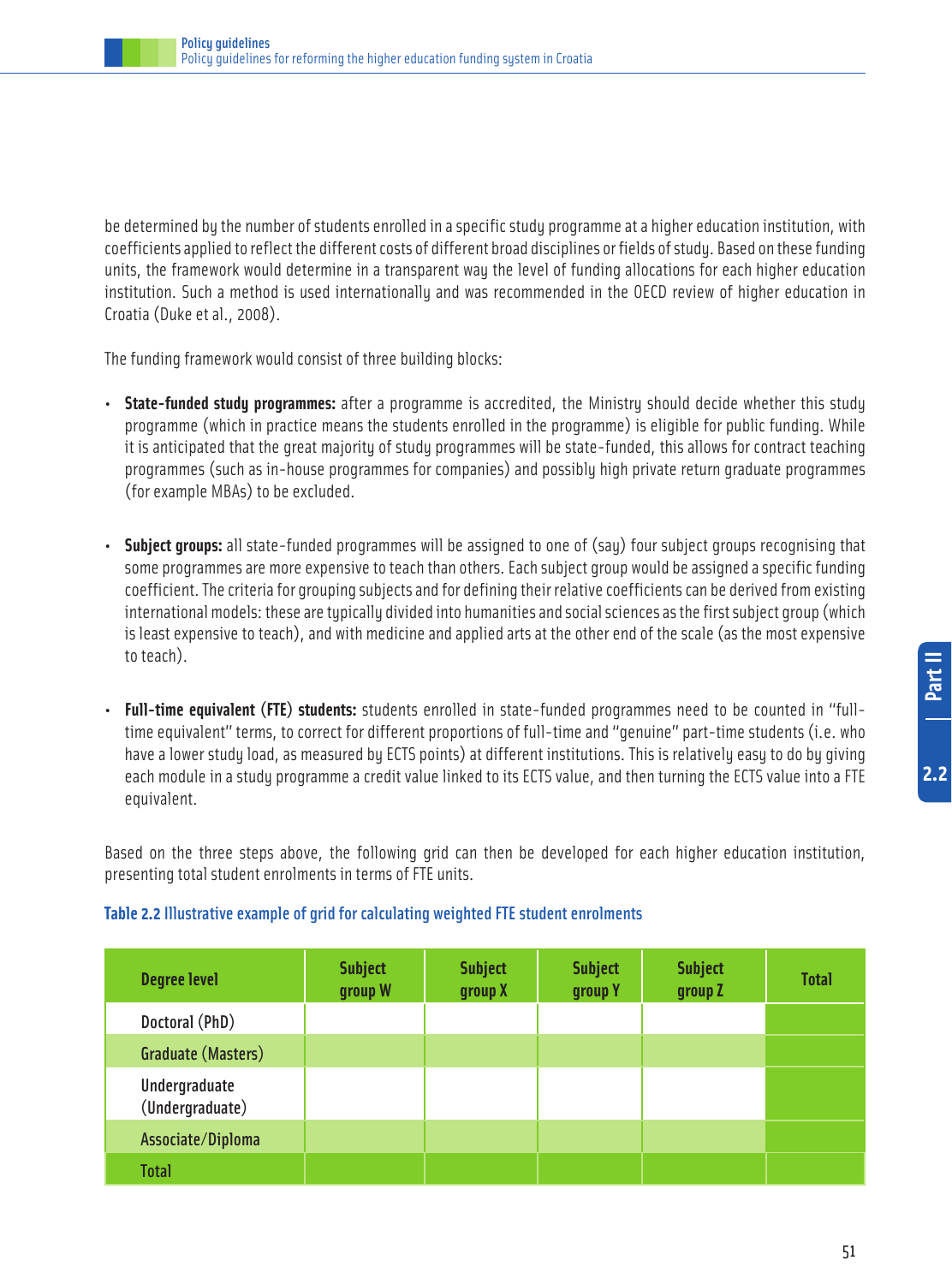be determined by the number of students enrolled in a specific study programme at a higher education institution, with coefficients applied to reflect the different costs of different broad disciplines or fields of study. Based on these funding units, the framework would determine in a transparent way the level of funding allocations for each higher education institution. Such a method is used internationally and was recommended in the OECD review of higher education in Croatia (Duke et al., 2008).

The funding framework would consist of three building blocks:

- **State-funded study programmes:** after a programme is accredited, the Ministry should decide whether this study programme (which in practice means the students enrolled in the programme) is eligible for public funding. While it is anticipated that the great majority of study programmes will be state-funded, this allows for contract teaching programmes (such as in-house programmes for companies) and possibly high private return graduate programmes (for example MBAs) to be excluded.

- **Subject groups:** all state-funded programmes will be assigned to one of (say) four subject groups recognising that some programmes are more expensive to teach than others. Each subject group would be assigned a specific funding coefficient. The criteria for grouping subjects and for defining their relative coefficients can be derived from existing international models: these are typically divided into humanities and social sciences as the first subject group (which is least expensive to teach), and with medicine and applied arts at the other end of the scale (as the most expensive to teach).

- **Full-time equivalent (FTE) students:** students enrolled in state-funded programmes need to be counted in "full-time equivalent" terms, to correct for different proportions of full-time and "genuine" part-time students (i.e. who have a lower study load, as measured by ECTS points) at different institutions. This is relatively easy to do by giving each module in a study programme a credit value linked to its ECTS value, and then turning the ECTS value into a FTE equivalent.

Based on the three steps above, the following grid can then be developed for each higher education institution, presenting total student enrolments in terms of FTE units.

**Table 2.2 Illustrative example of grid for calculating weighted FTE student enrolments**

| Degree level | Subject group W | Subject group X | Subject group Y | Subject group Z | Total |
|---|---|---|---|---|---|
| Doctoral (PhD) | | | | | |
| Graduate (Masters) | | | | | |
| Undergraduate (Undergraduate) | | | | | |
| Associate/Diploma | | | | | |
| Total | | | | | |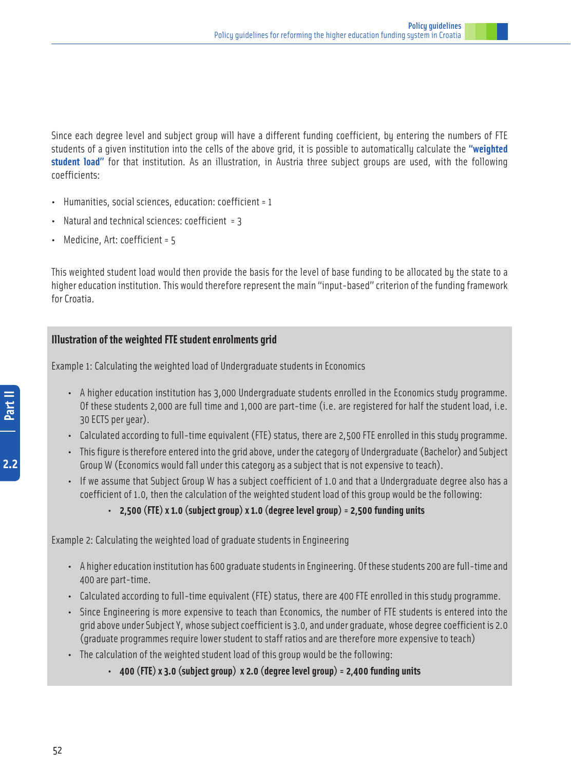Since each degree level and subject group will have a different funding coefficient, by entering the numbers of FTE students of a given institution into the cells of the above grid, it is possible to automatically calculate the **"weighted student load"** for that institution. As an illustration, in Austria three subject groups are used, with the following coefficients:

- Humanities, social sciences, education: coefficient = 1
- Natural and technical sciences: coefficient = 3
- Medicine, Art: coefficient = 5

This weighted student load would then provide the basis for the level of base funding to be allocated by the state to a higher education institution. This would therefore represent the main "input-based" criterion of the funding framework for Croatia.

**Illustration of the weighted FTE student enrolments grid**

Example 1: Calculating the weighted load of Undergraduate students in Economics

- A higher education institution has 3,000 Undergraduate students enrolled in the Economics study programme. Of these students 2,000 are full time and 1,000 are part-time (i.e. are registered for half the student load, i.e. 30 ECTS per year).
- Calculated according to full-time equivalent (FTE) status, there are 2,500 FTE enrolled in this study programme.
- This figure is therefore entered into the grid above, under the category of Undergraduate (Bachelor) and Subject Group W (Economics would fall under this category as a subject that is not expensive to teach).
- If we assume that Subject Group W has a subject coefficient of 1.0 and that a Undergraduate degree also has a coefficient of 1.0, then the calculation of the weighted student load of this group would be the following:
  - **2,500 (FTE) x 1.0 (subject group) x 1.0 (degree level group) = 2,500 funding units**

Example 2: Calculating the weighted load of graduate students in Engineering

- A higher education institution has 600 graduate students in Engineering. Of these students 200 are full-time and 400 are part-time.
- Calculated according to full-time equivalent (FTE) status, there are 400 FTE enrolled in this study programme.
- Since Engineering is more expensive to teach than Economics, the number of FTE students is entered into the grid above under Subject Y, whose subject coefficient is 3.0, and under graduate, whose degree coefficient is 2.0 (graduate programmes require lower student to staff ratios and are therefore more expensive to teach)
- The calculation of the weighted student load of this group would be the following:
  - **400 (FTE) x 3.0 (subject group) x 2.0 (degree level group) = 2,400 funding units**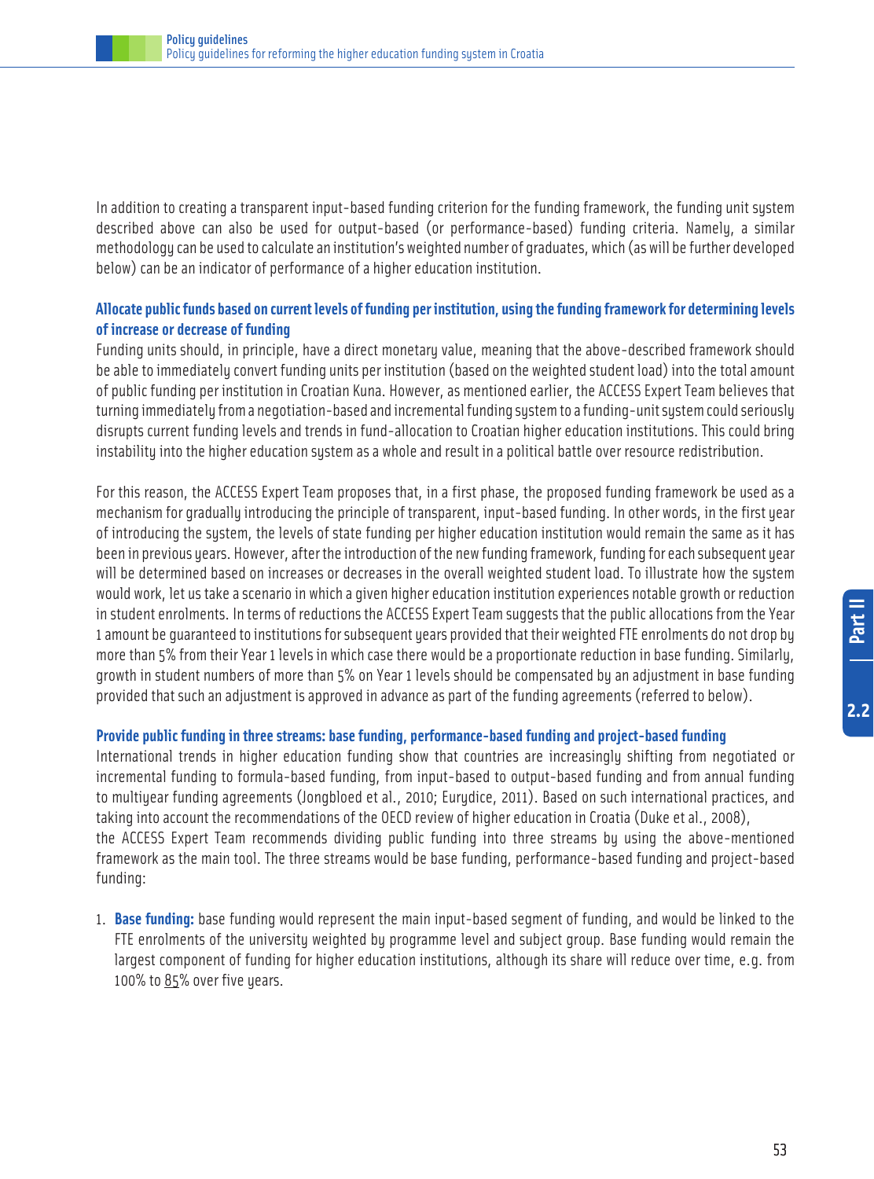In addition to creating a transparent input-based funding criterion for the funding framework, the funding unit system described above can also be used for output-based (or performance-based) funding criteria. Namely, a similar methodology can be used to calculate an institution's weighted number of graduates, which (as will be further developed below) can be an indicator of performance of a higher education institution.

### Allocate public funds based on current levels of funding per institution, using the funding framework for determining levels of increase or decrease of funding

Funding units should, in principle, have a direct monetary value, meaning that the above-described framework should be able to immediately convert funding units per institution (based on the weighted student load) into the total amount of public funding per institution in Croatian Kuna. However, as mentioned earlier, the ACCESS Expert Team believes that turning immediately from a negotiation-based and incremental funding system to a funding-unit system could seriously disrupts current funding levels and trends in fund-allocation to Croatian higher education institutions. This could bring instability into the higher education system as a whole and result in a political battle over resource redistribution.

For this reason, the ACCESS Expert Team proposes that, in a first phase, the proposed funding framework be used as a mechanism for gradually introducing the principle of transparent, input-based funding. In other words, in the first year of introducing the system, the levels of state funding per higher education institution would remain the same as it has been in previous years. However, after the introduction of the new funding framework, funding for each subsequent year will be determined based on increases or decreases in the overall weighted student load. To illustrate how the system would work, let us take a scenario in which a given higher education institution experiences notable growth or reduction in student enrolments. In terms of reductions the ACCESS Expert Team suggests that the public allocations from the Year 1 amount be guaranteed to institutions for subsequent years provided that their weighted FTE enrolments do not drop by more than 5% from their Year 1 levels in which case there would be a proportionate reduction in base funding. Similarly, growth in student numbers of more than 5% on Year 1 levels should be compensated by an adjustment in base funding provided that such an adjustment is approved in advance as part of the funding agreements (referred to below).

### Provide public funding in three streams: base funding, performance-based funding and project-based funding

International trends in higher education funding show that countries are increasingly shifting from negotiated or incremental funding to formula-based funding, from input-based to output-based funding and from annual funding to multiyear funding agreements (Jongbloed et al., 2010; Eurydice, 2011). Based on such international practices, and taking into account the recommendations of the OECD review of higher education in Croatia (Duke et al., 2008), the ACCESS Expert Team recommends dividing public funding into three streams by using the above-mentioned framework as the main tool. The three streams would be base funding, performance-based funding and project-based funding:

1. **Base funding:** base funding would represent the main input-based segment of funding, and would be linked to the FTE enrolments of the university weighted by programme level and subject group. Base funding would remain the largest component of funding for higher education institutions, although its share will reduce over time, e.g. from 100% to 85% over five years.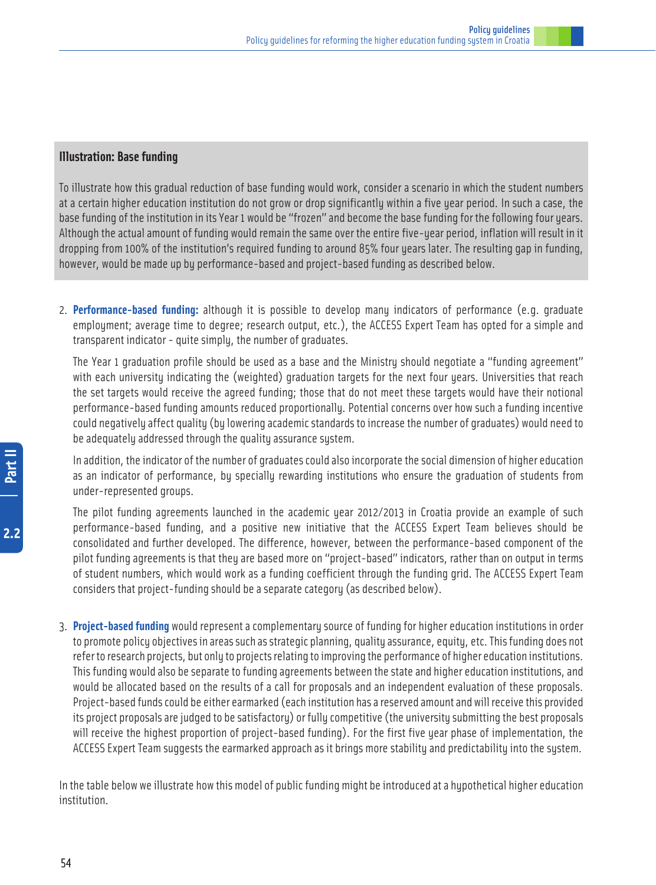### Illustration: Base funding

To illustrate how this gradual reduction of base funding would work, consider a scenario in which the student numbers at a certain higher education institution do not grow or drop significantly within a five year period. In such a case, the base funding of the institution in its Year 1 would be "frozen" and become the base funding for the following four years. Although the actual amount of funding would remain the same over the entire five-year period, inflation will result in it dropping from 100% of the institution's required funding to around 85% four years later. The resulting gap in funding, however, would be made up by performance-based and project-based funding as described below.

2. **Performance-based funding:** although it is possible to develop many indicators of performance (e.g. graduate employment; average time to degree; research output, etc.), the ACCESS Expert Team has opted for a simple and transparent indicator - quite simply, the number of graduates.

   The Year 1 graduation profile should be used as a base and the Ministry should negotiate a "funding agreement" with each university indicating the (weighted) graduation targets for the next four years. Universities that reach the set targets would receive the agreed funding; those that do not meet these targets would have their notional performance-based funding amounts reduced proportionally. Potential concerns over how such a funding incentive could negatively affect quality (by lowering academic standards to increase the number of graduates) would need to be adequately addressed through the quality assurance system.

   In addition, the indicator of the number of graduates could also incorporate the social dimension of higher education as an indicator of performance, by specially rewarding institutions who ensure the graduation of students from under-represented groups.

   The pilot funding agreements launched in the academic year 2012/2013 in Croatia provide an example of such performance-based funding, and a positive new initiative that the ACCESS Expert Team believes should be consolidated and further developed. The difference, however, between the performance-based component of the pilot funding agreements is that they are based more on "project-based" indicators, rather than on output in terms of student numbers, which would work as a funding coefficient through the funding grid. The ACCESS Expert Team considers that project-funding should be a separate category (as described below).

3. **Project-based funding** would represent a complementary source of funding for higher education institutions in order to promote policy objectives in areas such as strategic planning, quality assurance, equity, etc. This funding does not refer to research projects, but only to projects relating to improving the performance of higher education institutions. This funding would also be separate to funding agreements between the state and higher education institutions, and would be allocated based on the results of a call for proposals and an independent evaluation of these proposals. Project-based funds could be either earmarked (each institution has a reserved amount and will receive this provided its project proposals are judged to be satisfactory) or fully competitive (the university submitting the best proposals will receive the highest proportion of project-based funding). For the first five year phase of implementation, the ACCESS Expert Team suggests the earmarked approach as it brings more stability and predictability into the system.

In the table below we illustrate how this model of public funding might be introduced at a hypothetical higher education institution.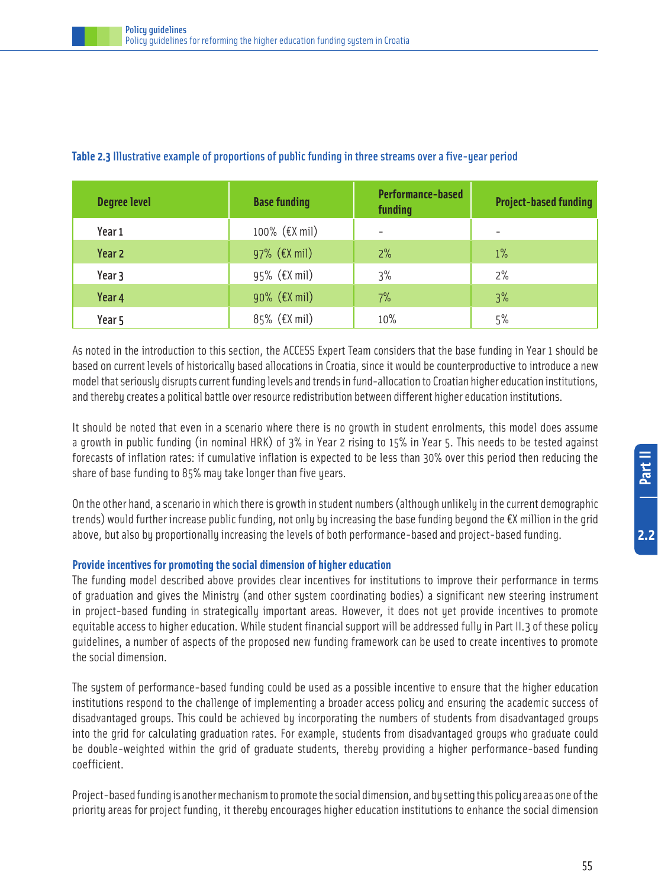**Table 2.3** Illustrative example of proportions of public funding in three streams over a five-year period

| Degree level | Base funding | Performance-based funding | Project-based funding |
|---|---|---|---|
| Year 1 | 100% (€X mil) | - | - |
| Year 2 | 97% (€X mil) | 2% | 1% |
| Year 3 | 95% (€X mil) | 3% | 2% |
| Year 4 | 90% (€X mil) | 7% | 3% |
| Year 5 | 85% (€X mil) | 10% | 5% |

As noted in the introduction to this section, the ACCESS Expert Team considers that the base funding in Year 1 should be based on current levels of historically based allocations in Croatia, since it would be counterproductive to introduce a new model that seriously disrupts current funding levels and trends in fund-allocation to Croatian higher education institutions, and thereby creates a political battle over resource redistribution between different higher education institutions.

It should be noted that even in a scenario where there is no growth in student enrolments, this model does assume a growth in public funding (in nominal HRK) of 3% in Year 2 rising to 15% in Year 5. This needs to be tested against forecasts of inflation rates: if cumulative inflation is expected to be less than 30% over this period then reducing the share of base funding to 85% may take longer than five years.

On the other hand, a scenario in which there is growth in student numbers (although unlikely in the current demographic trends) would further increase public funding, not only by increasing the base funding beyond the €X million in the grid above, but also by proportionally increasing the levels of both performance-based and project-based funding.

### Provide incentives for promoting the social dimension of higher education

The funding model described above provides clear incentives for institutions to improve their performance in terms of graduation and gives the Ministry (and other system coordinating bodies) a significant new steering instrument in project-based funding in strategically important areas. However, it does not yet provide incentives to promote equitable access to higher education. While student financial support will be addressed fully in Part II.3 of these policy guidelines, a number of aspects of the proposed new funding framework can be used to create incentives to promote the social dimension.

The system of performance-based funding could be used as a possible incentive to ensure that the higher education institutions respond to the challenge of implementing a broader access policy and ensuring the academic success of disadvantaged groups. This could be achieved by incorporating the numbers of students from disadvantaged groups into the grid for calculating graduation rates. For example, students from disadvantaged groups who graduate could be double-weighted within the grid of graduate students, thereby providing a higher performance-based funding coefficient.

Project-based funding is another mechanism to promote the social dimension, and by setting this policy area as one of the priority areas for project funding, it thereby encourages higher education institutions to enhance the social dimension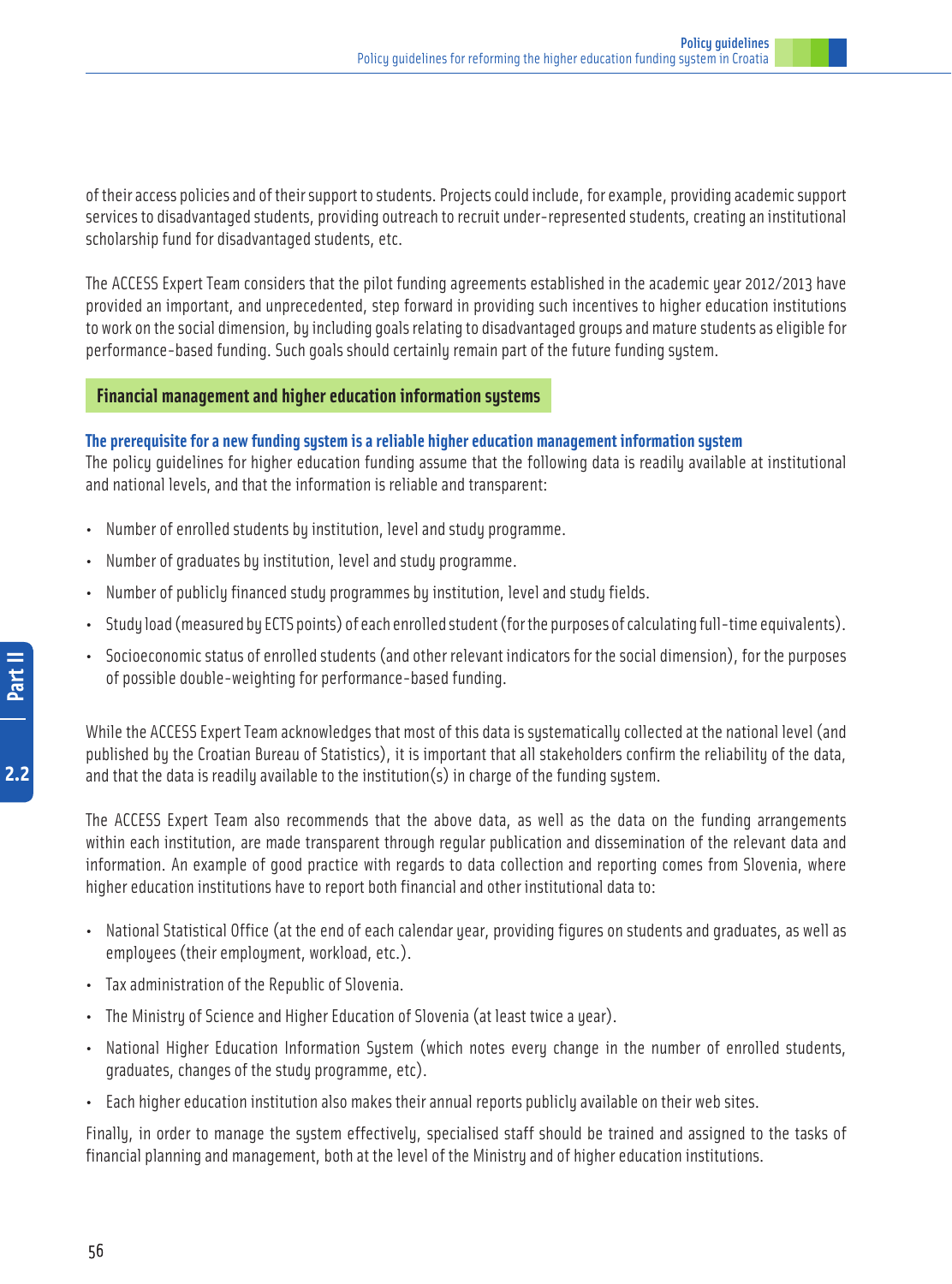of their access policies and of their support to students. Projects could include, for example, providing academic support services to disadvantaged students, providing outreach to recruit under-represented students, creating an institutional scholarship fund for disadvantaged students, etc.

The ACCESS Expert Team considers that the pilot funding agreements established in the academic year 2012/2013 have provided an important, and unprecedented, step forward in providing such incentives to higher education institutions to work on the social dimension, by including goals relating to disadvantaged groups and mature students as eligible for performance-based funding. Such goals should certainly remain part of the future funding system.

## Financial management and higher education information systems

### The prerequisite for a new funding system is a reliable higher education management information system

The policy guidelines for higher education funding assume that the following data is readily available at institutional and national levels, and that the information is reliable and transparent:

- Number of enrolled students by institution, level and study programme.
- Number of graduates by institution, level and study programme.
- Number of publicly financed study programmes by institution, level and study fields.
- Study load (measured by ECTS points) of each enrolled student (for the purposes of calculating full-time equivalents).
- Socioeconomic status of enrolled students (and other relevant indicators for the social dimension), for the purposes of possible double-weighting for performance-based funding.

While the ACCESS Expert Team acknowledges that most of this data is systematically collected at the national level (and published by the Croatian Bureau of Statistics), it is important that all stakeholders confirm the reliability of the data, and that the data is readily available to the institution(s) in charge of the funding system.

The ACCESS Expert Team also recommends that the above data, as well as the data on the funding arrangements within each institution, are made transparent through regular publication and dissemination of the relevant data and information. An example of good practice with regards to data collection and reporting comes from Slovenia, where higher education institutions have to report both financial and other institutional data to:

- National Statistical Office (at the end of each calendar year, providing figures on students and graduates, as well as employees (their employment, workload, etc.).
- Tax administration of the Republic of Slovenia.
- The Ministry of Science and Higher Education of Slovenia (at least twice a year).
- National Higher Education Information System (which notes every change in the number of enrolled students, graduates, changes of the study programme, etc).
- Each higher education institution also makes their annual reports publicly available on their web sites.

Finally, in order to manage the system effectively, specialised staff should be trained and assigned to the tasks of financial planning and management, both at the level of the Ministry and of higher education institutions.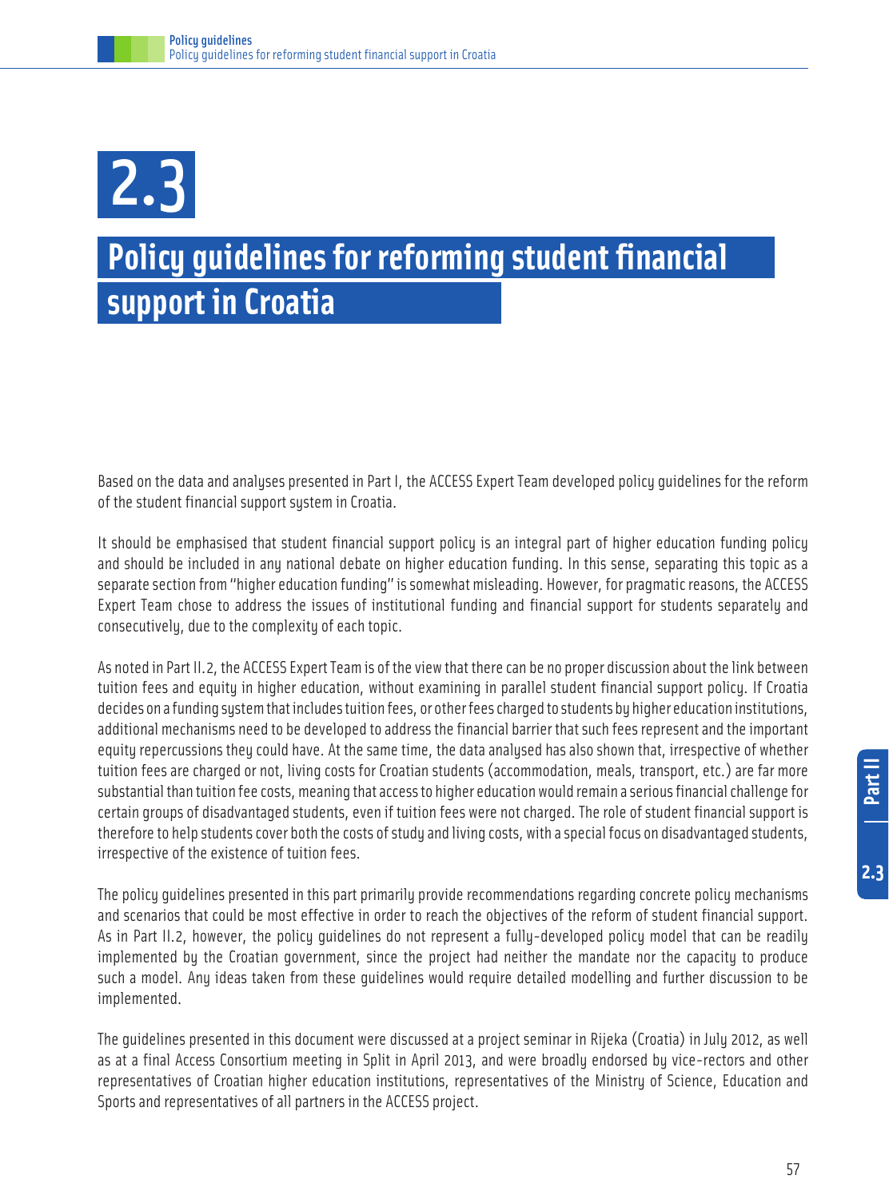# 2.3

# Policy guidelines for reforming student financial support in Croatia

Based on the data and analyses presented in Part I, the ACCESS Expert Team developed policy guidelines for the reform of the student financial support system in Croatia.

It should be emphasised that student financial support policy is an integral part of higher education funding policy and should be included in any national debate on higher education funding. In this sense, separating this topic as a separate section from "higher education funding" is somewhat misleading. However, for pragmatic reasons, the ACCESS Expert Team chose to address the issues of institutional funding and financial support for students separately and consecutively, due to the complexity of each topic.

As noted in Part II.2, the ACCESS Expert Team is of the view that there can be no proper discussion about the link between tuition fees and equity in higher education, without examining in parallel student financial support policy. If Croatia decides on a funding system that includes tuition fees, or other fees charged to students by higher education institutions, additional mechanisms need to be developed to address the financial barrier that such fees represent and the important equity repercussions they could have. At the same time, the data analysed has also shown that, irrespective of whether tuition fees are charged or not, living costs for Croatian students (accommodation, meals, transport, etc.) are far more substantial than tuition fee costs, meaning that access to higher education would remain a serious financial challenge for certain groups of disadvantaged students, even if tuition fees were not charged. The role of student financial support is therefore to help students cover both the costs of study and living costs, with a special focus on disadvantaged students, irrespective of the existence of tuition fees.

The policy guidelines presented in this part primarily provide recommendations regarding concrete policy mechanisms and scenarios that could be most effective in order to reach the objectives of the reform of student financial support. As in Part II.2, however, the policy guidelines do not represent a fully-developed policy model that can be readily implemented by the Croatian government, since the project had neither the mandate nor the capacity to produce such a model. Any ideas taken from these guidelines would require detailed modelling and further discussion to be implemented.

The guidelines presented in this document were discussed at a project seminar in Rijeka (Croatia) in July 2012, as well as at a final Access Consortium meeting in Split in April 2013, and were broadly endorsed by vice-rectors and other representatives of Croatian higher education institutions, representatives of the Ministry of Science, Education and Sports and representatives of all partners in the ACCESS project.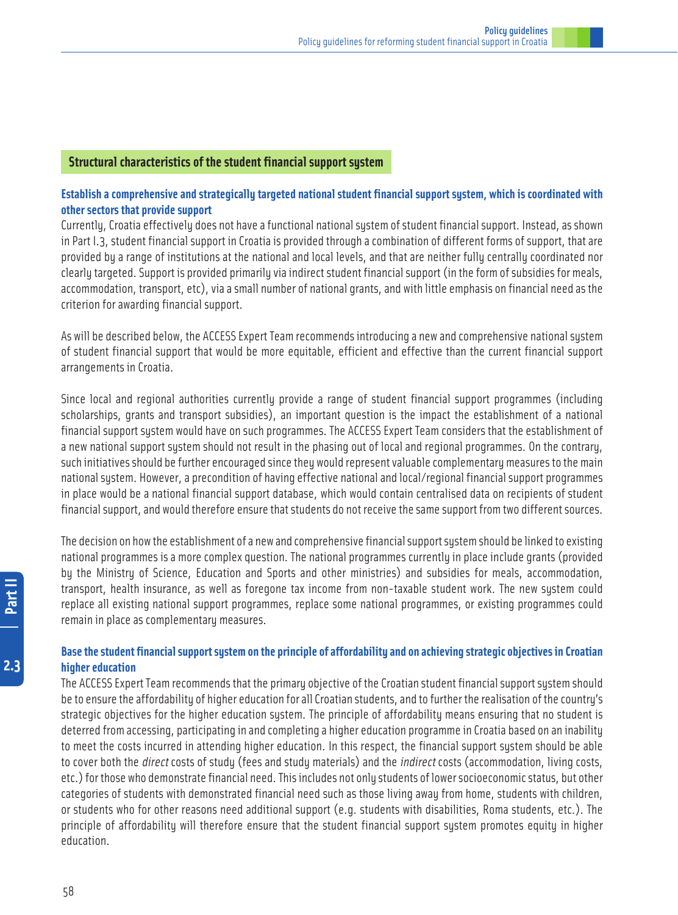## Structural characteristics of the student financial support system

### Establish a comprehensive and strategically targeted national student financial support system, which is coordinated with other sectors that provide support

Currently, Croatia effectively does not have a functional national system of student financial support. Instead, as shown in Part I.3, student financial support in Croatia is provided through a combination of different forms of support, that are provided by a range of institutions at the national and local levels, and that are neither fully centrally coordinated nor clearly targeted. Support is provided primarily via indirect student financial support (in the form of subsidies for meals, accommodation, transport, etc), via a small number of national grants, and with little emphasis on financial need as the criterion for awarding financial support.

As will be described below, the ACCESS Expert Team recommends introducing a new and comprehensive national system of student financial support that would be more equitable, efficient and effective than the current financial support arrangements in Croatia.

Since local and regional authorities currently provide a range of student financial support programmes (including scholarships, grants and transport subsidies), an important question is the impact the establishment of a national financial support system would have on such programmes. The ACCESS Expert Team considers that the establishment of a new national support system should not result in the phasing out of local and regional programmes. On the contrary, such initiatives should be further encouraged since they would represent valuable complementary measures to the main national system. However, a precondition of having effective national and local/regional financial support programmes in place would be a national financial support database, which would contain centralised data on recipients of student financial support, and would therefore ensure that students do not receive the same support from two different sources.

The decision on how the establishment of a new and comprehensive financial support system should be linked to existing national programmes is a more complex question. The national programmes currently in place include grants (provided by the Ministry of Science, Education and Sports and other ministries) and subsidies for meals, accommodation, transport, health insurance, as well as foregone tax income from non-taxable student work. The new system could replace all existing national support programmes, replace some national programmes, or existing programmes could remain in place as complementary measures.

### Base the student financial support system on the principle of affordability and on achieving strategic objectives in Croatian higher education

The ACCESS Expert Team recommends that the primary objective of the Croatian student financial support system should be to ensure the affordability of higher education for all Croatian students, and to further the realisation of the country's strategic objectives for the higher education system. The principle of affordability means ensuring that no student is deterred from accessing, participating in and completing a higher education programme in Croatia based on an inability to meet the costs incurred in attending higher education. In this respect, the financial support system should be able to cover both the *direct* costs of study (fees and study materials) and the *indirect* costs (accommodation, living costs, etc.) for those who demonstrate financial need. This includes not only students of lower socioeconomic status, but other categories of students with demonstrated financial need such as those living away from home, students with children, or students who for other reasons need additional support (e.g. students with disabilities, Roma students, etc.). The principle of affordability will therefore ensure that the student financial support system promotes equity in higher education.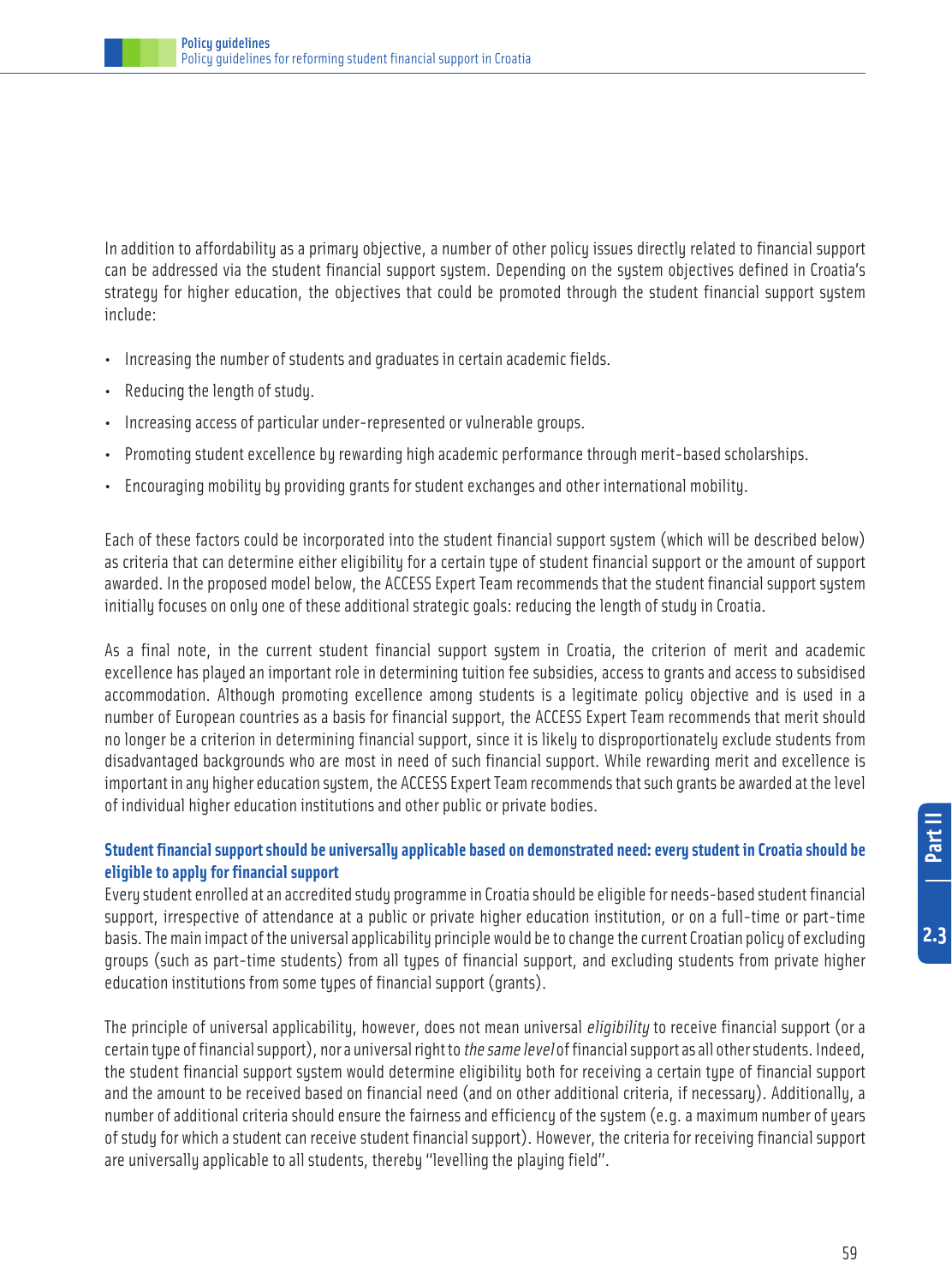In addition to affordability as a primary objective, a number of other policy issues directly related to financial support can be addressed via the student financial support system. Depending on the system objectives defined in Croatia's strategy for higher education, the objectives that could be promoted through the student financial support system include:

- Increasing the number of students and graduates in certain academic fields.
- Reducing the length of study.
- Increasing access of particular under-represented or vulnerable groups.
- Promoting student excellence by rewarding high academic performance through merit-based scholarships.
- Encouraging mobility by providing grants for student exchanges and other international mobility.

Each of these factors could be incorporated into the student financial support system (which will be described below) as criteria that can determine either eligibility for a certain type of student financial support or the amount of support awarded. In the proposed model below, the ACCESS Expert Team recommends that the student financial support system initially focuses on only one of these additional strategic goals: reducing the length of study in Croatia.

As a final note, in the current student financial support system in Croatia, the criterion of merit and academic excellence has played an important role in determining tuition fee subsidies, access to grants and access to subsidised accommodation. Although promoting excellence among students is a legitimate policy objective and is used in a number of European countries as a basis for financial support, the ACCESS Expert Team recommends that merit should no longer be a criterion in determining financial support, since it is likely to disproportionately exclude students from disadvantaged backgrounds who are most in need of such financial support. While rewarding merit and excellence is important in any higher education system, the ACCESS Expert Team recommends that such grants be awarded at the level of individual higher education institutions and other public or private bodies.

#### Student financial support should be universally applicable based on demonstrated need: every student in Croatia should be eligible to apply for financial support

Every student enrolled at an accredited study programme in Croatia should be eligible for needs-based student financial support, irrespective of attendance at a public or private higher education institution, or on a full-time or part-time basis. The main impact of the universal applicability principle would be to change the current Croatian policy of excluding groups (such as part-time students) from all types of financial support, and excluding students from private higher education institutions from some types of financial support (grants).

The principle of universal applicability, however, does not mean universal *eligibility* to receive financial support (or a certain type of financial support), nor a universal right to *the same level* of financial support as all other students. Indeed, the student financial support system would determine eligibility both for receiving a certain type of financial support and the amount to be received based on financial need (and on other additional criteria, if necessary). Additionally, a number of additional criteria should ensure the fairness and efficiency of the system (e.g. a maximum number of years of study for which a student can receive student financial support). However, the criteria for receiving financial support are universally applicable to all students, thereby "levelling the playing field".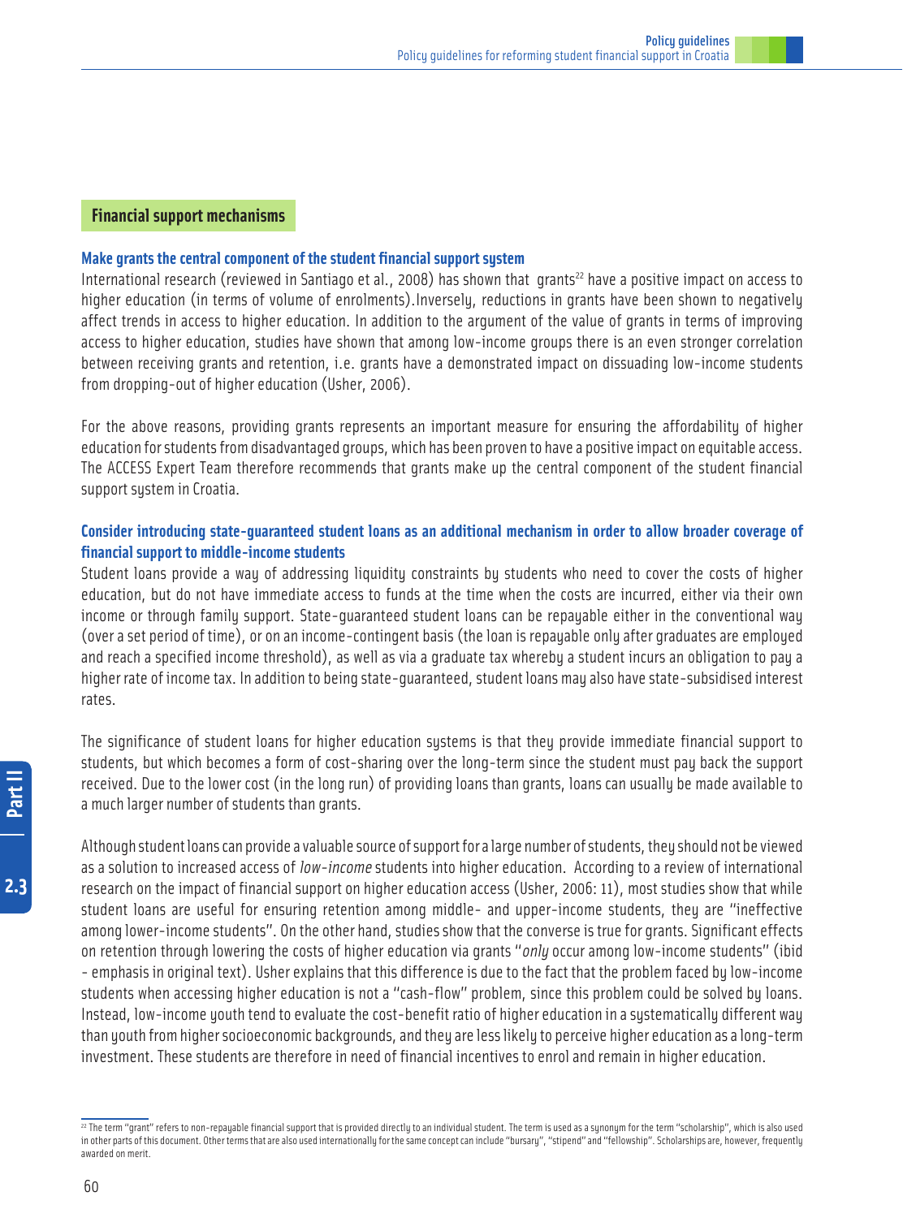## Financial support mechanisms

### Make grants the central component of the student financial support system

International research (reviewed in Santiago et al., 2008) has shown that grants[22] have a positive impact on access to higher education (in terms of volume of enrolments).Inversely, reductions in grants have been shown to negatively affect trends in access to higher education. In addition to the argument of the value of grants in terms of improving access to higher education, studies have shown that among low-income groups there is an even stronger correlation between receiving grants and retention, i.e. grants have a demonstrated impact on dissuading low-income students from dropping-out of higher education (Usher, 2006).

For the above reasons, providing grants represents an important measure for ensuring the affordability of higher education for students from disadvantaged groups, which has been proven to have a positive impact on equitable access. The ACCESS Expert Team therefore recommends that grants make up the central component of the student financial support system in Croatia.

### Consider introducing state-guaranteed student loans as an additional mechanism in order to allow broader coverage of financial support to middle-income students

Student loans provide a way of addressing liquidity constraints by students who need to cover the costs of higher education, but do not have immediate access to funds at the time when the costs are incurred, either via their own income or through family support. State-guaranteed student loans can be repayable either in the conventional way (over a set period of time), or on an income-contingent basis (the loan is repayable only after graduates are employed and reach a specified income threshold), as well as via a graduate tax whereby a student incurs an obligation to pay a higher rate of income tax. In addition to being state-guaranteed, student loans may also have state-subsidised interest rates.

The significance of student loans for higher education systems is that they provide immediate financial support to students, but which becomes a form of cost-sharing over the long-term since the student must pay back the support received. Due to the lower cost (in the long run) of providing loans than grants, loans can usually be made available to a much larger number of students than grants.

Although student loans can provide a valuable source of support for a large number of students, they should not be viewed as a solution to increased access of *low-income* students into higher education. According to a review of international research on the impact of financial support on higher education access (Usher, 2006: 11), most studies show that while student loans are useful for ensuring retention among middle- and upper-income students, they are "ineffective among lower-income students". On the other hand, studies show that the converse is true for grants. Significant effects on retention through lowering the costs of higher education via grants "*only* occur among low-income students" (ibid - emphasis in original text). Usher explains that this difference is due to the fact that the problem faced by low-income students when accessing higher education is not a "cash-flow" problem, since this problem could be solved by loans. Instead, low-income youth tend to evaluate the cost-benefit ratio of higher education in a systematically different way than youth from higher socioeconomic backgrounds, and they are less likely to perceive higher education as a long-term investment. These students are therefore in need of financial incentives to enrol and remain in higher education.

---

[22] The term "grant" refers to non-repayable financial support that is provided directly to an individual student. The term is used as a synonym for the term "scholarship", which is also used in other parts of this document. Other terms that are also used internationally for the same concept can include "bursary", "stipend" and "fellowship". Scholarships are, however, frequently awarded on merit.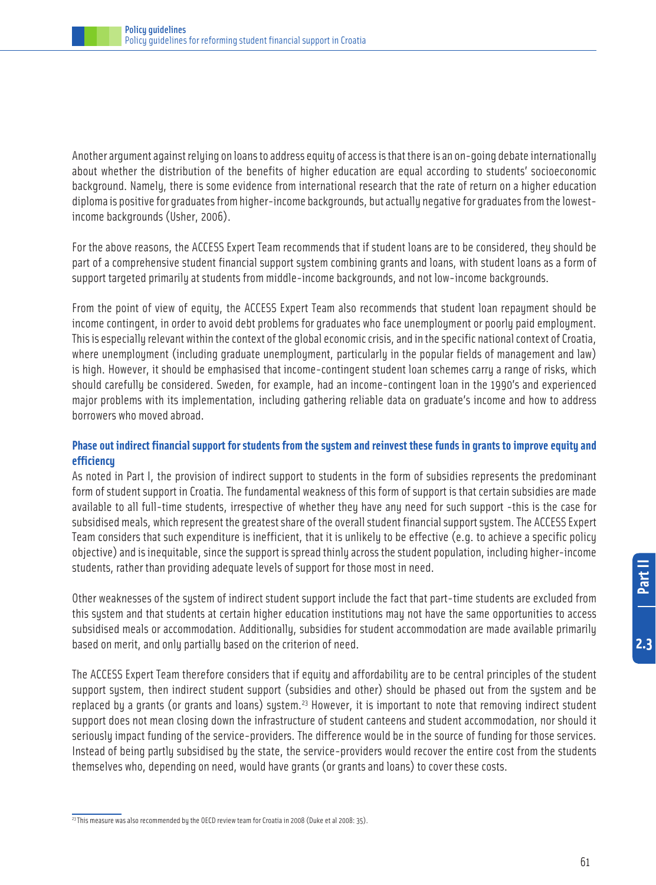Another argument against relying on loans to address equity of access is that there is an on-going debate internationally about whether the distribution of the benefits of higher education are equal according to students' socioeconomic background. Namely, there is some evidence from international research that the rate of return on a higher education diploma is positive for graduates from higher-income backgrounds, but actually negative for graduates from the lowest-income backgrounds (Usher, 2006).

For the above reasons, the ACCESS Expert Team recommends that if student loans are to be considered, they should be part of a comprehensive student financial support system combining grants and loans, with student loans as a form of support targeted primarily at students from middle-income backgrounds, and not low-income backgrounds.

From the point of view of equity, the ACCESS Expert Team also recommends that student loan repayment should be income contingent, in order to avoid debt problems for graduates who face unemployment or poorly paid employment. This is especially relevant within the context of the global economic crisis, and in the specific national context of Croatia, where unemployment (including graduate unemployment, particularly in the popular fields of management and law) is high. However, it should be emphasised that income-contingent student loan schemes carry a range of risks, which should carefully be considered. Sweden, for example, had an income-contingent loan in the 1990's and experienced major problems with its implementation, including gathering reliable data on graduate's income and how to address borrowers who moved abroad.

**Phase out indirect financial support for students from the system and reinvest these funds in grants to improve equity and efficiency**

As noted in Part I, the provision of indirect support to students in the form of subsidies represents the predominant form of student support in Croatia. The fundamental weakness of this form of support is that certain subsidies are made available to all full-time students, irrespective of whether they have any need for such support -this is the case for subsidised meals, which represent the greatest share of the overall student financial support system. The ACCESS Expert Team considers that such expenditure is inefficient, that it is unlikely to be effective (e.g. to achieve a specific policy objective) and is inequitable, since the support is spread thinly across the student population, including higher-income students, rather than providing adequate levels of support for those most in need.

Other weaknesses of the system of indirect student support include the fact that part-time students are excluded from this system and that students at certain higher education institutions may not have the same opportunities to access subsidised meals or accommodation. Additionally, subsidies for student accommodation are made available primarily based on merit, and only partially based on the criterion of need.

The ACCESS Expert Team therefore considers that if equity and affordability are to be central principles of the student support system, then indirect student support (subsidies and other) should be phased out from the system and be replaced by a grants (or grants and loans) system.[23] However, it is important to note that removing indirect student support does not mean closing down the infrastructure of student canteens and student accommodation, nor should it seriously impact funding of the service-providers. The difference would be in the source of funding for those services. Instead of being partly subsidised by the state, the service-providers would recover the entire cost from the students themselves who, depending on need, would have grants (or grants and loans) to cover these costs.

[23] This measure was also recommended by the OECD review team for Croatia in 2008 (Duke et al 2008: 35).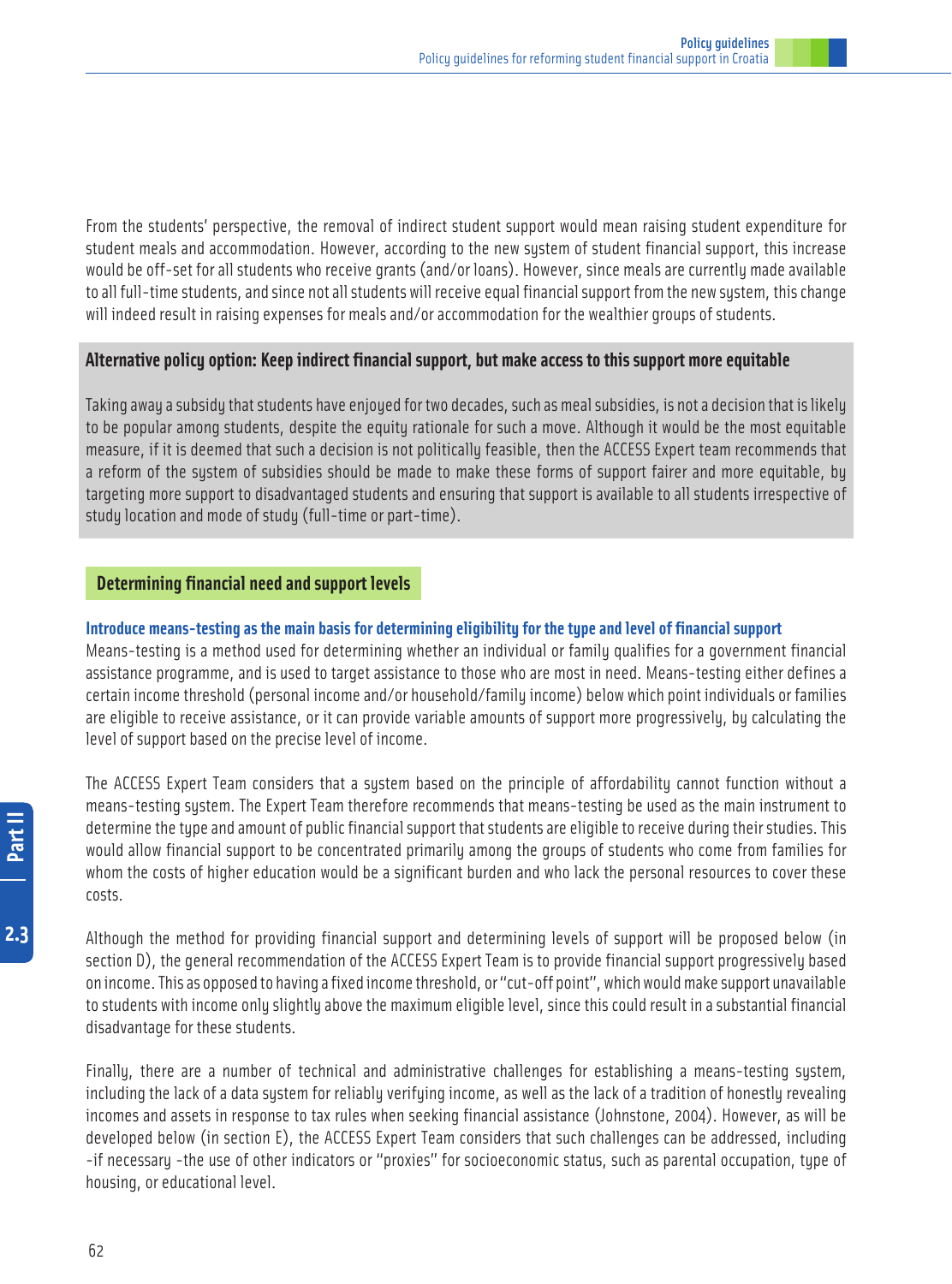From the students' perspective, the removal of indirect student support would mean raising student expenditure for student meals and accommodation. However, according to the new system of student financial support, this increase would be off-set for all students who receive grants (and/or loans). However, since meals are currently made available to all full-time students, and since not all students will receive equal financial support from the new system, this change will indeed result in raising expenses for meals and/or accommodation for the wealthier groups of students.

**Alternative policy option: Keep indirect financial support, but make access to this support more equitable**

Taking away a subsidy that students have enjoyed for two decades, such as meal subsidies, is not a decision that is likely to be popular among students, despite the equity rationale for such a move. Although it would be the most equitable measure, if it is deemed that such a decision is not politically feasible, then the ACCESS Expert team recommends that a reform of the system of subsidies should be made to make these forms of support fairer and more equitable, by targeting more support to disadvantaged students and ensuring that support is available to all students irrespective of study location and mode of study (full-time or part-time).

## Determining financial need and support levels

### Introduce means-testing as the main basis for determining eligibility for the type and level of financial support

Means-testing is a method used for determining whether an individual or family qualifies for a government financial assistance programme, and is used to target assistance to those who are most in need. Means-testing either defines a certain income threshold (personal income and/or household/family income) below which point individuals or families are eligible to receive assistance, or it can provide variable amounts of support more progressively, by calculating the level of support based on the precise level of income.

The ACCESS Expert Team considers that a system based on the principle of affordability cannot function without a means-testing system. The Expert Team therefore recommends that means-testing be used as the main instrument to determine the type and amount of public financial support that students are eligible to receive during their studies. This would allow financial support to be concentrated primarily among the groups of students who come from families for whom the costs of higher education would be a significant burden and who lack the personal resources to cover these costs.

Although the method for providing financial support and determining levels of support will be proposed below (in section D), the general recommendation of the ACCESS Expert Team is to provide financial support progressively based on income. This as opposed to having a fixed income threshold, or "cut-off point", which would make support unavailable to students with income only slightly above the maximum eligible level, since this could result in a substantial financial disadvantage for these students.

Finally, there are a number of technical and administrative challenges for establishing a means-testing system, including the lack of a data system for reliably verifying income, as well as the lack of a tradition of honestly revealing incomes and assets in response to tax rules when seeking financial assistance (Johnstone, 2004). However, as will be developed below (in section E), the ACCESS Expert Team considers that such challenges can be addressed, including -if necessary -the use of other indicators or "proxies" for socioeconomic status, such as parental occupation, type of housing, or educational level.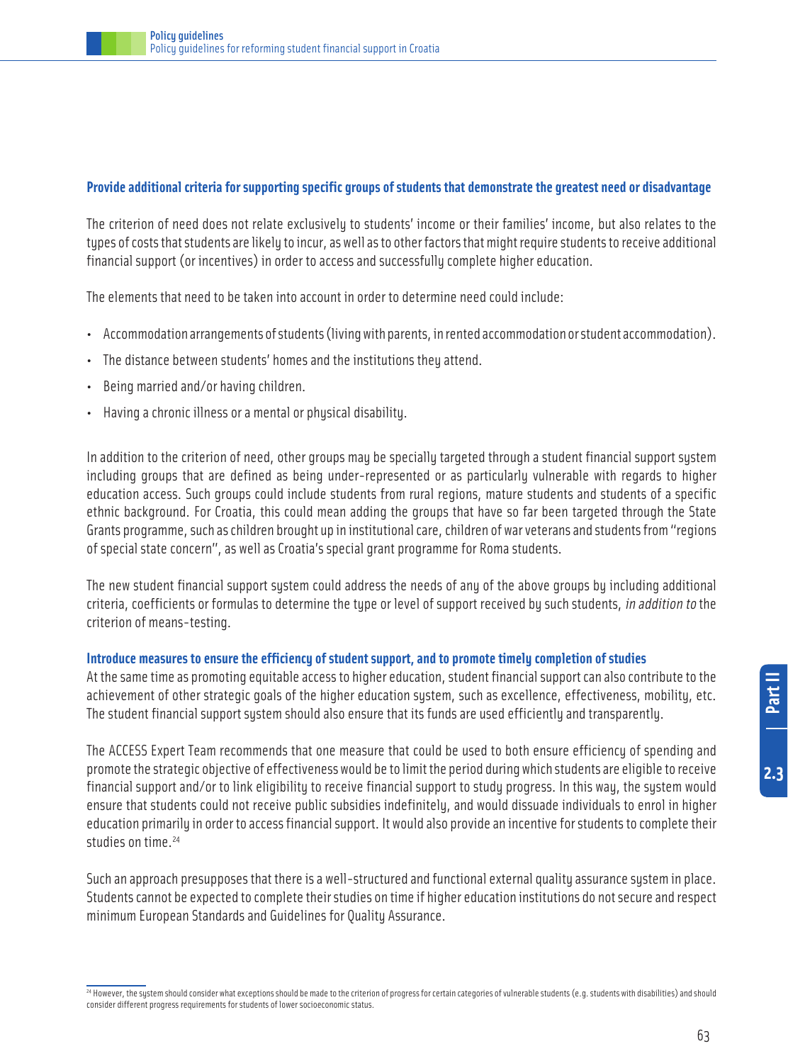### Provide additional criteria for supporting specific groups of students that demonstrate the greatest need or disadvantage

The criterion of need does not relate exclusively to students' income or their families' income, but also relates to the types of costs that students are likely to incur, as well as to other factors that might require students to receive additional financial support (or incentives) in order to access and successfully complete higher education.

The elements that need to be taken into account in order to determine need could include:

- Accommodation arrangements of students (living with parents, in rented accommodation or student accommodation).
- The distance between students' homes and the institutions they attend.
- Being married and/or having children.
- Having a chronic illness or a mental or physical disability.

In addition to the criterion of need, other groups may be specially targeted through a student financial support system including groups that are defined as being under-represented or as particularly vulnerable with regards to higher education access. Such groups could include students from rural regions, mature students and students of a specific ethnic background. For Croatia, this could mean adding the groups that have so far been targeted through the State Grants programme, such as children brought up in institutional care, children of war veterans and students from "regions of special state concern", as well as Croatia's special grant programme for Roma students.

The new student financial support system could address the needs of any of the above groups by including additional criteria, coefficients or formulas to determine the type or level of support received by such students, *in addition to* the criterion of means-testing.

### Introduce measures to ensure the efficiency of student support, and to promote timely completion of studies

At the same time as promoting equitable access to higher education, student financial support can also contribute to the achievement of other strategic goals of the higher education system, such as excellence, effectiveness, mobility, etc. The student financial support system should also ensure that its funds are used efficiently and transparently.

The ACCESS Expert Team recommends that one measure that could be used to both ensure efficiency of spending and promote the strategic objective of effectiveness would be to limit the period during which students are eligible to receive financial support and/or to link eligibility to receive financial support to study progress. In this way, the system would ensure that students could not receive public subsidies indefinitely, and would dissuade individuals to enrol in higher education primarily in order to access financial support. It would also provide an incentive for students to complete their studies on time.[24]

Such an approach presupposes that there is a well-structured and functional external quality assurance system in place. Students cannot be expected to complete their studies on time if higher education institutions do not secure and respect minimum European Standards and Guidelines for Quality Assurance.

[24] However, the system should consider what exceptions should be made to the criterion of progress for certain categories of vulnerable students (e.g. students with disabilities) and should consider different progress requirements for students of lower socioeconomic status.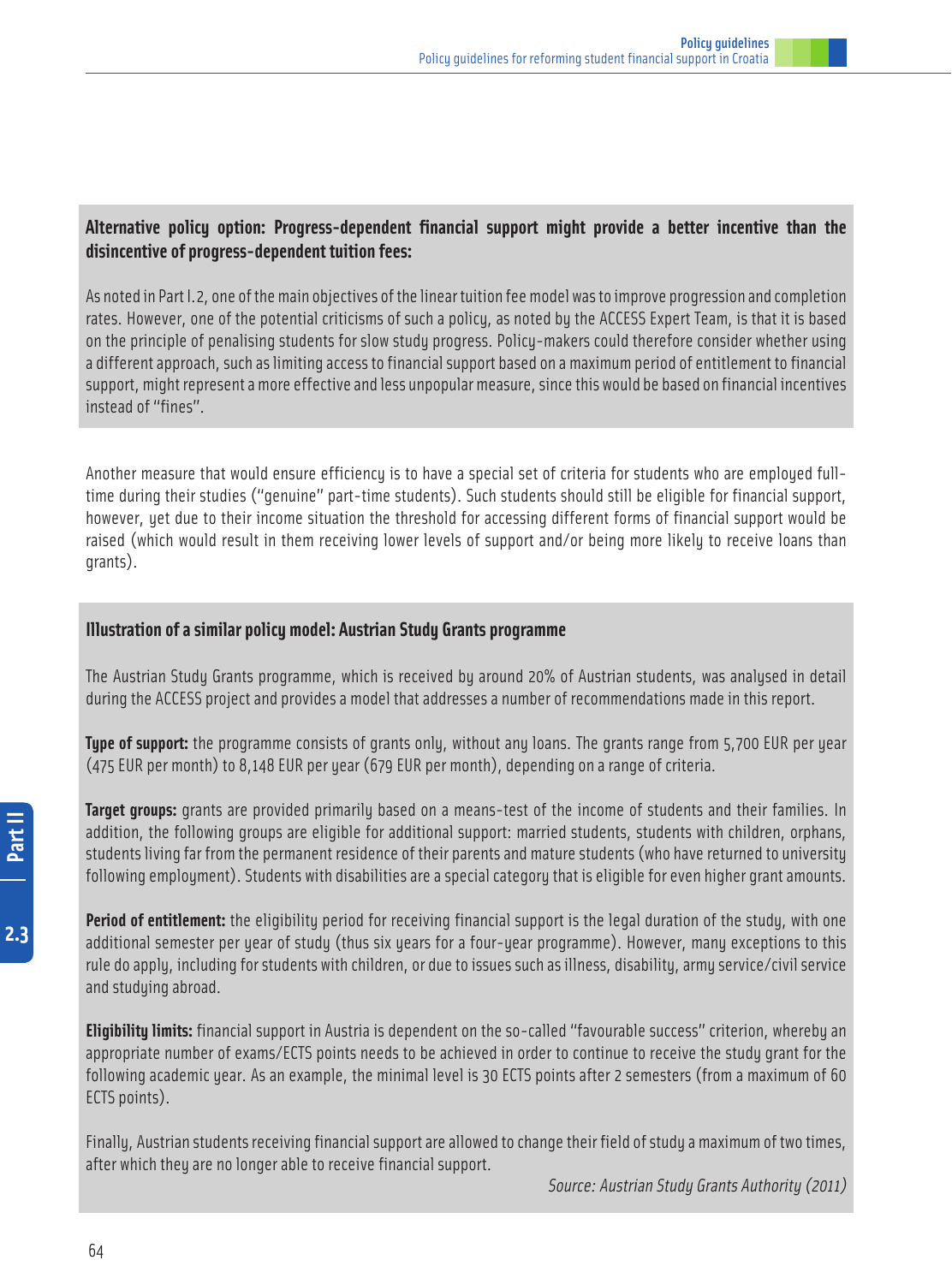**Alternative policy option: Progress-dependent financial support might provide a better incentive than the disincentive of progress-dependent tuition fees:**

As noted in Part I.2, one of the main objectives of the linear tuition fee model was to improve progression and completion rates. However, one of the potential criticisms of such a policy, as noted by the ACCESS Expert Team, is that it is based on the principle of penalising students for slow study progress. Policy-makers could therefore consider whether using a different approach, such as limiting access to financial support based on a maximum period of entitlement to financial support, might represent a more effective and less unpopular measure, since this would be based on financial incentives instead of "fines".

Another measure that would ensure efficiency is to have a special set of criteria for students who are employed full-time during their studies ("genuine" part-time students). Such students should still be eligible for financial support, however, yet due to their income situation the threshold for accessing different forms of financial support would be raised (which would result in them receiving lower levels of support and/or being more likely to receive loans than grants).

**Illustration of a similar policy model: Austrian Study Grants programme**

The Austrian Study Grants programme, which is received by around 20% of Austrian students, was analysed in detail during the ACCESS project and provides a model that addresses a number of recommendations made in this report.

**Type of support:** the programme consists of grants only, without any loans. The grants range from 5,700 EUR per year (475 EUR per month) to 8,148 EUR per year (679 EUR per month), depending on a range of criteria.

**Target groups:** grants are provided primarily based on a means-test of the income of students and their families. In addition, the following groups are eligible for additional support: married students, students with children, orphans, students living far from the permanent residence of their parents and mature students (who have returned to university following employment). Students with disabilities are a special category that is eligible for even higher grant amounts.

**Period of entitlement:** the eligibility period for receiving financial support is the legal duration of the study, with one additional semester per year of study (thus six years for a four-year programme). However, many exceptions to this rule do apply, including for students with children, or due to issues such as illness, disability, army service/civil service and studying abroad.

**Eligibility limits:** financial support in Austria is dependent on the so-called "favourable success" criterion, whereby an appropriate number of exams/ECTS points needs to be achieved in order to continue to receive the study grant for the following academic year. As an example, the minimal level is 30 ECTS points after 2 semesters (from a maximum of 60 ECTS points).

Finally, Austrian students receiving financial support are allowed to change their field of study a maximum of two times, after which they are no longer able to receive financial support.

*Source: Austrian Study Grants Authority (2011)*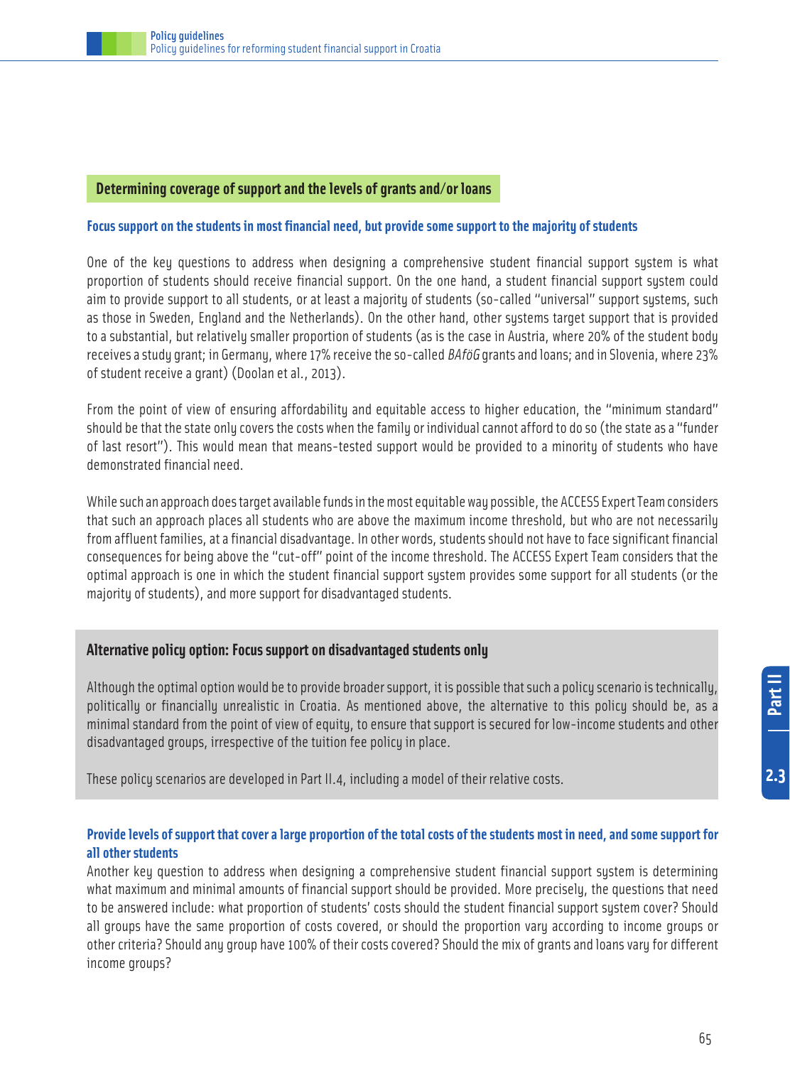## Determining coverage of support and the levels of grants and/or loans

### Focus support on the students in most financial need, but provide some support to the majority of students

One of the key questions to address when designing a comprehensive student financial support system is what proportion of students should receive financial support. On the one hand, a student financial support system could aim to provide support to all students, or at least a majority of students (so-called "universal" support systems, such as those in Sweden, England and the Netherlands). On the other hand, other systems target support that is provided to a substantial, but relatively smaller proportion of students (as is the case in Austria, where 20% of the student body receives a study grant; in Germany, where 17% receive the so-called *BAföG* grants and loans; and in Slovenia, where 23% of student receive a grant) (Doolan et al., 2013).

From the point of view of ensuring affordability and equitable access to higher education, the "minimum standard" should be that the state only covers the costs when the family or individual cannot afford to do so (the state as a "funder of last resort"). This would mean that means-tested support would be provided to a minority of students who have demonstrated financial need.

While such an approach does target available funds in the most equitable way possible, the ACCESS Expert Team considers that such an approach places all students who are above the maximum income threshold, but who are not necessarily from affluent families, at a financial disadvantage. In other words, students should not have to face significant financial consequences for being above the "cut-off" point of the income threshold. The ACCESS Expert Team considers that the optimal approach is one in which the student financial support system provides some support for all students (or the majority of students), and more support for disadvantaged students.

### Alternative policy option: Focus support on disadvantaged students only

Although the optimal option would be to provide broader support, it is possible that such a policy scenario is technically, politically or financially unrealistic in Croatia. As mentioned above, the alternative to this policy should be, as a minimal standard from the point of view of equity, to ensure that support is secured for low-income students and other disadvantaged groups, irrespective of the tuition fee policy in place.

These policy scenarios are developed in Part II.4, including a model of their relative costs.

### Provide levels of support that cover a large proportion of the total costs of the students most in need, and some support for all other students

Another key question to address when designing a comprehensive student financial support system is determining what maximum and minimal amounts of financial support should be provided. More precisely, the questions that need to be answered include: what proportion of students' costs should the student financial support system cover? Should all groups have the same proportion of costs covered, or should the proportion vary according to income groups or other criteria? Should any group have 100% of their costs covered? Should the mix of grants and loans vary for different income groups?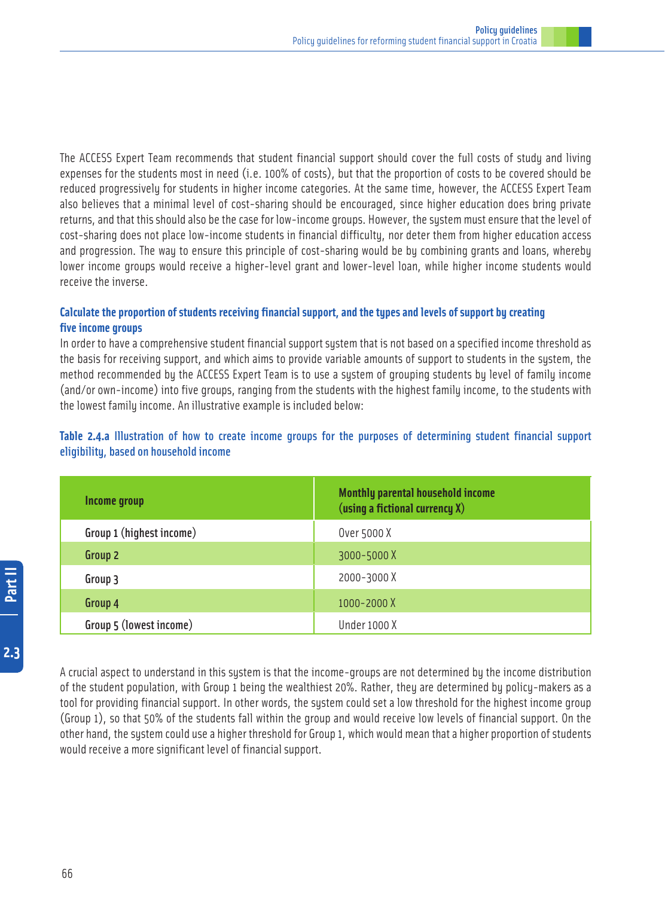The ACCESS Expert Team recommends that student financial support should cover the full costs of study and living expenses for the students most in need (i.e. 100% of costs), but that the proportion of costs to be covered should be reduced progressively for students in higher income categories. At the same time, however, the ACCESS Expert Team also believes that a minimal level of cost-sharing should be encouraged, since higher education does bring private returns, and that this should also be the case for low-income groups. However, the system must ensure that the level of cost-sharing does not place low-income students in financial difficulty, nor deter them from higher education access and progression. The way to ensure this principle of cost-sharing would be by combining grants and loans, whereby lower income groups would receive a higher-level grant and lower-level loan, while higher income students would receive the inverse.

### Calculate the proportion of students receiving financial support, and the types and levels of support by creating five income groups

In order to have a comprehensive student financial support system that is not based on a specified income threshold as the basis for receiving support, and which aims to provide variable amounts of support to students in the system, the method recommended by the ACCESS Expert Team is to use a system of grouping students by level of family income (and/or own-income) into five groups, ranging from the students with the highest family income, to the students with the lowest family income. An illustrative example is included below:

**Table 2.4.a** Illustration of how to create income groups for the purposes of determining student financial support eligibility, based on household income

| Income group | Monthly parental household income (using a fictional currency X) |
|---|---|
| Group 1 (highest income) | Over 5000 X |
| Group 2 | 3000-5000 X |
| Group 3 | 2000-3000 X |
| Group 4 | 1000-2000 X |
| Group 5 (lowest income) | Under 1000 X |

A crucial aspect to understand in this system is that the income-groups are not determined by the income distribution of the student population, with Group 1 being the wealthiest 20%. Rather, they are determined by policy-makers as a tool for providing financial support. In other words, the system could set a low threshold for the highest income group (Group 1), so that 50% of the students fall within the group and would receive low levels of financial support. On the other hand, the system could use a higher threshold for Group 1, which would mean that a higher proportion of students would receive a more significant level of financial support.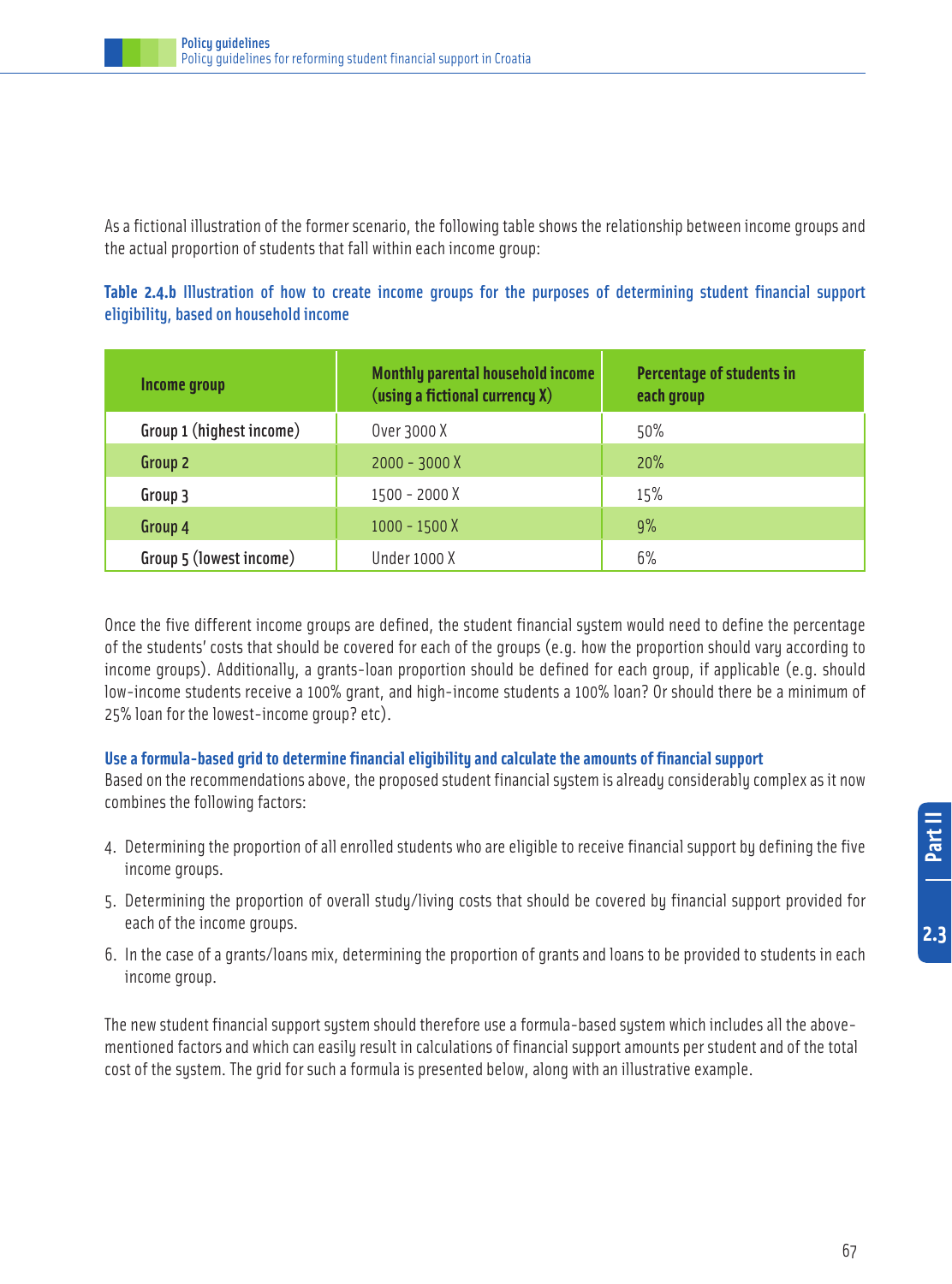As a fictional illustration of the former scenario, the following table shows the relationship between income groups and the actual proportion of students that fall within each income group:

**Table 2.4.b** Illustration of how to create income groups for the purposes of determining student financial support eligibility, based on household income

| Income group | Monthly parental household income (using a fictional currency X) | Percentage of students in each group |
|---|---|---|
| Group 1 (highest income) | Over 3000 X | 50% |
| Group 2 | 2000 - 3000 X | 20% |
| Group 3 | 1500 - 2000 X | 15% |
| Group 4 | 1000 - 1500 X | 9% |
| Group 5 (lowest income) | Under 1000 X | 6% |

Once the five different income groups are defined, the student financial system would need to define the percentage of the students' costs that should be covered for each of the groups (e.g. how the proportion should vary according to income groups). Additionally, a grants-loan proportion should be defined for each group, if applicable (e.g. should low-income students receive a 100% grant, and high-income students a 100% loan? Or should there be a minimum of 25% loan for the lowest-income group? etc).

### Use a formula-based grid to determine financial eligibility and calculate the amounts of financial support

Based on the recommendations above, the proposed student financial system is already considerably complex as it now combines the following factors:

4. Determining the proportion of all enrolled students who are eligible to receive financial support by defining the five income groups.
5. Determining the proportion of overall study/living costs that should be covered by financial support provided for each of the income groups.
6. In the case of a grants/loans mix, determining the proportion of grants and loans to be provided to students in each income group.

The new student financial support system should therefore use a formula-based system which includes all the above-mentioned factors and which can easily result in calculations of financial support amounts per student and of the total cost of the system. The grid for such a formula is presented below, along with an illustrative example.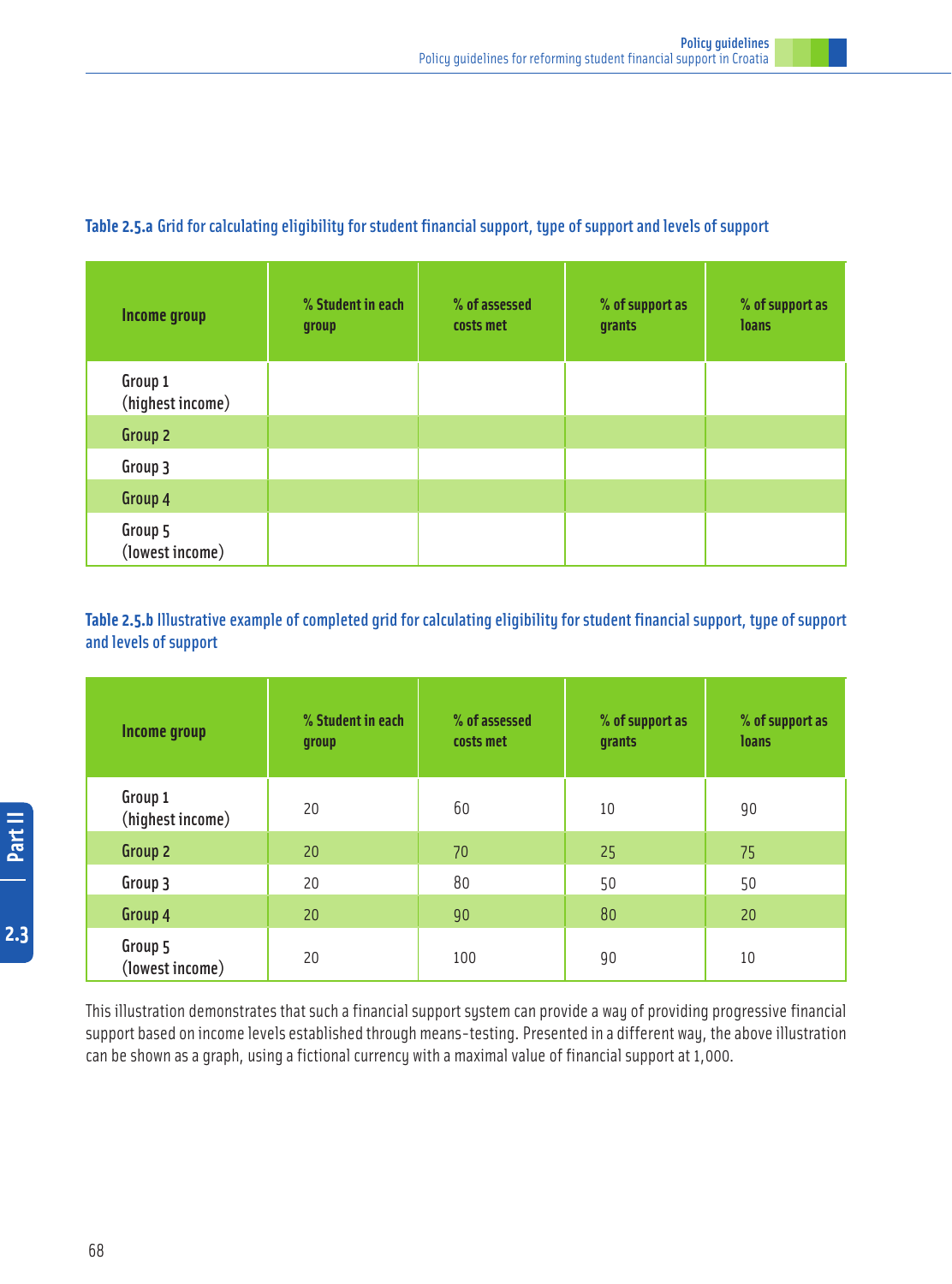**Table 2.5.a** Grid for calculating eligibility for student financial support, type of support and levels of support

| Income group | % Student in each group | % of assessed costs met | % of support as grants | % of support as loans |
|---|---|---|---|---|
| Group 1 (highest income) | | | | |
| Group 2 | | | | |
| Group 3 | | | | |
| Group 4 | | | | |
| Group 5 (lowest income) | | | | |

**Table 2.5.b** Illustrative example of completed grid for calculating eligibility for student financial support, type of support and levels of support

| Income group | % Student in each group | % of assessed costs met | % of support as grants | % of support as loans |
|---|---|---|---|---|
| Group 1 (highest income) | 20 | 60 | 10 | 90 |
| Group 2 | 20 | 70 | 25 | 75 |
| Group 3 | 20 | 80 | 50 | 50 |
| Group 4 | 20 | 90 | 80 | 20 |
| Group 5 (lowest income) | 20 | 100 | 90 | 10 |

This illustration demonstrates that such a financial support system can provide a way of providing progressive financial support based on income levels established through means-testing. Presented in a different way, the above illustration can be shown as a graph, using a fictional currency with a maximal value of financial support at 1,000.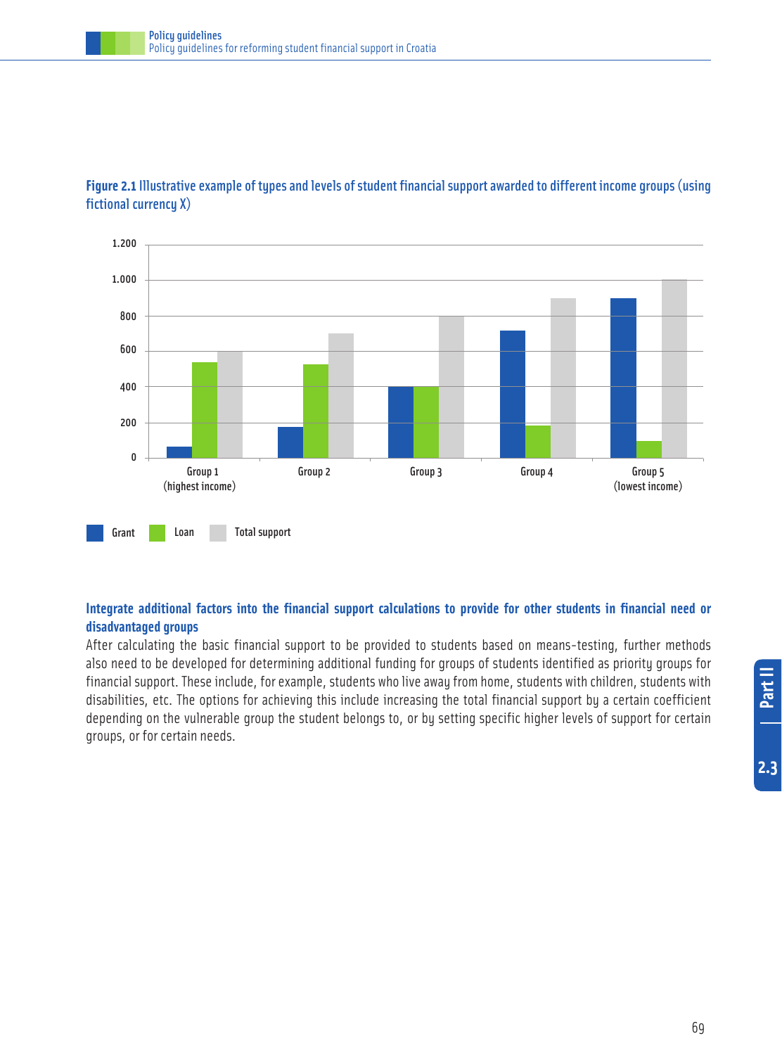**Figure 2.1** Illustrative example of types and levels of student financial support awarded to different income groups (using fictional currency X)

### Integrate additional factors into the financial support calculations to provide for other students in financial need or disadvantaged groups

After calculating the basic financial support to be provided to students based on means-testing, further methods also need to be developed for determining additional funding for groups of students identified as priority groups for financial support. These include, for example, students who live away from home, students with children, students with disabilities, etc. The options for achieving this include increasing the total financial support by a certain coefficient depending on the vulnerable group the student belongs to, or by setting specific higher levels of support for certain groups, or for certain needs.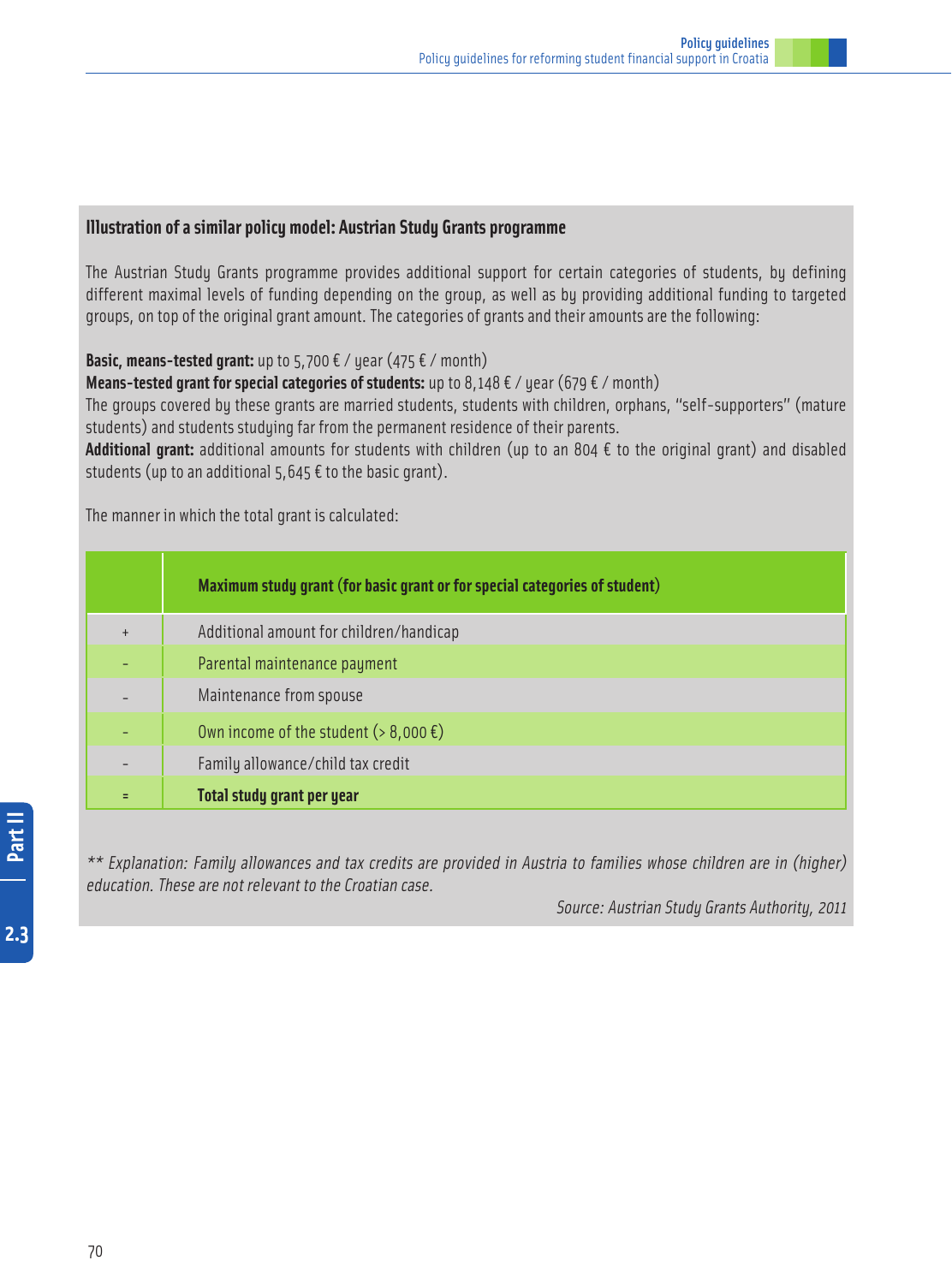### Illustration of a similar policy model: Austrian Study Grants programme

The Austrian Study Grants programme provides additional support for certain categories of students, by defining different maximal levels of funding depending on the group, as well as by providing additional funding to targeted groups, on top of the original grant amount. The categories of grants and their amounts are the following:

**Basic, means-tested grant:** up to 5,700 € / year (475 € / month)
**Means-tested grant for special categories of students:** up to 8,148 € / year (679 € / month)
The groups covered by these grants are married students, students with children, orphans, "self-supporters" (mature students) and students studying far from the permanent residence of their parents.
**Additional grant:** additional amounts for students with children (up to an 804 € to the original grant) and disabled students (up to an additional 5,645 € to the basic grant).

The manner in which the total grant is calculated:

| | **Maximum study grant (for basic grant or for special categories of student)** |
|---|---|
| + | Additional amount for children/handicap |
| - | Parental maintenance payment |
| - | Maintenance from spouse |
| - | Own income of the student (> 8,000 €) |
| - | Family allowance/child tax credit |
| = | **Total study grant per year** |

*** Explanation: Family allowances and tax credits are provided in Austria to families whose children are in (higher) education. These are not relevant to the Croatian case.*

*Source: Austrian Study Grants Authority, 2011*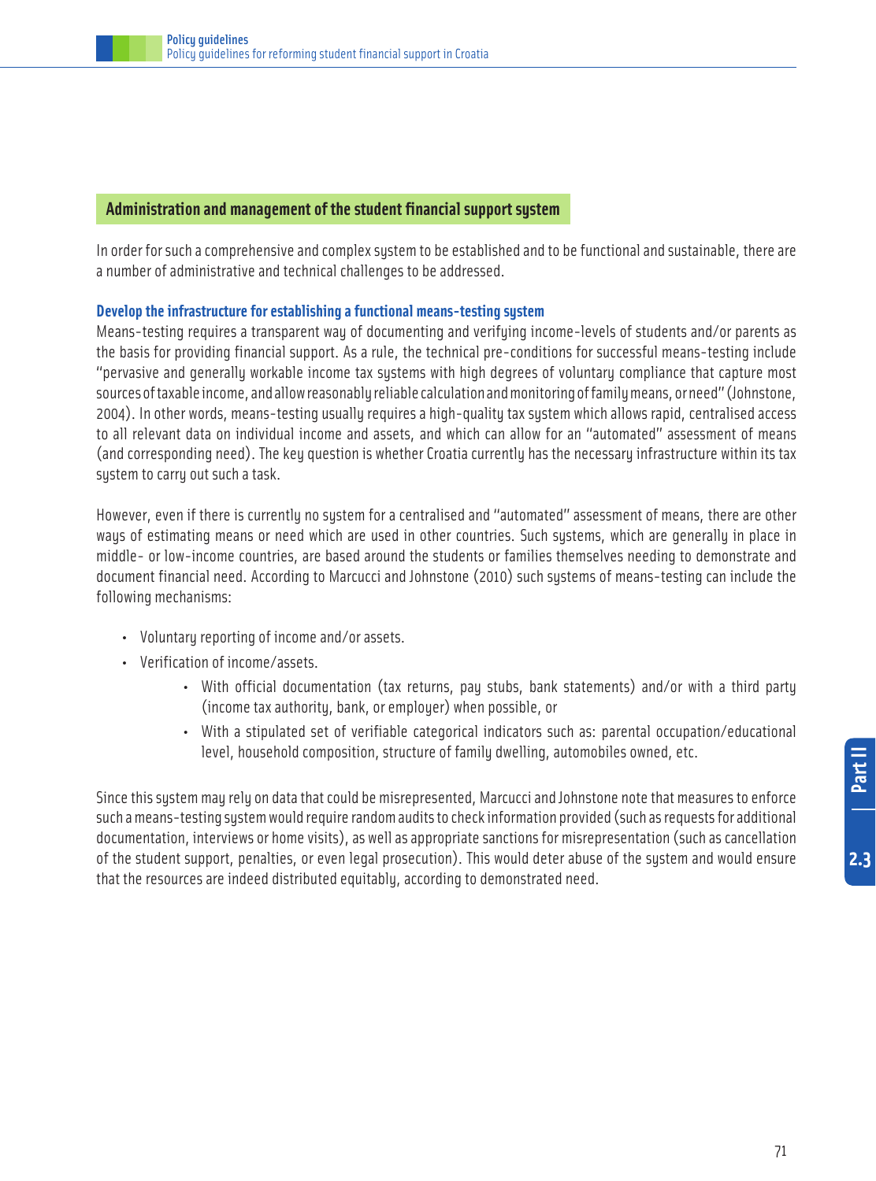## Administration and management of the student financial support system

In order for such a comprehensive and complex system to be established and to be functional and sustainable, there are a number of administrative and technical challenges to be addressed.

### Develop the infrastructure for establishing a functional means-testing system

Means-testing requires a transparent way of documenting and verifying income-levels of students and/or parents as the basis for providing financial support. As a rule, the technical pre-conditions for successful means-testing include "pervasive and generally workable income tax systems with high degrees of voluntary compliance that capture most sources of taxable income, and allow reasonably reliable calculation and monitoring of family means, or need" (Johnstone, 2004). In other words, means-testing usually requires a high-quality tax system which allows rapid, centralised access to all relevant data on individual income and assets, and which can allow for an "automated" assessment of means (and corresponding need). The key question is whether Croatia currently has the necessary infrastructure within its tax system to carry out such a task.

However, even if there is currently no system for a centralised and "automated" assessment of means, there are other ways of estimating means or need which are used in other countries. Such systems, which are generally in place in middle- or low-income countries, are based around the students or families themselves needing to demonstrate and document financial need. According to Marcucci and Johnstone (2010) such systems of means-testing can include the following mechanisms:

- Voluntary reporting of income and/or assets.
- Verification of income/assets.
    - With official documentation (tax returns, pay stubs, bank statements) and/or with a third party (income tax authority, bank, or employer) when possible, or
    - With a stipulated set of verifiable categorical indicators such as: parental occupation/educational level, household composition, structure of family dwelling, automobiles owned, etc.

Since this system may rely on data that could be misrepresented, Marcucci and Johnstone note that measures to enforce such a means-testing system would require random audits to check information provided (such as requests for additional documentation, interviews or home visits), as well as appropriate sanctions for misrepresentation (such as cancellation of the student support, penalties, or even legal prosecution). This would deter abuse of the system and would ensure that the resources are indeed distributed equitably, according to demonstrated need.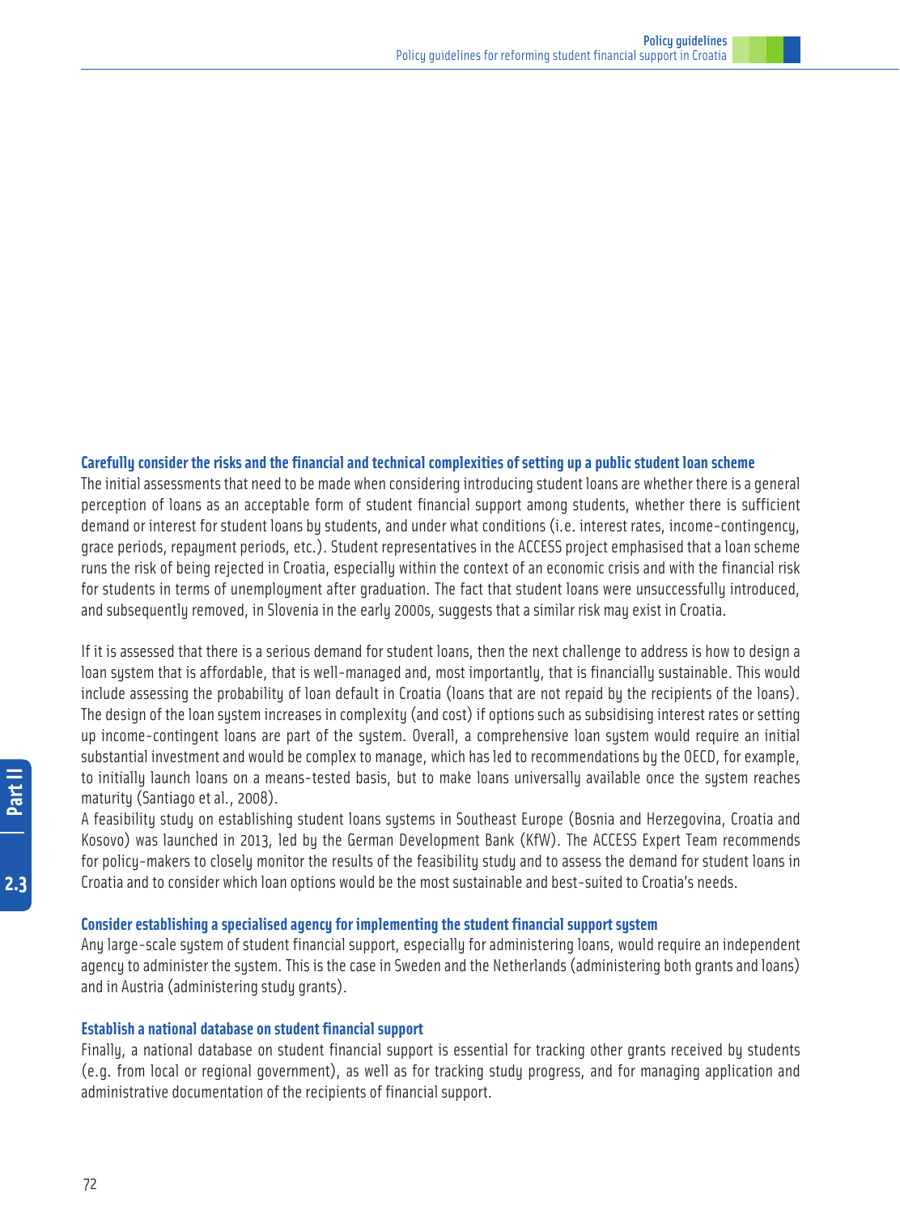### Carefully consider the risks and the financial and technical complexities of setting up a public student loan scheme

The initial assessments that need to be made when considering introducing student loans are whether there is a general perception of loans as an acceptable form of student financial support among students, whether there is sufficient demand or interest for student loans by students, and under what conditions (i.e. interest rates, income-contingency, grace periods, repayment periods, etc.). Student representatives in the ACCESS project emphasised that a loan scheme runs the risk of being rejected in Croatia, especially within the context of an economic crisis and with the financial risk for students in terms of unemployment after graduation. The fact that student loans were unsuccessfully introduced, and subsequently removed, in Slovenia in the early 2000s, suggests that a similar risk may exist in Croatia.

If it is assessed that there is a serious demand for student loans, then the next challenge to address is how to design a loan system that is affordable, that is well-managed and, most importantly, that is financially sustainable. This would include assessing the probability of loan default in Croatia (loans that are not repaid by the recipients of the loans). The design of the loan system increases in complexity (and cost) if options such as subsidising interest rates or setting up income-contingent loans are part of the system. Overall, a comprehensive loan system would require an initial substantial investment and would be complex to manage, which has led to recommendations by the OECD, for example, to initially launch loans on a means-tested basis, but to make loans universally available once the system reaches maturity (Santiago et al., 2008).

A feasibility study on establishing student loans systems in Southeast Europe (Bosnia and Herzegovina, Croatia and Kosovo) was launched in 2013, led by the German Development Bank (KfW). The ACCESS Expert Team recommends for policy-makers to closely monitor the results of the feasibility study and to assess the demand for student loans in Croatia and to consider which loan options would be the most sustainable and best-suited to Croatia's needs.

### Consider establishing a specialised agency for implementing the student financial support system

Any large-scale system of student financial support, especially for administering loans, would require an independent agency to administer the system. This is the case in Sweden and the Netherlands (administering both grants and loans) and in Austria (administering study grants).

### Establish a national database on student financial support

Finally, a national database on student financial support is essential for tracking other grants received by students (e.g. from local or regional government), as well as for tracking study progress, and for managing application and administrative documentation of the recipients of financial support.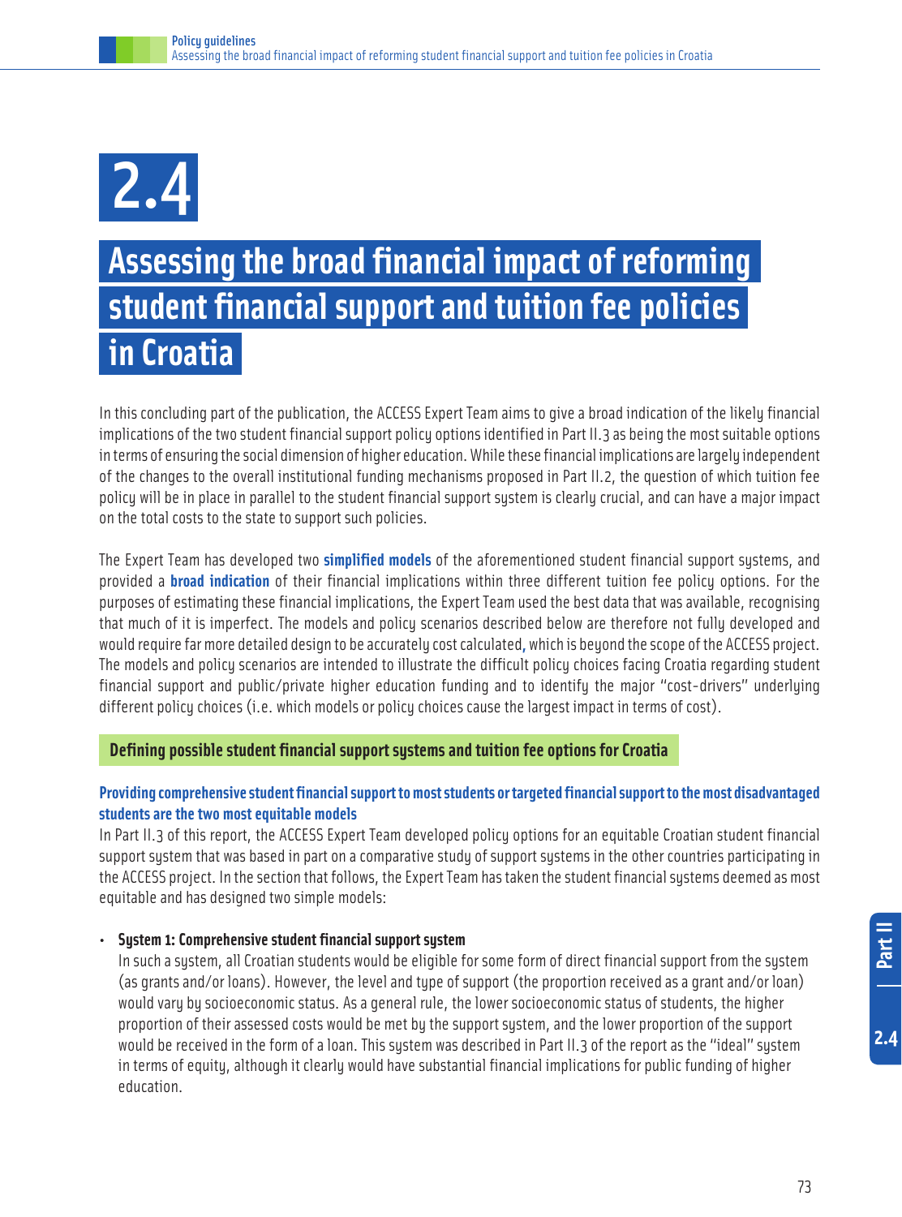# 2.4

# Assessing the broad financial impact of reforming student financial support and tuition fee policies in Croatia

In this concluding part of the publication, the ACCESS Expert Team aims to give a broad indication of the likely financial implications of the two student financial support policy options identified in Part II.3 as being the most suitable options in terms of ensuring the social dimension of higher education. While these financial implications are largely independent of the changes to the overall institutional funding mechanisms proposed in Part II.2, the question of which tuition fee policy will be in place in parallel to the student financial support system is clearly crucial, and can have a major impact on the total costs to the state to support such policies.

The Expert Team has developed two **simplified models** of the aforementioned student financial support systems, and provided a **broad indication** of their financial implications within three different tuition fee policy options. For the purposes of estimating these financial implications, the Expert Team used the best data that was available, recognising that much of it is imperfect. The models and policy scenarios described below are therefore not fully developed and would require far more detailed design to be accurately cost calculated, which is beyond the scope of the ACCESS project. The models and policy scenarios are intended to illustrate the difficult policy choices facing Croatia regarding student financial support and public/private higher education funding and to identify the major "cost-drivers" underlying different policy choices (i.e. which models or policy choices cause the largest impact in terms of cost).

## Defining possible student financial support systems and tuition fee options for Croatia

### Providing comprehensive student financial support to most students or targeted financial support to the most disadvantaged students are the two most equitable models

In Part II.3 of this report, the ACCESS Expert Team developed policy options for an equitable Croatian student financial support system that was based in part on a comparative study of support systems in the other countries participating in the ACCESS project. In the section that follows, the Expert Team has taken the student financial systems deemed as most equitable and has designed two simple models:

- **System 1: Comprehensive student financial support system**
  In such a system, all Croatian students would be eligible for some form of direct financial support from the system (as grants and/or loans). However, the level and type of support (the proportion received as a grant and/or loan) would vary by socioeconomic status. As a general rule, the lower socioeconomic status of students, the higher proportion of their assessed costs would be met by the support system, and the lower proportion of the support would be received in the form of a loan. This system was described in Part II.3 of the report as the "ideal" system in terms of equity, although it clearly would have substantial financial implications for public funding of higher education.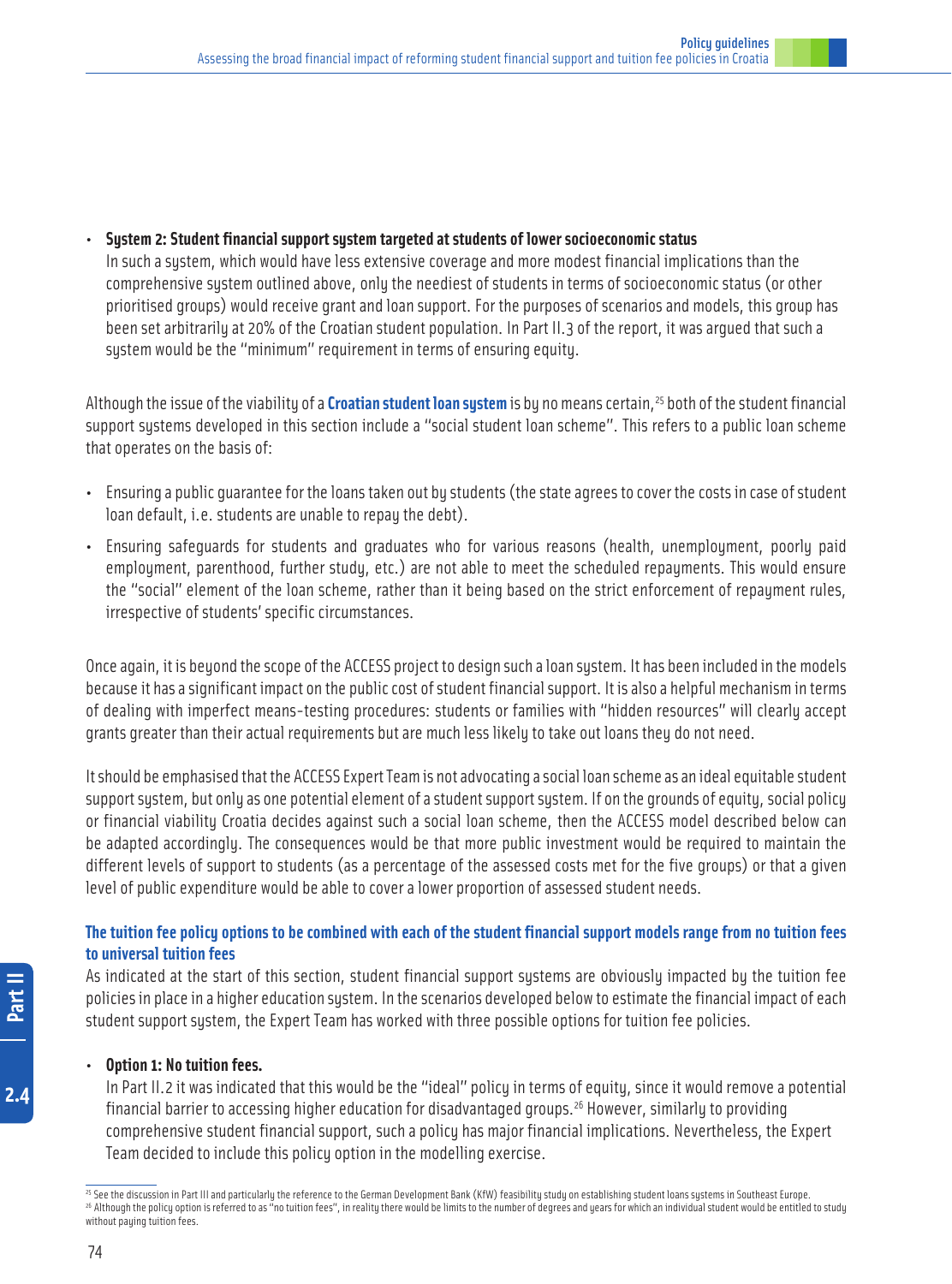- **System 2: Student financial support system targeted at students of lower socioeconomic status**
  In such a system, which would have less extensive coverage and more modest financial implications than the comprehensive system outlined above, only the neediest of students in terms of socioeconomic status (or other prioritised groups) would receive grant and loan support. For the purposes of scenarios and models, this group has been set arbitrarily at 20% of the Croatian student population. In Part II.3 of the report, it was argued that such a system would be the "minimum" requirement in terms of ensuring equity.

Although the issue of the viability of a **Croatian student loan system** is by no means certain,[25] both of the student financial support systems developed in this section include a "social student loan scheme". This refers to a public loan scheme that operates on the basis of:

- Ensuring a public guarantee for the loans taken out by students (the state agrees to cover the costs in case of student loan default, i.e. students are unable to repay the debt).
- Ensuring safeguards for students and graduates who for various reasons (health, unemployment, poorly paid employment, parenthood, further study, etc.) are not able to meet the scheduled repayments. This would ensure the "social" element of the loan scheme, rather than it being based on the strict enforcement of repayment rules, irrespective of students' specific circumstances.

Once again, it is beyond the scope of the ACCESS project to design such a loan system. It has been included in the models because it has a significant impact on the public cost of student financial support. It is also a helpful mechanism in terms of dealing with imperfect means-testing procedures: students or families with "hidden resources" will clearly accept grants greater than their actual requirements but are much less likely to take out loans they do not need.

It should be emphasised that the ACCESS Expert Team is not advocating a social loan scheme as an ideal equitable student support system, but only as one potential element of a student support system. If on the grounds of equity, social policy or financial viability Croatia decides against such a social loan scheme, then the ACCESS model described below can be adapted accordingly. The consequences would be that more public investment would be required to maintain the different levels of support to students (as a percentage of the assessed costs met for the five groups) or that a given level of public expenditure would be able to cover a lower proportion of assessed student needs.

### The tuition fee policy options to be combined with each of the student financial support models range from no tuition fees to universal tuition fees

As indicated at the start of this section, student financial support systems are obviously impacted by the tuition fee policies in place in a higher education system. In the scenarios developed below to estimate the financial impact of each student support system, the Expert Team has worked with three possible options for tuition fee policies.

- **Option 1: No tuition fees.**
  In Part II.2 it was indicated that this would be the "ideal" policy in terms of equity, since it would remove a potential financial barrier to accessing higher education for disadvantaged groups.[26] However, similarly to providing comprehensive student financial support, such a policy has major financial implications. Nevertheless, the Expert Team decided to include this policy option in the modelling exercise.

[25] See the discussion in Part III and particularly the reference to the German Development Bank (KfW) feasibility study on establishing student loans systems in Southeast Europe.

[26] Although the policy option is referred to as "no tuition fees", in reality there would be limits to the number of degrees and years for which an individual student would be entitled to study without paying tuition fees.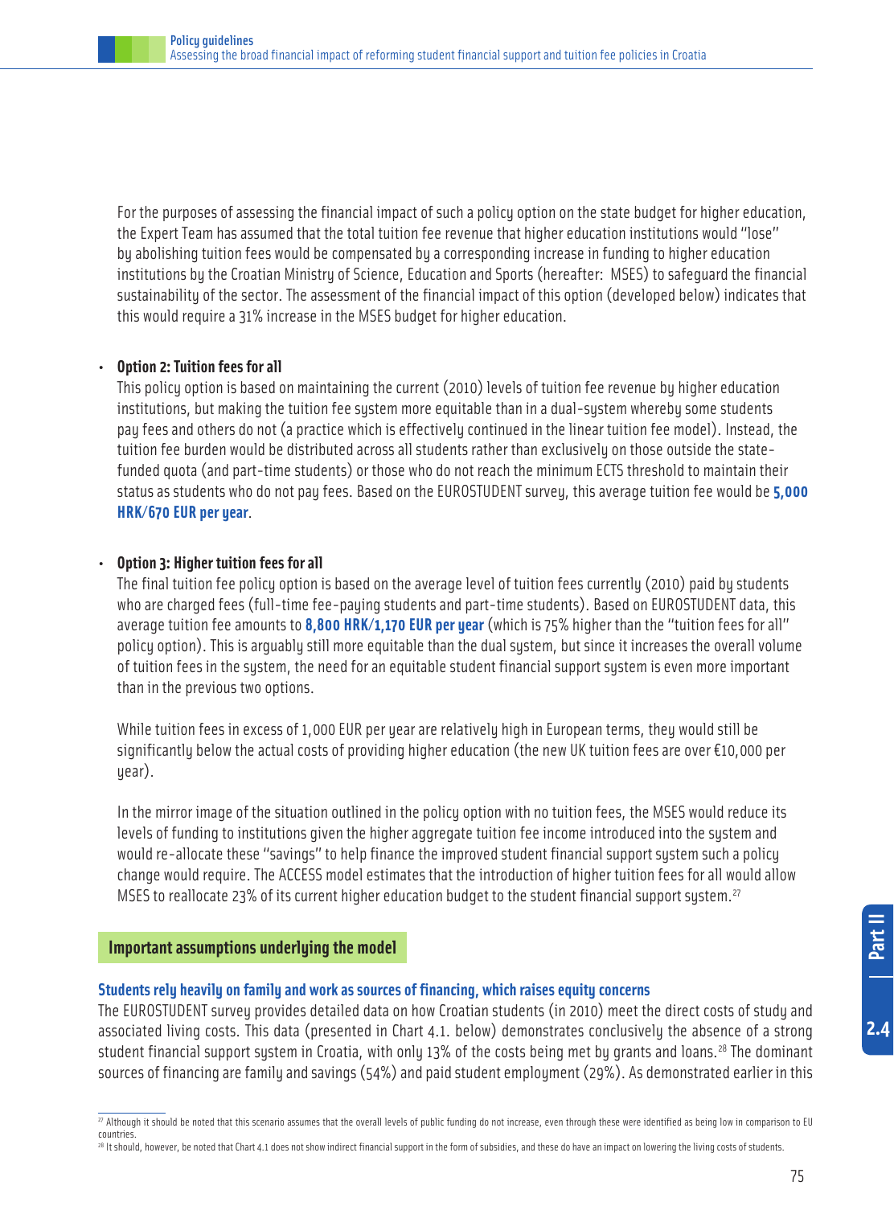For the purposes of assessing the financial impact of such a policy option on the state budget for higher education, the Expert Team has assumed that the total tuition fee revenue that higher education institutions would "lose" by abolishing tuition fees would be compensated by a corresponding increase in funding to higher education institutions by the Croatian Ministry of Science, Education and Sports (hereafter: MSES) to safeguard the financial sustainability of the sector. The assessment of the financial impact of this option (developed below) indicates that this would require a 31% increase in the MSES budget for higher education.

- **Option 2: Tuition fees for all**
  This policy option is based on maintaining the current (2010) levels of tuition fee revenue by higher education institutions, but making the tuition fee system more equitable than in a dual-system whereby some students pay fees and others do not (a practice which is effectively continued in the linear tuition fee model). Instead, the tuition fee burden would be distributed across all students rather than exclusively on those outside the state-funded quota (and part-time students) or those who do not reach the minimum ECTS threshold to maintain their status as students who do not pay fees. Based on the EUROSTUDENT survey, this average tuition fee would be **5,000 HRK/670 EUR per year**.

- **Option 3: Higher tuition fees for all**
  The final tuition fee policy option is based on the average level of tuition fees currently (2010) paid by students who are charged fees (full-time fee-paying students and part-time students). Based on EUROSTUDENT data, this average tuition fee amounts to **8,800 HRK/1,170 EUR per year** (which is 75% higher than the "tuition fees for all" policy option). This is arguably still more equitable than the dual system, but since it increases the overall volume of tuition fees in the system, the need for an equitable student financial support system is even more important than in the previous two options.

  While tuition fees in excess of 1,000 EUR per year are relatively high in European terms, they would still be significantly below the actual costs of providing higher education (the new UK tuition fees are over €10,000 per year).

  In the mirror image of the situation outlined in the policy option with no tuition fees, the MSES would reduce its levels of funding to institutions given the higher aggregate tuition fee income introduced into the system and would re-allocate these "savings" to help finance the improved student financial support system such a policy change would require. The ACCESS model estimates that the introduction of higher tuition fees for all would allow MSES to reallocate 23% of its current higher education budget to the student financial support system.[27]

## Important assumptions underlying the model

### Students rely heavily on family and work as sources of financing, which raises equity concerns

The EUROSTUDENT survey provides detailed data on how Croatian students (in 2010) meet the direct costs of study and associated living costs. This data (presented in Chart 4.1. below) demonstrates conclusively the absence of a strong student financial support system in Croatia, with only 13% of the costs being met by grants and loans.[28] The dominant sources of financing are family and savings (54%) and paid student employment (29%). As demonstrated earlier in this

[27] Although it should be noted that this scenario assumes that the overall levels of public funding do not increase, even through these were identified as being low in comparison to EU countries.

[28] It should, however, be noted that Chart 4.1 does not show indirect financial support in the form of subsidies, and these do have an impact on lowering the living costs of students.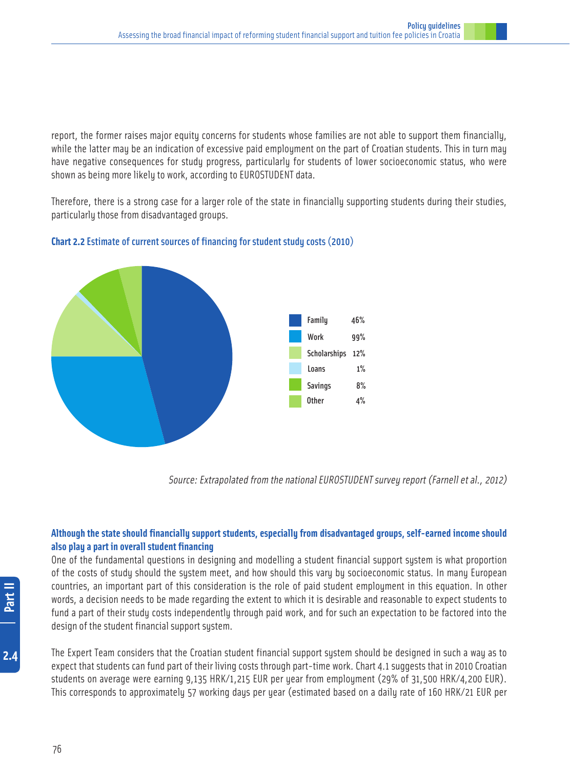report, the former raises major equity concerns for students whose families are not able to support them financially, while the latter may be an indication of excessive paid employment on the part of Croatian students. This in turn may have negative consequences for study progress, particularly for students of lower socioeconomic status, who were shown as being more likely to work, according to EUROSTUDENT data.

Therefore, there is a strong case for a larger role of the state in financially supporting students during their studies, particularly those from disadvantaged groups.

**Chart 2.2** Estimate of current sources of financing for student study costs (2010)

| Source | Share |
|---|---|
| Family | 46% |
| Work | 99% |
| Scholarships | 12% |
| Loans | 1% |
| Savings | 8% |
| Other | 4% |

*Source: Extrapolated from the national EUROSTUDENT survey report (Farnell et al., 2012)*

**Although the state should financially support students, especially from disadvantaged groups, self-earned income should also play a part in overall student financing**

One of the fundamental questions in designing and modelling a student financial support system is what proportion of the costs of study should the system meet, and how should this vary by socioeconomic status. In many European countries, an important part of this consideration is the role of paid student employment in this equation. In other words, a decision needs to be made regarding the extent to which it is desirable and reasonable to expect students to fund a part of their study costs independently through paid work, and for such an expectation to be factored into the design of the student financial support system.

The Expert Team considers that the Croatian student financial support system should be designed in such a way as to expect that students can fund part of their living costs through part-time work. Chart 4.1 suggests that in 2010 Croatian students on average were earning 9,135 HRK/1,215 EUR per year from employment (29% of 31,500 HRK/4,200 EUR). This corresponds to approximately 57 working days per year (estimated based on a daily rate of 160 HRK/21 EUR per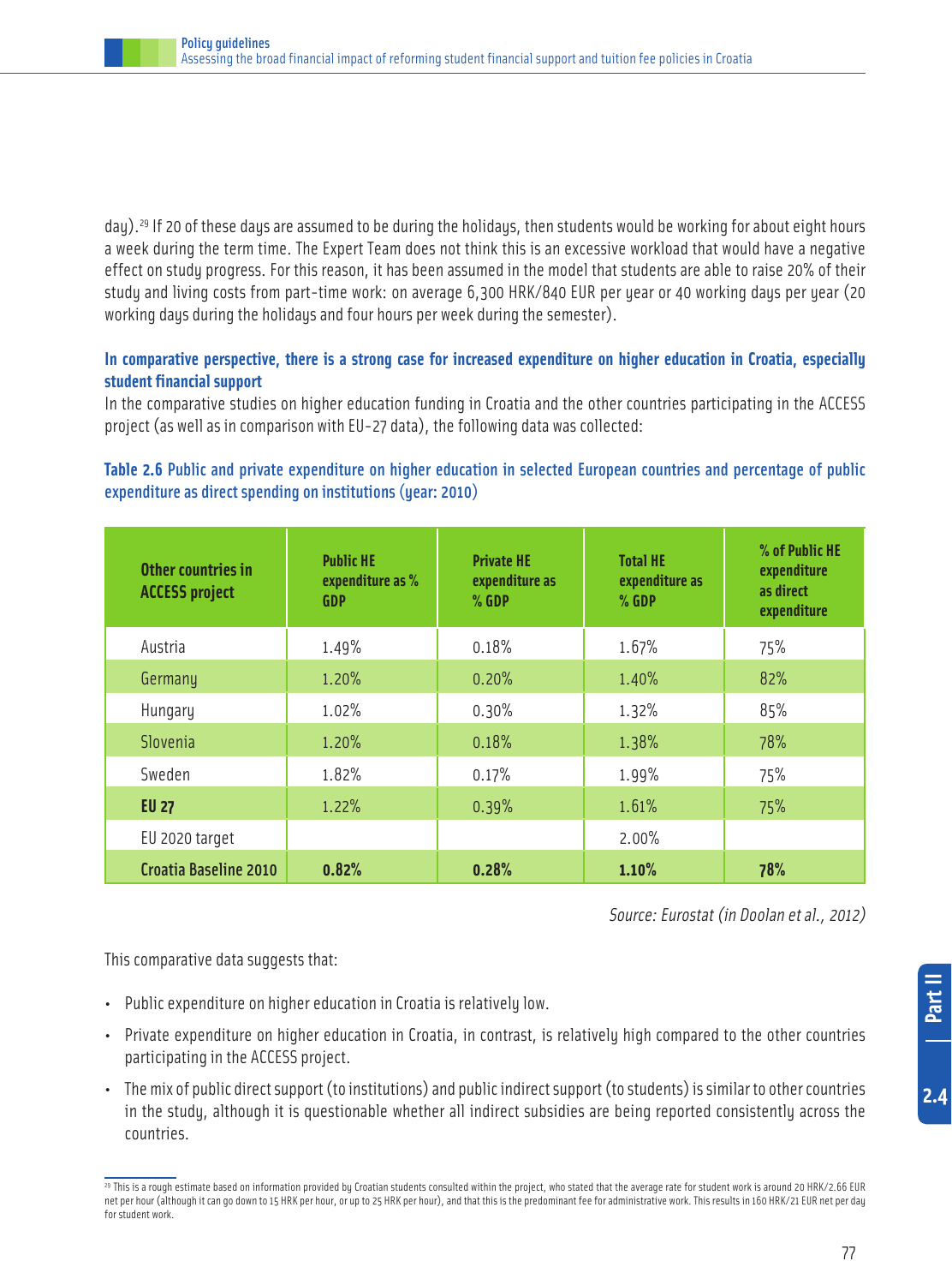day).[29] If 20 of these days are assumed to be during the holidays, then students would be working for about eight hours a week during the term time. The Expert Team does not think this is an excessive workload that would have a negative effect on study progress. For this reason, it has been assumed in the model that students are able to raise 20% of their study and living costs from part-time work: on average 6,300 HRK/840 EUR per year or 40 working days per year (20 working days during the holidays and four hours per week during the semester).

### In comparative perspective, there is a strong case for increased expenditure on higher education in Croatia, especially student financial support

In the comparative studies on higher education funding in Croatia and the other countries participating in the ACCESS project (as well as in comparison with EU-27 data), the following data was collected:

**Table 2.6** Public and private expenditure on higher education in selected European countries and percentage of public expenditure as direct spending on institutions (year: 2010)

| Other countries in ACCESS project | Public HE expenditure as % GDP | Private HE expenditure as % GDP | Total HE expenditure as % GDP | % of Public HE expenditure as direct expenditure |
|---|---|---|---|---|
| Austria | 1.49% | 0.18% | 1.67% | 75% |
| Germany | 1.20% | 0.20% | 1.40% | 82% |
| Hungary | 1.02% | 0.30% | 1.32% | 85% |
| Slovenia | 1.20% | 0.18% | 1.38% | 78% |
| Sweden | 1.82% | 0.17% | 1.99% | 75% |
| **EU 27** | 1.22% | 0.39% | 1.61% | 75% |
| EU 2020 target | | | 2.00% | |
| **Croatia Baseline 2010** | **0.82%** | **0.28%** | **1.10%** | **78%** |

*Source: Eurostat (in Doolan et al., 2012)*

This comparative data suggests that:

- Public expenditure on higher education in Croatia is relatively low.
- Private expenditure on higher education in Croatia, in contrast, is relatively high compared to the other countries participating in the ACCESS project.
- The mix of public direct support (to institutions) and public indirect support (to students) is similar to other countries in the study, although it is questionable whether all indirect subsidies are being reported consistently across the countries.

[29] This is a rough estimate based on information provided by Croatian students consulted within the project, who stated that the average rate for student work is around 20 HRK/2.66 EUR net per hour (although it can go down to 15 HRK per hour, or up to 25 HRK per hour), and that this is the predominant fee for administrative work. This results in 160 HRK/21 EUR net per day for student work.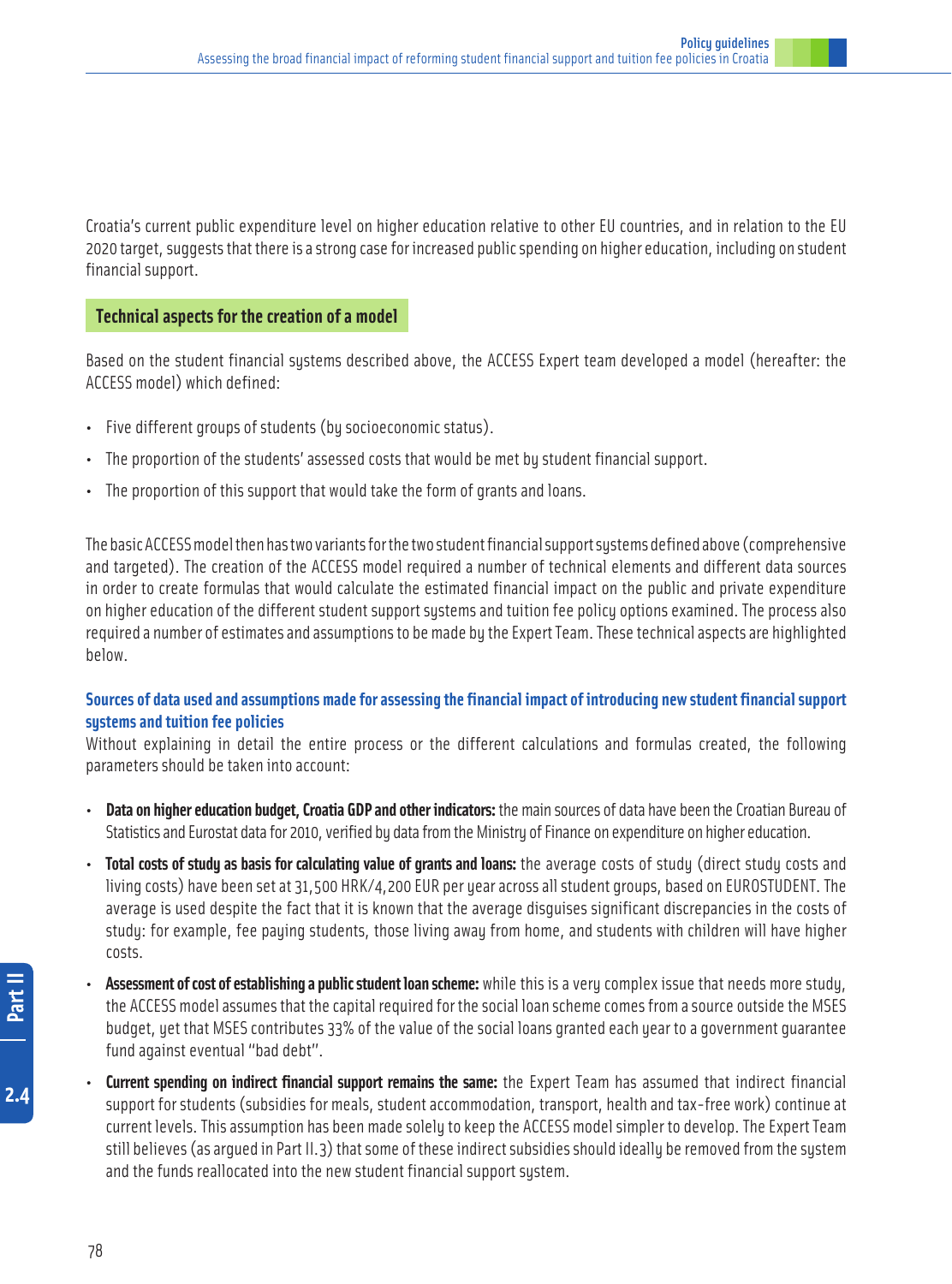Croatia's current public expenditure level on higher education relative to other EU countries, and in relation to the EU 2020 target, suggests that there is a strong case for increased public spending on higher education, including on student financial support.

## Technical aspects for the creation of a model

Based on the student financial systems described above, the ACCESS Expert team developed a model (hereafter: the ACCESS model) which defined:

- Five different groups of students (by socioeconomic status).
- The proportion of the students' assessed costs that would be met by student financial support.
- The proportion of this support that would take the form of grants and loans.

The basic ACCESS model then has two variants for the two student financial support systems defined above (comprehensive and targeted). The creation of the ACCESS model required a number of technical elements and different data sources in order to create formulas that would calculate the estimated financial impact on the public and private expenditure on higher education of the different student support systems and tuition fee policy options examined. The process also required a number of estimates and assumptions to be made by the Expert Team. These technical aspects are highlighted below.

### Sources of data used and assumptions made for assessing the financial impact of introducing new student financial support systems and tuition fee policies

Without explaining in detail the entire process or the different calculations and formulas created, the following parameters should be taken into account:

- **Data on higher education budget, Croatia GDP and other indicators:** the main sources of data have been the Croatian Bureau of Statistics and Eurostat data for 2010, verified by data from the Ministry of Finance on expenditure on higher education.
- **Total costs of study as basis for calculating value of grants and loans:** the average costs of study (direct study costs and living costs) have been set at 31,500 HRK/4,200 EUR per year across all student groups, based on EUROSTUDENT. The average is used despite the fact that it is known that the average disguises significant discrepancies in the costs of study: for example, fee paying students, those living away from home, and students with children will have higher costs.
- **Assessment of cost of establishing a public student loan scheme:** while this is a very complex issue that needs more study, the ACCESS model assumes that the capital required for the social loan scheme comes from a source outside the MSES budget, yet that MSES contributes 33% of the value of the social loans granted each year to a government guarantee fund against eventual "bad debt".
- **Current spending on indirect financial support remains the same:** the Expert Team has assumed that indirect financial support for students (subsidies for meals, student accommodation, transport, health and tax-free work) continue at current levels. This assumption has been made solely to keep the ACCESS model simpler to develop. The Expert Team still believes (as argued in Part II.3) that some of these indirect subsidies should ideally be removed from the system and the funds reallocated into the new student financial support system.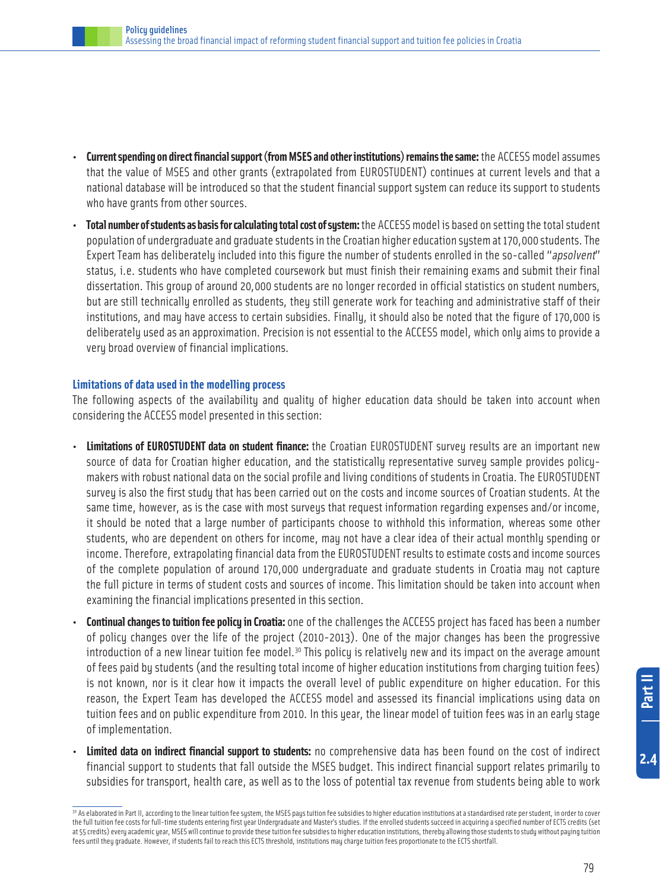- **Current spending on direct financial support (from MSES and other institutions) remains the same:** the ACCESS model assumes that the value of MSES and other grants (extrapolated from EUROSTUDENT) continues at current levels and that a national database will be introduced so that the student financial support system can reduce its support to students who have grants from other sources.
- **Total number of students as basis for calculating total cost of system:** the ACCESS model is based on setting the total student population of undergraduate and graduate students in the Croatian higher education system at 170,000 students. The Expert Team has deliberately included into this figure the number of students enrolled in the so-called "*apsolvent*" status, i.e. students who have completed coursework but must finish their remaining exams and submit their final dissertation. This group of around 20,000 students are no longer recorded in official statistics on student numbers, but are still technically enrolled as students, they still generate work for teaching and administrative staff of their institutions, and may have access to certain subsidies. Finally, it should also be noted that the figure of 170,000 is deliberately used as an approximation. Precision is not essential to the ACCESS model, which only aims to provide a very broad overview of financial implications.

### Limitations of data used in the modelling process

The following aspects of the availability and quality of higher education data should be taken into account when considering the ACCESS model presented in this section:

- **Limitations of EUROSTUDENT data on student finance:** the Croatian EUROSTUDENT survey results are an important new source of data for Croatian higher education, and the statistically representative survey sample provides policy-makers with robust national data on the social profile and living conditions of students in Croatia. The EUROSTUDENT survey is also the first study that has been carried out on the costs and income sources of Croatian students. At the same time, however, as is the case with most surveys that request information regarding expenses and/or income, it should be noted that a large number of participants choose to withhold this information, whereas some other students, who are dependent on others for income, may not have a clear idea of their actual monthly spending or income. Therefore, extrapolating financial data from the EUROSTUDENT results to estimate costs and income sources of the complete population of around 170,000 undergraduate and graduate students in Croatia may not capture the full picture in terms of student costs and sources of income. This limitation should be taken into account when examining the financial implications presented in this section.
- **Continual changes to tuition fee policy in Croatia:** one of the challenges the ACCESS project has faced has been a number of policy changes over the life of the project (2010-2013). One of the major changes has been the progressive introduction of a new linear tuition fee model.[30] This policy is relatively new and its impact on the average amount of fees paid by students (and the resulting total income of higher education institutions from charging tuition fees) is not known, nor is it clear how it impacts the overall level of public expenditure on higher education. For this reason, the Expert Team has developed the ACCESS model and assessed its financial implications using data on tuition fees and on public expenditure from 2010. In this year, the linear model of tuition fees was in an early stage of implementation.
- **Limited data on indirect financial support to students:** no comprehensive data has been found on the cost of indirect financial support to students that fall outside the MSES budget. This indirect financial support relates primarily to subsidies for transport, health care, as well as to the loss of potential tax revenue from students being able to work

[30] As elaborated in Part II, according to the linear tuition fee system, the MSES pays tuition fee subsidies to higher education institutions at a standardised rate per student, in order to cover the full tuition fee costs for full-time students entering first year Undergraduate and Master's studies. If the enrolled students succeed in acquiring a specified number of ECTS credits (set at 55 credits) every academic year, MSES will continue to provide these tuition fee subsidies to higher education institutions, thereby allowing those students to study without paying tuition fees until they graduate. However, if students fail to reach this ECTS threshold, institutions may charge tuition fees proportionate to the ECTS shortfall.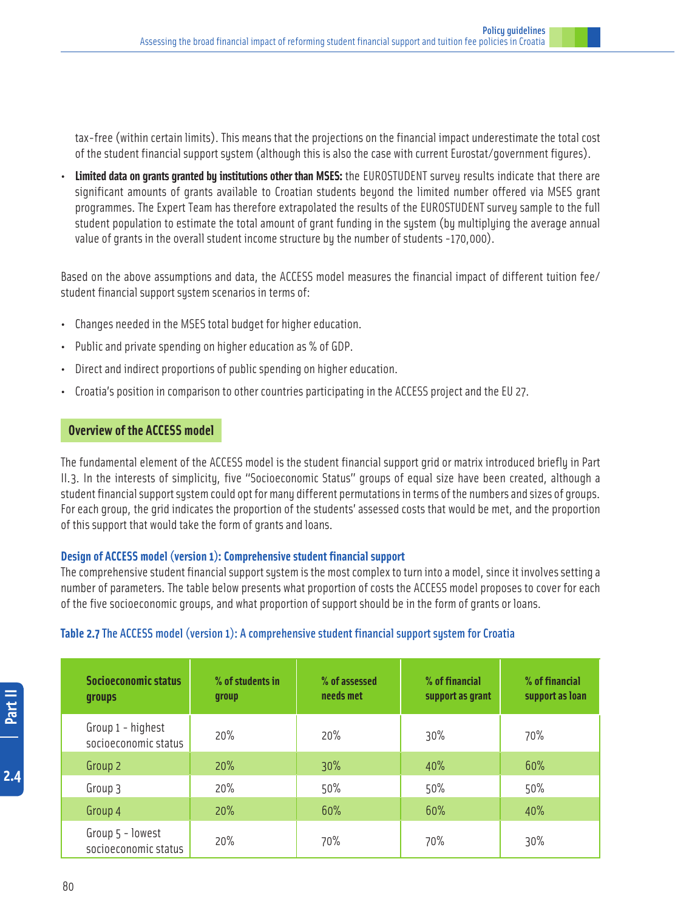tax-free (within certain limits). This means that the projections on the financial impact underestimate the total cost of the student financial support system (although this is also the case with current Eurostat/government figures).

- **Limited data on grants granted by institutions other than MSES:** the EUROSTUDENT survey results indicate that there are significant amounts of grants available to Croatian students beyond the limited number offered via MSES grant programmes. The Expert Team has therefore extrapolated the results of the EUROSTUDENT survey sample to the full student population to estimate the total amount of grant funding in the system (by multiplying the average annual value of grants in the overall student income structure by the number of students -170,000).

Based on the above assumptions and data, the ACCESS model measures the financial impact of different tuition fee/student financial support system scenarios in terms of:

- Changes needed in the MSES total budget for higher education.
- Public and private spending on higher education as % of GDP.
- Direct and indirect proportions of public spending on higher education.
- Croatia's position in comparison to other countries participating in the ACCESS project and the EU 27.

## Overview of the ACCESS model

The fundamental element of the ACCESS model is the student financial support grid or matrix introduced briefly in Part II.3. In the interests of simplicity, five "Socioeconomic Status" groups of equal size have been created, although a student financial support system could opt for many different permutations in terms of the numbers and sizes of groups. For each group, the grid indicates the proportion of the students' assessed costs that would be met, and the proportion of this support that would take the form of grants and loans.

### Design of ACCESS model (version 1): Comprehensive student financial support

The comprehensive student financial support system is the most complex to turn into a model, since it involves setting a number of parameters. The table below presents what proportion of costs the ACCESS model proposes to cover for each of the five socioeconomic groups, and what proportion of support should be in the form of grants or loans.

**Table 2.7** The ACCESS model (version 1): A comprehensive student financial support system for Croatia

| Socioeconomic status groups | % of students in group | % of assessed needs met | % of financial support as grant | % of financial support as loan |
|---|---|---|---|---|
| Group 1 - highest socioeconomic status | 20% | 20% | 30% | 70% |
| Group 2 | 20% | 30% | 40% | 60% |
| Group 3 | 20% | 50% | 50% | 50% |
| Group 4 | 20% | 60% | 60% | 40% |
| Group 5 - lowest socioeconomic status | 20% | 70% | 70% | 30% |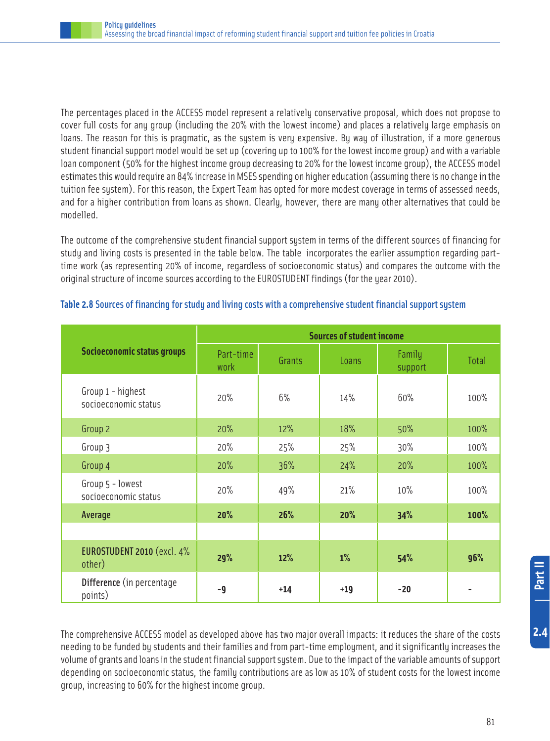The percentages placed in the ACCESS model represent a relatively conservative proposal, which does not propose to cover full costs for any group (including the 20% with the lowest income) and places a relatively large emphasis on loans. The reason for this is pragmatic, as the system is very expensive. By way of illustration, if a more generous student financial support model would be set up (covering up to 100% for the lowest income group) and with a variable loan component (50% for the highest income group decreasing to 20% for the lowest income group), the ACCESS model estimates this would require an 84% increase in MSES spending on higher education (assuming there is no change in the tuition fee system). For this reason, the Expert Team has opted for more modest coverage in terms of assessed needs, and for a higher contribution from loans as shown. Clearly, however, there are many other alternatives that could be modelled.

The outcome of the comprehensive student financial support system in terms of the different sources of financing for study and living costs is presented in the table below. The table incorporates the earlier assumption regarding part-time work (as representing 20% of income, regardless of socioeconomic status) and compares the outcome with the original structure of income sources according to the EUROSTUDENT findings (for the year 2010).

**Table 2.8** Sources of financing for study and living costs with a comprehensive student financial support system

| Socioeconomic status groups | Sources of student income | | | | |
|---|---|---|---|---|---|
| | Part-time work | Grants | Loans | Family support | Total |
| Group 1 - highest socioeconomic status | 20% | 6% | 14% | 60% | 100% |
| Group 2 | 20% | 12% | 18% | 50% | 100% |
| Group 3 | 20% | 25% | 25% | 30% | 100% |
| Group 4 | 20% | 36% | 24% | 20% | 100% |
| Group 5 - lowest socioeconomic status | 20% | 49% | 21% | 10% | 100% |
| **Average** | **20%** | **26%** | **20%** | **34%** | **100%** |
| | | | | | |
| **EUROSTUDENT 2010** (excl. 4% other) | **29%** | **12%** | **1%** | **54%** | **96%** |
| **Difference** (in percentage points) | **-9** | **+14** | **+19** | **-20** | **-** |

The comprehensive ACCESS model as developed above has two major overall impacts: it reduces the share of the costs needing to be funded by students and their families and from part-time employment, and it significantly increases the volume of grants and loans in the student financial support system. Due to the impact of the variable amounts of support depending on socioeconomic status, the family contributions are as low as 10% of student costs for the lowest income group, increasing to 60% for the highest income group.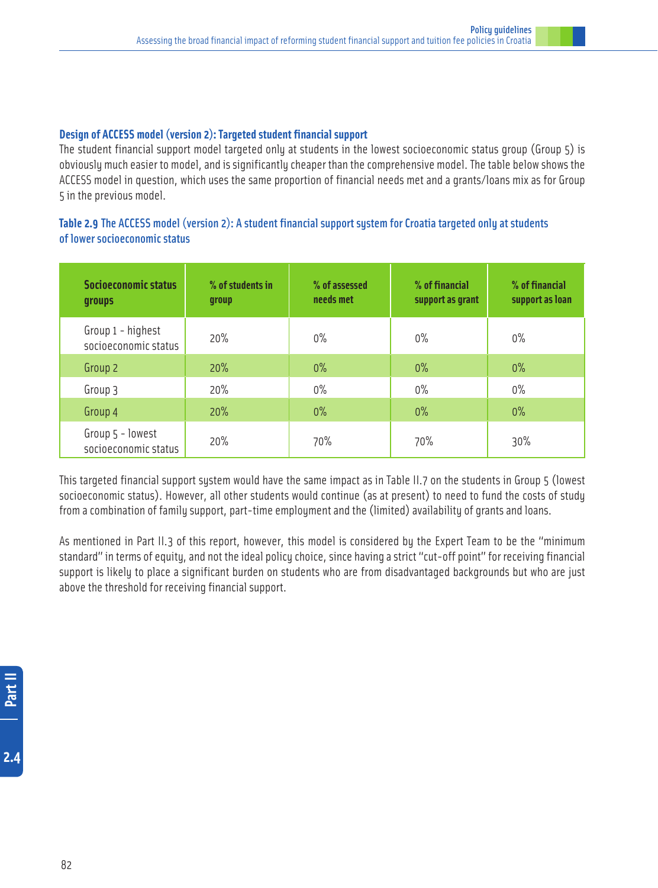### Design of ACCESS model (version 2): Targeted student financial support

The student financial support model targeted only at students in the lowest socioeconomic status group (Group 5) is obviously much easier to model, and is significantly cheaper than the comprehensive model. The table below shows the ACCESS model in question, which uses the same proportion of financial needs met and a grants/loans mix as for Group 5 in the previous model.

**Table 2.9** The ACCESS model (version 2): A student financial support system for Croatia targeted only at students of lower socioeconomic status

| Socioeconomic status groups | % of students in group | % of assessed needs met | % of financial support as grant | % of financial support as loan |
|---|---|---|---|---|
| Group 1 - highest socioeconomic status | 20% | 0% | 0% | 0% |
| Group 2 | 20% | 0% | 0% | 0% |
| Group 3 | 20% | 0% | 0% | 0% |
| Group 4 | 20% | 0% | 0% | 0% |
| Group 5 - lowest socioeconomic status | 20% | 70% | 70% | 30% |

This targeted financial support system would have the same impact as in Table II.7 on the students in Group 5 (lowest socioeconomic status). However, all other students would continue (as at present) to need to fund the costs of study from a combination of family support, part-time employment and the (limited) availability of grants and loans.

As mentioned in Part II.3 of this report, however, this model is considered by the Expert Team to be the "minimum standard" in terms of equity, and not the ideal policy choice, since having a strict "cut-off point" for receiving financial support is likely to place a significant burden on students who are from disadvantaged backgrounds but who are just above the threshold for receiving financial support.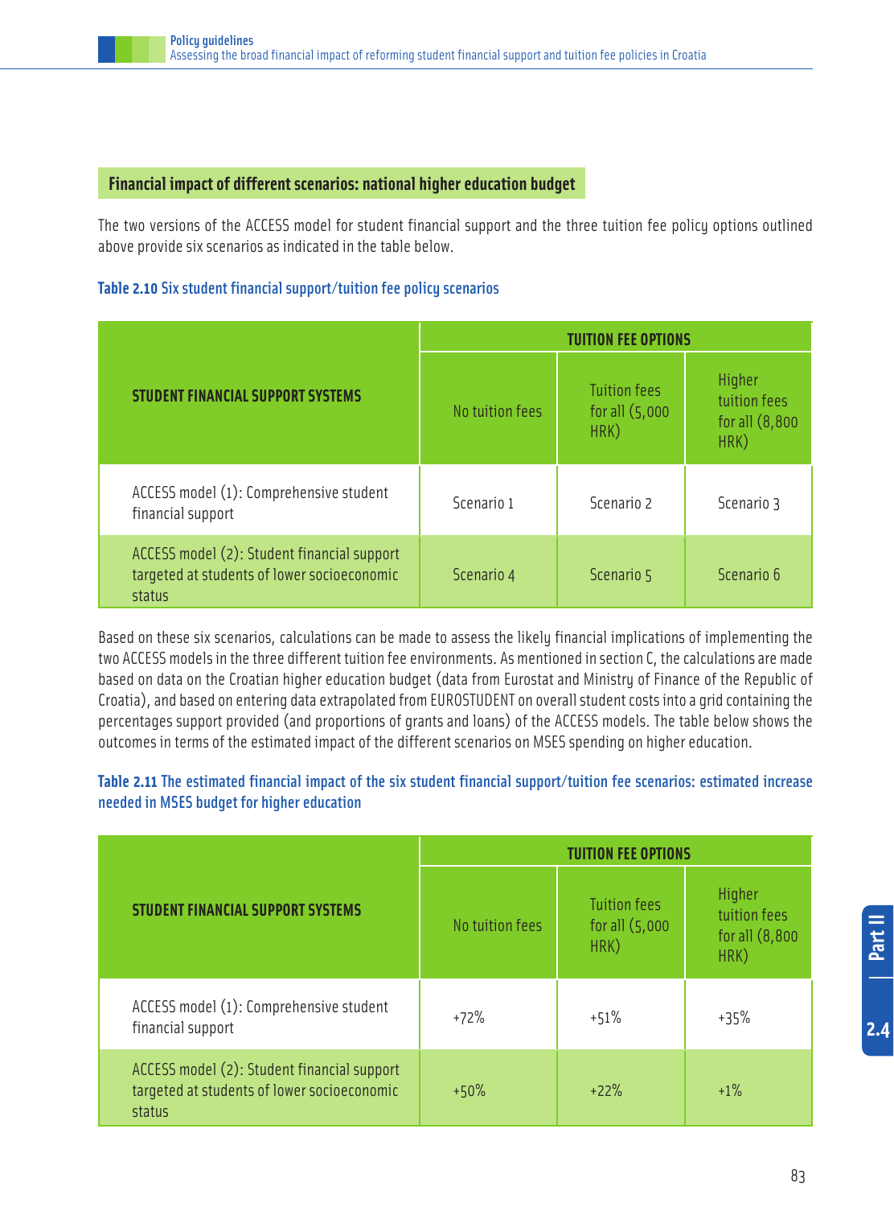## Financial impact of different scenarios: national higher education budget

The two versions of the ACCESS model for student financial support and the three tuition fee policy options outlined above provide six scenarios as indicated in the table below.

**Table 2.10** Six student financial support/tuition fee policy scenarios

| STUDENT FINANCIAL SUPPORT SYSTEMS | TUITION FEE OPTIONS | | |
|---|---|---|---|
| | No tuition fees | Tuition fees for all (5,000 HRK) | Higher tuition fees for all (8,800 HRK) |
| ACCESS model (1): Comprehensive student financial support | Scenario 1 | Scenario 2 | Scenario 3 |
| ACCESS model (2): Student financial support targeted at students of lower socioeconomic status | Scenario 4 | Scenario 5 | Scenario 6 |

Based on these six scenarios, calculations can be made to assess the likely financial implications of implementing the two ACCESS models in the three different tuition fee environments. As mentioned in section C, the calculations are made based on data on the Croatian higher education budget (data from Eurostat and Ministry of Finance of the Republic of Croatia), and based on entering data extrapolated from EUROSTUDENT on overall student costs into a grid containing the percentages support provided (and proportions of grants and loans) of the ACCESS models. The table below shows the outcomes in terms of the estimated impact of the different scenarios on MSES spending on higher education.

**Table 2.11** The estimated financial impact of the six student financial support/tuition fee scenarios: estimated increase needed in MSES budget for higher education

| STUDENT FINANCIAL SUPPORT SYSTEMS | TUITION FEE OPTIONS | | |
|---|---|---|---|
| | No tuition fees | Tuition fees for all (5,000 HRK) | Higher tuition fees for all (8,800 HRK) |
| ACCESS model (1): Comprehensive student financial support | +72% | +51% | +35% |
| ACCESS model (2): Student financial support targeted at students of lower socioeconomic status | +50% | +22% | +1% |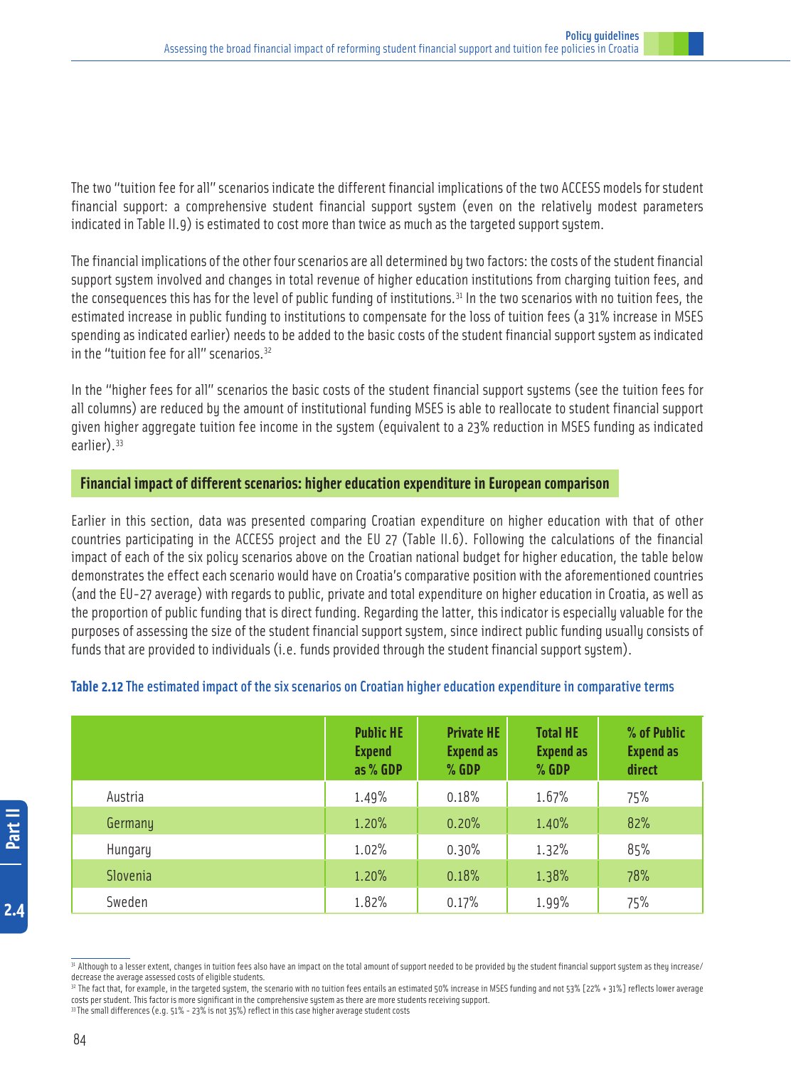The two "tuition fee for all" scenarios indicate the different financial implications of the two ACCESS models for student financial support: a comprehensive student financial support system (even on the relatively modest parameters indicated in Table II.9) is estimated to cost more than twice as much as the targeted support system.

The financial implications of the other four scenarios are all determined by two factors: the costs of the student financial support system involved and changes in total revenue of higher education institutions from charging tuition fees, and the consequences this has for the level of public funding of institutions.[31] In the two scenarios with no tuition fees, the estimated increase in public funding to institutions to compensate for the loss of tuition fees (a 31% increase in MSES spending as indicated earlier) needs to be added to the basic costs of the student financial support system as indicated in the "tuition fee for all" scenarios.[32]

In the "higher fees for all" scenarios the basic costs of the student financial support systems (see the tuition fees for all columns) are reduced by the amount of institutional funding MSES is able to reallocate to student financial support given higher aggregate tuition fee income in the system (equivalent to a 23% reduction in MSES funding as indicated earlier).[33]

### Financial impact of different scenarios: higher education expenditure in European comparison

Earlier in this section, data was presented comparing Croatian expenditure on higher education with that of other countries participating in the ACCESS project and the EU 27 (Table II.6). Following the calculations of the financial impact of each of the six policy scenarios above on the Croatian national budget for higher education, the table below demonstrates the effect each scenario would have on Croatia's comparative position with the aforementioned countries (and the EU-27 average) with regards to public, private and total expenditure on higher education in Croatia, as well as the proportion of public funding that is direct funding. Regarding the latter, this indicator is especially valuable for the purposes of assessing the size of the student financial support system, since indirect public funding usually consists of funds that are provided to individuals (i.e. funds provided through the student financial support system).

**Table 2.12** The estimated impact of the six scenarios on Croatian higher education expenditure in comparative terms

| | Public HE Expend as % GDP | Private HE Expend as % GDP | Total HE Expend as % GDP | % of Public Expend as direct |
|---|---|---|---|---|
| Austria | 1.49% | 0.18% | 1.67% | 75% |
| Germany | 1.20% | 0.20% | 1.40% | 82% |
| Hungary | 1.02% | 0.30% | 1.32% | 85% |
| Slovenia | 1.20% | 0.18% | 1.38% | 78% |
| Sweden | 1.82% | 0.17% | 1.99% | 75% |

---

[31] Although to a lesser extent, changes in tuition fees also have an impact on the total amount of support needed to be provided by the student financial support system as they increase/decrease the average assessed costs of eligible students.

[32] The fact that, for example, in the targeted system, the scenario with no tuition fees entails an estimated 50% increase in MSES funding and not 53% [22% + 31%] reflects lower average costs per student. This factor is more significant in the comprehensive system as there are more students receiving support.

[33] The small differences (e.g. 51% - 23% is not 35%) reflect in this case higher average student costs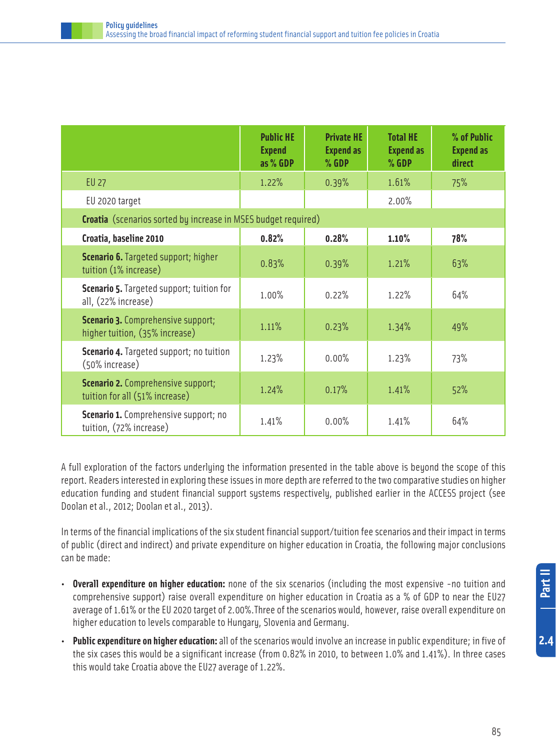| | Public HE Expend as % GDP | Private HE Expend as % GDP | Total HE Expend as % GDP | % of Public Expend as direct |
|---|---|---|---|---|
| EU 27 | 1.22% | 0.39% | 1.61% | 75% |
| EU 2020 target | | | 2.00% | |
| **Croatia** (scenarios sorted by increase in MSES budget required) | | | | |
| **Croatia, baseline 2010** | **0.82%** | **0.28%** | **1.10%** | **78%** |
| **Scenario 6.** Targeted support; higher tuition (1% increase) | 0.83% | 0.39% | 1.21% | 63% |
| **Scenario 5.** Targeted support; tuition for all, (22% increase) | 1.00% | 0.22% | 1.22% | 64% |
| **Scenario 3.** Comprehensive support; higher tuition, (35% increase) | 1.11% | 0.23% | 1.34% | 49% |
| **Scenario 4.** Targeted support; no tuition (50% increase) | 1.23% | 0.00% | 1.23% | 73% |
| **Scenario 2.** Comprehensive support; tuition for all (51% increase) | 1.24% | 0.17% | 1.41% | 52% |
| **Scenario 1.** Comprehensive support; no tuition, (72% increase) | 1.41% | 0.00% | 1.41% | 64% |

A full exploration of the factors underlying the information presented in the table above is beyond the scope of this report. Readers interested in exploring these issues in more depth are referred to the two comparative studies on higher education funding and student financial support systems respectively, published earlier in the ACCESS project (see Doolan et al., 2012; Doolan et al., 2013).

In terms of the financial implications of the six student financial support/tuition fee scenarios and their impact in terms of public (direct and indirect) and private expenditure on higher education in Croatia, the following major conclusions can be made:

- **Overall expenditure on higher education:** none of the six scenarios (including the most expensive -no tuition and comprehensive support) raise overall expenditure on higher education in Croatia as a % of GDP to near the EU27 average of 1.61% or the EU 2020 target of 2.00%.Three of the scenarios would, however, raise overall expenditure on higher education to levels comparable to Hungary, Slovenia and Germany.
- **Public expenditure on higher education:** all of the scenarios would involve an increase in public expenditure; in five of the six cases this would be a significant increase (from 0.82% in 2010, to between 1.0% and 1.41%). In three cases this would take Croatia above the EU27 average of 1.22%.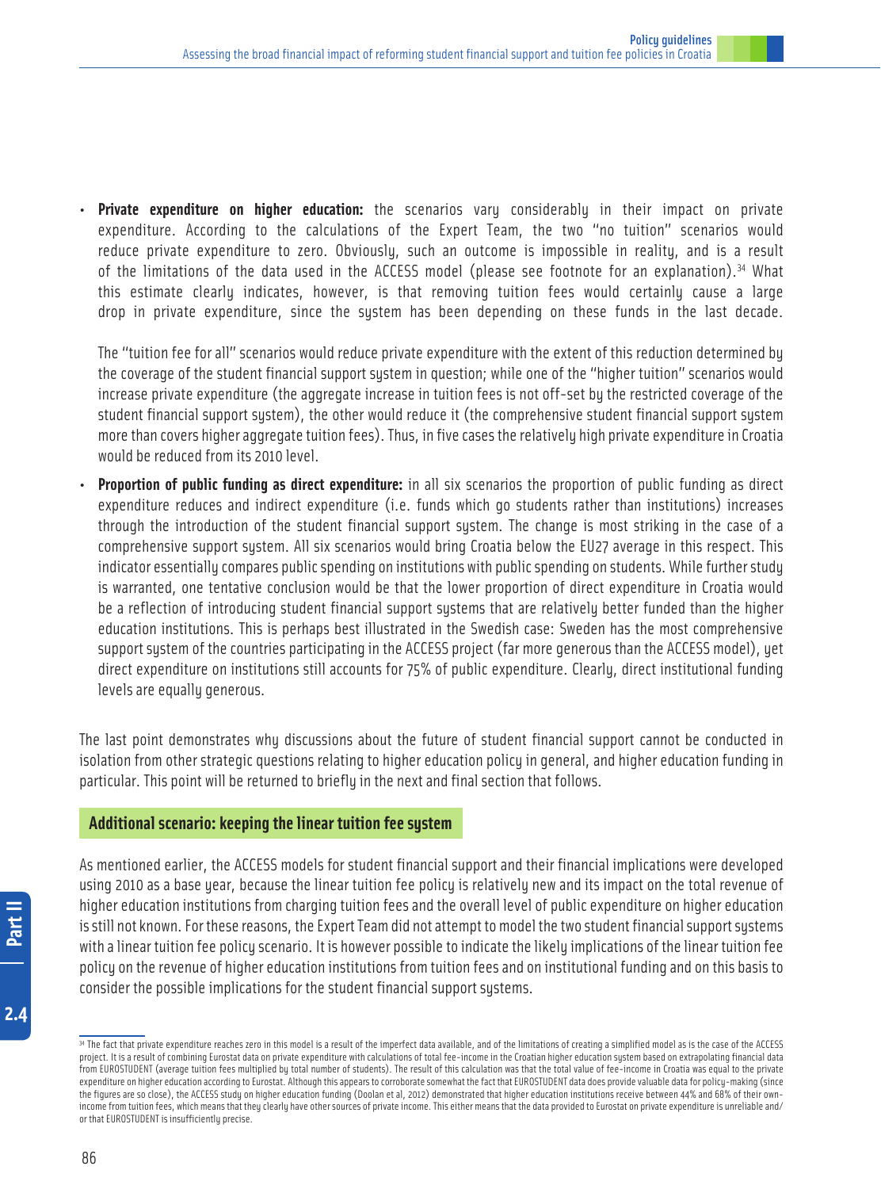- **Private expenditure on higher education:** the scenarios vary considerably in their impact on private expenditure. According to the calculations of the Expert Team, the two "no tuition" scenarios would reduce private expenditure to zero. Obviously, such an outcome is impossible in reality, and is a result of the limitations of the data used in the ACCESS model (please see footnote for an explanation).[34] What this estimate clearly indicates, however, is that removing tuition fees would certainly cause a large drop in private expenditure, since the system has been depending on these funds in the last decade.

  The "tuition fee for all" scenarios would reduce private expenditure with the extent of this reduction determined by the coverage of the student financial support system in question; while one of the "higher tuition" scenarios would increase private expenditure (the aggregate increase in tuition fees is not off-set by the restricted coverage of the student financial support system), the other would reduce it (the comprehensive student financial support system more than covers higher aggregate tuition fees). Thus, in five cases the relatively high private expenditure in Croatia would be reduced from its 2010 level.

- **Proportion of public funding as direct expenditure:** in all six scenarios the proportion of public funding as direct expenditure reduces and indirect expenditure (i.e. funds which go students rather than institutions) increases through the introduction of the student financial support system. The change is most striking in the case of a comprehensive support system. All six scenarios would bring Croatia below the EU27 average in this respect. This indicator essentially compares public spending on institutions with public spending on students. While further study is warranted, one tentative conclusion would be that the lower proportion of direct expenditure in Croatia would be a reflection of introducing student financial support systems that are relatively better funded than the higher education institutions. This is perhaps best illustrated in the Swedish case: Sweden has the most comprehensive support system of the countries participating in the ACCESS project (far more generous than the ACCESS model), yet direct expenditure on institutions still accounts for 75% of public expenditure. Clearly, direct institutional funding levels are equally generous.

The last point demonstrates why discussions about the future of student financial support cannot be conducted in isolation from other strategic questions relating to higher education policy in general, and higher education funding in particular. This point will be returned to briefly in the next and final section that follows.

## Additional scenario: keeping the linear tuition fee system

As mentioned earlier, the ACCESS models for student financial support and their financial implications were developed using 2010 as a base year, because the linear tuition fee policy is relatively new and its impact on the total revenue of higher education institutions from charging tuition fees and the overall level of public expenditure on higher education is still not known. For these reasons, the Expert Team did not attempt to model the two student financial support systems with a linear tuition fee policy scenario. It is however possible to indicate the likely implications of the linear tuition fee policy on the revenue of higher education institutions from tuition fees and on institutional funding and on this basis to consider the possible implications for the student financial support systems.

[34] The fact that private expenditure reaches zero in this model is a result of the imperfect data available, and of the limitations of creating a simplified model as is the case of the ACCESS project. It is a result of combining Eurostat data on private expenditure with calculations of total fee-income in the Croatian higher education system based on extrapolating financial data from EUROSTUDENT (average tuition fees multiplied by total number of students). The result of this calculation was that the total value of fee-income in Croatia was equal to the private expenditure on higher education according to Eurostat. Although this appears to corroborate somewhat the fact that EUROSTUDENT data does provide valuable data for policy-making (since the figures are so close), the ACCESS study on higher education funding (Doolan et al, 2012) demonstrated that higher education institutions receive between 44% and 68% of their own-income from tuition fees, which means that they clearly have other sources of private income. This either means that the data provided to Eurostat on private expenditure is unreliable and/or that EUROSTUDENT is insufficiently precise.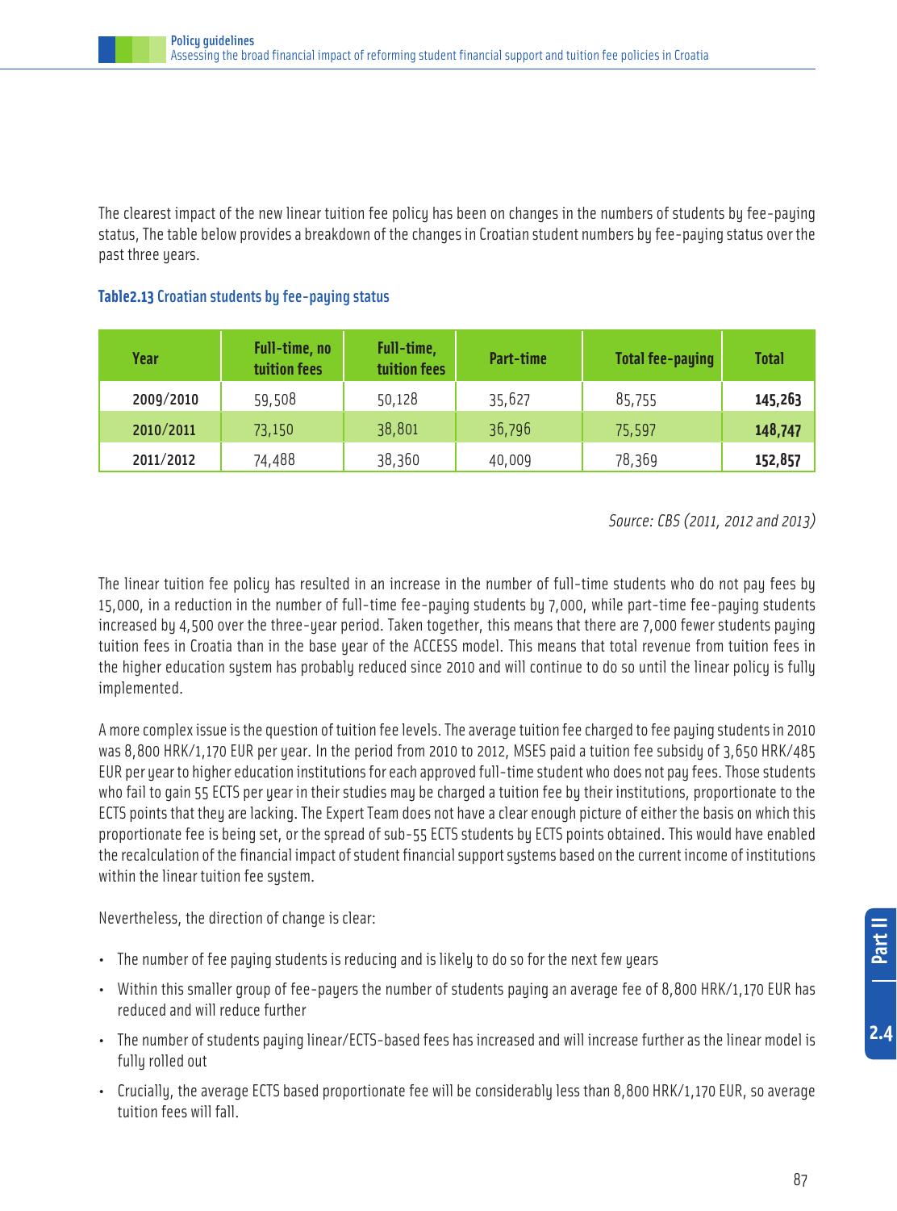The clearest impact of the new linear tuition fee policy has been on changes in the numbers of students by fee-paying status, The table below provides a breakdown of the changes in Croatian student numbers by fee-paying status over the past three years.

**Table2.13** Croatian students by fee-paying status

| Year | Full-time, no tuition fees | Full-time, tuition fees | Part-time | Total fee-paying | Total |
|---|---|---|---|---|---|
| 2009/2010 | 59,508 | 50,128 | 35,627 | 85,755 | **145,263** |
| 2010/2011 | 73,150 | 38,801 | 36,796 | 75,597 | **148,747** |
| 2011/2012 | 74,488 | 38,360 | 40,009 | 78,369 | **152,857** |

*Source: CBS (2011, 2012 and 2013)*

The linear tuition fee policy has resulted in an increase in the number of full-time students who do not pay fees by 15,000, in a reduction in the number of full-time fee-paying students by 7,000, while part-time fee-paying students increased by 4,500 over the three-year period. Taken together, this means that there are 7,000 fewer students paying tuition fees in Croatia than in the base year of the ACCESS model. This means that total revenue from tuition fees in the higher education system has probably reduced since 2010 and will continue to do so until the linear policy is fully implemented.

A more complex issue is the question of tuition fee levels. The average tuition fee charged to fee paying students in 2010 was 8,800 HRK/1,170 EUR per year. In the period from 2010 to 2012, MSES paid a tuition fee subsidy of 3,650 HRK/485 EUR per year to higher education institutions for each approved full-time student who does not pay fees. Those students who fail to gain 55 ECTS per year in their studies may be charged a tuition fee by their institutions, proportionate to the ECTS points that they are lacking. The Expert Team does not have a clear enough picture of either the basis on which this proportionate fee is being set, or the spread of sub-55 ECTS students by ECTS points obtained. This would have enabled the recalculation of the financial impact of student financial support systems based on the current income of institutions within the linear tuition fee system.

Nevertheless, the direction of change is clear:

- The number of fee paying students is reducing and is likely to do so for the next few years
- Within this smaller group of fee-payers the number of students paying an average fee of 8,800 HRK/1,170 EUR has reduced and will reduce further
- The number of students paying linear/ECTS-based fees has increased and will increase further as the linear model is fully rolled out
- Crucially, the average ECTS based proportionate fee will be considerably less than 8,800 HRK/1,170 EUR, so average tuition fees will fall.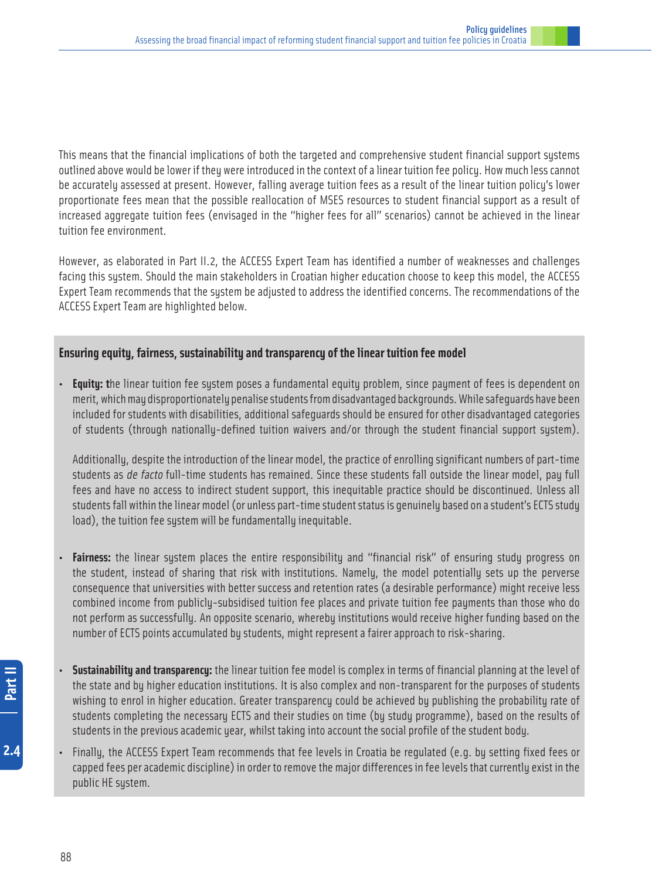This means that the financial implications of both the targeted and comprehensive student financial support systems outlined above would be lower if they were introduced in the context of a linear tuition fee policy. How much less cannot be accurately assessed at present. However, falling average tuition fees as a result of the linear tuition policy's lower proportionate fees mean that the possible reallocation of MSES resources to student financial support as a result of increased aggregate tuition fees (envisaged in the "higher fees for all" scenarios) cannot be achieved in the linear tuition fee environment.

However, as elaborated in Part II.2, the ACCESS Expert Team has identified a number of weaknesses and challenges facing this system. Should the main stakeholders in Croatian higher education choose to keep this model, the ACCESS Expert Team recommends that the system be adjusted to address the identified concerns. The recommendations of the ACCESS Expert Team are highlighted below.

**Ensuring equity, fairness, sustainability and transparency of the linear tuition fee model**

- **Equity: t**he linear tuition fee system poses a fundamental equity problem, since payment of fees is dependent on merit, which may disproportionately penalise students from disadvantaged backgrounds. While safeguards have been included for students with disabilities, additional safeguards should be ensured for other disadvantaged categories of students (through nationally-defined tuition waivers and/or through the student financial support system).

  Additionally, despite the introduction of the linear model, the practice of enrolling significant numbers of part-time students as *de facto* full-time students has remained. Since these students fall outside the linear model, pay full fees and have no access to indirect student support, this inequitable practice should be discontinued. Unless all students fall within the linear model (or unless part-time student status is genuinely based on a student's ECTS study load), the tuition fee system will be fundamentally inequitable.

- **Fairness:** the linear system places the entire responsibility and "financial risk" of ensuring study progress on the student, instead of sharing that risk with institutions. Namely, the model potentially sets up the perverse consequence that universities with better success and retention rates (a desirable performance) might receive less combined income from publicly-subsidised tuition fee places and private tuition fee payments than those who do not perform as successfully. An opposite scenario, whereby institutions would receive higher funding based on the number of ECTS points accumulated by students, might represent a fairer approach to risk-sharing.

- **Sustainability and transparency:** the linear tuition fee model is complex in terms of financial planning at the level of the state and by higher education institutions. It is also complex and non-transparent for the purposes of students wishing to enrol in higher education. Greater transparency could be achieved by publishing the probability rate of students completing the necessary ECTS and their studies on time (by study programme), based on the results of students in the previous academic year, whilst taking into account the social profile of the student body.

- Finally, the ACCESS Expert Team recommends that fee levels in Croatia be regulated (e.g. by setting fixed fees or capped fees per academic discipline) in order to remove the major differences in fee levels that currently exist in the public HE system.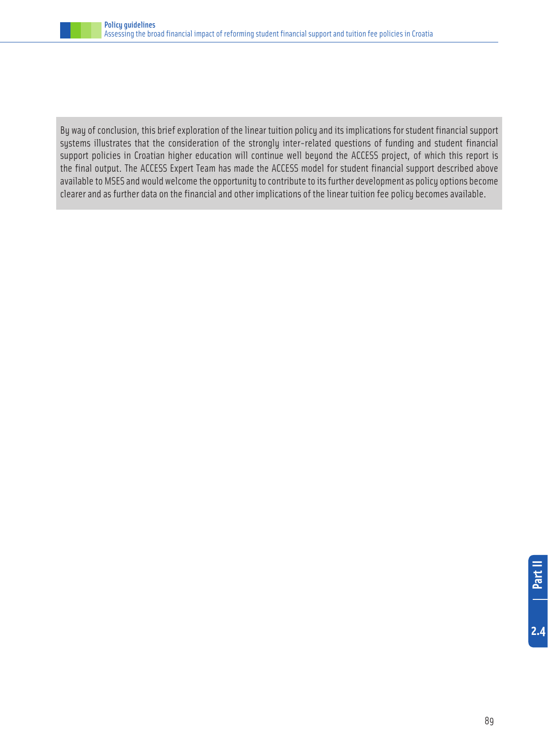By way of conclusion, this brief exploration of the linear tuition policy and its implications for student financial support systems illustrates that the consideration of the strongly inter-related questions of funding and student financial support policies in Croatian higher education will continue well beyond the ACCESS project, of which this report is the final output. The ACCESS Expert Team has made the ACCESS model for student financial support described above available to MSES and would welcome the opportunity to contribute to its further development as policy options become clearer and as further data on the financial and other implications of the linear tuition fee policy becomes available.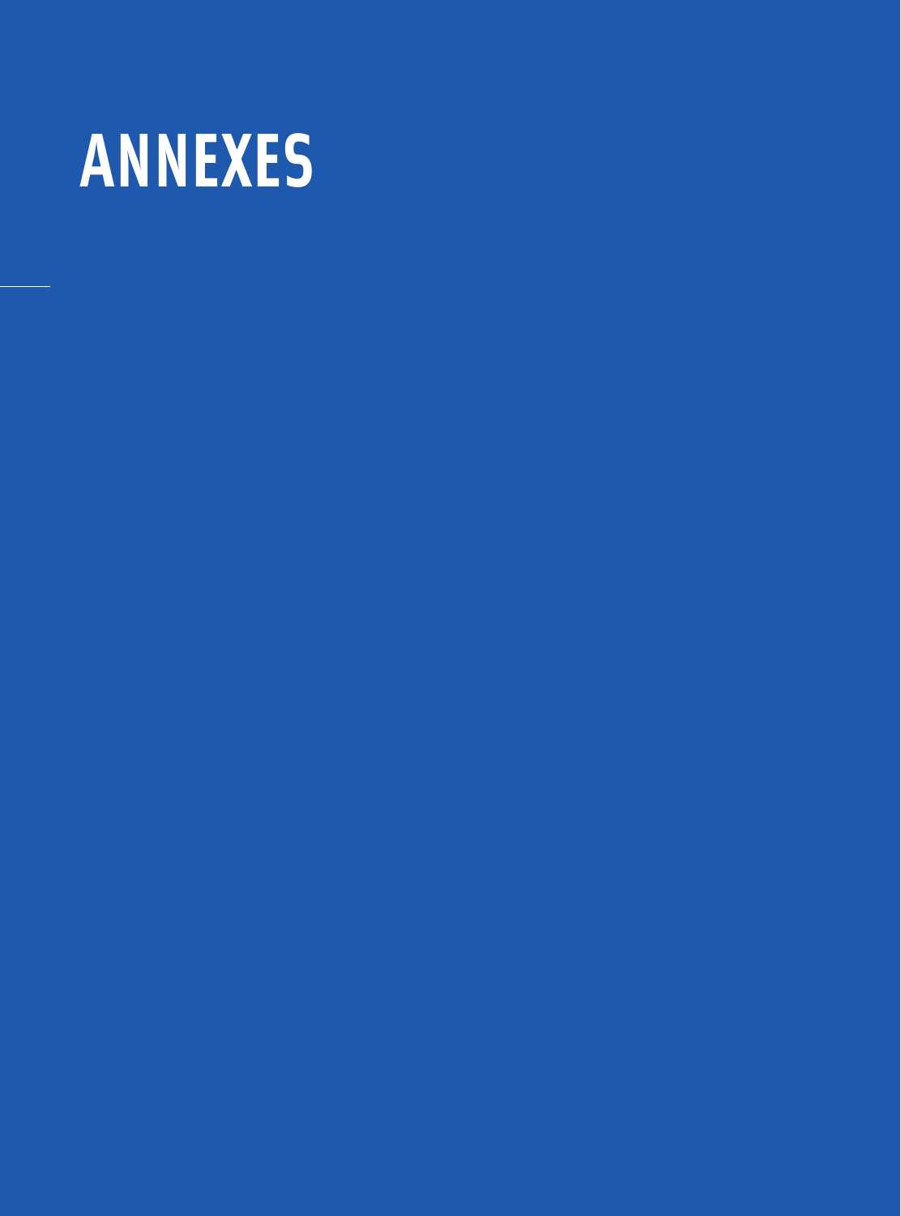# ANNEXES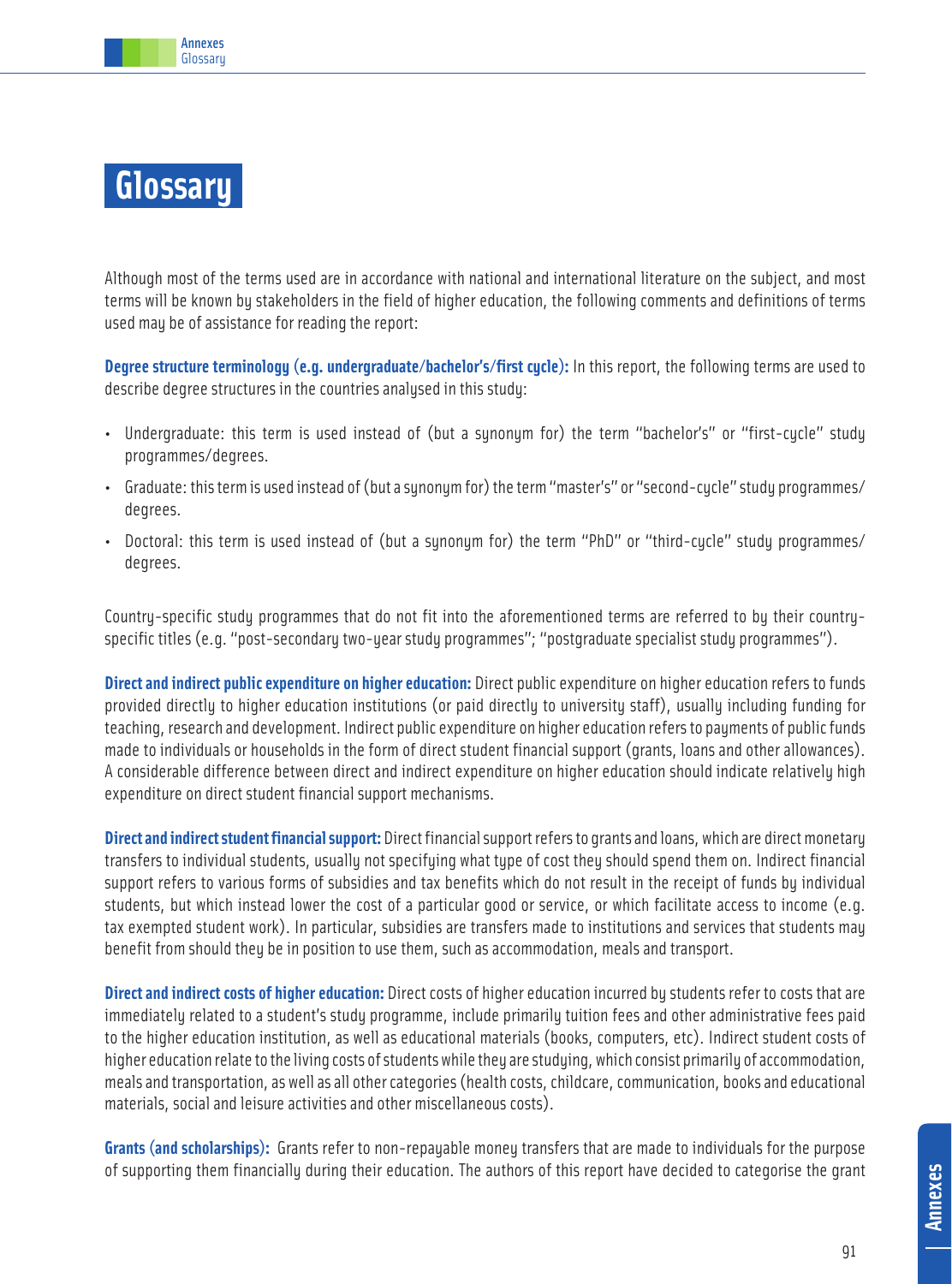# Glossary

Although most of the terms used are in accordance with national and international literature on the subject, and most terms will be known by stakeholders in the field of higher education, the following comments and definitions of terms used may be of assistance for reading the report:

**Degree structure terminology (e.g. undergraduate/bachelor's/first cycle):** In this report, the following terms are used to describe degree structures in the countries analysed in this study:

- Undergraduate: this term is used instead of (but a synonym for) the term "bachelor's" or "first-cycle" study programmes/degrees.
- Graduate: this term is used instead of (but a synonym for) the term "master's" or "second-cycle" study programmes/degrees.
- Doctoral: this term is used instead of (but a synonym for) the term "PhD" or "third-cycle" study programmes/degrees.

Country-specific study programmes that do not fit into the aforementioned terms are referred to by their country-specific titles (e.g. "post-secondary two-year study programmes"; "postgraduate specialist study programmes").

**Direct and indirect public expenditure on higher education:** Direct public expenditure on higher education refers to funds provided directly to higher education institutions (or paid directly to university staff), usually including funding for teaching, research and development. Indirect public expenditure on higher education refers to payments of public funds made to individuals or households in the form of direct student financial support (grants, loans and other allowances). A considerable difference between direct and indirect expenditure on higher education should indicate relatively high expenditure on direct student financial support mechanisms.

**Direct and indirect student financial support:** Direct financial support refers to grants and loans, which are direct monetary transfers to individual students, usually not specifying what type of cost they should spend them on. Indirect financial support refers to various forms of subsidies and tax benefits which do not result in the receipt of funds by individual students, but which instead lower the cost of a particular good or service, or which facilitate access to income (e.g. tax exempted student work). In particular, subsidies are transfers made to institutions and services that students may benefit from should they be in position to use them, such as accommodation, meals and transport.

**Direct and indirect costs of higher education:** Direct costs of higher education incurred by students refer to costs that are immediately related to a student's study programme, include primarily tuition fees and other administrative fees paid to the higher education institution, as well as educational materials (books, computers, etc). Indirect student costs of higher education relate to the living costs of students while they are studying, which consist primarily of accommodation, meals and transportation, as well as all other categories (health costs, childcare, communication, books and educational materials, social and leisure activities and other miscellaneous costs).

**Grants (and scholarships):** Grants refer to non-repayable money transfers that are made to individuals for the purpose of supporting them financially during their education. The authors of this report have decided to categorise the grant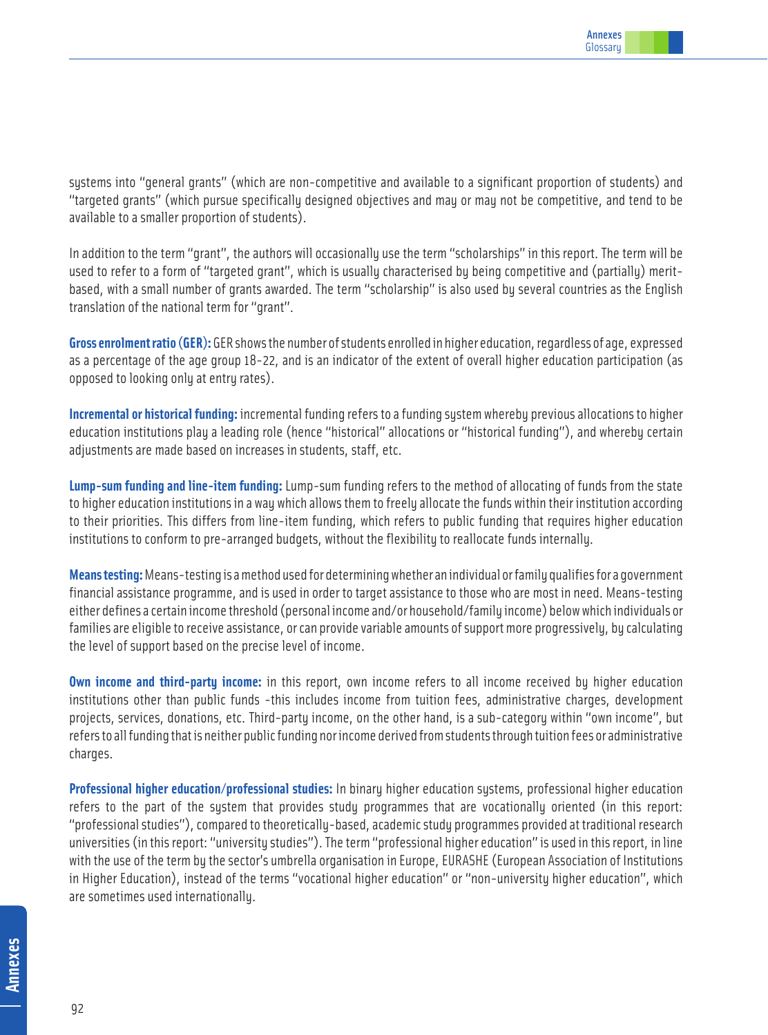systems into "general grants" (which are non-competitive and available to a significant proportion of students) and "targeted grants" (which pursue specifically designed objectives and may or may not be competitive, and tend to be available to a smaller proportion of students).

In addition to the term "grant", the authors will occasionally use the term "scholarships" in this report. The term will be used to refer to a form of "targeted grant", which is usually characterised by being competitive and (partially) merit-based, with a small number of grants awarded. The term "scholarship" is also used by several countries as the English translation of the national term for "grant".

**Gross enrolment ratio (GER):** GER shows the number of students enrolled in higher education, regardless of age, expressed as a percentage of the age group 18-22, and is an indicator of the extent of overall higher education participation (as opposed to looking only at entry rates).

**Incremental or historical funding:** incremental funding refers to a funding system whereby previous allocations to higher education institutions play a leading role (hence "historical" allocations or "historical funding"), and whereby certain adjustments are made based on increases in students, staff, etc.

**Lump-sum funding and line-item funding:** Lump-sum funding refers to the method of allocating of funds from the state to higher education institutions in a way which allows them to freely allocate the funds within their institution according to their priorities. This differs from line-item funding, which refers to public funding that requires higher education institutions to conform to pre-arranged budgets, without the flexibility to reallocate funds internally.

**Means testing:** Means-testing is a method used for determining whether an individual or family qualifies for a government financial assistance programme, and is used in order to target assistance to those who are most in need. Means-testing either defines a certain income threshold (personal income and/or household/family income) below which individuals or families are eligible to receive assistance, or can provide variable amounts of support more progressively, by calculating the level of support based on the precise level of income.

**Own income and third-party income:** in this report, own income refers to all income received by higher education institutions other than public funds -this includes income from tuition fees, administrative charges, development projects, services, donations, etc. Third-party income, on the other hand, is a sub-category within "own income", but refers to all funding that is neither public funding nor income derived from students through tuition fees or administrative charges.

**Professional higher education/professional studies:** In binary higher education systems, professional higher education refers to the part of the system that provides study programmes that are vocationally oriented (in this report: "professional studies"), compared to theoretically-based, academic study programmes provided at traditional research universities (in this report: "university studies"). The term "professional higher education" is used in this report, in line with the use of the term by the sector's umbrella organisation in Europe, EURASHE (European Association of Institutions in Higher Education), instead of the terms "vocational higher education" or "non-university higher education", which are sometimes used internationally.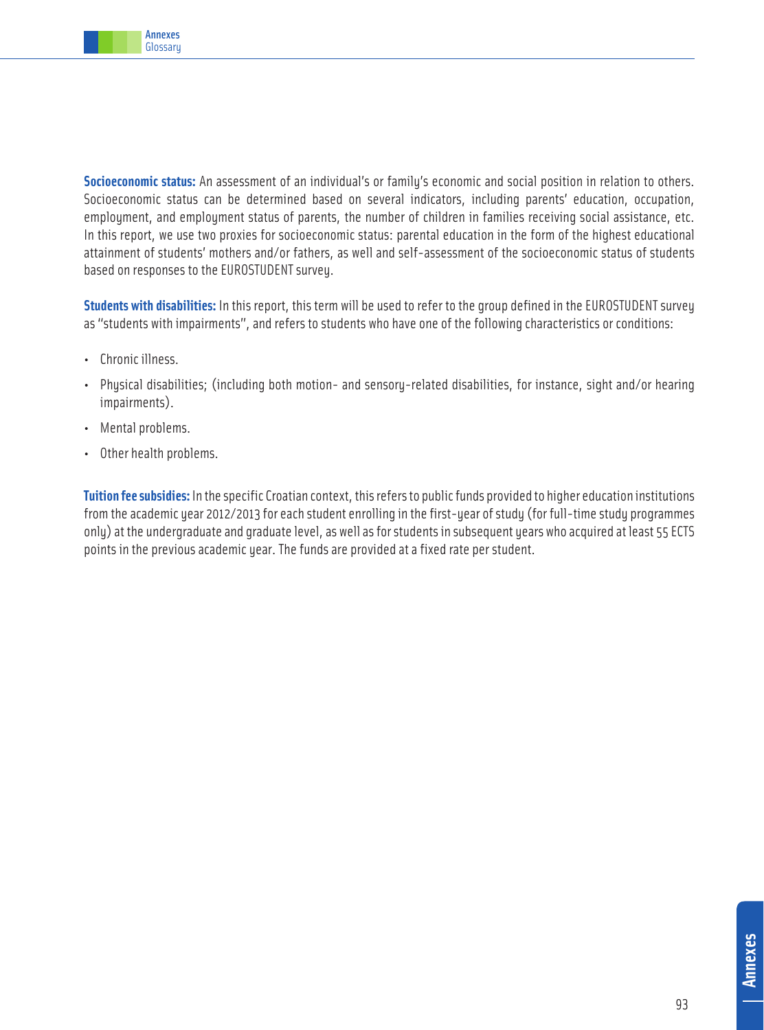**Socioeconomic status:** An assessment of an individual's or family's economic and social position in relation to others. Socioeconomic status can be determined based on several indicators, including parents' education, occupation, employment, and employment status of parents, the number of children in families receiving social assistance, etc. In this report, we use two proxies for socioeconomic status: parental education in the form of the highest educational attainment of students' mothers and/or fathers, as well and self-assessment of the socioeconomic status of students based on responses to the EUROSTUDENT survey.

**Students with disabilities:** In this report, this term will be used to refer to the group defined in the EUROSTUDENT survey as "students with impairments", and refers to students who have one of the following characteristics or conditions:

- Chronic illness.
- Physical disabilities; (including both motion- and sensory-related disabilities, for instance, sight and/or hearing impairments).
- Mental problems.
- Other health problems.

**Tuition fee subsidies:** In the specific Croatian context, this refers to public funds provided to higher education institutions from the academic year 2012/2013 for each student enrolling in the first-year of study (for full-time study programmes only) at the undergraduate and graduate level, as well as for students in subsequent years who acquired at least 55 ECTS points in the previous academic year. The funds are provided at a fixed rate per student.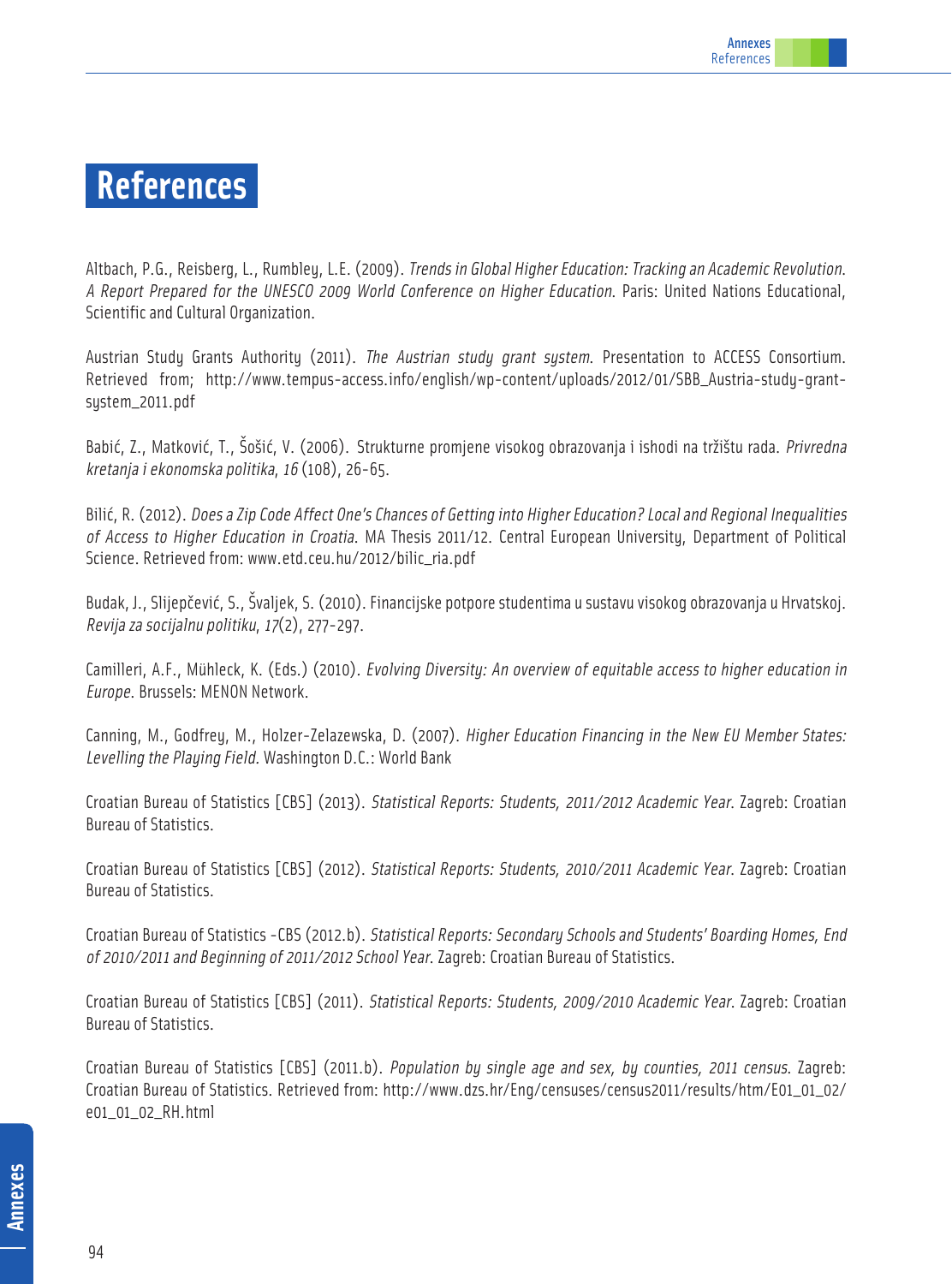# References

Altbach, P.G., Reisberg, L., Rumbley, L.E. (2009). *Trends in Global Higher Education: Tracking an Academic Revolution. A Report Prepared for the UNESCO 2009 World Conference on Higher Education*. Paris: United Nations Educational, Scientific and Cultural Organization.

Austrian Study Grants Authority (2011). *The Austrian study grant system*. Presentation to ACCESS Consortium. Retrieved from; http://www.tempus-access.info/english/wp-content/uploads/2012/01/SBB_Austria-study-grant-system_2011.pdf

Babić, Z., Matković, T., Šošić, V. (2006). Strukturne promjene visokog obrazovanja i ishodi na tržištu rada. *Privredna kretanja i ekonomska politika*, *16* (108), 26-65.

Bilić, R. (2012). *Does a Zip Code Affect One's Chances of Getting into Higher Education? Local and Regional Inequalities of Access to Higher Education in Croatia*. MA Thesis 2011/12. Central European University, Department of Political Science. Retrieved from: www.etd.ceu.hu/2012/bilic_ria.pdf

Budak, J., Slijepčević, S., Švaljek, S. (2010). Financijske potpore studentima u sustavu visokog obrazovanja u Hrvatskoj. *Revija za socijalnu politiku*, *17*(2), 277-297.

Camilleri, A.F., Mühleck, K. (Eds.) (2010). *Evolving Diversity: An overview of equitable access to higher education in Europe*. Brussels: MENON Network.

Canning, M., Godfrey, M., Holzer-Zelazewska, D. (2007). *Higher Education Financing in the New EU Member States: Levelling the Playing Field.* Washington D.C.: World Bank

Croatian Bureau of Statistics [CBS] (2013). *Statistical Reports: Students, 2011/2012 Academic Year.* Zagreb: Croatian Bureau of Statistics.

Croatian Bureau of Statistics [CBS] (2012). *Statistical Reports: Students, 2010/2011 Academic Year.* Zagreb: Croatian Bureau of Statistics.

Croatian Bureau of Statistics -CBS (2012.b). *Statistical Reports: Secondary Schools and Students' Boarding Homes, End of 2010/2011 and Beginning of 2011/2012 School Year.* Zagreb: Croatian Bureau of Statistics.

Croatian Bureau of Statistics [CBS] (2011). *Statistical Reports: Students, 2009/2010 Academic Year.* Zagreb: Croatian Bureau of Statistics.

Croatian Bureau of Statistics [CBS] (2011.b). *Population by single age and sex, by counties, 2011 census*. Zagreb: Croatian Bureau of Statistics. Retrieved from: http://www.dzs.hr/Eng/censuses/census2011/results/htm/E01_01_02/e01_01_02_RH.html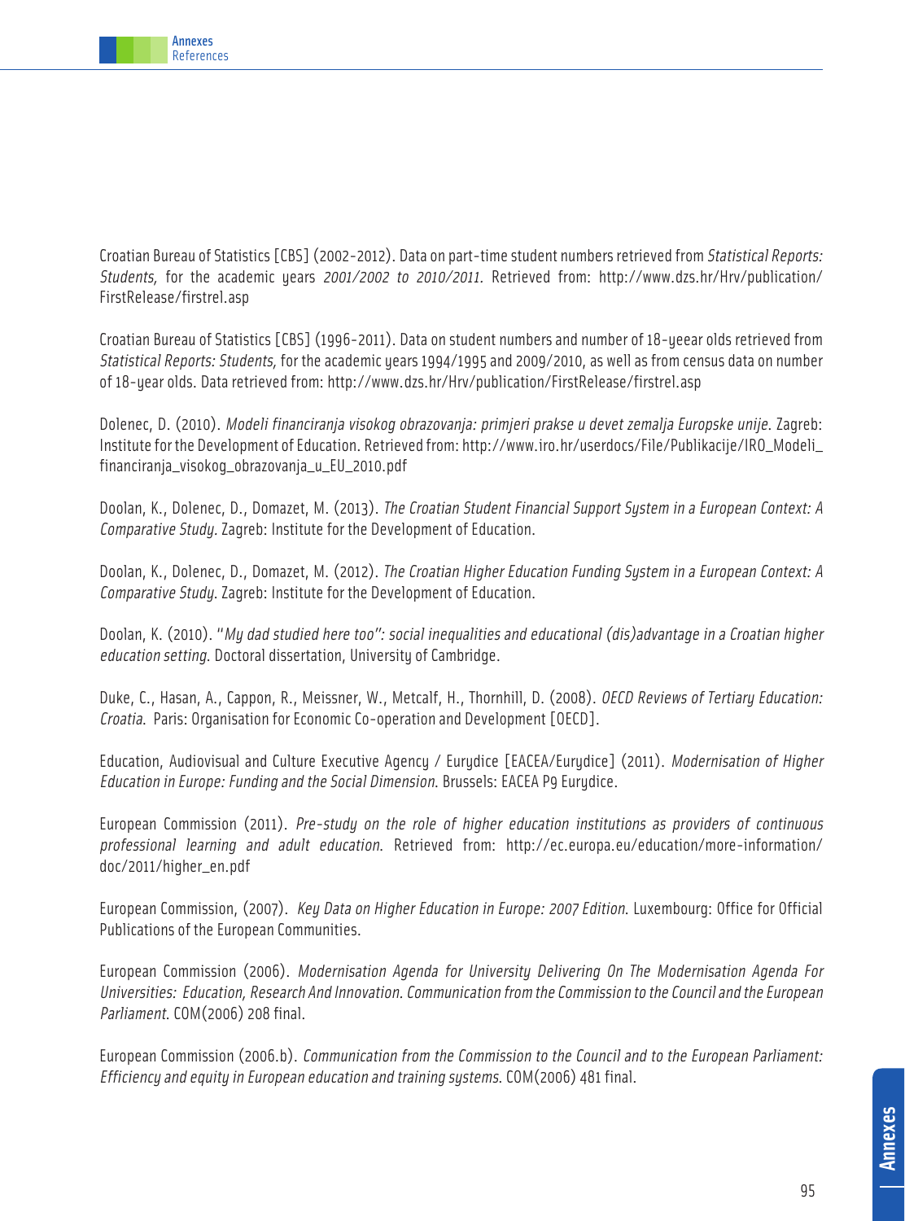Croatian Bureau of Statistics [CBS] (2002-2012). Data on part-time student numbers retrieved from *Statistical Reports: Students,* for the academic years *2001/2002 to 2010/2011.* Retrieved from: http://www.dzs.hr/Hrv/publication/FirstRelease/firstrel.asp

Croatian Bureau of Statistics [CBS] (1996-2011). Data on student numbers and number of 18-yeear olds retrieved from *Statistical Reports: Students,* for the academic years 1994/1995 and 2009/2010, as well as from census data on number of 18-year olds. Data retrieved from: http://www.dzs.hr/Hrv/publication/FirstRelease/firstrel.asp

Dolenec, D. (2010). *Modeli financiranja visokog obrazovanja: primjeri prakse u devet zemalja Europske unije*. Zagreb: Institute for the Development of Education. Retrieved from: http://www.iro.hr/userdocs/File/Publikacije/IRO_Modeli_financiranja_visokog_obrazovanja_u_EU_2010.pdf

Doolan, K., Dolenec, D., Domazet, M. (2013). *The Croatian Student Financial Support System in a European Context: A Comparative Study*. Zagreb: Institute for the Development of Education.

Doolan, K., Dolenec, D., Domazet, M. (2012). *The Croatian Higher Education Funding System in a European Context: A Comparative Study*. Zagreb: Institute for the Development of Education.

Doolan, K. (2010). *"My dad studied here too": social inequalities and educational (dis)advantage in a Croatian higher education setting*. Doctoral dissertation, University of Cambridge.

Duke, C., Hasan, A., Cappon, R., Meissner, W., Metcalf, H., Thornhill, D. (2008). *OECD Reviews of Tertiary Education: Croatia*. Paris: Organisation for Economic Co-operation and Development [OECD].

Education, Audiovisual and Culture Executive Agency / Eurydice [EACEA/Eurydice] (2011). *Modernisation of Higher Education in Europe: Funding and the Social Dimension*. Brussels: EACEA P9 Eurydice.

European Commission (2011). *Pre-study on the role of higher education institutions as providers of continuous professional learning and adult education*. Retrieved from: http://ec.europa.eu/education/more-information/doc/2011/higher_en.pdf

European Commission, (2007). *Key Data on Higher Education in Europe: 2007 Edition*. Luxembourg: Office for Official Publications of the European Communities.

European Commission (2006). *Modernisation Agenda for University Delivering On The Modernisation Agenda For Universities: Education, Research And Innovation. Communication from the Commission to the Council and the European Parliament*. COM(2006) 208 final.

European Commission (2006.b). *Communication from the Commission to the Council and to the European Parliament: Efficiency and equity in European education and training systems*. COM(2006) 481 final.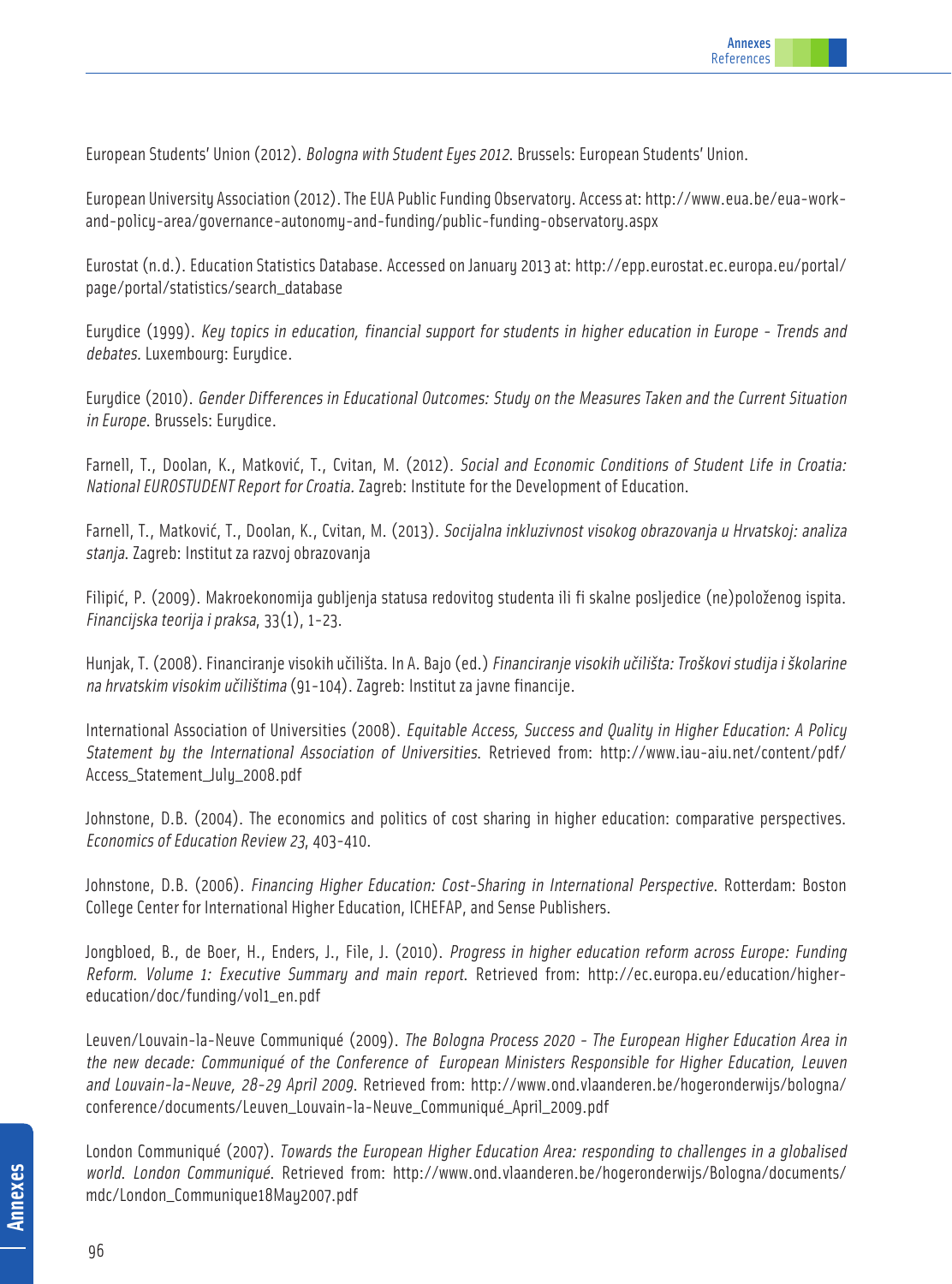European Students' Union (2012). *Bologna with Student Eyes 2012*. Brussels: European Students' Union.

European University Association (2012). The EUA Public Funding Observatory. Access at: http://www.eua.be/eua-work-and-policy-area/governance-autonomy-and-funding/public-funding-observatory.aspx

Eurostat (n.d.). Education Statistics Database. Accessed on January 2013 at: http://epp.eurostat.ec.europa.eu/portal/page/portal/statistics/search_database

Eurydice (1999). *Key topics in education, financial support for students in higher education in Europe - Trends and debates*. Luxembourg: Eurydice.

Eurydice (2010). *Gender Differences in Educational Outcomes: Study on the Measures Taken and the Current Situation in Europe*. Brussels: Eurydice.

Farnell, T., Doolan, K., Matković, T., Cvitan, M. (2012). *Social and Economic Conditions of Student Life in Croatia: National EUROSTUDENT Report for Croatia.* Zagreb: Institute for the Development of Education.

Farnell, T., Matković, T., Doolan, K., Cvitan, M. (2013). *Socijalna inkluzivnost visokog obrazovanja u Hrvatskoj: analiza stanja*. Zagreb: Institut za razvoj obrazovanja

Filipić, P. (2009). Makroekonomija gubljenja statusa redovitog studenta ili fi skalne posljedice (ne)položenog ispita. *Financijska teorija i praksa*, 33(1), 1-23.

Hunjak, T. (2008). Financiranje visokih učilišta. In A. Bajo (ed.) *Financiranje visokih učilišta: Troškovi studija i školarine na hrvatskim visokim učilištima* (91-104). Zagreb: Institut za javne financije.

International Association of Universities (2008). *Equitable Access, Success and Quality in Higher Education: A Policy Statement by the International Association of Universities.* Retrieved from: http://www.iau-aiu.net/content/pdf/Access_Statement_July_2008.pdf

Johnstone, D.B. (2004). The economics and politics of cost sharing in higher education: comparative perspectives. *Economics of Education Review 23*, 403-410.

Johnstone, D.B. (2006). *Financing Higher Education: Cost-Sharing in International Perspective*. Rotterdam: Boston College Center for International Higher Education, ICHEFAP, and Sense Publishers.

Jongbloed, B., de Boer, H., Enders, J., File, J. (2010). *Progress in higher education reform across Europe: Funding Reform. Volume 1: Executive Summary and main report.* Retrieved from: http://ec.europa.eu/education/higher-education/doc/funding/vol1_en.pdf

Leuven/Louvain-la-Neuve Communiqué (2009). *The Bologna Process 2020 - The European Higher Education Area in the new decade: Communiqué of the Conference of European Ministers Responsible for Higher Education, Leuven and Louvain-la-Neuve, 28-29 April 2009.* Retrieved from: http://www.ond.vlaanderen.be/hogeronderwijs/bologna/conference/documents/Leuven_Louvain-la-Neuve_Communiqué_April_2009.pdf

London Communiqué (2007). *Towards the European Higher Education Area: responding to challenges in a globalised world. London Communiqué.* Retrieved from: http://www.ond.vlaanderen.be/hogeronderwijs/Bologna/documents/mdc/London_Communique18May2007.pdf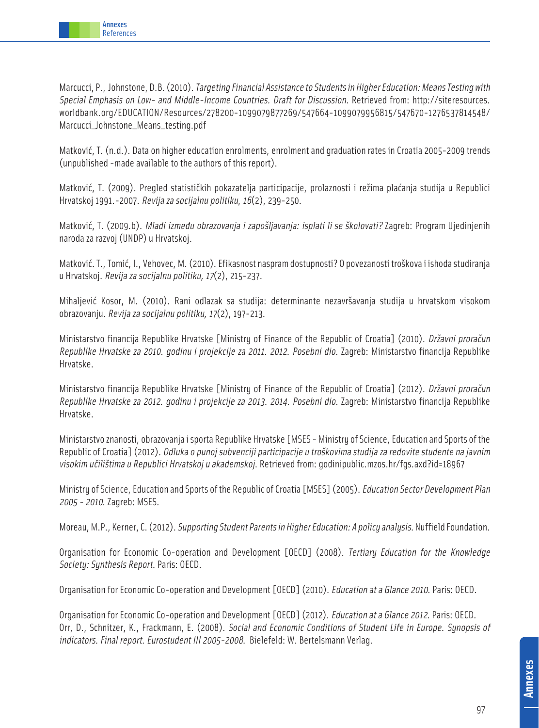Marcucci, P., Johnstone, D.B. (2010). *Targeting Financial Assistance to Students in Higher Education: Means Testing with Special Emphasis on Low- and Middle-Income Countries. Draft for Discussion.* Retrieved from: http://siteresources.worldbank.org/EDUCATION/Resources/278200-1099079877269/547664-1099079956815/547670-1276537814548/Marcucci_Johnstone_Means_testing.pdf

Matković, T. (n.d.). Data on higher education enrolments, enrolment and graduation rates in Croatia 2005-2009 trends (unpublished -made available to the authors of this report).

Matković, T. (2009). Pregled statističkih pokazatelja participacije, prolaznosti i režima plaćanja studija u Republici Hrvatskoj 1991.-2007. *Revija za socijalnu politiku*, *16*(2), 239-250.

Matković, T. (2009.b). *Mladi između obrazovanja i zapošljavanja: isplati li se školovati?* Zagreb: Program Ujedinjenih naroda za razvoj (UNDP) u Hrvatskoj.

Matković. T., Tomić, I., Vehovec, M. (2010). Efikasnost naspram dostupnosti? O povezanosti troškova i ishoda studiranja u Hrvatskoj. *Revija za socijalnu politiku, 17*(2), 215-237.

Mihaljević Kosor, M. (2010). Rani odlazak sa studija: determinante nezavršavanja studija u hrvatskom visokom obrazovanju. *Revija za socijalnu politiku, 17*(2), 197-213.

Ministarstvo financija Republike Hrvatske [Ministry of Finance of the Republic of Croatia] (2010). *Državni proračun Republike Hrvatske za 2010. godinu i projekcije za 2011. 2012. Posebni dio.* Zagreb: Ministarstvo financija Republike Hrvatske.

Ministarstvo financija Republike Hrvatske [Ministry of Finance of the Republic of Croatia] (2012). *Državni proračun Republike Hrvatske za 2012. godinu i projekcije za 2013. 2014. Posebni dio.* Zagreb: Ministarstvo financija Republike Hrvatske.

Ministarstvo znanosti, obrazovanja i sporta Republike Hrvatske [MSES - Ministry of Science, Education and Sports of the Republic of Croatia] (2012). *Odluka o punoj subvenciji participacije u troškovima studija za redovite studente na javnim visokim učilištima u Republici Hrvatskoj u akademskoj.* Retrieved from: godinipublic.mzos.hr/fgs.axd?id=18967

Ministry of Science, Education and Sports of the Republic of Croatia [MSES] (2005). *Education Sector Development Plan 2005 - 2010.* Zagreb: MSES.

Moreau, M.P., Kerner, C. (2012). *Supporting Student Parents in Higher Education: A policy analysis.* Nuffield Foundation.

Organisation for Economic Co-operation and Development [OECD] (2008). *Tertiary Education for the Knowledge Society: Synthesis Report.* Paris: OECD.

Organisation for Economic Co-operation and Development [OECD] (2010). *Education at a Glance 2010.* Paris: OECD.

Organisation for Economic Co-operation and Development [OECD] (2012). *Education at a Glance 2012.* Paris: OECD.

Orr, D., Schnitzer, K., Frackmann, E. (2008). *Social and Economic Conditions of Student Life in Europe. Synopsis of indicators. Final report. Eurostudent III 2005-2008.* Bielefeld: W. Bertelsmann Verlag.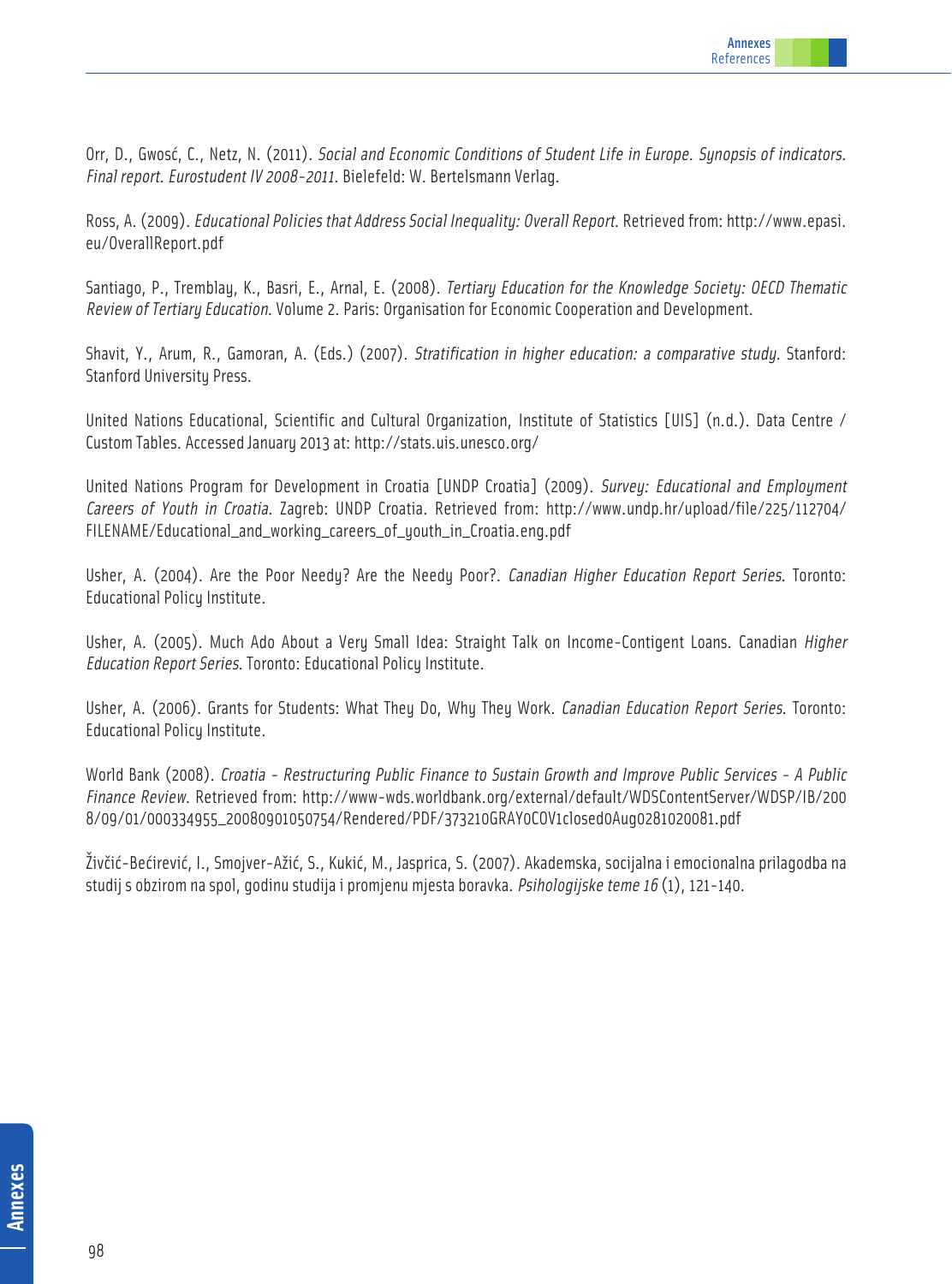Orr, D., Gwosć, C., Netz, N. (2011). *Social and Economic Conditions of Student Life in Europe. Synopsis of indicators. Final report. Eurostudent IV 2008-2011*. Bielefeld: W. Bertelsmann Verlag.

Ross, A. (2009). *Educational Policies that Address Social Inequality: Overall Report*. Retrieved from: http://www.epasi.eu/OverallReport.pdf

Santiago, P., Tremblay, K., Basri, E., Arnal, E. (2008). *Tertiary Education for the Knowledge Society: OECD Thematic Review of Tertiary Education*. Volume 2. Paris: Organisation for Economic Cooperation and Development.

Shavit, Y., Arum, R., Gamoran, A. (Eds.) (2007). *Stratification in higher education: a comparative study*. Stanford: Stanford University Press.

United Nations Educational, Scientific and Cultural Organization, Institute of Statistics [UIS] (n.d.). Data Centre / Custom Tables. Accessed January 2013 at: http://stats.uis.unesco.org/

United Nations Program for Development in Croatia [UNDP Croatia] (2009). *Survey: Educational and Employment Careers of Youth in Croatia*. Zagreb: UNDP Croatia. Retrieved from: http://www.undp.hr/upload/file/225/112704/FILENAME/Educational_and_working_careers_of_youth_in_Croatia.eng.pdf

Usher, A. (2004). Are the Poor Needy? Are the Needy Poor?. *Canadian Higher Education Report Series*. Toronto: Educational Policy Institute.

Usher, A. (2005). Much Ado About a Very Small Idea: Straight Talk on Income-Contigent Loans. Canadian *Higher Education Report Series*. Toronto: Educational Policy Institute.

Usher, A. (2006). Grants for Students: What They Do, Why They Work. *Canadian Education Report Series*. Toronto: Educational Policy Institute.

World Bank (2008). *Croatia - Restructuring Public Finance to Sustain Growth and Improve Public Services - A Public Finance Review*. Retrieved from: http://www-wds.worldbank.org/external/default/WDSContentServer/WDSP/IB/2008/09/01/000334955_20080901050754/Rendered/PDF/373210GRAY0COV1closed0Aug0281020081.pdf

Živčić-Bećirević, I., Smojver-Ažić, S., Kukić, M., Jasprica, S. (2007). Akademska, socijalna i emocionalna prilagodba na studij s obzirom na spol, godinu studija i promjenu mjesta boravka. *Psihologijske teme 16* (1), 121-140.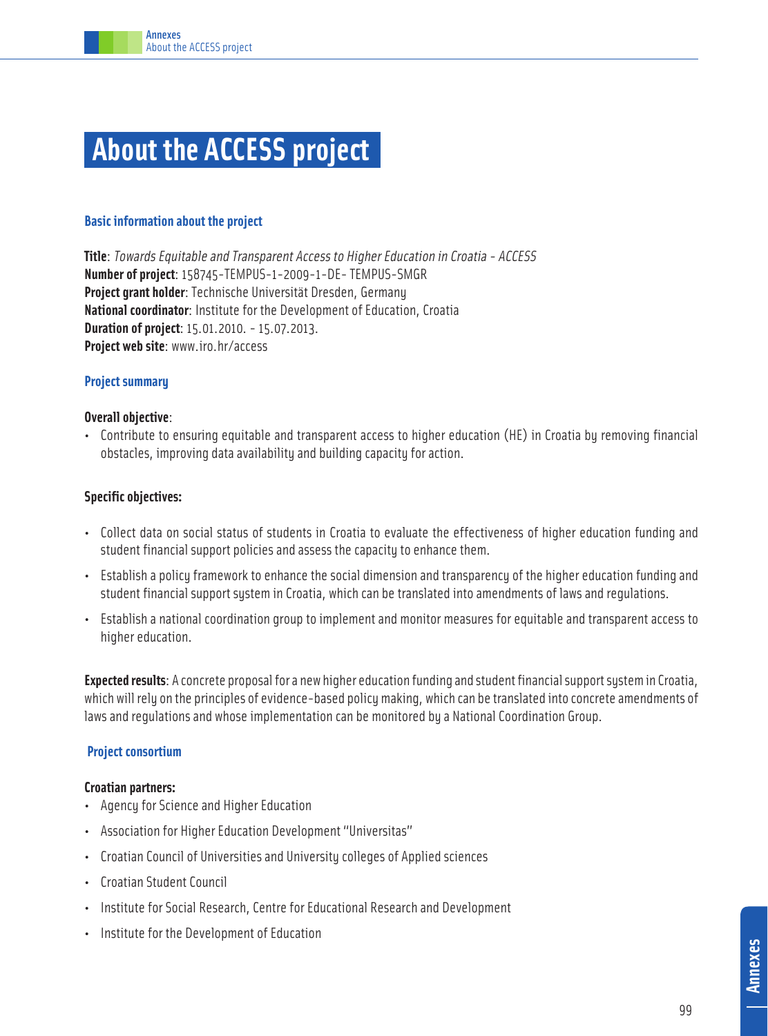# About the ACCESS project

### Basic information about the project

**Title**: *Towards Equitable and Transparent Access to Higher Education in Croatia - ACCESS*
**Number of project**: 158745-TEMPUS-1-2009-1-DE- TEMPUS-SMGR
**Project grant holder**: Technische Universität Dresden, Germany
**National coordinator**: Institute for the Development of Education, Croatia
**Duration of project**: 15.01.2010. - 15.07.2013.
**Project web site**: www.iro.hr/access

### Project summary

**Overall objective**:

- Contribute to ensuring equitable and transparent access to higher education (HE) in Croatia by removing financial obstacles, improving data availability and building capacity for action.

**Specific objectives:**

- Collect data on social status of students in Croatia to evaluate the effectiveness of higher education funding and student financial support policies and assess the capacity to enhance them.
- Establish a policy framework to enhance the social dimension and transparency of the higher education funding and student financial support system in Croatia, which can be translated into amendments of laws and regulations.
- Establish a national coordination group to implement and monitor measures for equitable and transparent access to higher education.

**Expected results**: A concrete proposal for a new higher education funding and student financial support system in Croatia, which will rely on the principles of evidence-based policy making, which can be translated into concrete amendments of laws and regulations and whose implementation can be monitored by a National Coordination Group.

### Project consortium

**Croatian partners:**

- Agency for Science and Higher Education
- Association for Higher Education Development "Universitas"
- Croatian Council of Universities and University colleges of Applied sciences
- Croatian Student Council
- Institute for Social Research, Centre for Educational Research and Development
- Institute for the Development of Education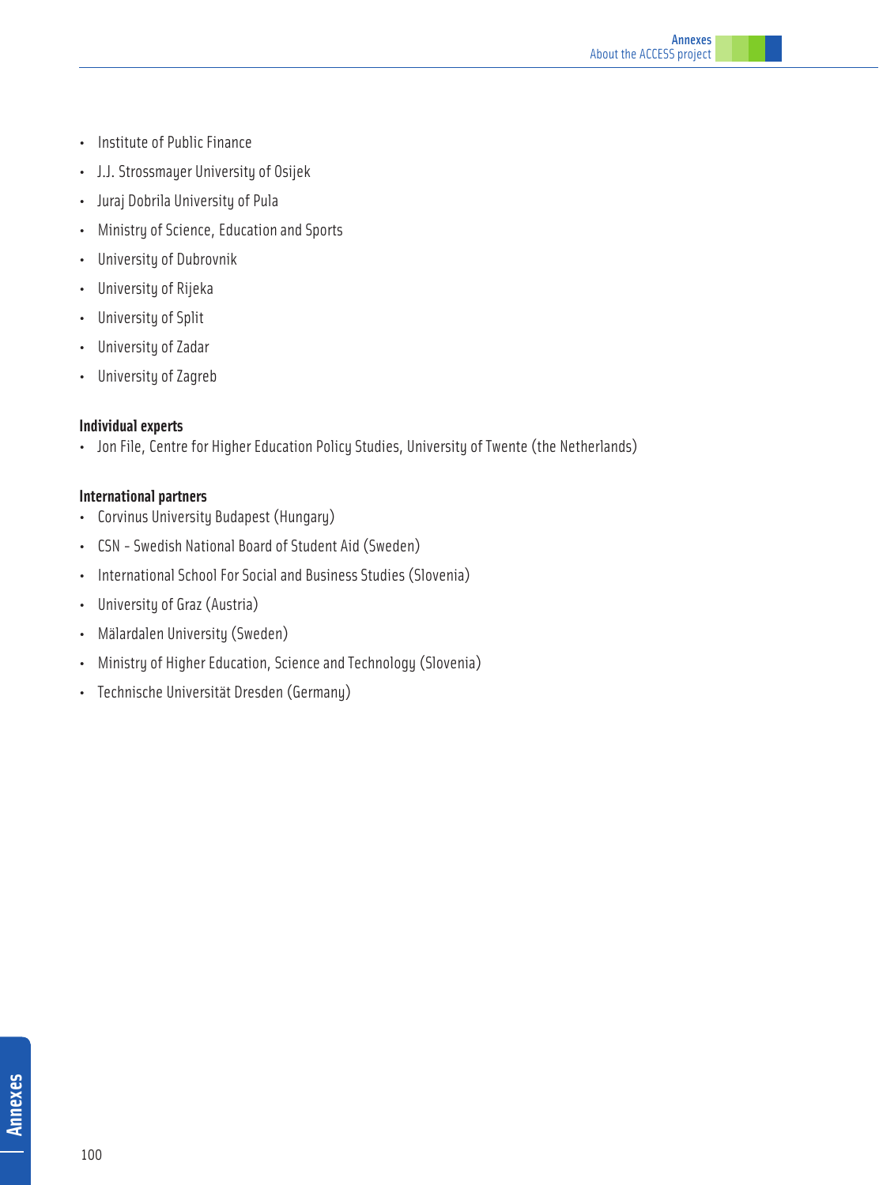- Institute of Public Finance
- J.J. Strossmayer University of Osijek
- Juraj Dobrila University of Pula
- Ministry of Science, Education and Sports
- University of Dubrovnik
- University of Rijeka
- University of Split
- University of Zadar
- University of Zagreb

**Individual experts**

- Jon File, Centre for Higher Education Policy Studies, University of Twente (the Netherlands)

**International partners**

- Corvinus University Budapest (Hungary)
- CSN - Swedish National Board of Student Aid (Sweden)
- International School For Social and Business Studies (Slovenia)
- University of Graz (Austria)
- Mälardalen University (Sweden)
- Ministry of Higher Education, Science and Technology (Slovenia)
- Technische Universität Dresden (Germany)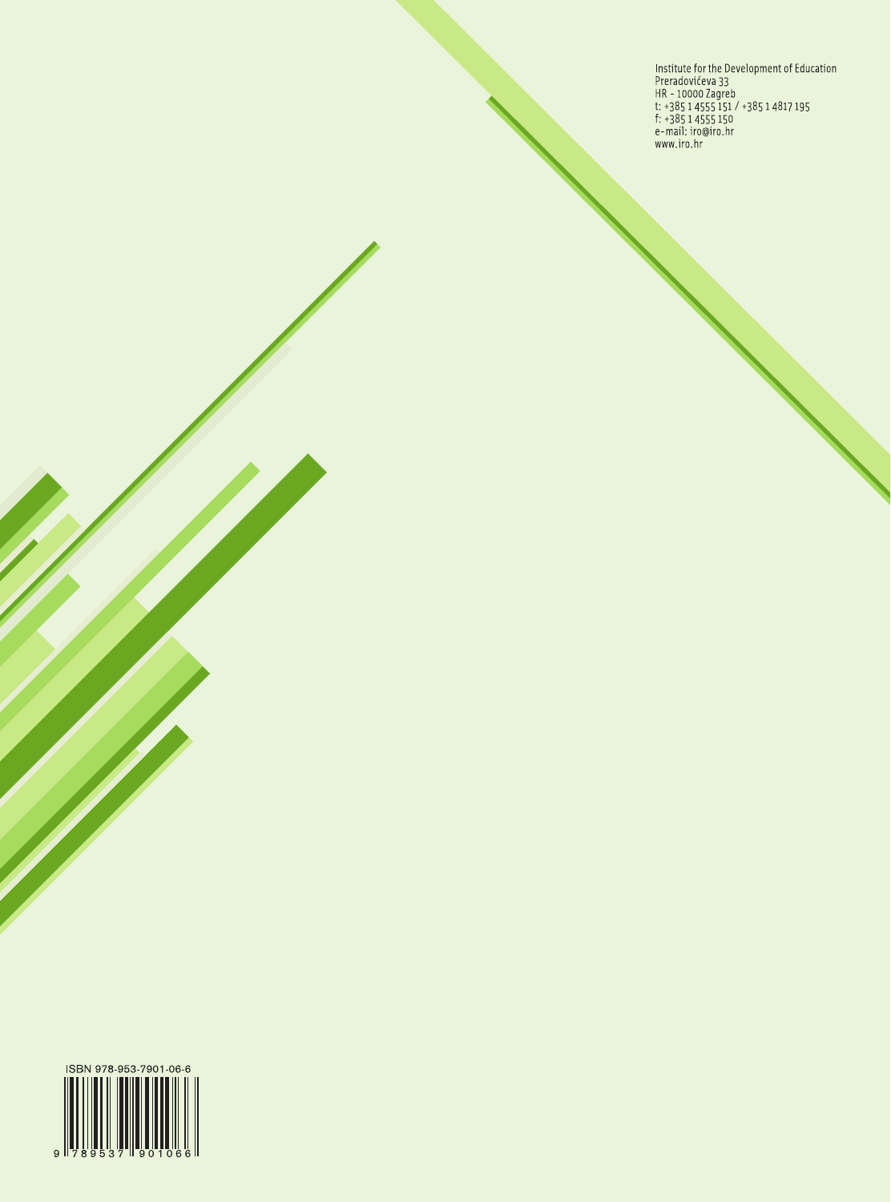Institute for the Development of Education
Preradovićeva 33
HR – 10000 Zagreb
t: +385 1 4555 151 / +385 1 4817 195
f: +385 1 4555 150
e-mail: iro@iro.hr
www.iro.hr

ISBN 978-953-7901-06-6

9 789537 901066